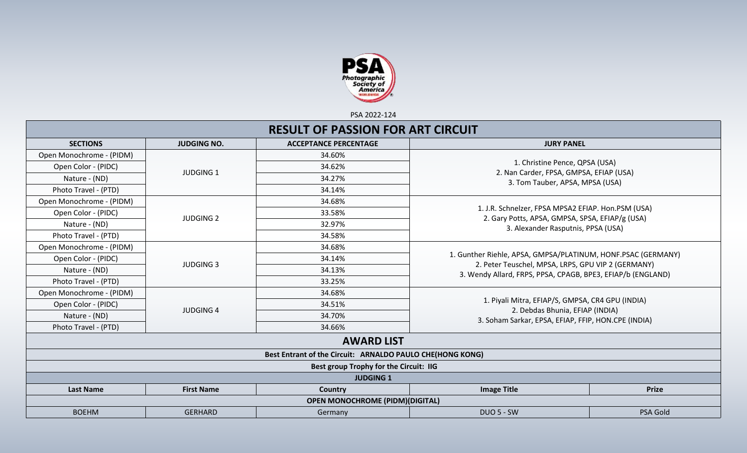PSA 2022-124

## RESULT OF PASSION FOR ART CIRCUIT

| SECTIONS | JUDGING NO. | ACCEPTANCE PERCENTAGE | JURY PANEL |
|---|---|---|---|
| Open Monochrome - (PIDM) | JUDGING 1 | 34.60% | 1. Christine Pence, QPSA (USA)<br>2. Nan Carder, FPSA, GMPSA, EFIAP (USA)<br>3. Tom Tauber, APSA, MPSA (USA) |
| Open Color - (PIDC) | | 34.62% | |
| Nature - (ND) | | 34.27% | |
| Photo Travel - (PTD) | | 34.14% | |
| Open Monochrome - (PIDM) | JUDGING 2 | 34.68% | 1. J.R. Schnelzer, FPSA MPSA2 EFIAP. Hon.PSM (USA)<br>2. Gary Potts, APSA, GMPSA, SPSA, EFIAP/g (USA)<br>3. Alexander Rasputnis, PPSA (USA) |
| Open Color - (PIDC) | | 33.58% | |
| Nature - (ND) | | 32.97% | |
| Photo Travel - (PTD) | | 34.58% | |
| Open Monochrome - (PIDM) | JUDGING 3 | 34.68% | 1. Gunther Riehle, APSA, GMPSA/PLATINUM, HONF.PSAC (GERMANY)<br>2. Peter Teuschel, MPSA, LRPS, GPU VIP 2 (GERMANY)<br>3. Wendy Allard, FRPS, PPSA, CPAGB, BPE3, EFIAP/b (ENGLAND) |
| Open Color - (PIDC) | | 34.14% | |
| Nature - (ND) | | 34.13% | |
| Photo Travel - (PTD) | | 33.25% | |
| Open Monochrome - (PIDM) | JUDGING 4 | 34.68% | 1. Piyali Mitra, EFIAP/S, GMPSA, CR4 GPU (INDIA)<br>2. Debdas Bhunia, EFIAP (INDIA)<br>3. Soham Sarkar, EPSA, EFIAP, FFIP, HON.CPE (INDIA) |
| Open Color - (PIDC) | | 34.51% | |
| Nature - (ND) | | 34.70% | |
| Photo Travel - (PTD) | | 34.66% | |

## AWARD LIST

**Best Entrant of the Circuit: ARNALDO PAULO CHE(HONG KONG)**

**Best group Trophy for the Circuit: IIG**

**JUDGING 1**

| Last Name | First Name | Country | Image Title | Prize |
|---|---|---|---|---|
| **OPEN MONOCHROME (PIDM)(DIGITAL)** | | | | |
| BOEHM | GERHARD | Germany | DUO 5 - SW | PSA Gold |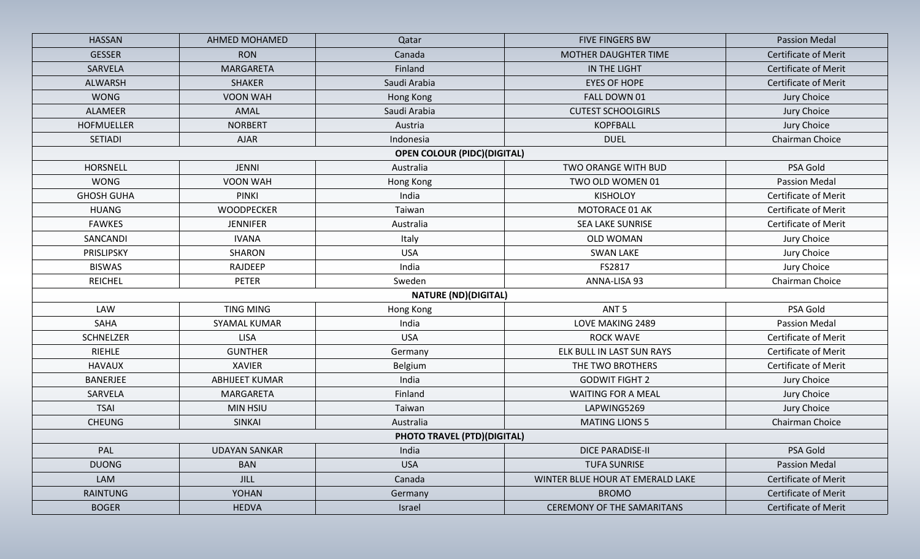| | | | | |
|---|---|---|---|---|
| HASSAN | AHMED MOHAMED | Qatar | FIVE FINGERS BW | Passion Medal |
| GESSER | RON | Canada | MOTHER DAUGHTER TIME | Certificate of Merit |
| SARVELA | MARGARETA | Finland | IN THE LIGHT | Certificate of Merit |
| ALWARSH | SHAKER | Saudi Arabia | EYES OF HOPE | Certificate of Merit |
| WONG | VOON WAH | Hong Kong | FALL DOWN 01 | Jury Choice |
| ALAMEER | AMAL | Saudi Arabia | CUTEST SCHOOLGIRLS | Jury Choice |
| HOFMUELLER | NORBERT | Austria | KOPFBALL | Jury Choice |
| SETIADI | AJAR | Indonesia | DUEL | Chairman Choice |
| **OPEN COLOUR (PIDC)(DIGITAL)** | | | | |
| HORSNELL | JENNI | Australia | TWO ORANGE WITH BUD | PSA Gold |
| WONG | VOON WAH | Hong Kong | TWO OLD WOMEN 01 | Passion Medal |
| GHOSH GUHA | PINKI | India | KISHOLOY | Certificate of Merit |
| HUANG | WOODPECKER | Taiwan | MOTORACE 01 AK | Certificate of Merit |
| FAWKES | JENNIFER | Australia | SEA LAKE SUNRISE | Certificate of Merit |
| SANCANDI | IVANA | Italy | OLD WOMAN | Jury Choice |
| PRISLIPSKY | SHARON | USA | SWAN LAKE | Jury Choice |
| BISWAS | RAJDEEP | India | FS2817 | Jury Choice |
| REICHEL | PETER | Sweden | ANNA-LISA 93 | Chairman Choice |
| **NATURE (ND)(DIGITAL)** | | | | |
| LAW | TING MING | Hong Kong | ANT 5 | PSA Gold |
| SAHA | SYAMAL KUMAR | India | LOVE MAKING 2489 | Passion Medal |
| SCHNELZER | LISA | USA | ROCK WAVE | Certificate of Merit |
| RIEHLE | GUNTHER | Germany | ELK BULL IN LAST SUN RAYS | Certificate of Merit |
| HAVAUX | XAVIER | Belgium | THE TWO BROTHERS | Certificate of Merit |
| BANERJEE | ABHIJEET KUMAR | India | GODWIT FIGHT 2 | Jury Choice |
| SARVELA | MARGARETA | Finland | WAITING FOR A MEAL | Jury Choice |
| TSAI | MIN HSIU | Taiwan | LAPWING5269 | Jury Choice |
| CHEUNG | SINKAI | Australia | MATING LIONS 5 | Chairman Choice |
| **PHOTO TRAVEL (PTD)(DIGITAL)** | | | | |
| PAL | UDAYAN SANKAR | India | DICE PARADISE-II | PSA Gold |
| DUONG | BAN | USA | TUFA SUNRISE | Passion Medal |
| LAM | JILL | Canada | WINTER BLUE HOUR AT EMERALD LAKE | Certificate of Merit |
| RAINTUNG | YOHAN | Germany | BROMO | Certificate of Merit |
| BOGER | HEDVA | Israel | CEREMONY OF THE SAMARITANS | Certificate of Merit |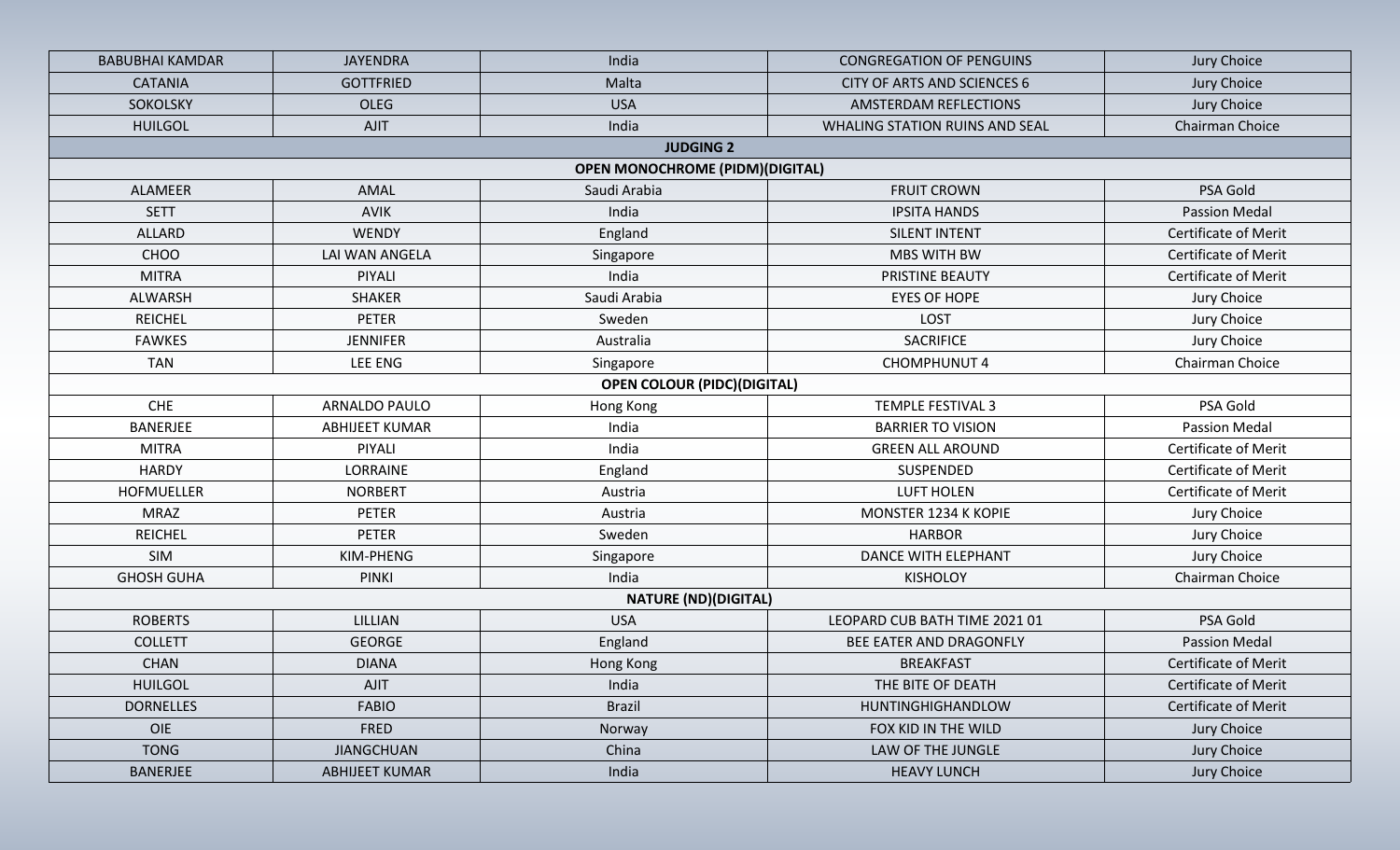| | | | | |
|---|---|---|---|---|
| BABUBHAI KAMDAR | JAYENDRA | India | CONGREGATION OF PENGUINS | Jury Choice |
| CATANIA | GOTTFRIED | Malta | CITY OF ARTS AND SCIENCES 6 | Jury Choice |
| SOKOLSKY | OLEG | USA | AMSTERDAM REFLECTIONS | Jury Choice |
| HUILGOL | AJIT | India | WHALING STATION RUINS AND SEAL | Chairman Choice |
| **JUDGING 2** | | | | |
| **OPEN MONOCHROME (PIDM)(DIGITAL)** | | | | |
| ALAMEER | AMAL | Saudi Arabia | FRUIT CROWN | PSA Gold |
| SETT | AVIK | India | IPSITA HANDS | Passion Medal |
| ALLARD | WENDY | England | SILENT INTENT | Certificate of Merit |
| CHOO | LAI WAN ANGELA | Singapore | MBS WITH BW | Certificate of Merit |
| MITRA | PIYALI | India | PRISTINE BEAUTY | Certificate of Merit |
| ALWARSH | SHAKER | Saudi Arabia | EYES OF HOPE | Jury Choice |
| REICHEL | PETER | Sweden | LOST | Jury Choice |
| FAWKES | JENNIFER | Australia | SACRIFICE | Jury Choice |
| TAN | LEE ENG | Singapore | CHOMPHUNUT 4 | Chairman Choice |
| **OPEN COLOUR (PIDC)(DIGITAL)** | | | | |
| CHE | ARNALDO PAULO | Hong Kong | TEMPLE FESTIVAL 3 | PSA Gold |
| BANERJEE | ABHIJEET KUMAR | India | BARRIER TO VISION | Passion Medal |
| MITRA | PIYALI | India | GREEN ALL AROUND | Certificate of Merit |
| HARDY | LORRAINE | England | SUSPENDED | Certificate of Merit |
| HOFMUELLER | NORBERT | Austria | LUFT HOLEN | Certificate of Merit |
| MRAZ | PETER | Austria | MONSTER 1234 K KOPIE | Jury Choice |
| REICHEL | PETER | Sweden | HARBOR | Jury Choice |
| SIM | KIM-PHENG | Singapore | DANCE WITH ELEPHANT | Jury Choice |
| GHOSH GUHA | PINKI | India | KISHOLOY | Chairman Choice |
| **NATURE (ND)(DIGITAL)** | | | | |
| ROBERTS | LILLIAN | USA | LEOPARD CUB BATH TIME 2021 01 | PSA Gold |
| COLLETT | GEORGE | England | BEE EATER AND DRAGONFLY | Passion Medal |
| CHAN | DIANA | Hong Kong | BREAKFAST | Certificate of Merit |
| HUILGOL | AJIT | India | THE BITE OF DEATH | Certificate of Merit |
| DORNELLES | FABIO | Brazil | HUNTINGHIGHANDLOW | Certificate of Merit |
| OIE | FRED | Norway | FOX KID IN THE WILD | Jury Choice |
| TONG | JIANGCHUAN | China | LAW OF THE JUNGLE | Jury Choice |
| BANERJEE | ABHIJEET KUMAR | India | HEAVY LUNCH | Jury Choice |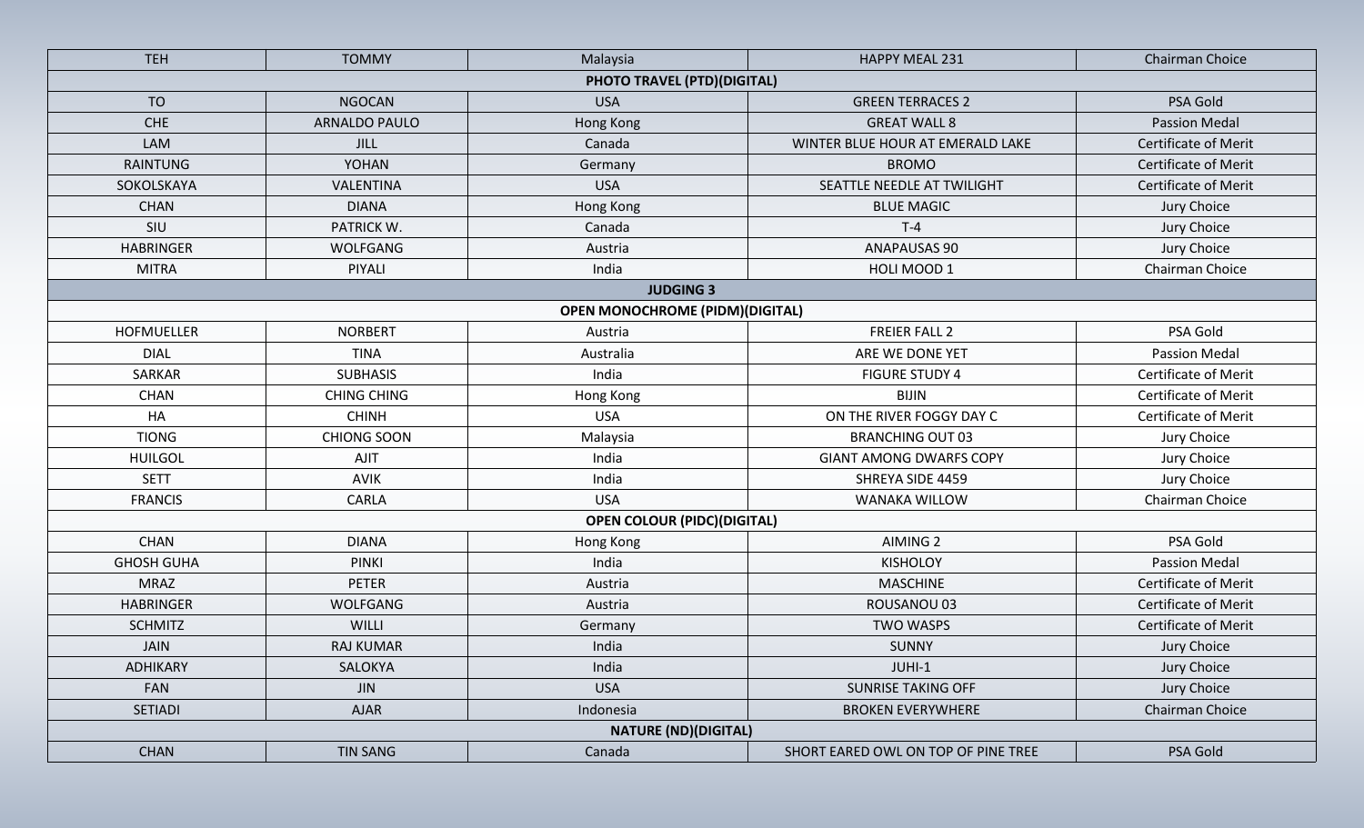| TEH | TOMMY | Malaysia | HAPPY MEAL 231 | Chairman Choice |
|---|---|---|---|---|
| **PHOTO TRAVEL (PTD)(DIGITAL)** | | | | |
| TO | NGOCAN | USA | GREEN TERRACES 2 | PSA Gold |
| CHE | ARNALDO PAULO | Hong Kong | GREAT WALL 8 | Passion Medal |
| LAM | JILL | Canada | WINTER BLUE HOUR AT EMERALD LAKE | Certificate of Merit |
| RAINTUNG | YOHAN | Germany | BROMO | Certificate of Merit |
| SOKOLSKAYA | VALENTINA | USA | SEATTLE NEEDLE AT TWILIGHT | Certificate of Merit |
| CHAN | DIANA | Hong Kong | BLUE MAGIC | Jury Choice |
| SIU | PATRICK W. | Canada | T-4 | Jury Choice |
| HABRINGER | WOLFGANG | Austria | ANAPAUSAS 90 | Jury Choice |
| MITRA | PIYALI | India | HOLI MOOD 1 | Chairman Choice |
| **JUDGING 3** | | | | |
| **OPEN MONOCHROME (PIDM)(DIGITAL)** | | | | |
| HOFMUELLER | NORBERT | Austria | FREIER FALL 2 | PSA Gold |
| DIAL | TINA | Australia | ARE WE DONE YET | Passion Medal |
| SARKAR | SUBHASIS | India | FIGURE STUDY 4 | Certificate of Merit |
| CHAN | CHING CHING | Hong Kong | BIJIN | Certificate of Merit |
| HA | CHINH | USA | ON THE RIVER FOGGY DAY C | Certificate of Merit |
| TIONG | CHIONG SOON | Malaysia | BRANCHING OUT 03 | Jury Choice |
| HUILGOL | AJIT | India | GIANT AMONG DWARFS COPY | Jury Choice |
| SETT | AVIK | India | SHREYA SIDE 4459 | Jury Choice |
| FRANCIS | CARLA | USA | WANAKA WILLOW | Chairman Choice |
| **OPEN COLOUR (PIDC)(DIGITAL)** | | | | |
| CHAN | DIANA | Hong Kong | AIMING 2 | PSA Gold |
| GHOSH GUHA | PINKI | India | KISHOLOY | Passion Medal |
| MRAZ | PETER | Austria | MASCHINE | Certificate of Merit |
| HABRINGER | WOLFGANG | Austria | ROUSANOU 03 | Certificate of Merit |
| SCHMITZ | WILLI | Germany | TWO WASPS | Certificate of Merit |
| JAIN | RAJ KUMAR | India | SUNNY | Jury Choice |
| ADHIKARY | SALOKYA | India | JUHI-1 | Jury Choice |
| FAN | JIN | USA | SUNRISE TAKING OFF | Jury Choice |
| SETIADI | AJAR | Indonesia | BROKEN EVERYWHERE | Chairman Choice |
| **NATURE (ND)(DIGITAL)** | | | | |
| CHAN | TIN SANG | Canada | SHORT EARED OWL ON TOP OF PINE TREE | PSA Gold |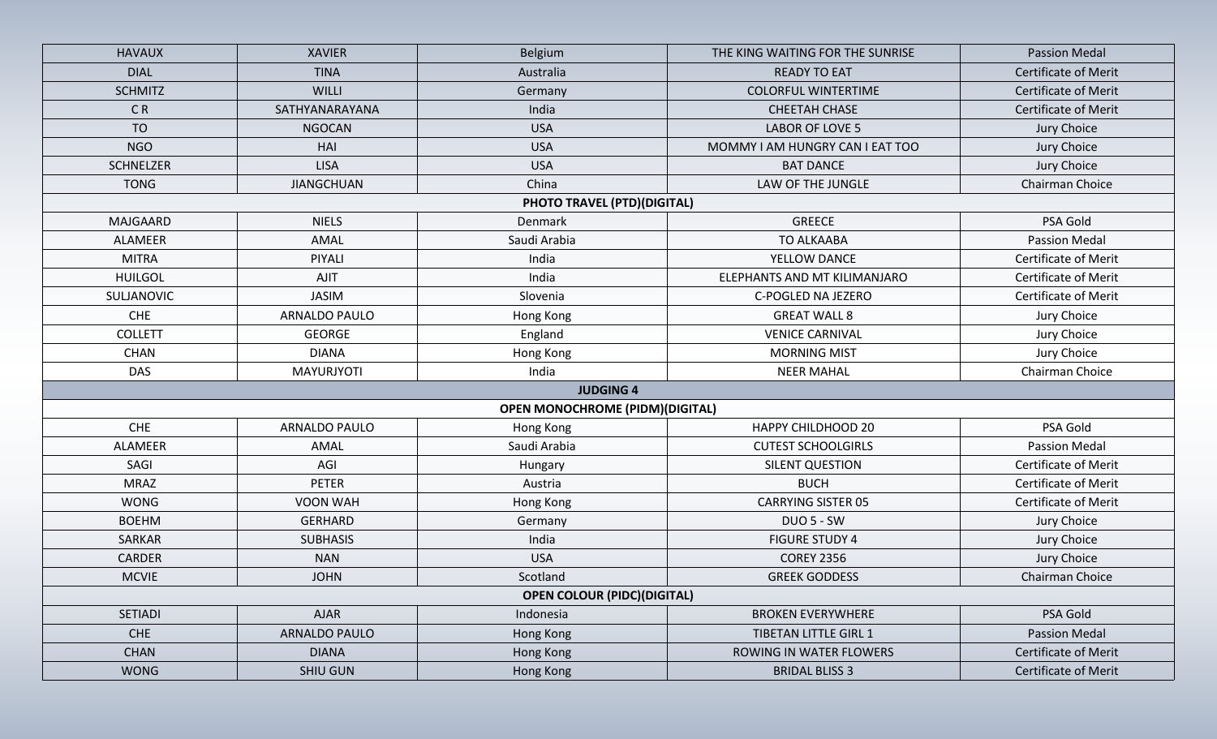| HAVAUX | XAVIER | Belgium | THE KING WAITING FOR THE SUNRISE | Passion Medal |
|---|---|---|---|---|
| DIAL | TINA | Australia | READY TO EAT | Certificate of Merit |
| SCHMITZ | WILLI | Germany | COLORFUL WINTERTIME | Certificate of Merit |
| C R | SATHYANARAYANA | India | CHEETAH CHASE | Certificate of Merit |
| TO | NGOCAN | USA | LABOR OF LOVE 5 | Jury Choice |
| NGO | HAI | USA | MOMMY I AM HUNGRY CAN I EAT TOO | Jury Choice |
| SCHNELZER | LISA | USA | BAT DANCE | Jury Choice |
| TONG | JIANGCHUAN | China | LAW OF THE JUNGLE | Chairman Choice |
| | | **PHOTO TRAVEL (PTD)(DIGITAL)** | | |
| MAJGAARD | NIELS | Denmark | GREECE | PSA Gold |
| ALAMEER | AMAL | Saudi Arabia | TO ALKAABA | Passion Medal |
| MITRA | PIYALI | India | YELLOW DANCE | Certificate of Merit |
| HUILGOL | AJIT | India | ELEPHANTS AND MT KILIMANJARO | Certificate of Merit |
| SULJANOVIC | JASIM | Slovenia | C-POGLED NA JEZERO | Certificate of Merit |
| CHE | ARNALDO PAULO | Hong Kong | GREAT WALL 8 | Jury Choice |
| COLLETT | GEORGE | England | VENICE CARNIVAL | Jury Choice |
| CHAN | DIANA | Hong Kong | MORNING MIST | Jury Choice |
| DAS | MAYURJYOTI | India | NEER MAHAL | Chairman Choice |
| | | **JUDGING 4** | | |
| | | **OPEN MONOCHROME (PIDM)(DIGITAL)** | | |
| CHE | ARNALDO PAULO | Hong Kong | HAPPY CHILDHOOD 20 | PSA Gold |
| ALAMEER | AMAL | Saudi Arabia | CUTEST SCHOOLGIRLS | Passion Medal |
| SAGI | AGI | Hungary | SILENT QUESTION | Certificate of Merit |
| MRAZ | PETER | Austria | BUCH | Certificate of Merit |
| WONG | VOON WAH | Hong Kong | CARRYING SISTER 05 | Certificate of Merit |
| BOEHM | GERHARD | Germany | DUO 5 - SW | Jury Choice |
| SARKAR | SUBHASIS | India | FIGURE STUDY 4 | Jury Choice |
| CARDER | NAN | USA | COREY 2356 | Jury Choice |
| MCVIE | JOHN | Scotland | GREEK GODDESS | Chairman Choice |
| | | **OPEN COLOUR (PIDC)(DIGITAL)** | | |
| SETIADI | AJAR | Indonesia | BROKEN EVERYWHERE | PSA Gold |
| CHE | ARNALDO PAULO | Hong Kong | TIBETAN LITTLE GIRL 1 | Passion Medal |
| CHAN | DIANA | Hong Kong | ROWING IN WATER FLOWERS | Certificate of Merit |
| WONG | SHIU GUN | Hong Kong | BRIDAL BLISS 3 | Certificate of Merit |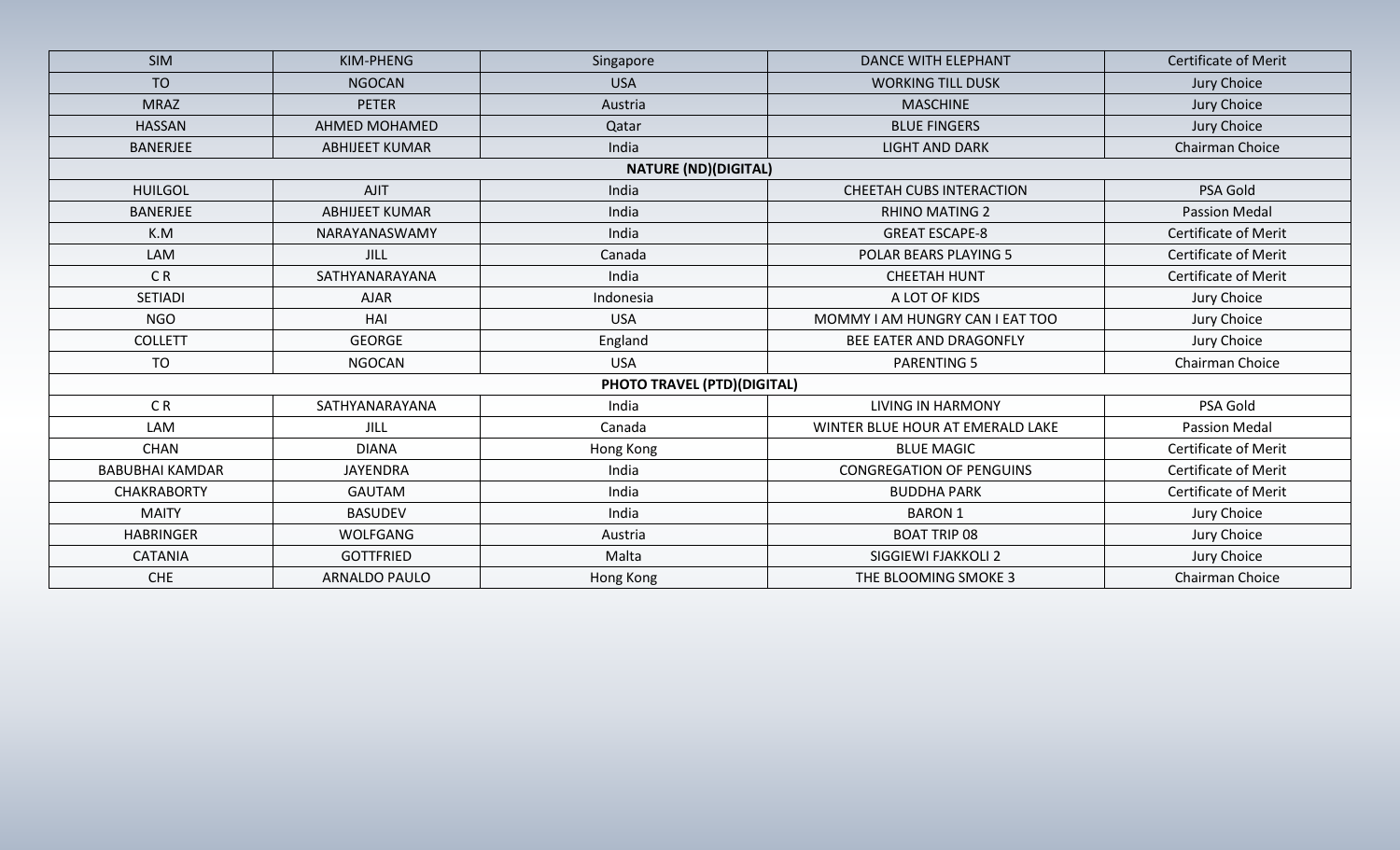| SIM | KIM-PHENG | Singapore | DANCE WITH ELEPHANT | Certificate of Merit |
|---|---|---|---|---|
| TO | NGOCAN | USA | WORKING TILL DUSK | Jury Choice |
| MRAZ | PETER | Austria | MASCHINE | Jury Choice |
| HASSAN | AHMED MOHAMED | Qatar | BLUE FINGERS | Jury Choice |
| BANERJEE | ABHIJEET KUMAR | India | LIGHT AND DARK | Chairman Choice |
| **NATURE (ND)(DIGITAL)** | | | | |
| HUILGOL | AJIT | India | CHEETAH CUBS INTERACTION | PSA Gold |
| BANERJEE | ABHIJEET KUMAR | India | RHINO MATING 2 | Passion Medal |
| K.M | NARAYANASWAMY | India | GREAT ESCAPE-8 | Certificate of Merit |
| LAM | JILL | Canada | POLAR BEARS PLAYING 5 | Certificate of Merit |
| C R | SATHYANARAYANA | India | CHEETAH HUNT | Certificate of Merit |
| SETIADI | AJAR | Indonesia | A LOT OF KIDS | Jury Choice |
| NGO | HAI | USA | MOMMY I AM HUNGRY CAN I EAT TOO | Jury Choice |
| COLLETT | GEORGE | England | BEE EATER AND DRAGONFLY | Jury Choice |
| TO | NGOCAN | USA | PARENTING 5 | Chairman Choice |
| **PHOTO TRAVEL (PTD)(DIGITAL)** | | | | |
| C R | SATHYANARAYANA | India | LIVING IN HARMONY | PSA Gold |
| LAM | JILL | Canada | WINTER BLUE HOUR AT EMERALD LAKE | Passion Medal |
| CHAN | DIANA | Hong Kong | BLUE MAGIC | Certificate of Merit |
| BABUBHAI KAMDAR | JAYENDRA | India | CONGREGATION OF PENGUINS | Certificate of Merit |
| CHAKRABORTY | GAUTAM | India | BUDDHA PARK | Certificate of Merit |
| MAITY | BASUDEV | India | BARON 1 | Jury Choice |
| HABRINGER | WOLFGANG | Austria | BOAT TRIP 08 | Jury Choice |
| CATANIA | GOTTFRIED | Malta | SIGGIEWI FJAKKOLI 2 | Jury Choice |
| CHE | ARNALDO PAULO | Hong Kong | THE BLOOMING SMOKE 3 | Chairman Choice |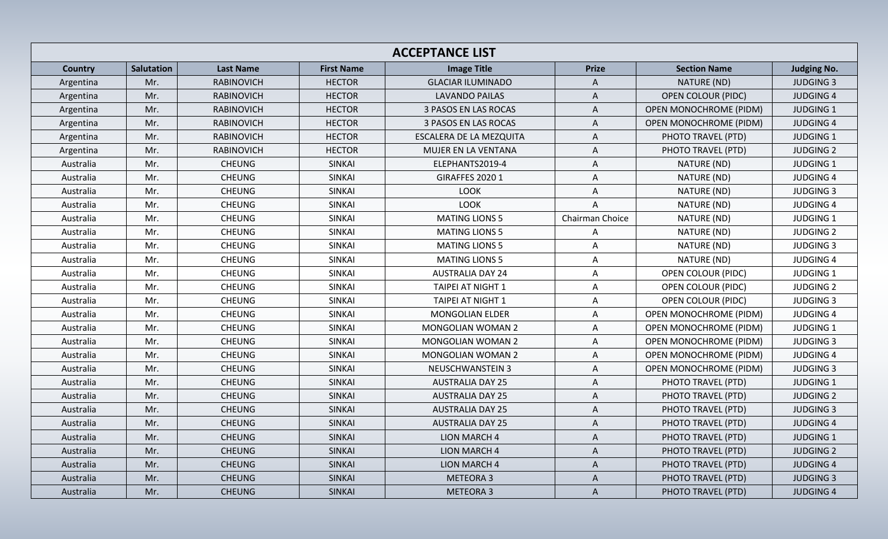| ACCEPTANCE LIST | | | | | | | |
|---|---|---|---|---|---|---|---|
| **Country** | **Salutation** | **Last Name** | **First Name** | **Image Title** | **Prize** | **Section Name** | **Judging No.** |
| Argentina | Mr. | RABINOVICH | HECTOR | GLACIAR ILUMINADO | A | NATURE (ND) | JUDGING 3 |
| Argentina | Mr. | RABINOVICH | HECTOR | LAVANDO PAILAS | A | OPEN COLOUR (PIDC) | JUDGING 4 |
| Argentina | Mr. | RABINOVICH | HECTOR | 3 PASOS EN LAS ROCAS | A | OPEN MONOCHROME (PIDM) | JUDGING 1 |
| Argentina | Mr. | RABINOVICH | HECTOR | 3 PASOS EN LAS ROCAS | A | OPEN MONOCHROME (PIDM) | JUDGING 4 |
| Argentina | Mr. | RABINOVICH | HECTOR | ESCALERA DE LA MEZQUITA | A | PHOTO TRAVEL (PTD) | JUDGING 1 |
| Argentina | Mr. | RABINOVICH | HECTOR | MUJER EN LA VENTANA | A | PHOTO TRAVEL (PTD) | JUDGING 2 |
| Australia | Mr. | CHEUNG | SINKAI | ELEPHANTS2019-4 | A | NATURE (ND) | JUDGING 1 |
| Australia | Mr. | CHEUNG | SINKAI | GIRAFFES 2020 1 | A | NATURE (ND) | JUDGING 4 |
| Australia | Mr. | CHEUNG | SINKAI | LOOK | A | NATURE (ND) | JUDGING 3 |
| Australia | Mr. | CHEUNG | SINKAI | LOOK | A | NATURE (ND) | JUDGING 4 |
| Australia | Mr. | CHEUNG | SINKAI | MATING LIONS 5 | Chairman Choice | NATURE (ND) | JUDGING 1 |
| Australia | Mr. | CHEUNG | SINKAI | MATING LIONS 5 | A | NATURE (ND) | JUDGING 2 |
| Australia | Mr. | CHEUNG | SINKAI | MATING LIONS 5 | A | NATURE (ND) | JUDGING 3 |
| Australia | Mr. | CHEUNG | SINKAI | MATING LIONS 5 | A | NATURE (ND) | JUDGING 4 |
| Australia | Mr. | CHEUNG | SINKAI | AUSTRALIA DAY 24 | A | OPEN COLOUR (PIDC) | JUDGING 1 |
| Australia | Mr. | CHEUNG | SINKAI | TAIPEI AT NIGHT 1 | A | OPEN COLOUR (PIDC) | JUDGING 2 |
| Australia | Mr. | CHEUNG | SINKAI | TAIPEI AT NIGHT 1 | A | OPEN COLOUR (PIDC) | JUDGING 3 |
| Australia | Mr. | CHEUNG | SINKAI | MONGOLIAN ELDER | A | OPEN MONOCHROME (PIDM) | JUDGING 4 |
| Australia | Mr. | CHEUNG | SINKAI | MONGOLIAN WOMAN 2 | A | OPEN MONOCHROME (PIDM) | JUDGING 1 |
| Australia | Mr. | CHEUNG | SINKAI | MONGOLIAN WOMAN 2 | A | OPEN MONOCHROME (PIDM) | JUDGING 3 |
| Australia | Mr. | CHEUNG | SINKAI | MONGOLIAN WOMAN 2 | A | OPEN MONOCHROME (PIDM) | JUDGING 4 |
| Australia | Mr. | CHEUNG | SINKAI | NEUSCHWANSTEIN 3 | A | OPEN MONOCHROME (PIDM) | JUDGING 3 |
| Australia | Mr. | CHEUNG | SINKAI | AUSTRALIA DAY 25 | A | PHOTO TRAVEL (PTD) | JUDGING 1 |
| Australia | Mr. | CHEUNG | SINKAI | AUSTRALIA DAY 25 | A | PHOTO TRAVEL (PTD) | JUDGING 2 |
| Australia | Mr. | CHEUNG | SINKAI | AUSTRALIA DAY 25 | A | PHOTO TRAVEL (PTD) | JUDGING 3 |
| Australia | Mr. | CHEUNG | SINKAI | AUSTRALIA DAY 25 | A | PHOTO TRAVEL (PTD) | JUDGING 4 |
| Australia | Mr. | CHEUNG | SINKAI | LION MARCH 4 | A | PHOTO TRAVEL (PTD) | JUDGING 1 |
| Australia | Mr. | CHEUNG | SINKAI | LION MARCH 4 | A | PHOTO TRAVEL (PTD) | JUDGING 2 |
| Australia | Mr. | CHEUNG | SINKAI | LION MARCH 4 | A | PHOTO TRAVEL (PTD) | JUDGING 4 |
| Australia | Mr. | CHEUNG | SINKAI | METEORA 3 | A | PHOTO TRAVEL (PTD) | JUDGING 3 |
| Australia | Mr. | CHEUNG | SINKAI | METEORA 3 | A | PHOTO TRAVEL (PTD) | JUDGING 4 |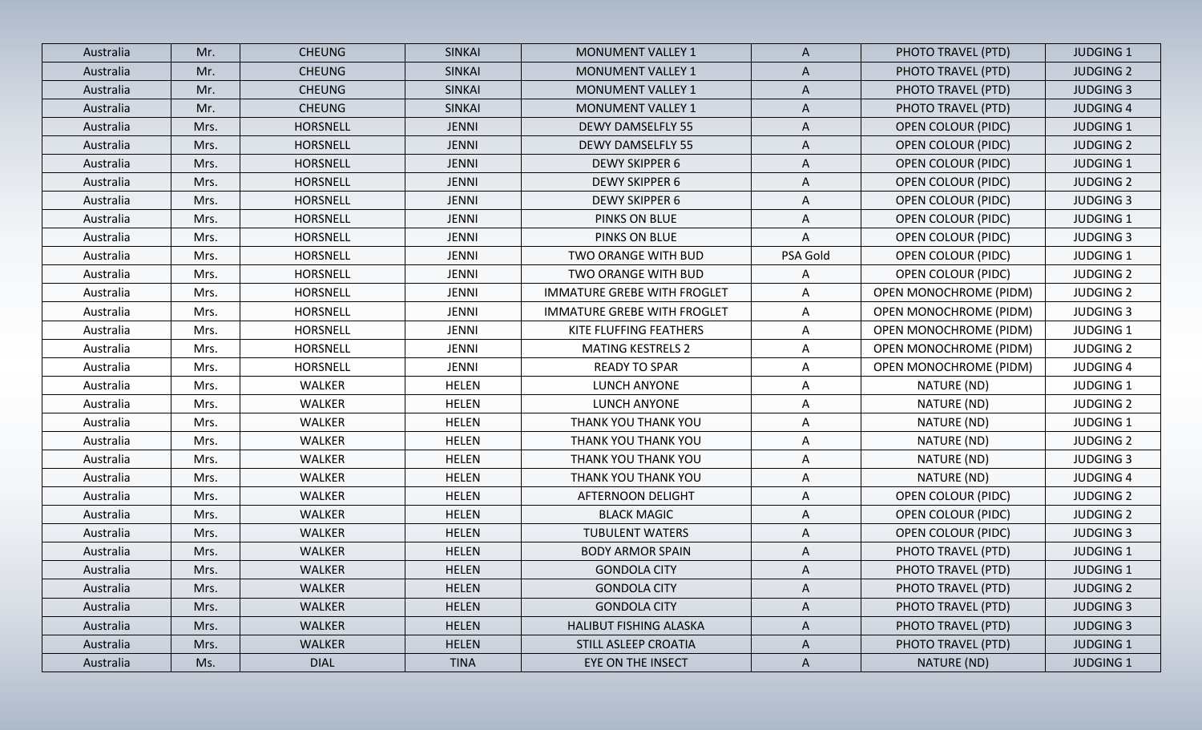| Australia | Mr. | CHEUNG | SINKAI | MONUMENT VALLEY 1 | A | PHOTO TRAVEL (PTD) | JUDGING 1 |
|---|---|---|---|---|---|---|---|
| Australia | Mr. | CHEUNG | SINKAI | MONUMENT VALLEY 1 | A | PHOTO TRAVEL (PTD) | JUDGING 2 |
| Australia | Mr. | CHEUNG | SINKAI | MONUMENT VALLEY 1 | A | PHOTO TRAVEL (PTD) | JUDGING 3 |
| Australia | Mr. | CHEUNG | SINKAI | MONUMENT VALLEY 1 | A | PHOTO TRAVEL (PTD) | JUDGING 4 |
| Australia | Mrs. | HORSNELL | JENNI | DEWY DAMSELFLY 55 | A | OPEN COLOUR (PIDC) | JUDGING 1 |
| Australia | Mrs. | HORSNELL | JENNI | DEWY DAMSELFLY 55 | A | OPEN COLOUR (PIDC) | JUDGING 2 |
| Australia | Mrs. | HORSNELL | JENNI | DEWY SKIPPER 6 | A | OPEN COLOUR (PIDC) | JUDGING 1 |
| Australia | Mrs. | HORSNELL | JENNI | DEWY SKIPPER 6 | A | OPEN COLOUR (PIDC) | JUDGING 2 |
| Australia | Mrs. | HORSNELL | JENNI | DEWY SKIPPER 6 | A | OPEN COLOUR (PIDC) | JUDGING 3 |
| Australia | Mrs. | HORSNELL | JENNI | PINKS ON BLUE | A | OPEN COLOUR (PIDC) | JUDGING 1 |
| Australia | Mrs. | HORSNELL | JENNI | PINKS ON BLUE | A | OPEN COLOUR (PIDC) | JUDGING 3 |
| Australia | Mrs. | HORSNELL | JENNI | TWO ORANGE WITH BUD | PSA Gold | OPEN COLOUR (PIDC) | JUDGING 1 |
| Australia | Mrs. | HORSNELL | JENNI | TWO ORANGE WITH BUD | A | OPEN COLOUR (PIDC) | JUDGING 2 |
| Australia | Mrs. | HORSNELL | JENNI | IMMATURE GREBE WITH FROGLET | A | OPEN MONOCHROME (PIDM) | JUDGING 2 |
| Australia | Mrs. | HORSNELL | JENNI | IMMATURE GREBE WITH FROGLET | A | OPEN MONOCHROME (PIDM) | JUDGING 3 |
| Australia | Mrs. | HORSNELL | JENNI | KITE FLUFFING FEATHERS | A | OPEN MONOCHROME (PIDM) | JUDGING 1 |
| Australia | Mrs. | HORSNELL | JENNI | MATING KESTRELS 2 | A | OPEN MONOCHROME (PIDM) | JUDGING 2 |
| Australia | Mrs. | HORSNELL | JENNI | READY TO SPAR | A | OPEN MONOCHROME (PIDM) | JUDGING 4 |
| Australia | Mrs. | WALKER | HELEN | LUNCH ANYONE | A | NATURE (ND) | JUDGING 1 |
| Australia | Mrs. | WALKER | HELEN | LUNCH ANYONE | A | NATURE (ND) | JUDGING 2 |
| Australia | Mrs. | WALKER | HELEN | THANK YOU THANK YOU | A | NATURE (ND) | JUDGING 1 |
| Australia | Mrs. | WALKER | HELEN | THANK YOU THANK YOU | A | NATURE (ND) | JUDGING 2 |
| Australia | Mrs. | WALKER | HELEN | THANK YOU THANK YOU | A | NATURE (ND) | JUDGING 3 |
| Australia | Mrs. | WALKER | HELEN | THANK YOU THANK YOU | A | NATURE (ND) | JUDGING 4 |
| Australia | Mrs. | WALKER | HELEN | AFTERNOON DELIGHT | A | OPEN COLOUR (PIDC) | JUDGING 2 |
| Australia | Mrs. | WALKER | HELEN | BLACK MAGIC | A | OPEN COLOUR (PIDC) | JUDGING 2 |
| Australia | Mrs. | WALKER | HELEN | TUBULENT WATERS | A | OPEN COLOUR (PIDC) | JUDGING 3 |
| Australia | Mrs. | WALKER | HELEN | BODY ARMOR SPAIN | A | PHOTO TRAVEL (PTD) | JUDGING 1 |
| Australia | Mrs. | WALKER | HELEN | GONDOLA CITY | A | PHOTO TRAVEL (PTD) | JUDGING 1 |
| Australia | Mrs. | WALKER | HELEN | GONDOLA CITY | A | PHOTO TRAVEL (PTD) | JUDGING 2 |
| Australia | Mrs. | WALKER | HELEN | GONDOLA CITY | A | PHOTO TRAVEL (PTD) | JUDGING 3 |
| Australia | Mrs. | WALKER | HELEN | HALIBUT FISHING ALASKA | A | PHOTO TRAVEL (PTD) | JUDGING 3 |
| Australia | Mrs. | WALKER | HELEN | STILL ASLEEP CROATIA | A | PHOTO TRAVEL (PTD) | JUDGING 1 |
| Australia | Ms. | DIAL | TINA | EYE ON THE INSECT | A | NATURE (ND) | JUDGING 1 |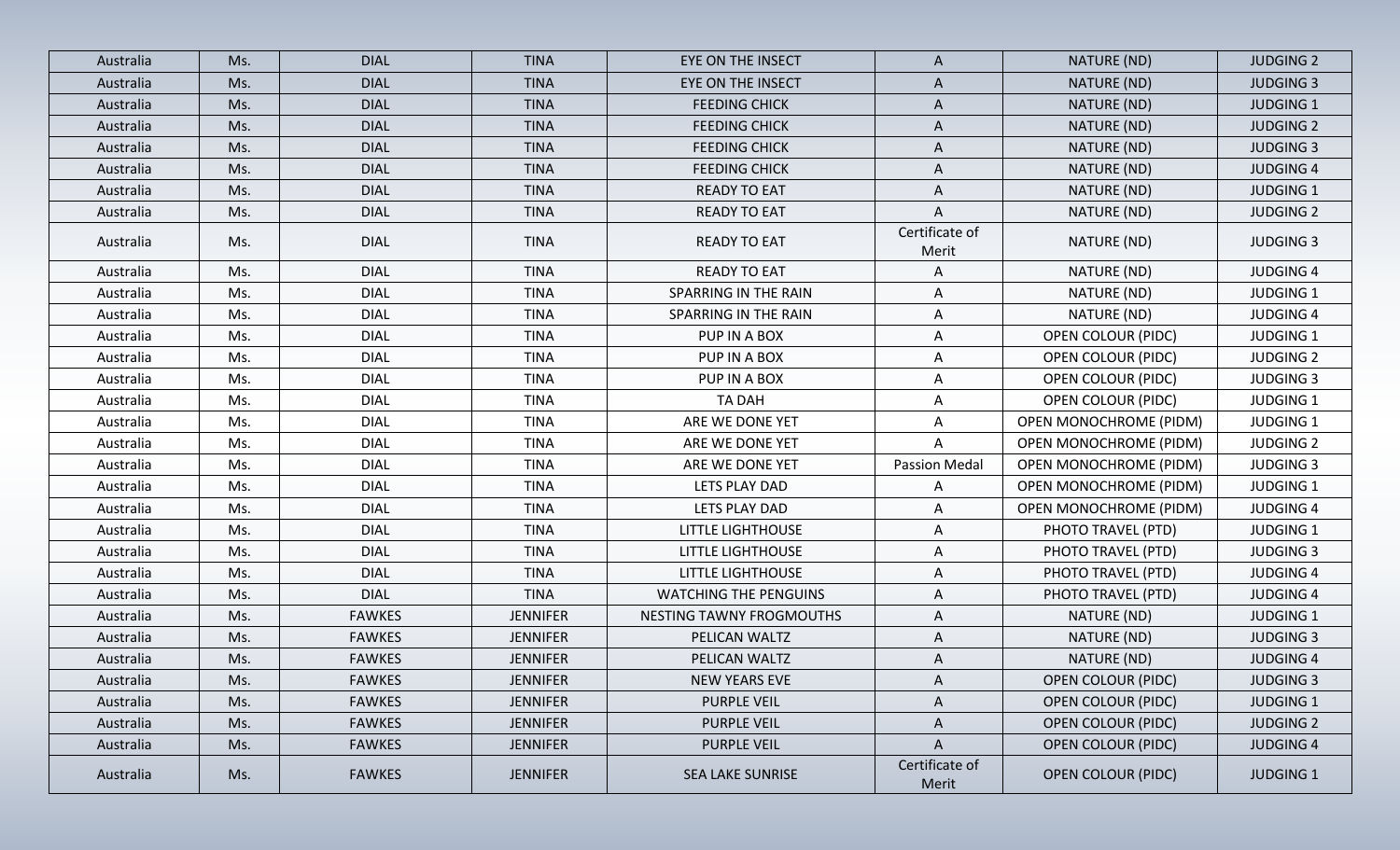| Australia | Ms. | DIAL | TINA | EYE ON THE INSECT | A | NATURE (ND) | JUDGING 2 |
|---|---|---|---|---|---|---|---|
| Australia | Ms. | DIAL | TINA | EYE ON THE INSECT | A | NATURE (ND) | JUDGING 3 |
| Australia | Ms. | DIAL | TINA | FEEDING CHICK | A | NATURE (ND) | JUDGING 1 |
| Australia | Ms. | DIAL | TINA | FEEDING CHICK | A | NATURE (ND) | JUDGING 2 |
| Australia | Ms. | DIAL | TINA | FEEDING CHICK | A | NATURE (ND) | JUDGING 3 |
| Australia | Ms. | DIAL | TINA | FEEDING CHICK | A | NATURE (ND) | JUDGING 4 |
| Australia | Ms. | DIAL | TINA | READY TO EAT | A | NATURE (ND) | JUDGING 1 |
| Australia | Ms. | DIAL | TINA | READY TO EAT | A | NATURE (ND) | JUDGING 2 |
| Australia | Ms. | DIAL | TINA | READY TO EAT | Certificate of Merit | NATURE (ND) | JUDGING 3 |
| Australia | Ms. | DIAL | TINA | READY TO EAT | A | NATURE (ND) | JUDGING 4 |
| Australia | Ms. | DIAL | TINA | SPARRING IN THE RAIN | A | NATURE (ND) | JUDGING 1 |
| Australia | Ms. | DIAL | TINA | SPARRING IN THE RAIN | A | NATURE (ND) | JUDGING 4 |
| Australia | Ms. | DIAL | TINA | PUP IN A BOX | A | OPEN COLOUR (PIDC) | JUDGING 1 |
| Australia | Ms. | DIAL | TINA | PUP IN A BOX | A | OPEN COLOUR (PIDC) | JUDGING 2 |
| Australia | Ms. | DIAL | TINA | PUP IN A BOX | A | OPEN COLOUR (PIDC) | JUDGING 3 |
| Australia | Ms. | DIAL | TINA | TA DAH | A | OPEN COLOUR (PIDC) | JUDGING 1 |
| Australia | Ms. | DIAL | TINA | ARE WE DONE YET | A | OPEN MONOCHROME (PIDM) | JUDGING 1 |
| Australia | Ms. | DIAL | TINA | ARE WE DONE YET | A | OPEN MONOCHROME (PIDM) | JUDGING 2 |
| Australia | Ms. | DIAL | TINA | ARE WE DONE YET | Passion Medal | OPEN MONOCHROME (PIDM) | JUDGING 3 |
| Australia | Ms. | DIAL | TINA | LETS PLAY DAD | A | OPEN MONOCHROME (PIDM) | JUDGING 1 |
| Australia | Ms. | DIAL | TINA | LETS PLAY DAD | A | OPEN MONOCHROME (PIDM) | JUDGING 4 |
| Australia | Ms. | DIAL | TINA | LITTLE LIGHTHOUSE | A | PHOTO TRAVEL (PTD) | JUDGING 1 |
| Australia | Ms. | DIAL | TINA | LITTLE LIGHTHOUSE | A | PHOTO TRAVEL (PTD) | JUDGING 3 |
| Australia | Ms. | DIAL | TINA | LITTLE LIGHTHOUSE | A | PHOTO TRAVEL (PTD) | JUDGING 4 |
| Australia | Ms. | DIAL | TINA | WATCHING THE PENGUINS | A | PHOTO TRAVEL (PTD) | JUDGING 4 |
| Australia | Ms. | FAWKES | JENNIFER | NESTING TAWNY FROGMOUTHS | A | NATURE (ND) | JUDGING 1 |
| Australia | Ms. | FAWKES | JENNIFER | PELICAN WALTZ | A | NATURE (ND) | JUDGING 3 |
| Australia | Ms. | FAWKES | JENNIFER | PELICAN WALTZ | A | NATURE (ND) | JUDGING 4 |
| Australia | Ms. | FAWKES | JENNIFER | NEW YEARS EVE | A | OPEN COLOUR (PIDC) | JUDGING 3 |
| Australia | Ms. | FAWKES | JENNIFER | PURPLE VEIL | A | OPEN COLOUR (PIDC) | JUDGING 1 |
| Australia | Ms. | FAWKES | JENNIFER | PURPLE VEIL | A | OPEN COLOUR (PIDC) | JUDGING 2 |
| Australia | Ms. | FAWKES | JENNIFER | PURPLE VEIL | A | OPEN COLOUR (PIDC) | JUDGING 4 |
| Australia | Ms. | FAWKES | JENNIFER | SEA LAKE SUNRISE | Certificate of Merit | OPEN COLOUR (PIDC) | JUDGING 1 |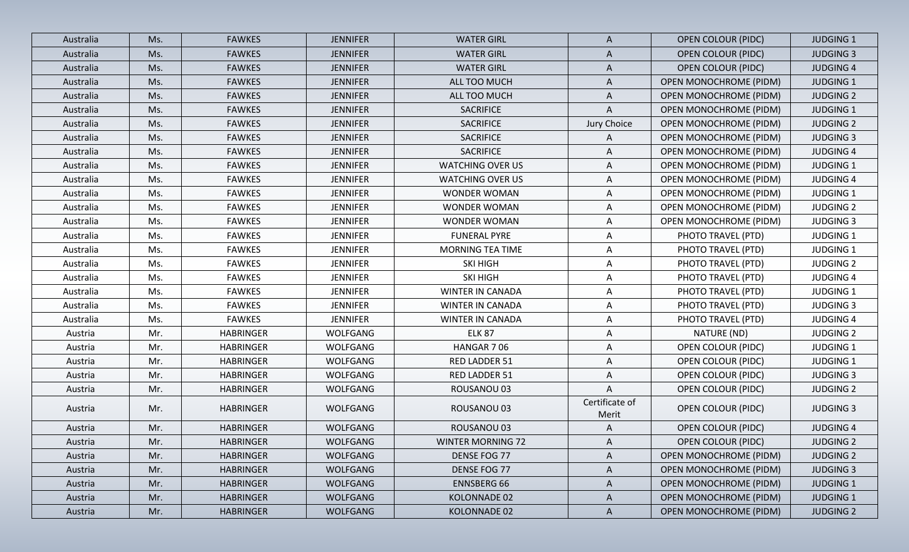| Australia | Ms. | FAWKES | JENNIFER | WATER GIRL | A | OPEN COLOUR (PIDC) | JUDGING 1 |
|---|---|---|---|---|---|---|---|
| Australia | Ms. | FAWKES | JENNIFER | WATER GIRL | A | OPEN COLOUR (PIDC) | JUDGING 3 |
| Australia | Ms. | FAWKES | JENNIFER | WATER GIRL | A | OPEN COLOUR (PIDC) | JUDGING 4 |
| Australia | Ms. | FAWKES | JENNIFER | ALL TOO MUCH | A | OPEN MONOCHROME (PIDM) | JUDGING 1 |
| Australia | Ms. | FAWKES | JENNIFER | ALL TOO MUCH | A | OPEN MONOCHROME (PIDM) | JUDGING 2 |
| Australia | Ms. | FAWKES | JENNIFER | SACRIFICE | A | OPEN MONOCHROME (PIDM) | JUDGING 1 |
| Australia | Ms. | FAWKES | JENNIFER | SACRIFICE | Jury Choice | OPEN MONOCHROME (PIDM) | JUDGING 2 |
| Australia | Ms. | FAWKES | JENNIFER | SACRIFICE | A | OPEN MONOCHROME (PIDM) | JUDGING 3 |
| Australia | Ms. | FAWKES | JENNIFER | SACRIFICE | A | OPEN MONOCHROME (PIDM) | JUDGING 4 |
| Australia | Ms. | FAWKES | JENNIFER | WATCHING OVER US | A | OPEN MONOCHROME (PIDM) | JUDGING 1 |
| Australia | Ms. | FAWKES | JENNIFER | WATCHING OVER US | A | OPEN MONOCHROME (PIDM) | JUDGING 4 |
| Australia | Ms. | FAWKES | JENNIFER | WONDER WOMAN | A | OPEN MONOCHROME (PIDM) | JUDGING 1 |
| Australia | Ms. | FAWKES | JENNIFER | WONDER WOMAN | A | OPEN MONOCHROME (PIDM) | JUDGING 2 |
| Australia | Ms. | FAWKES | JENNIFER | WONDER WOMAN | A | OPEN MONOCHROME (PIDM) | JUDGING 3 |
| Australia | Ms. | FAWKES | JENNIFER | FUNERAL PYRE | A | PHOTO TRAVEL (PTD) | JUDGING 1 |
| Australia | Ms. | FAWKES | JENNIFER | MORNING TEA TIME | A | PHOTO TRAVEL (PTD) | JUDGING 1 |
| Australia | Ms. | FAWKES | JENNIFER | SKI HIGH | A | PHOTO TRAVEL (PTD) | JUDGING 2 |
| Australia | Ms. | FAWKES | JENNIFER | SKI HIGH | A | PHOTO TRAVEL (PTD) | JUDGING 4 |
| Australia | Ms. | FAWKES | JENNIFER | WINTER IN CANADA | A | PHOTO TRAVEL (PTD) | JUDGING 1 |
| Australia | Ms. | FAWKES | JENNIFER | WINTER IN CANADA | A | PHOTO TRAVEL (PTD) | JUDGING 3 |
| Australia | Ms. | FAWKES | JENNIFER | WINTER IN CANADA | A | PHOTO TRAVEL (PTD) | JUDGING 4 |
| Austria | Mr. | HABRINGER | WOLFGANG | ELK 87 | A | NATURE (ND) | JUDGING 2 |
| Austria | Mr. | HABRINGER | WOLFGANG | HANGAR 7 06 | A | OPEN COLOUR (PIDC) | JUDGING 1 |
| Austria | Mr. | HABRINGER | WOLFGANG | RED LADDER 51 | A | OPEN COLOUR (PIDC) | JUDGING 1 |
| Austria | Mr. | HABRINGER | WOLFGANG | RED LADDER 51 | A | OPEN COLOUR (PIDC) | JUDGING 3 |
| Austria | Mr. | HABRINGER | WOLFGANG | ROUSANOU 03 | A | OPEN COLOUR (PIDC) | JUDGING 2 |
| Austria | Mr. | HABRINGER | WOLFGANG | ROUSANOU 03 | Certificate of Merit | OPEN COLOUR (PIDC) | JUDGING 3 |
| Austria | Mr. | HABRINGER | WOLFGANG | ROUSANOU 03 | A | OPEN COLOUR (PIDC) | JUDGING 4 |
| Austria | Mr. | HABRINGER | WOLFGANG | WINTER MORNING 72 | A | OPEN COLOUR (PIDC) | JUDGING 2 |
| Austria | Mr. | HABRINGER | WOLFGANG | DENSE FOG 77 | A | OPEN MONOCHROME (PIDM) | JUDGING 2 |
| Austria | Mr. | HABRINGER | WOLFGANG | DENSE FOG 77 | A | OPEN MONOCHROME (PIDM) | JUDGING 3 |
| Austria | Mr. | HABRINGER | WOLFGANG | ENNSBERG 66 | A | OPEN MONOCHROME (PIDM) | JUDGING 1 |
| Austria | Mr. | HABRINGER | WOLFGANG | KOLONNADE 02 | A | OPEN MONOCHROME (PIDM) | JUDGING 1 |
| Austria | Mr. | HABRINGER | WOLFGANG | KOLONNADE 02 | A | OPEN MONOCHROME (PIDM) | JUDGING 2 |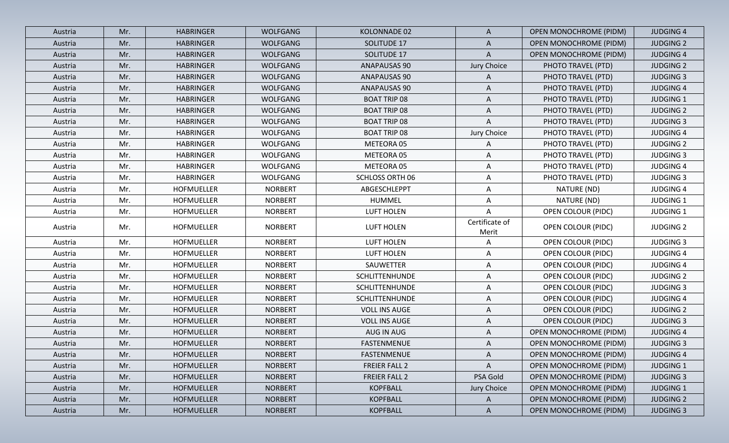| Austria | Mr. | HABRINGER | WOLFGANG | KOLONNADE 02 | A | OPEN MONOCHROME (PIDM) | JUDGING 4 |
|---|---|---|---|---|---|---|---|
| Austria | Mr. | HABRINGER | WOLFGANG | SOLITUDE 17 | A | OPEN MONOCHROME (PIDM) | JUDGING 2 |
| Austria | Mr. | HABRINGER | WOLFGANG | SOLITUDE 17 | A | OPEN MONOCHROME (PIDM) | JUDGING 4 |
| Austria | Mr. | HABRINGER | WOLFGANG | ANAPAUSAS 90 | Jury Choice | PHOTO TRAVEL (PTD) | JUDGING 2 |
| Austria | Mr. | HABRINGER | WOLFGANG | ANAPAUSAS 90 | A | PHOTO TRAVEL (PTD) | JUDGING 3 |
| Austria | Mr. | HABRINGER | WOLFGANG | ANAPAUSAS 90 | A | PHOTO TRAVEL (PTD) | JUDGING 4 |
| Austria | Mr. | HABRINGER | WOLFGANG | BOAT TRIP 08 | A | PHOTO TRAVEL (PTD) | JUDGING 1 |
| Austria | Mr. | HABRINGER | WOLFGANG | BOAT TRIP 08 | A | PHOTO TRAVEL (PTD) | JUDGING 2 |
| Austria | Mr. | HABRINGER | WOLFGANG | BOAT TRIP 08 | A | PHOTO TRAVEL (PTD) | JUDGING 3 |
| Austria | Mr. | HABRINGER | WOLFGANG | BOAT TRIP 08 | Jury Choice | PHOTO TRAVEL (PTD) | JUDGING 4 |
| Austria | Mr. | HABRINGER | WOLFGANG | METEORA 05 | A | PHOTO TRAVEL (PTD) | JUDGING 2 |
| Austria | Mr. | HABRINGER | WOLFGANG | METEORA 05 | A | PHOTO TRAVEL (PTD) | JUDGING 3 |
| Austria | Mr. | HABRINGER | WOLFGANG | METEORA 05 | A | PHOTO TRAVEL (PTD) | JUDGING 4 |
| Austria | Mr. | HABRINGER | WOLFGANG | SCHLOSS ORTH 06 | A | PHOTO TRAVEL (PTD) | JUDGING 3 |
| Austria | Mr. | HOFMUELLER | NORBERT | ABGESCHLEPPT | A | NATURE (ND) | JUDGING 4 |
| Austria | Mr. | HOFMUELLER | NORBERT | HUMMEL | A | NATURE (ND) | JUDGING 1 |
| Austria | Mr. | HOFMUELLER | NORBERT | LUFT HOLEN | A | OPEN COLOUR (PIDC) | JUDGING 1 |
| Austria | Mr. | HOFMUELLER | NORBERT | LUFT HOLEN | Certificate of Merit | OPEN COLOUR (PIDC) | JUDGING 2 |
| Austria | Mr. | HOFMUELLER | NORBERT | LUFT HOLEN | A | OPEN COLOUR (PIDC) | JUDGING 3 |
| Austria | Mr. | HOFMUELLER | NORBERT | LUFT HOLEN | A | OPEN COLOUR (PIDC) | JUDGING 4 |
| Austria | Mr. | HOFMUELLER | NORBERT | SAUWETTER | A | OPEN COLOUR (PIDC) | JUDGING 4 |
| Austria | Mr. | HOFMUELLER | NORBERT | SCHLITTENHUNDE | A | OPEN COLOUR (PIDC) | JUDGING 2 |
| Austria | Mr. | HOFMUELLER | NORBERT | SCHLITTENHUNDE | A | OPEN COLOUR (PIDC) | JUDGING 3 |
| Austria | Mr. | HOFMUELLER | NORBERT | SCHLITTENHUNDE | A | OPEN COLOUR (PIDC) | JUDGING 4 |
| Austria | Mr. | HOFMUELLER | NORBERT | VOLL INS AUGE | A | OPEN COLOUR (PIDC) | JUDGING 2 |
| Austria | Mr. | HOFMUELLER | NORBERT | VOLL INS AUGE | A | OPEN COLOUR (PIDC) | JUDGING 3 |
| Austria | Mr. | HOFMUELLER | NORBERT | AUG IN AUG | A | OPEN MONOCHROME (PIDM) | JUDGING 4 |
| Austria | Mr. | HOFMUELLER | NORBERT | FASTENMENUE | A | OPEN MONOCHROME (PIDM) | JUDGING 3 |
| Austria | Mr. | HOFMUELLER | NORBERT | FASTENMENUE | A | OPEN MONOCHROME (PIDM) | JUDGING 4 |
| Austria | Mr. | HOFMUELLER | NORBERT | FREIER FALL 2 | A | OPEN MONOCHROME (PIDM) | JUDGING 1 |
| Austria | Mr. | HOFMUELLER | NORBERT | FREIER FALL 2 | PSA Gold | OPEN MONOCHROME (PIDM) | JUDGING 3 |
| Austria | Mr. | HOFMUELLER | NORBERT | KOPFBALL | Jury Choice | OPEN MONOCHROME (PIDM) | JUDGING 1 |
| Austria | Mr. | HOFMUELLER | NORBERT | KOPFBALL | A | OPEN MONOCHROME (PIDM) | JUDGING 2 |
| Austria | Mr. | HOFMUELLER | NORBERT | KOPFBALL | A | OPEN MONOCHROME (PIDM) | JUDGING 3 |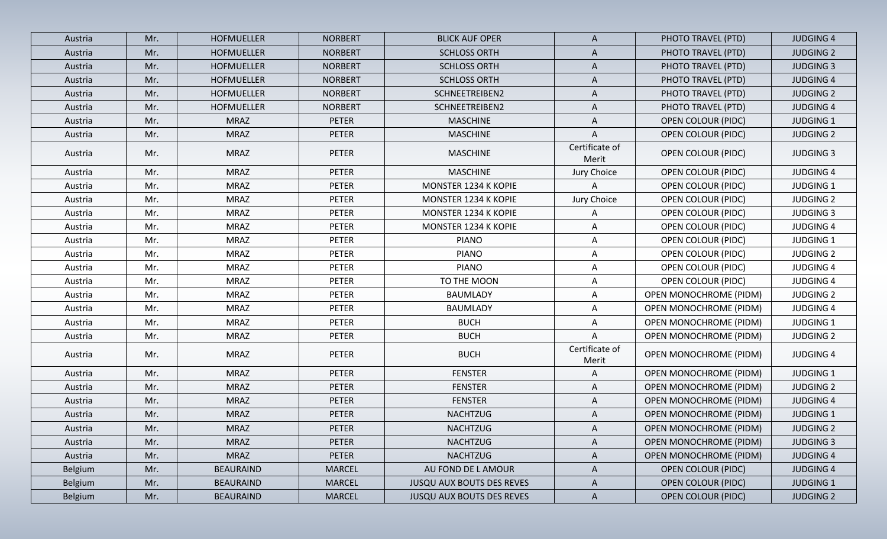| Austria | Mr. | HOFMUELLER | NORBERT | BLICK AUF OPER | A | PHOTO TRAVEL (PTD) | JUDGING 4 |
|---|---|---|---|---|---|---|---|
| Austria | Mr. | HOFMUELLER | NORBERT | SCHLOSS ORTH | A | PHOTO TRAVEL (PTD) | JUDGING 2 |
| Austria | Mr. | HOFMUELLER | NORBERT | SCHLOSS ORTH | A | PHOTO TRAVEL (PTD) | JUDGING 3 |
| Austria | Mr. | HOFMUELLER | NORBERT | SCHLOSS ORTH | A | PHOTO TRAVEL (PTD) | JUDGING 4 |
| Austria | Mr. | HOFMUELLER | NORBERT | SCHNEETREIBEN2 | A | PHOTO TRAVEL (PTD) | JUDGING 2 |
| Austria | Mr. | HOFMUELLER | NORBERT | SCHNEETREIBEN2 | A | PHOTO TRAVEL (PTD) | JUDGING 4 |
| Austria | Mr. | MRAZ | PETER | MASCHINE | A | OPEN COLOUR (PIDC) | JUDGING 1 |
| Austria | Mr. | MRAZ | PETER | MASCHINE | A | OPEN COLOUR (PIDC) | JUDGING 2 |
| Austria | Mr. | MRAZ | PETER | MASCHINE | Certificate of Merit | OPEN COLOUR (PIDC) | JUDGING 3 |
| Austria | Mr. | MRAZ | PETER | MASCHINE | Jury Choice | OPEN COLOUR (PIDC) | JUDGING 4 |
| Austria | Mr. | MRAZ | PETER | MONSTER 1234 K KOPIE | A | OPEN COLOUR (PIDC) | JUDGING 1 |
| Austria | Mr. | MRAZ | PETER | MONSTER 1234 K KOPIE | Jury Choice | OPEN COLOUR (PIDC) | JUDGING 2 |
| Austria | Mr. | MRAZ | PETER | MONSTER 1234 K KOPIE | A | OPEN COLOUR (PIDC) | JUDGING 3 |
| Austria | Mr. | MRAZ | PETER | MONSTER 1234 K KOPIE | A | OPEN COLOUR (PIDC) | JUDGING 4 |
| Austria | Mr. | MRAZ | PETER | PIANO | A | OPEN COLOUR (PIDC) | JUDGING 1 |
| Austria | Mr. | MRAZ | PETER | PIANO | A | OPEN COLOUR (PIDC) | JUDGING 2 |
| Austria | Mr. | MRAZ | PETER | PIANO | A | OPEN COLOUR (PIDC) | JUDGING 4 |
| Austria | Mr. | MRAZ | PETER | TO THE MOON | A | OPEN COLOUR (PIDC) | JUDGING 4 |
| Austria | Mr. | MRAZ | PETER | BAUMLADY | A | OPEN MONOCHROME (PIDM) | JUDGING 2 |
| Austria | Mr. | MRAZ | PETER | BAUMLADY | A | OPEN MONOCHROME (PIDM) | JUDGING 4 |
| Austria | Mr. | MRAZ | PETER | BUCH | A | OPEN MONOCHROME (PIDM) | JUDGING 1 |
| Austria | Mr. | MRAZ | PETER | BUCH | A | OPEN MONOCHROME (PIDM) | JUDGING 2 |
| Austria | Mr. | MRAZ | PETER | BUCH | Certificate of Merit | OPEN MONOCHROME (PIDM) | JUDGING 4 |
| Austria | Mr. | MRAZ | PETER | FENSTER | A | OPEN MONOCHROME (PIDM) | JUDGING 1 |
| Austria | Mr. | MRAZ | PETER | FENSTER | A | OPEN MONOCHROME (PIDM) | JUDGING 2 |
| Austria | Mr. | MRAZ | PETER | FENSTER | A | OPEN MONOCHROME (PIDM) | JUDGING 4 |
| Austria | Mr. | MRAZ | PETER | NACHTZUG | A | OPEN MONOCHROME (PIDM) | JUDGING 1 |
| Austria | Mr. | MRAZ | PETER | NACHTZUG | A | OPEN MONOCHROME (PIDM) | JUDGING 2 |
| Austria | Mr. | MRAZ | PETER | NACHTZUG | A | OPEN MONOCHROME (PIDM) | JUDGING 3 |
| Austria | Mr. | MRAZ | PETER | NACHTZUG | A | OPEN MONOCHROME (PIDM) | JUDGING 4 |
| Belgium | Mr. | BEAURAIND | MARCEL | AU FOND DE L AMOUR | A | OPEN COLOUR (PIDC) | JUDGING 4 |
| Belgium | Mr. | BEAURAIND | MARCEL | JUSQU AUX BOUTS DES REVES | A | OPEN COLOUR (PIDC) | JUDGING 1 |
| Belgium | Mr. | BEAURAIND | MARCEL | JUSQU AUX BOUTS DES REVES | A | OPEN COLOUR (PIDC) | JUDGING 2 |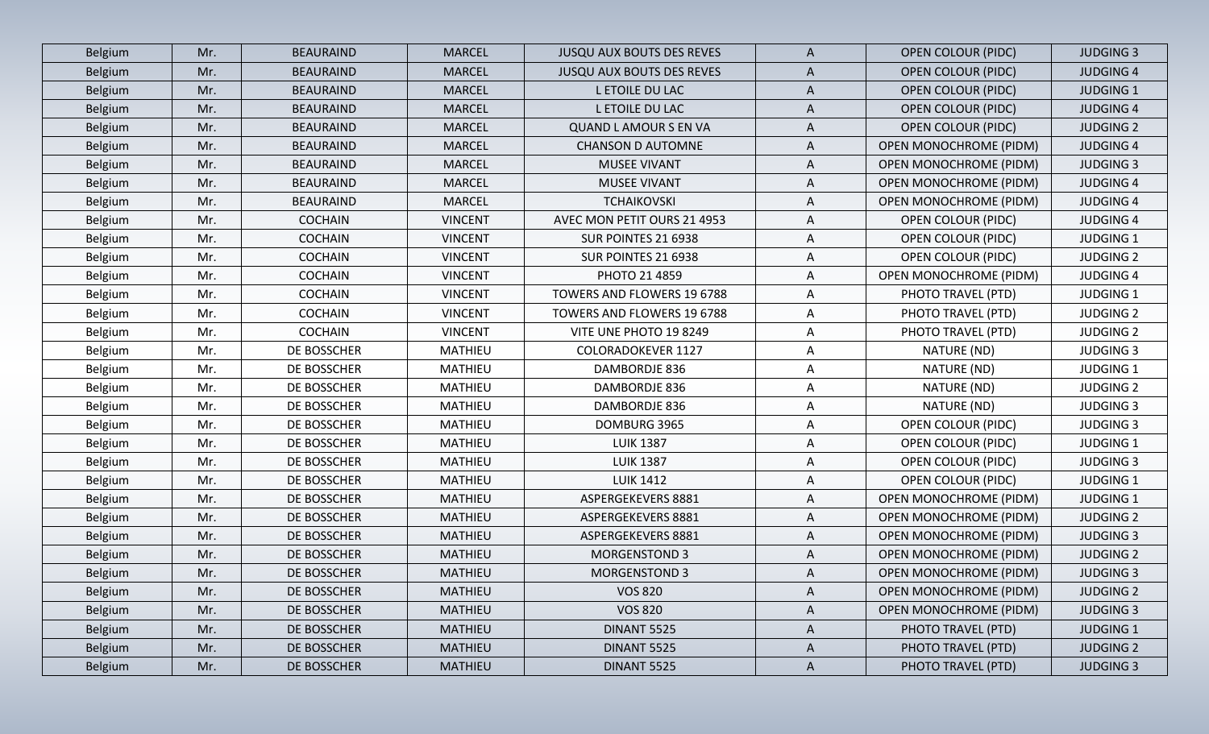| Belgium | Mr. | BEAURAIND | MARCEL | JUSQU AUX BOUTS DES REVES | A | OPEN COLOUR (PIDC) | JUDGING 3 |
|---|---|---|---|---|---|---|---|
| Belgium | Mr. | BEAURAIND | MARCEL | JUSQU AUX BOUTS DES REVES | A | OPEN COLOUR (PIDC) | JUDGING 4 |
| Belgium | Mr. | BEAURAIND | MARCEL | L ETOILE DU LAC | A | OPEN COLOUR (PIDC) | JUDGING 1 |
| Belgium | Mr. | BEAURAIND | MARCEL | L ETOILE DU LAC | A | OPEN COLOUR (PIDC) | JUDGING 4 |
| Belgium | Mr. | BEAURAIND | MARCEL | QUAND L AMOUR S EN VA | A | OPEN COLOUR (PIDC) | JUDGING 2 |
| Belgium | Mr. | BEAURAIND | MARCEL | CHANSON D AUTOMNE | A | OPEN MONOCHROME (PIDM) | JUDGING 4 |
| Belgium | Mr. | BEAURAIND | MARCEL | MUSEE VIVANT | A | OPEN MONOCHROME (PIDM) | JUDGING 3 |
| Belgium | Mr. | BEAURAIND | MARCEL | MUSEE VIVANT | A | OPEN MONOCHROME (PIDM) | JUDGING 4 |
| Belgium | Mr. | BEAURAIND | MARCEL | TCHAIKOVSKI | A | OPEN MONOCHROME (PIDM) | JUDGING 4 |
| Belgium | Mr. | COCHAIN | VINCENT | AVEC MON PETIT OURS 21 4953 | A | OPEN COLOUR (PIDC) | JUDGING 4 |
| Belgium | Mr. | COCHAIN | VINCENT | SUR POINTES 21 6938 | A | OPEN COLOUR (PIDC) | JUDGING 1 |
| Belgium | Mr. | COCHAIN | VINCENT | SUR POINTES 21 6938 | A | OPEN COLOUR (PIDC) | JUDGING 2 |
| Belgium | Mr. | COCHAIN | VINCENT | PHOTO 21 4859 | A | OPEN MONOCHROME (PIDM) | JUDGING 4 |
| Belgium | Mr. | COCHAIN | VINCENT | TOWERS AND FLOWERS 19 6788 | A | PHOTO TRAVEL (PTD) | JUDGING 1 |
| Belgium | Mr. | COCHAIN | VINCENT | TOWERS AND FLOWERS 19 6788 | A | PHOTO TRAVEL (PTD) | JUDGING 2 |
| Belgium | Mr. | COCHAIN | VINCENT | VITE UNE PHOTO 19 8249 | A | PHOTO TRAVEL (PTD) | JUDGING 2 |
| Belgium | Mr. | DE BOSSCHER | MATHIEU | COLORADOKEVER 1127 | A | NATURE (ND) | JUDGING 3 |
| Belgium | Mr. | DE BOSSCHER | MATHIEU | DAMBORDJE 836 | A | NATURE (ND) | JUDGING 1 |
| Belgium | Mr. | DE BOSSCHER | MATHIEU | DAMBORDJE 836 | A | NATURE (ND) | JUDGING 2 |
| Belgium | Mr. | DE BOSSCHER | MATHIEU | DAMBORDJE 836 | A | NATURE (ND) | JUDGING 3 |
| Belgium | Mr. | DE BOSSCHER | MATHIEU | DOMBURG 3965 | A | OPEN COLOUR (PIDC) | JUDGING 3 |
| Belgium | Mr. | DE BOSSCHER | MATHIEU | LUIK 1387 | A | OPEN COLOUR (PIDC) | JUDGING 1 |
| Belgium | Mr. | DE BOSSCHER | MATHIEU | LUIK 1387 | A | OPEN COLOUR (PIDC) | JUDGING 3 |
| Belgium | Mr. | DE BOSSCHER | MATHIEU | LUIK 1412 | A | OPEN COLOUR (PIDC) | JUDGING 1 |
| Belgium | Mr. | DE BOSSCHER | MATHIEU | ASPERGEKEVERS 8881 | A | OPEN MONOCHROME (PIDM) | JUDGING 1 |
| Belgium | Mr. | DE BOSSCHER | MATHIEU | ASPERGEKEVERS 8881 | A | OPEN MONOCHROME (PIDM) | JUDGING 2 |
| Belgium | Mr. | DE BOSSCHER | MATHIEU | ASPERGEKEVERS 8881 | A | OPEN MONOCHROME (PIDM) | JUDGING 3 |
| Belgium | Mr. | DE BOSSCHER | MATHIEU | MORGENSTOND 3 | A | OPEN MONOCHROME (PIDM) | JUDGING 2 |
| Belgium | Mr. | DE BOSSCHER | MATHIEU | MORGENSTOND 3 | A | OPEN MONOCHROME (PIDM) | JUDGING 3 |
| Belgium | Mr. | DE BOSSCHER | MATHIEU | VOS 820 | A | OPEN MONOCHROME (PIDM) | JUDGING 2 |
| Belgium | Mr. | DE BOSSCHER | MATHIEU | VOS 820 | A | OPEN MONOCHROME (PIDM) | JUDGING 3 |
| Belgium | Mr. | DE BOSSCHER | MATHIEU | DINANT 5525 | A | PHOTO TRAVEL (PTD) | JUDGING 1 |
| Belgium | Mr. | DE BOSSCHER | MATHIEU | DINANT 5525 | A | PHOTO TRAVEL (PTD) | JUDGING 2 |
| Belgium | Mr. | DE BOSSCHER | MATHIEU | DINANT 5525 | A | PHOTO TRAVEL (PTD) | JUDGING 3 |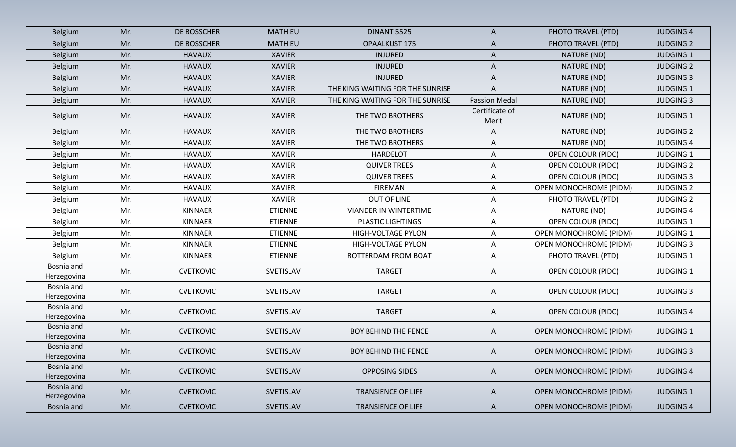| Belgium | Mr. | DE BOSSCHER | MATHIEU | DINANT 5525 | A | PHOTO TRAVEL (PTD) | JUDGING 4 |
|---|---|---|---|---|---|---|---|
| Belgium | Mr. | DE BOSSCHER | MATHIEU | OPAALKUST 175 | A | PHOTO TRAVEL (PTD) | JUDGING 2 |
| Belgium | Mr. | HAVAUX | XAVIER | INJURED | A | NATURE (ND) | JUDGING 1 |
| Belgium | Mr. | HAVAUX | XAVIER | INJURED | A | NATURE (ND) | JUDGING 2 |
| Belgium | Mr. | HAVAUX | XAVIER | INJURED | A | NATURE (ND) | JUDGING 3 |
| Belgium | Mr. | HAVAUX | XAVIER | THE KING WAITING FOR THE SUNRISE | A | NATURE (ND) | JUDGING 1 |
| Belgium | Mr. | HAVAUX | XAVIER | THE KING WAITING FOR THE SUNRISE | Passion Medal | NATURE (ND) | JUDGING 3 |
| Belgium | Mr. | HAVAUX | XAVIER | THE TWO BROTHERS | Certificate of Merit | NATURE (ND) | JUDGING 1 |
| Belgium | Mr. | HAVAUX | XAVIER | THE TWO BROTHERS | A | NATURE (ND) | JUDGING 2 |
| Belgium | Mr. | HAVAUX | XAVIER | THE TWO BROTHERS | A | NATURE (ND) | JUDGING 4 |
| Belgium | Mr. | HAVAUX | XAVIER | HARDELOT | A | OPEN COLOUR (PIDC) | JUDGING 1 |
| Belgium | Mr. | HAVAUX | XAVIER | QUIVER TREES | A | OPEN COLOUR (PIDC) | JUDGING 2 |
| Belgium | Mr. | HAVAUX | XAVIER | QUIVER TREES | A | OPEN COLOUR (PIDC) | JUDGING 3 |
| Belgium | Mr. | HAVAUX | XAVIER | FIREMAN | A | OPEN MONOCHROME (PIDM) | JUDGING 2 |
| Belgium | Mr. | HAVAUX | XAVIER | OUT OF LINE | A | PHOTO TRAVEL (PTD) | JUDGING 2 |
| Belgium | Mr. | KINNAER | ETIENNE | VIANDER IN WINTERTIME | A | NATURE (ND) | JUDGING 4 |
| Belgium | Mr. | KINNAER | ETIENNE | PLASTIC LIGHTINGS | A | OPEN COLOUR (PIDC) | JUDGING 1 |
| Belgium | Mr. | KINNAER | ETIENNE | HIGH-VOLTAGE PYLON | A | OPEN MONOCHROME (PIDM) | JUDGING 1 |
| Belgium | Mr. | KINNAER | ETIENNE | HIGH-VOLTAGE PYLON | A | OPEN MONOCHROME (PIDM) | JUDGING 3 |
| Belgium | Mr. | KINNAER | ETIENNE | ROTTERDAM FROM BOAT | A | PHOTO TRAVEL (PTD) | JUDGING 1 |
| Bosnia and Herzegovina | Mr. | CVETKOVIC | SVETISLAV | TARGET | A | OPEN COLOUR (PIDC) | JUDGING 1 |
| Bosnia and Herzegovina | Mr. | CVETKOVIC | SVETISLAV | TARGET | A | OPEN COLOUR (PIDC) | JUDGING 3 |
| Bosnia and Herzegovina | Mr. | CVETKOVIC | SVETISLAV | TARGET | A | OPEN COLOUR (PIDC) | JUDGING 4 |
| Bosnia and Herzegovina | Mr. | CVETKOVIC | SVETISLAV | BOY BEHIND THE FENCE | A | OPEN MONOCHROME (PIDM) | JUDGING 1 |
| Bosnia and Herzegovina | Mr. | CVETKOVIC | SVETISLAV | BOY BEHIND THE FENCE | A | OPEN MONOCHROME (PIDM) | JUDGING 3 |
| Bosnia and Herzegovina | Mr. | CVETKOVIC | SVETISLAV | OPPOSING SIDES | A | OPEN MONOCHROME (PIDM) | JUDGING 4 |
| Bosnia and Herzegovina | Mr. | CVETKOVIC | SVETISLAV | TRANSIENCE OF LIFE | A | OPEN MONOCHROME (PIDM) | JUDGING 1 |
| Bosnia and | Mr. | CVETKOVIC | SVETISLAV | TRANSIENCE OF LIFE | A | OPEN MONOCHROME (PIDM) | JUDGING 4 |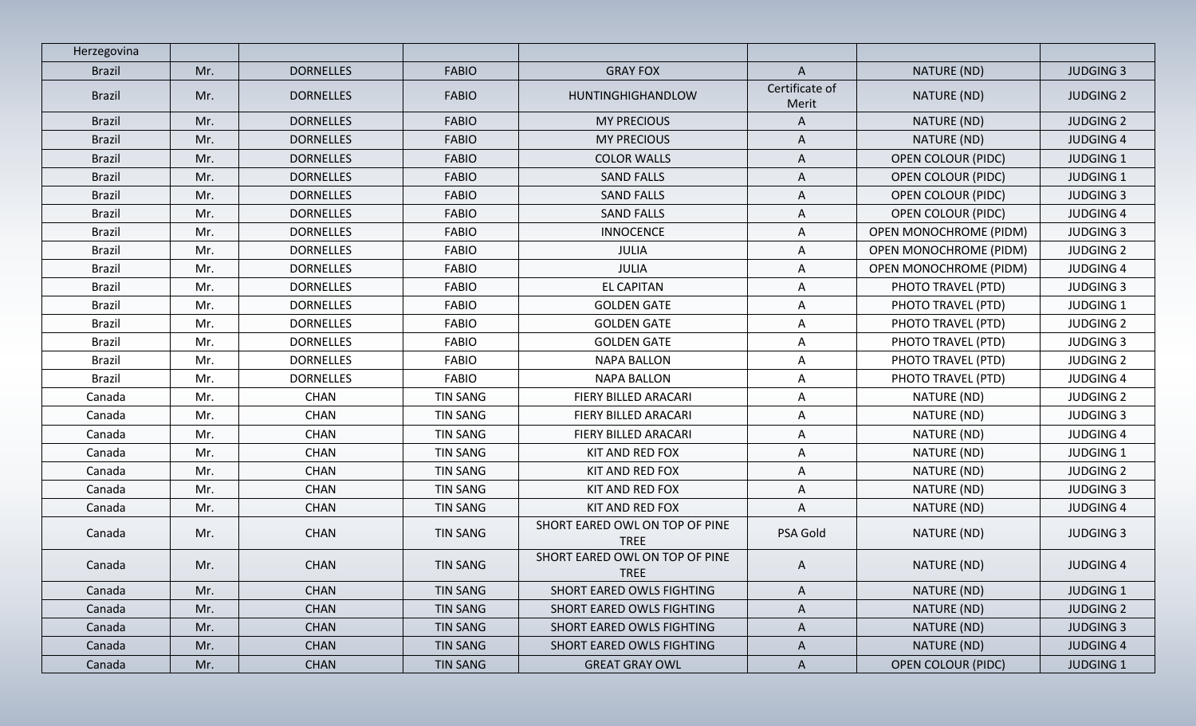| Herzegovina | | | | | | | |
|---|---|---|---|---|---|---|---|
| Brazil | Mr. | DORNELLES | FABIO | GRAY FOX | A | NATURE (ND) | JUDGING 3 |
| Brazil | Mr. | DORNELLES | FABIO | HUNTINGHIGHANDLOW | Certificate of Merit | NATURE (ND) | JUDGING 2 |
| Brazil | Mr. | DORNELLES | FABIO | MY PRECIOUS | A | NATURE (ND) | JUDGING 2 |
| Brazil | Mr. | DORNELLES | FABIO | MY PRECIOUS | A | NATURE (ND) | JUDGING 4 |
| Brazil | Mr. | DORNELLES | FABIO | COLOR WALLS | A | OPEN COLOUR (PIDC) | JUDGING 1 |
| Brazil | Mr. | DORNELLES | FABIO | SAND FALLS | A | OPEN COLOUR (PIDC) | JUDGING 1 |
| Brazil | Mr. | DORNELLES | FABIO | SAND FALLS | A | OPEN COLOUR (PIDC) | JUDGING 3 |
| Brazil | Mr. | DORNELLES | FABIO | SAND FALLS | A | OPEN COLOUR (PIDC) | JUDGING 4 |
| Brazil | Mr. | DORNELLES | FABIO | INNOCENCE | A | OPEN MONOCHROME (PIDM) | JUDGING 3 |
| Brazil | Mr. | DORNELLES | FABIO | JULIA | A | OPEN MONOCHROME (PIDM) | JUDGING 2 |
| Brazil | Mr. | DORNELLES | FABIO | JULIA | A | OPEN MONOCHROME (PIDM) | JUDGING 4 |
| Brazil | Mr. | DORNELLES | FABIO | EL CAPITAN | A | PHOTO TRAVEL (PTD) | JUDGING 3 |
| Brazil | Mr. | DORNELLES | FABIO | GOLDEN GATE | A | PHOTO TRAVEL (PTD) | JUDGING 1 |
| Brazil | Mr. | DORNELLES | FABIO | GOLDEN GATE | A | PHOTO TRAVEL (PTD) | JUDGING 2 |
| Brazil | Mr. | DORNELLES | FABIO | GOLDEN GATE | A | PHOTO TRAVEL (PTD) | JUDGING 3 |
| Brazil | Mr. | DORNELLES | FABIO | NAPA BALLON | A | PHOTO TRAVEL (PTD) | JUDGING 2 |
| Brazil | Mr. | DORNELLES | FABIO | NAPA BALLON | A | PHOTO TRAVEL (PTD) | JUDGING 4 |
| Canada | Mr. | CHAN | TIN SANG | FIERY BILLED ARACARI | A | NATURE (ND) | JUDGING 2 |
| Canada | Mr. | CHAN | TIN SANG | FIERY BILLED ARACARI | A | NATURE (ND) | JUDGING 3 |
| Canada | Mr. | CHAN | TIN SANG | FIERY BILLED ARACARI | A | NATURE (ND) | JUDGING 4 |
| Canada | Mr. | CHAN | TIN SANG | KIT AND RED FOX | A | NATURE (ND) | JUDGING 1 |
| Canada | Mr. | CHAN | TIN SANG | KIT AND RED FOX | A | NATURE (ND) | JUDGING 2 |
| Canada | Mr. | CHAN | TIN SANG | KIT AND RED FOX | A | NATURE (ND) | JUDGING 3 |
| Canada | Mr. | CHAN | TIN SANG | KIT AND RED FOX | A | NATURE (ND) | JUDGING 4 |
| Canada | Mr. | CHAN | TIN SANG | SHORT EARED OWL ON TOP OF PINE TREE | PSA Gold | NATURE (ND) | JUDGING 3 |
| Canada | Mr. | CHAN | TIN SANG | SHORT EARED OWL ON TOP OF PINE TREE | A | NATURE (ND) | JUDGING 4 |
| Canada | Mr. | CHAN | TIN SANG | SHORT EARED OWLS FIGHTING | A | NATURE (ND) | JUDGING 1 |
| Canada | Mr. | CHAN | TIN SANG | SHORT EARED OWLS FIGHTING | A | NATURE (ND) | JUDGING 2 |
| Canada | Mr. | CHAN | TIN SANG | SHORT EARED OWLS FIGHTING | A | NATURE (ND) | JUDGING 3 |
| Canada | Mr. | CHAN | TIN SANG | SHORT EARED OWLS FIGHTING | A | NATURE (ND) | JUDGING 4 |
| Canada | Mr. | CHAN | TIN SANG | GREAT GRAY OWL | A | OPEN COLOUR (PIDC) | JUDGING 1 |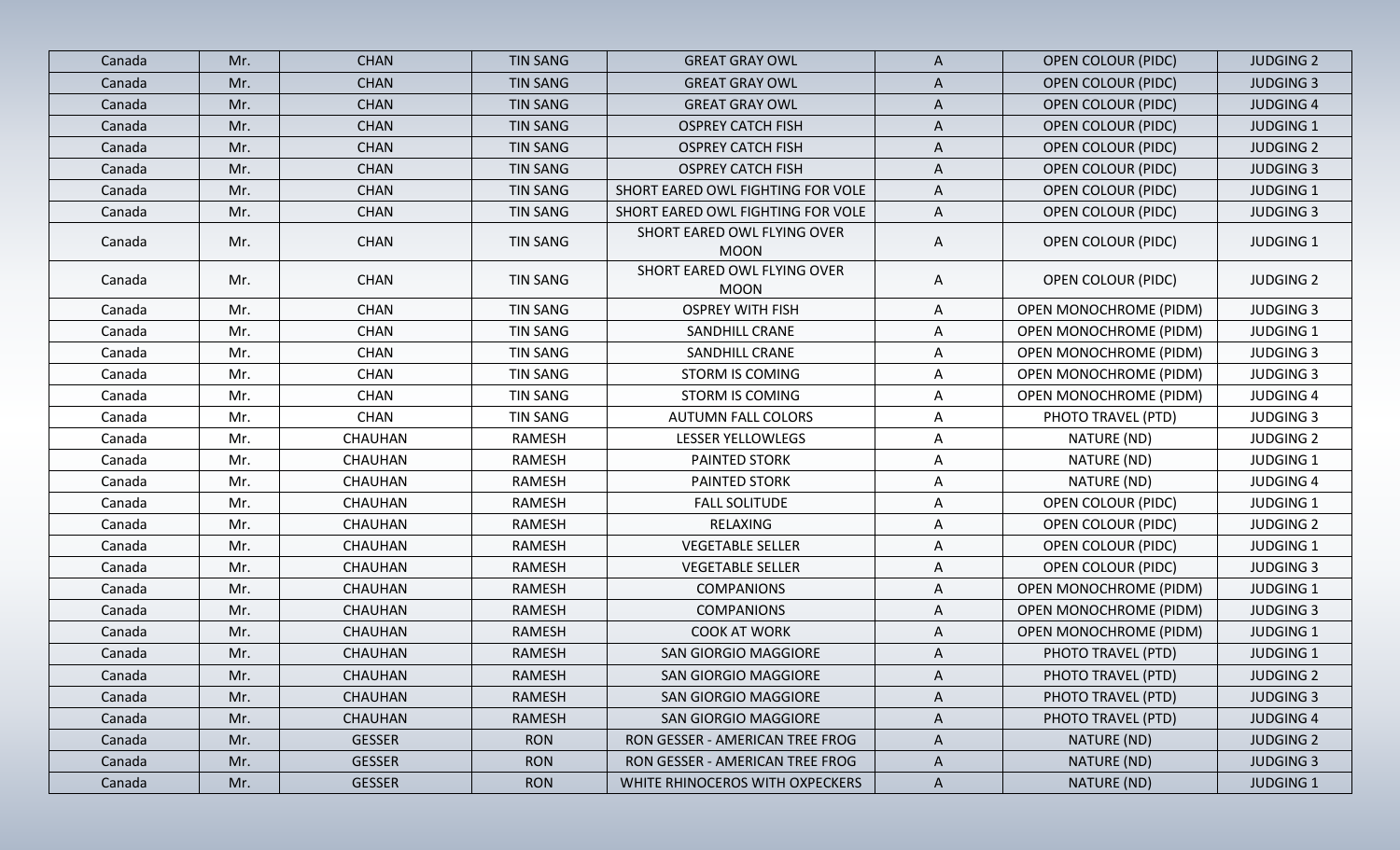| Canada | Mr. | CHAN | TIN SANG | GREAT GRAY OWL | A | OPEN COLOUR (PIDC) | JUDGING 2 |
|---|---|---|---|---|---|---|---|
| Canada | Mr. | CHAN | TIN SANG | GREAT GRAY OWL | A | OPEN COLOUR (PIDC) | JUDGING 3 |
| Canada | Mr. | CHAN | TIN SANG | GREAT GRAY OWL | A | OPEN COLOUR (PIDC) | JUDGING 4 |
| Canada | Mr. | CHAN | TIN SANG | OSPREY CATCH FISH | A | OPEN COLOUR (PIDC) | JUDGING 1 |
| Canada | Mr. | CHAN | TIN SANG | OSPREY CATCH FISH | A | OPEN COLOUR (PIDC) | JUDGING 2 |
| Canada | Mr. | CHAN | TIN SANG | OSPREY CATCH FISH | A | OPEN COLOUR (PIDC) | JUDGING 3 |
| Canada | Mr. | CHAN | TIN SANG | SHORT EARED OWL FIGHTING FOR VOLE | A | OPEN COLOUR (PIDC) | JUDGING 1 |
| Canada | Mr. | CHAN | TIN SANG | SHORT EARED OWL FIGHTING FOR VOLE | A | OPEN COLOUR (PIDC) | JUDGING 3 |
| Canada | Mr. | CHAN | TIN SANG | SHORT EARED OWL FLYING OVER MOON | A | OPEN COLOUR (PIDC) | JUDGING 1 |
| Canada | Mr. | CHAN | TIN SANG | SHORT EARED OWL FLYING OVER MOON | A | OPEN COLOUR (PIDC) | JUDGING 2 |
| Canada | Mr. | CHAN | TIN SANG | OSPREY WITH FISH | A | OPEN MONOCHROME (PIDM) | JUDGING 3 |
| Canada | Mr. | CHAN | TIN SANG | SANDHILL CRANE | A | OPEN MONOCHROME (PIDM) | JUDGING 1 |
| Canada | Mr. | CHAN | TIN SANG | SANDHILL CRANE | A | OPEN MONOCHROME (PIDM) | JUDGING 3 |
| Canada | Mr. | CHAN | TIN SANG | STORM IS COMING | A | OPEN MONOCHROME (PIDM) | JUDGING 3 |
| Canada | Mr. | CHAN | TIN SANG | STORM IS COMING | A | OPEN MONOCHROME (PIDM) | JUDGING 4 |
| Canada | Mr. | CHAN | TIN SANG | AUTUMN FALL COLORS | A | PHOTO TRAVEL (PTD) | JUDGING 3 |
| Canada | Mr. | CHAUHAN | RAMESH | LESSER YELLOWLEGS | A | NATURE (ND) | JUDGING 2 |
| Canada | Mr. | CHAUHAN | RAMESH | PAINTED STORK | A | NATURE (ND) | JUDGING 1 |
| Canada | Mr. | CHAUHAN | RAMESH | PAINTED STORK | A | NATURE (ND) | JUDGING 4 |
| Canada | Mr. | CHAUHAN | RAMESH | FALL SOLITUDE | A | OPEN COLOUR (PIDC) | JUDGING 1 |
| Canada | Mr. | CHAUHAN | RAMESH | RELAXING | A | OPEN COLOUR (PIDC) | JUDGING 2 |
| Canada | Mr. | CHAUHAN | RAMESH | VEGETABLE SELLER | A | OPEN COLOUR (PIDC) | JUDGING 1 |
| Canada | Mr. | CHAUHAN | RAMESH | VEGETABLE SELLER | A | OPEN COLOUR (PIDC) | JUDGING 3 |
| Canada | Mr. | CHAUHAN | RAMESH | COMPANIONS | A | OPEN MONOCHROME (PIDM) | JUDGING 1 |
| Canada | Mr. | CHAUHAN | RAMESH | COMPANIONS | A | OPEN MONOCHROME (PIDM) | JUDGING 3 |
| Canada | Mr. | CHAUHAN | RAMESH | COOK AT WORK | A | OPEN MONOCHROME (PIDM) | JUDGING 1 |
| Canada | Mr. | CHAUHAN | RAMESH | SAN GIORGIO MAGGIORE | A | PHOTO TRAVEL (PTD) | JUDGING 1 |
| Canada | Mr. | CHAUHAN | RAMESH | SAN GIORGIO MAGGIORE | A | PHOTO TRAVEL (PTD) | JUDGING 2 |
| Canada | Mr. | CHAUHAN | RAMESH | SAN GIORGIO MAGGIORE | A | PHOTO TRAVEL (PTD) | JUDGING 3 |
| Canada | Mr. | CHAUHAN | RAMESH | SAN GIORGIO MAGGIORE | A | PHOTO TRAVEL (PTD) | JUDGING 4 |
| Canada | Mr. | GESSER | RON | RON GESSER - AMERICAN TREE FROG | A | NATURE (ND) | JUDGING 2 |
| Canada | Mr. | GESSER | RON | RON GESSER - AMERICAN TREE FROG | A | NATURE (ND) | JUDGING 3 |
| Canada | Mr. | GESSER | RON | WHITE RHINOCEROS WITH OXPECKERS | A | NATURE (ND) | JUDGING 1 |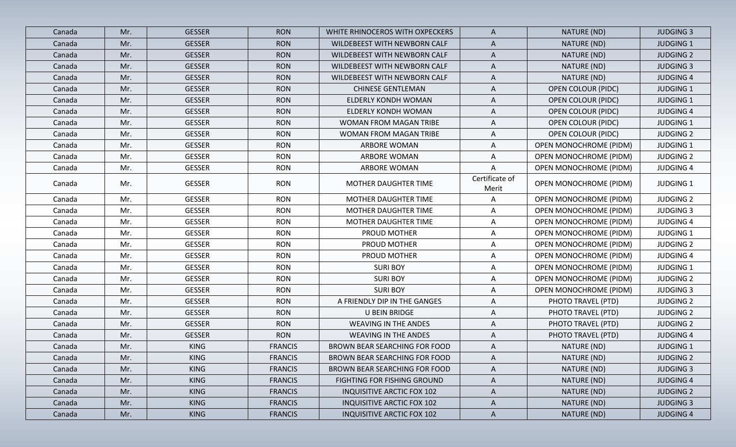| Canada | Mr. | GESSER | RON | WHITE RHINOCEROS WITH OXPECKERS | A | NATURE (ND) | JUDGING 3 |
|---|---|---|---|---|---|---|---|
| Canada | Mr. | GESSER | RON | WILDEBEEST WITH NEWBORN CALF | A | NATURE (ND) | JUDGING 1 |
| Canada | Mr. | GESSER | RON | WILDEBEEST WITH NEWBORN CALF | A | NATURE (ND) | JUDGING 2 |
| Canada | Mr. | GESSER | RON | WILDEBEEST WITH NEWBORN CALF | A | NATURE (ND) | JUDGING 3 |
| Canada | Mr. | GESSER | RON | WILDEBEEST WITH NEWBORN CALF | A | NATURE (ND) | JUDGING 4 |
| Canada | Mr. | GESSER | RON | CHINESE GENTLEMAN | A | OPEN COLOUR (PIDC) | JUDGING 1 |
| Canada | Mr. | GESSER | RON | ELDERLY KONDH WOMAN | A | OPEN COLOUR (PIDC) | JUDGING 1 |
| Canada | Mr. | GESSER | RON | ELDERLY KONDH WOMAN | A | OPEN COLOUR (PIDC) | JUDGING 4 |
| Canada | Mr. | GESSER | RON | WOMAN FROM MAGAN TRIBE | A | OPEN COLOUR (PIDC) | JUDGING 1 |
| Canada | Mr. | GESSER | RON | WOMAN FROM MAGAN TRIBE | A | OPEN COLOUR (PIDC) | JUDGING 2 |
| Canada | Mr. | GESSER | RON | ARBORE WOMAN | A | OPEN MONOCHROME (PIDM) | JUDGING 1 |
| Canada | Mr. | GESSER | RON | ARBORE WOMAN | A | OPEN MONOCHROME (PIDM) | JUDGING 2 |
| Canada | Mr. | GESSER | RON | ARBORE WOMAN | A | OPEN MONOCHROME (PIDM) | JUDGING 4 |
| Canada | Mr. | GESSER | RON | MOTHER DAUGHTER TIME | Certificate of Merit | OPEN MONOCHROME (PIDM) | JUDGING 1 |
| Canada | Mr. | GESSER | RON | MOTHER DAUGHTER TIME | A | OPEN MONOCHROME (PIDM) | JUDGING 2 |
| Canada | Mr. | GESSER | RON | MOTHER DAUGHTER TIME | A | OPEN MONOCHROME (PIDM) | JUDGING 3 |
| Canada | Mr. | GESSER | RON | MOTHER DAUGHTER TIME | A | OPEN MONOCHROME (PIDM) | JUDGING 4 |
| Canada | Mr. | GESSER | RON | PROUD MOTHER | A | OPEN MONOCHROME (PIDM) | JUDGING 1 |
| Canada | Mr. | GESSER | RON | PROUD MOTHER | A | OPEN MONOCHROME (PIDM) | JUDGING 2 |
| Canada | Mr. | GESSER | RON | PROUD MOTHER | A | OPEN MONOCHROME (PIDM) | JUDGING 4 |
| Canada | Mr. | GESSER | RON | SURI BOY | A | OPEN MONOCHROME (PIDM) | JUDGING 1 |
| Canada | Mr. | GESSER | RON | SURI BOY | A | OPEN MONOCHROME (PIDM) | JUDGING 2 |
| Canada | Mr. | GESSER | RON | SURI BOY | A | OPEN MONOCHROME (PIDM) | JUDGING 3 |
| Canada | Mr. | GESSER | RON | A FRIENDLY DIP IN THE GANGES | A | PHOTO TRAVEL (PTD) | JUDGING 2 |
| Canada | Mr. | GESSER | RON | U BEIN BRIDGE | A | PHOTO TRAVEL (PTD) | JUDGING 2 |
| Canada | Mr. | GESSER | RON | WEAVING IN THE ANDES | A | PHOTO TRAVEL (PTD) | JUDGING 2 |
| Canada | Mr. | GESSER | RON | WEAVING IN THE ANDES | A | PHOTO TRAVEL (PTD) | JUDGING 4 |
| Canada | Mr. | KING | FRANCIS | BROWN BEAR SEARCHING FOR FOOD | A | NATURE (ND) | JUDGING 1 |
| Canada | Mr. | KING | FRANCIS | BROWN BEAR SEARCHING FOR FOOD | A | NATURE (ND) | JUDGING 2 |
| Canada | Mr. | KING | FRANCIS | BROWN BEAR SEARCHING FOR FOOD | A | NATURE (ND) | JUDGING 3 |
| Canada | Mr. | KING | FRANCIS | FIGHTING FOR FISHING GROUND | A | NATURE (ND) | JUDGING 4 |
| Canada | Mr. | KING | FRANCIS | INQUISITIVE ARCTIC FOX 102 | A | NATURE (ND) | JUDGING 2 |
| Canada | Mr. | KING | FRANCIS | INQUISITIVE ARCTIC FOX 102 | A | NATURE (ND) | JUDGING 3 |
| Canada | Mr. | KING | FRANCIS | INQUISITIVE ARCTIC FOX 102 | A | NATURE (ND) | JUDGING 4 |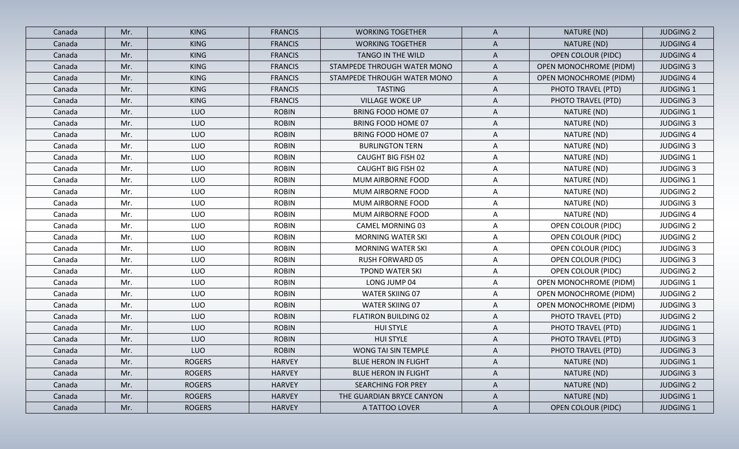| Canada | Mr. | KING | FRANCIS | WORKING TOGETHER | A | NATURE (ND) | JUDGING 2 |
|---|---|---|---|---|---|---|---|
| Canada | Mr. | KING | FRANCIS | WORKING TOGETHER | A | NATURE (ND) | JUDGING 4 |
| Canada | Mr. | KING | FRANCIS | TANGO IN THE WILD | A | OPEN COLOUR (PIDC) | JUDGING 4 |
| Canada | Mr. | KING | FRANCIS | STAMPEDE THROUGH WATER MONO | A | OPEN MONOCHROME (PIDM) | JUDGING 3 |
| Canada | Mr. | KING | FRANCIS | STAMPEDE THROUGH WATER MONO | A | OPEN MONOCHROME (PIDM) | JUDGING 4 |
| Canada | Mr. | KING | FRANCIS | TASTING | A | PHOTO TRAVEL (PTD) | JUDGING 1 |
| Canada | Mr. | KING | FRANCIS | VILLAGE WOKE UP | A | PHOTO TRAVEL (PTD) | JUDGING 3 |
| Canada | Mr. | LUO | ROBIN | BRING FOOD HOME 07 | A | NATURE (ND) | JUDGING 1 |
| Canada | Mr. | LUO | ROBIN | BRING FOOD HOME 07 | A | NATURE (ND) | JUDGING 3 |
| Canada | Mr. | LUO | ROBIN | BRING FOOD HOME 07 | A | NATURE (ND) | JUDGING 4 |
| Canada | Mr. | LUO | ROBIN | BURLINGTON TERN | A | NATURE (ND) | JUDGING 3 |
| Canada | Mr. | LUO | ROBIN | CAUGHT BIG FISH 02 | A | NATURE (ND) | JUDGING 1 |
| Canada | Mr. | LUO | ROBIN | CAUGHT BIG FISH 02 | A | NATURE (ND) | JUDGING 3 |
| Canada | Mr. | LUO | ROBIN | MUM AIRBORNE FOOD | A | NATURE (ND) | JUDGING 1 |
| Canada | Mr. | LUO | ROBIN | MUM AIRBORNE FOOD | A | NATURE (ND) | JUDGING 2 |
| Canada | Mr. | LUO | ROBIN | MUM AIRBORNE FOOD | A | NATURE (ND) | JUDGING 3 |
| Canada | Mr. | LUO | ROBIN | MUM AIRBORNE FOOD | A | NATURE (ND) | JUDGING 4 |
| Canada | Mr. | LUO | ROBIN | CAMEL MORNING 03 | A | OPEN COLOUR (PIDC) | JUDGING 2 |
| Canada | Mr. | LUO | ROBIN | MORNING WATER SKI | A | OPEN COLOUR (PIDC) | JUDGING 2 |
| Canada | Mr. | LUO | ROBIN | MORNING WATER SKI | A | OPEN COLOUR (PIDC) | JUDGING 3 |
| Canada | Mr. | LUO | ROBIN | RUSH FORWARD 05 | A | OPEN COLOUR (PIDC) | JUDGING 3 |
| Canada | Mr. | LUO | ROBIN | TPOND WATER SKI | A | OPEN COLOUR (PIDC) | JUDGING 2 |
| Canada | Mr. | LUO | ROBIN | LONG JUMP 04 | A | OPEN MONOCHROME (PIDM) | JUDGING 1 |
| Canada | Mr. | LUO | ROBIN | WATER SKIING 07 | A | OPEN MONOCHROME (PIDM) | JUDGING 2 |
| Canada | Mr. | LUO | ROBIN | WATER SKIING 07 | A | OPEN MONOCHROME (PIDM) | JUDGING 3 |
| Canada | Mr. | LUO | ROBIN | FLATIRON BUILDING 02 | A | PHOTO TRAVEL (PTD) | JUDGING 2 |
| Canada | Mr. | LUO | ROBIN | HUI STYLE | A | PHOTO TRAVEL (PTD) | JUDGING 1 |
| Canada | Mr. | LUO | ROBIN | HUI STYLE | A | PHOTO TRAVEL (PTD) | JUDGING 3 |
| Canada | Mr. | LUO | ROBIN | WONG TAI SIN TEMPLE | A | PHOTO TRAVEL (PTD) | JUDGING 3 |
| Canada | Mr. | ROGERS | HARVEY | BLUE HERON IN FLIGHT | A | NATURE (ND) | JUDGING 1 |
| Canada | Mr. | ROGERS | HARVEY | BLUE HERON IN FLIGHT | A | NATURE (ND) | JUDGING 3 |
| Canada | Mr. | ROGERS | HARVEY | SEARCHING FOR PREY | A | NATURE (ND) | JUDGING 2 |
| Canada | Mr. | ROGERS | HARVEY | THE GUARDIAN BRYCE CANYON | A | NATURE (ND) | JUDGING 1 |
| Canada | Mr. | ROGERS | HARVEY | A TATTOO LOVER | A | OPEN COLOUR (PIDC) | JUDGING 1 |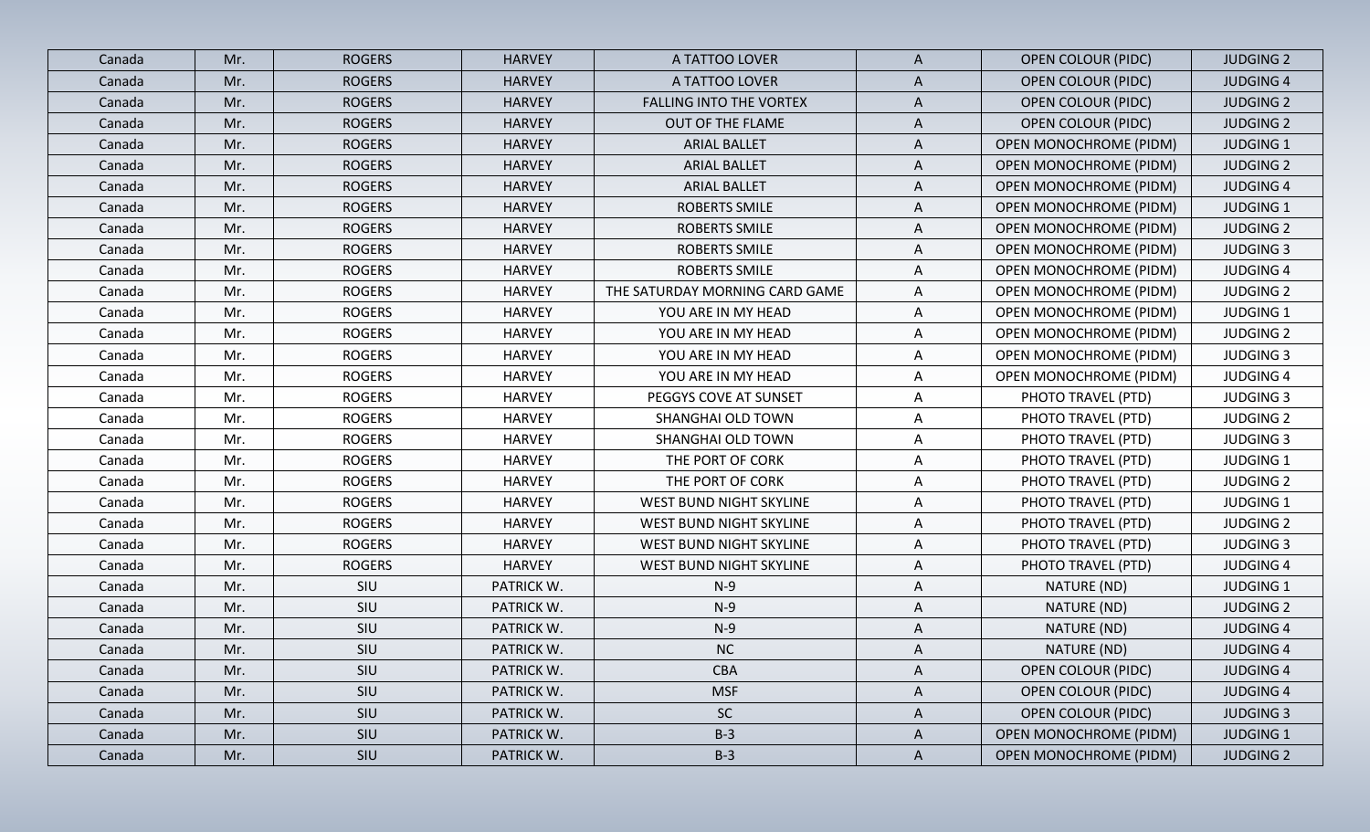| Canada | Mr. | ROGERS | HARVEY | A TATTOO LOVER | A | OPEN COLOUR (PIDC) | JUDGING 2 |
|---|---|---|---|---|---|---|---|
| Canada | Mr. | ROGERS | HARVEY | A TATTOO LOVER | A | OPEN COLOUR (PIDC) | JUDGING 4 |
| Canada | Mr. | ROGERS | HARVEY | FALLING INTO THE VORTEX | A | OPEN COLOUR (PIDC) | JUDGING 2 |
| Canada | Mr. | ROGERS | HARVEY | OUT OF THE FLAME | A | OPEN COLOUR (PIDC) | JUDGING 2 |
| Canada | Mr. | ROGERS | HARVEY | ARIAL BALLET | A | OPEN MONOCHROME (PIDM) | JUDGING 1 |
| Canada | Mr. | ROGERS | HARVEY | ARIAL BALLET | A | OPEN MONOCHROME (PIDM) | JUDGING 2 |
| Canada | Mr. | ROGERS | HARVEY | ARIAL BALLET | A | OPEN MONOCHROME (PIDM) | JUDGING 4 |
| Canada | Mr. | ROGERS | HARVEY | ROBERTS SMILE | A | OPEN MONOCHROME (PIDM) | JUDGING 1 |
| Canada | Mr. | ROGERS | HARVEY | ROBERTS SMILE | A | OPEN MONOCHROME (PIDM) | JUDGING 2 |
| Canada | Mr. | ROGERS | HARVEY | ROBERTS SMILE | A | OPEN MONOCHROME (PIDM) | JUDGING 3 |
| Canada | Mr. | ROGERS | HARVEY | ROBERTS SMILE | A | OPEN MONOCHROME (PIDM) | JUDGING 4 |
| Canada | Mr. | ROGERS | HARVEY | THE SATURDAY MORNING CARD GAME | A | OPEN MONOCHROME (PIDM) | JUDGING 2 |
| Canada | Mr. | ROGERS | HARVEY | YOU ARE IN MY HEAD | A | OPEN MONOCHROME (PIDM) | JUDGING 1 |
| Canada | Mr. | ROGERS | HARVEY | YOU ARE IN MY HEAD | A | OPEN MONOCHROME (PIDM) | JUDGING 2 |
| Canada | Mr. | ROGERS | HARVEY | YOU ARE IN MY HEAD | A | OPEN MONOCHROME (PIDM) | JUDGING 3 |
| Canada | Mr. | ROGERS | HARVEY | YOU ARE IN MY HEAD | A | OPEN MONOCHROME (PIDM) | JUDGING 4 |
| Canada | Mr. | ROGERS | HARVEY | PEGGYS COVE AT SUNSET | A | PHOTO TRAVEL (PTD) | JUDGING 3 |
| Canada | Mr. | ROGERS | HARVEY | SHANGHAI OLD TOWN | A | PHOTO TRAVEL (PTD) | JUDGING 2 |
| Canada | Mr. | ROGERS | HARVEY | SHANGHAI OLD TOWN | A | PHOTO TRAVEL (PTD) | JUDGING 3 |
| Canada | Mr. | ROGERS | HARVEY | THE PORT OF CORK | A | PHOTO TRAVEL (PTD) | JUDGING 1 |
| Canada | Mr. | ROGERS | HARVEY | THE PORT OF CORK | A | PHOTO TRAVEL (PTD) | JUDGING 2 |
| Canada | Mr. | ROGERS | HARVEY | WEST BUND NIGHT SKYLINE | A | PHOTO TRAVEL (PTD) | JUDGING 1 |
| Canada | Mr. | ROGERS | HARVEY | WEST BUND NIGHT SKYLINE | A | PHOTO TRAVEL (PTD) | JUDGING 2 |
| Canada | Mr. | ROGERS | HARVEY | WEST BUND NIGHT SKYLINE | A | PHOTO TRAVEL (PTD) | JUDGING 3 |
| Canada | Mr. | ROGERS | HARVEY | WEST BUND NIGHT SKYLINE | A | PHOTO TRAVEL (PTD) | JUDGING 4 |
| Canada | Mr. | SIU | PATRICK W. | N-9 | A | NATURE (ND) | JUDGING 1 |
| Canada | Mr. | SIU | PATRICK W. | N-9 | A | NATURE (ND) | JUDGING 2 |
| Canada | Mr. | SIU | PATRICK W. | N-9 | A | NATURE (ND) | JUDGING 4 |
| Canada | Mr. | SIU | PATRICK W. | NC | A | NATURE (ND) | JUDGING 4 |
| Canada | Mr. | SIU | PATRICK W. | CBA | A | OPEN COLOUR (PIDC) | JUDGING 4 |
| Canada | Mr. | SIU | PATRICK W. | MSF | A | OPEN COLOUR (PIDC) | JUDGING 4 |
| Canada | Mr. | SIU | PATRICK W. | SC | A | OPEN COLOUR (PIDC) | JUDGING 3 |
| Canada | Mr. | SIU | PATRICK W. | B-3 | A | OPEN MONOCHROME (PIDM) | JUDGING 1 |
| Canada | Mr. | SIU | PATRICK W. | B-3 | A | OPEN MONOCHROME (PIDM) | JUDGING 2 |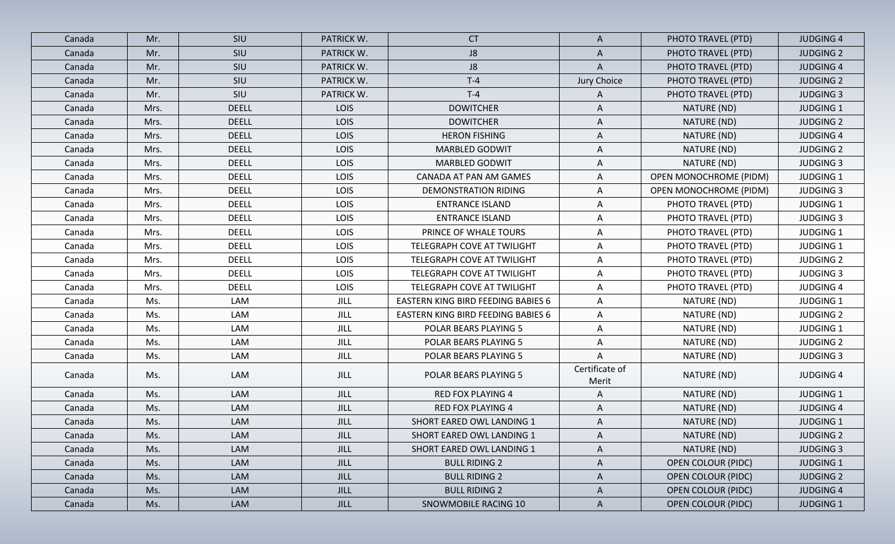| Canada | Mr. | SIU | PATRICK W. | CT | A | PHOTO TRAVEL (PTD) | JUDGING 4 |
|---|---|---|---|---|---|---|---|
| Canada | Mr. | SIU | PATRICK W. | J8 | A | PHOTO TRAVEL (PTD) | JUDGING 2 |
| Canada | Mr. | SIU | PATRICK W. | J8 | A | PHOTO TRAVEL (PTD) | JUDGING 4 |
| Canada | Mr. | SIU | PATRICK W. | T-4 | Jury Choice | PHOTO TRAVEL (PTD) | JUDGING 2 |
| Canada | Mr. | SIU | PATRICK W. | T-4 | A | PHOTO TRAVEL (PTD) | JUDGING 3 |
| Canada | Mrs. | DEELL | LOIS | DOWITCHER | A | NATURE (ND) | JUDGING 1 |
| Canada | Mrs. | DEELL | LOIS | DOWITCHER | A | NATURE (ND) | JUDGING 2 |
| Canada | Mrs. | DEELL | LOIS | HERON FISHING | A | NATURE (ND) | JUDGING 4 |
| Canada | Mrs. | DEELL | LOIS | MARBLED GODWIT | A | NATURE (ND) | JUDGING 2 |
| Canada | Mrs. | DEELL | LOIS | MARBLED GODWIT | A | NATURE (ND) | JUDGING 3 |
| Canada | Mrs. | DEELL | LOIS | CANADA AT PAN AM GAMES | A | OPEN MONOCHROME (PIDM) | JUDGING 1 |
| Canada | Mrs. | DEELL | LOIS | DEMONSTRATION RIDING | A | OPEN MONOCHROME (PIDM) | JUDGING 3 |
| Canada | Mrs. | DEELL | LOIS | ENTRANCE ISLAND | A | PHOTO TRAVEL (PTD) | JUDGING 1 |
| Canada | Mrs. | DEELL | LOIS | ENTRANCE ISLAND | A | PHOTO TRAVEL (PTD) | JUDGING 3 |
| Canada | Mrs. | DEELL | LOIS | PRINCE OF WHALE TOURS | A | PHOTO TRAVEL (PTD) | JUDGING 1 |
| Canada | Mrs. | DEELL | LOIS | TELEGRAPH COVE AT TWILIGHT | A | PHOTO TRAVEL (PTD) | JUDGING 1 |
| Canada | Mrs. | DEELL | LOIS | TELEGRAPH COVE AT TWILIGHT | A | PHOTO TRAVEL (PTD) | JUDGING 2 |
| Canada | Mrs. | DEELL | LOIS | TELEGRAPH COVE AT TWILIGHT | A | PHOTO TRAVEL (PTD) | JUDGING 3 |
| Canada | Mrs. | DEELL | LOIS | TELEGRAPH COVE AT TWILIGHT | A | PHOTO TRAVEL (PTD) | JUDGING 4 |
| Canada | Ms. | LAM | JILL | EASTERN KING BIRD FEEDING BABIES 6 | A | NATURE (ND) | JUDGING 1 |
| Canada | Ms. | LAM | JILL | EASTERN KING BIRD FEEDING BABIES 6 | A | NATURE (ND) | JUDGING 2 |
| Canada | Ms. | LAM | JILL | POLAR BEARS PLAYING 5 | A | NATURE (ND) | JUDGING 1 |
| Canada | Ms. | LAM | JILL | POLAR BEARS PLAYING 5 | A | NATURE (ND) | JUDGING 2 |
| Canada | Ms. | LAM | JILL | POLAR BEARS PLAYING 5 | A | NATURE (ND) | JUDGING 3 |
| Canada | Ms. | LAM | JILL | POLAR BEARS PLAYING 5 | Certificate of Merit | NATURE (ND) | JUDGING 4 |
| Canada | Ms. | LAM | JILL | RED FOX PLAYING 4 | A | NATURE (ND) | JUDGING 1 |
| Canada | Ms. | LAM | JILL | RED FOX PLAYING 4 | A | NATURE (ND) | JUDGING 4 |
| Canada | Ms. | LAM | JILL | SHORT EARED OWL LANDING 1 | A | NATURE (ND) | JUDGING 1 |
| Canada | Ms. | LAM | JILL | SHORT EARED OWL LANDING 1 | A | NATURE (ND) | JUDGING 2 |
| Canada | Ms. | LAM | JILL | SHORT EARED OWL LANDING 1 | A | NATURE (ND) | JUDGING 3 |
| Canada | Ms. | LAM | JILL | BULL RIDING 2 | A | OPEN COLOUR (PIDC) | JUDGING 1 |
| Canada | Ms. | LAM | JILL | BULL RIDING 2 | A | OPEN COLOUR (PIDC) | JUDGING 2 |
| Canada | Ms. | LAM | JILL | BULL RIDING 2 | A | OPEN COLOUR (PIDC) | JUDGING 4 |
| Canada | Ms. | LAM | JILL | SNOWMOBILE RACING 10 | A | OPEN COLOUR (PIDC) | JUDGING 1 |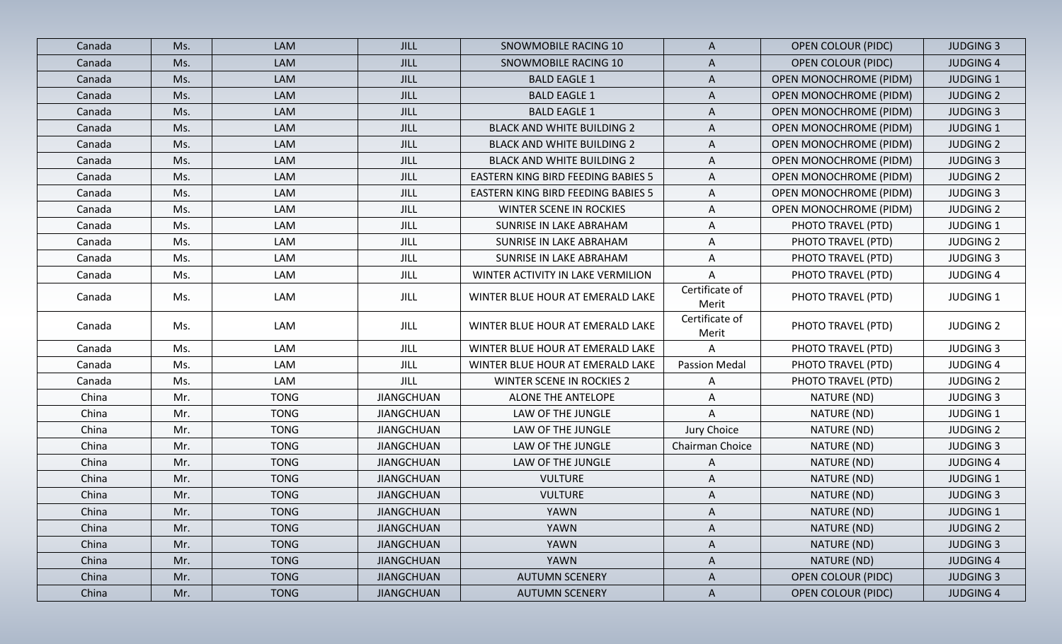| Canada | Ms. | LAM | JILL | SNOWMOBILE RACING 10 | A | OPEN COLOUR (PIDC) | JUDGING 3 |
|---|---|---|---|---|---|---|---|
| Canada | Ms. | LAM | JILL | SNOWMOBILE RACING 10 | A | OPEN COLOUR (PIDC) | JUDGING 4 |
| Canada | Ms. | LAM | JILL | BALD EAGLE 1 | A | OPEN MONOCHROME (PIDM) | JUDGING 1 |
| Canada | Ms. | LAM | JILL | BALD EAGLE 1 | A | OPEN MONOCHROME (PIDM) | JUDGING 2 |
| Canada | Ms. | LAM | JILL | BALD EAGLE 1 | A | OPEN MONOCHROME (PIDM) | JUDGING 3 |
| Canada | Ms. | LAM | JILL | BLACK AND WHITE BUILDING 2 | A | OPEN MONOCHROME (PIDM) | JUDGING 1 |
| Canada | Ms. | LAM | JILL | BLACK AND WHITE BUILDING 2 | A | OPEN MONOCHROME (PIDM) | JUDGING 2 |
| Canada | Ms. | LAM | JILL | BLACK AND WHITE BUILDING 2 | A | OPEN MONOCHROME (PIDM) | JUDGING 3 |
| Canada | Ms. | LAM | JILL | EASTERN KING BIRD FEEDING BABIES 5 | A | OPEN MONOCHROME (PIDM) | JUDGING 2 |
| Canada | Ms. | LAM | JILL | EASTERN KING BIRD FEEDING BABIES 5 | A | OPEN MONOCHROME (PIDM) | JUDGING 3 |
| Canada | Ms. | LAM | JILL | WINTER SCENE IN ROCKIES | A | OPEN MONOCHROME (PIDM) | JUDGING 2 |
| Canada | Ms. | LAM | JILL | SUNRISE IN LAKE ABRAHAM | A | PHOTO TRAVEL (PTD) | JUDGING 1 |
| Canada | Ms. | LAM | JILL | SUNRISE IN LAKE ABRAHAM | A | PHOTO TRAVEL (PTD) | JUDGING 2 |
| Canada | Ms. | LAM | JILL | SUNRISE IN LAKE ABRAHAM | A | PHOTO TRAVEL (PTD) | JUDGING 3 |
| Canada | Ms. | LAM | JILL | WINTER ACTIVITY IN LAKE VERMILION | A | PHOTO TRAVEL (PTD) | JUDGING 4 |
| Canada | Ms. | LAM | JILL | WINTER BLUE HOUR AT EMERALD LAKE | Certificate of Merit | PHOTO TRAVEL (PTD) | JUDGING 1 |
| Canada | Ms. | LAM | JILL | WINTER BLUE HOUR AT EMERALD LAKE | Certificate of Merit | PHOTO TRAVEL (PTD) | JUDGING 2 |
| Canada | Ms. | LAM | JILL | WINTER BLUE HOUR AT EMERALD LAKE | A | PHOTO TRAVEL (PTD) | JUDGING 3 |
| Canada | Ms. | LAM | JILL | WINTER BLUE HOUR AT EMERALD LAKE | Passion Medal | PHOTO TRAVEL (PTD) | JUDGING 4 |
| Canada | Ms. | LAM | JILL | WINTER SCENE IN ROCKIES 2 | A | PHOTO TRAVEL (PTD) | JUDGING 2 |
| China | Mr. | TONG | JIANGCHUAN | ALONE THE ANTELOPE | A | NATURE (ND) | JUDGING 3 |
| China | Mr. | TONG | JIANGCHUAN | LAW OF THE JUNGLE | A | NATURE (ND) | JUDGING 1 |
| China | Mr. | TONG | JIANGCHUAN | LAW OF THE JUNGLE | Jury Choice | NATURE (ND) | JUDGING 2 |
| China | Mr. | TONG | JIANGCHUAN | LAW OF THE JUNGLE | Chairman Choice | NATURE (ND) | JUDGING 3 |
| China | Mr. | TONG | JIANGCHUAN | LAW OF THE JUNGLE | A | NATURE (ND) | JUDGING 4 |
| China | Mr. | TONG | JIANGCHUAN | VULTURE | A | NATURE (ND) | JUDGING 1 |
| China | Mr. | TONG | JIANGCHUAN | VULTURE | A | NATURE (ND) | JUDGING 3 |
| China | Mr. | TONG | JIANGCHUAN | YAWN | A | NATURE (ND) | JUDGING 1 |
| China | Mr. | TONG | JIANGCHUAN | YAWN | A | NATURE (ND) | JUDGING 2 |
| China | Mr. | TONG | JIANGCHUAN | YAWN | A | NATURE (ND) | JUDGING 3 |
| China | Mr. | TONG | JIANGCHUAN | YAWN | A | NATURE (ND) | JUDGING 4 |
| China | Mr. | TONG | JIANGCHUAN | AUTUMN SCENERY | A | OPEN COLOUR (PIDC) | JUDGING 3 |
| China | Mr. | TONG | JIANGCHUAN | AUTUMN SCENERY | A | OPEN COLOUR (PIDC) | JUDGING 4 |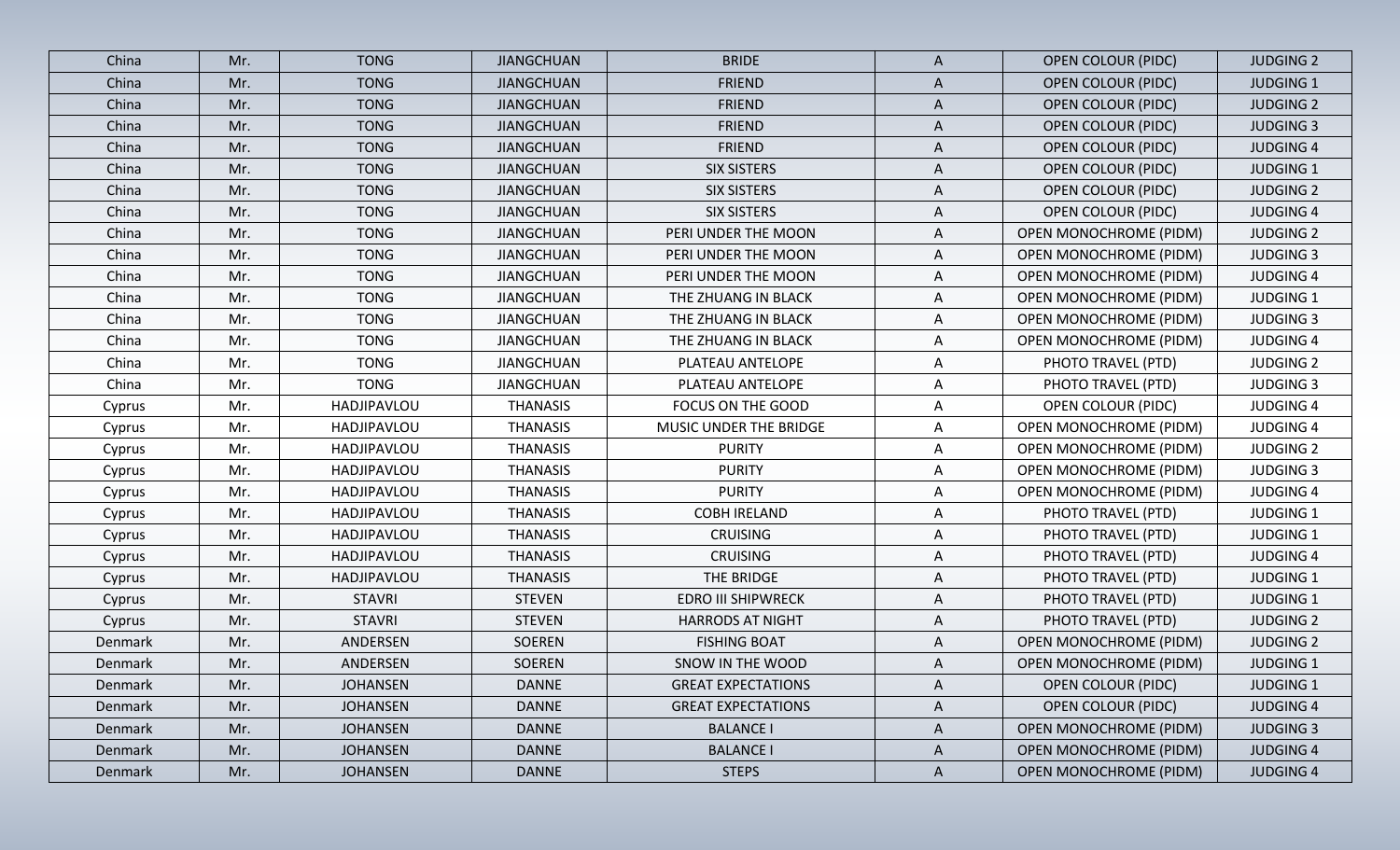| China | Mr. | TONG | JIANGCHUAN | BRIDE | A | OPEN COLOUR (PIDC) | JUDGING 2 |
|---|---|---|---|---|---|---|---|
| China | Mr. | TONG | JIANGCHUAN | FRIEND | A | OPEN COLOUR (PIDC) | JUDGING 1 |
| China | Mr. | TONG | JIANGCHUAN | FRIEND | A | OPEN COLOUR (PIDC) | JUDGING 2 |
| China | Mr. | TONG | JIANGCHUAN | FRIEND | A | OPEN COLOUR (PIDC) | JUDGING 3 |
| China | Mr. | TONG | JIANGCHUAN | FRIEND | A | OPEN COLOUR (PIDC) | JUDGING 4 |
| China | Mr. | TONG | JIANGCHUAN | SIX SISTERS | A | OPEN COLOUR (PIDC) | JUDGING 1 |
| China | Mr. | TONG | JIANGCHUAN | SIX SISTERS | A | OPEN COLOUR (PIDC) | JUDGING 2 |
| China | Mr. | TONG | JIANGCHUAN | SIX SISTERS | A | OPEN COLOUR (PIDC) | JUDGING 4 |
| China | Mr. | TONG | JIANGCHUAN | PERI UNDER THE MOON | A | OPEN MONOCHROME (PIDM) | JUDGING 2 |
| China | Mr. | TONG | JIANGCHUAN | PERI UNDER THE MOON | A | OPEN MONOCHROME (PIDM) | JUDGING 3 |
| China | Mr. | TONG | JIANGCHUAN | PERI UNDER THE MOON | A | OPEN MONOCHROME (PIDM) | JUDGING 4 |
| China | Mr. | TONG | JIANGCHUAN | THE ZHUANG IN BLACK | A | OPEN MONOCHROME (PIDM) | JUDGING 1 |
| China | Mr. | TONG | JIANGCHUAN | THE ZHUANG IN BLACK | A | OPEN MONOCHROME (PIDM) | JUDGING 3 |
| China | Mr. | TONG | JIANGCHUAN | THE ZHUANG IN BLACK | A | OPEN MONOCHROME (PIDM) | JUDGING 4 |
| China | Mr. | TONG | JIANGCHUAN | PLATEAU ANTELOPE | A | PHOTO TRAVEL (PTD) | JUDGING 2 |
| China | Mr. | TONG | JIANGCHUAN | PLATEAU ANTELOPE | A | PHOTO TRAVEL (PTD) | JUDGING 3 |
| Cyprus | Mr. | HADJIPAVLOU | THANASIS | FOCUS ON THE GOOD | A | OPEN COLOUR (PIDC) | JUDGING 4 |
| Cyprus | Mr. | HADJIPAVLOU | THANASIS | MUSIC UNDER THE BRIDGE | A | OPEN MONOCHROME (PIDM) | JUDGING 4 |
| Cyprus | Mr. | HADJIPAVLOU | THANASIS | PURITY | A | OPEN MONOCHROME (PIDM) | JUDGING 2 |
| Cyprus | Mr. | HADJIPAVLOU | THANASIS | PURITY | A | OPEN MONOCHROME (PIDM) | JUDGING 3 |
| Cyprus | Mr. | HADJIPAVLOU | THANASIS | PURITY | A | OPEN MONOCHROME (PIDM) | JUDGING 4 |
| Cyprus | Mr. | HADJIPAVLOU | THANASIS | COBH IRELAND | A | PHOTO TRAVEL (PTD) | JUDGING 1 |
| Cyprus | Mr. | HADJIPAVLOU | THANASIS | CRUISING | A | PHOTO TRAVEL (PTD) | JUDGING 1 |
| Cyprus | Mr. | HADJIPAVLOU | THANASIS | CRUISING | A | PHOTO TRAVEL (PTD) | JUDGING 4 |
| Cyprus | Mr. | HADJIPAVLOU | THANASIS | THE BRIDGE | A | PHOTO TRAVEL (PTD) | JUDGING 1 |
| Cyprus | Mr. | STAVRI | STEVEN | EDRO III SHIPWRECK | A | PHOTO TRAVEL (PTD) | JUDGING 1 |
| Cyprus | Mr. | STAVRI | STEVEN | HARRODS AT NIGHT | A | PHOTO TRAVEL (PTD) | JUDGING 2 |
| Denmark | Mr. | ANDERSEN | SOEREN | FISHING BOAT | A | OPEN MONOCHROME (PIDM) | JUDGING 2 |
| Denmark | Mr. | ANDERSEN | SOEREN | SNOW IN THE WOOD | A | OPEN MONOCHROME (PIDM) | JUDGING 1 |
| Denmark | Mr. | JOHANSEN | DANNE | GREAT EXPECTATIONS | A | OPEN COLOUR (PIDC) | JUDGING 1 |
| Denmark | Mr. | JOHANSEN | DANNE | GREAT EXPECTATIONS | A | OPEN COLOUR (PIDC) | JUDGING 4 |
| Denmark | Mr. | JOHANSEN | DANNE | BALANCE I | A | OPEN MONOCHROME (PIDM) | JUDGING 3 |
| Denmark | Mr. | JOHANSEN | DANNE | BALANCE I | A | OPEN MONOCHROME (PIDM) | JUDGING 4 |
| Denmark | Mr. | JOHANSEN | DANNE | STEPS | A | OPEN MONOCHROME (PIDM) | JUDGING 4 |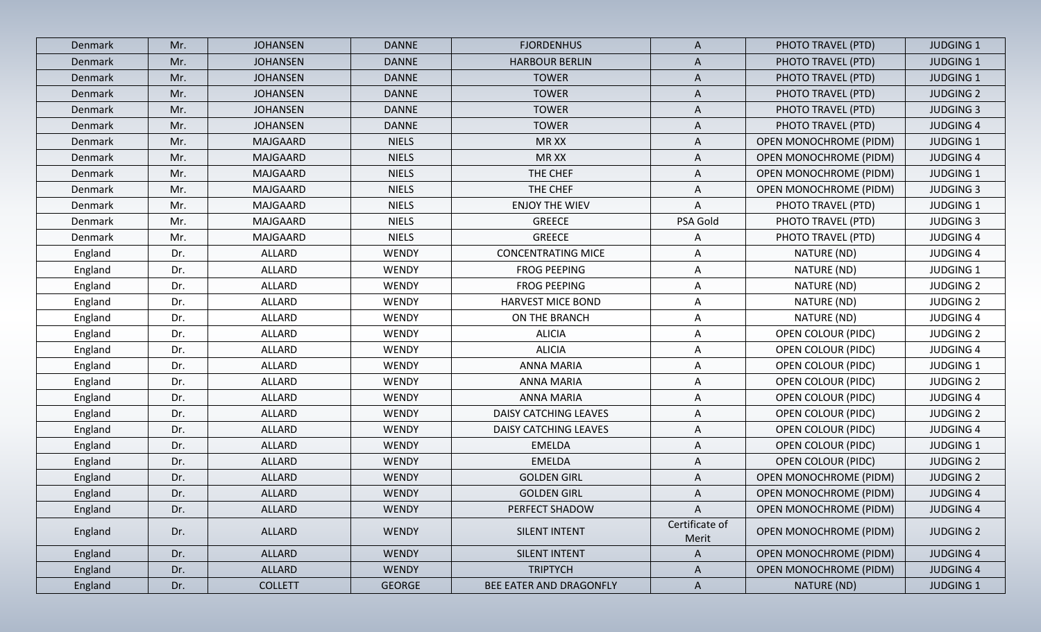| Denmark | Mr. | JOHANSEN | DANNE | FJORDENHUS | A | PHOTO TRAVEL (PTD) | JUDGING 1 |
|---|---|---|---|---|---|---|---|
| Denmark | Mr. | JOHANSEN | DANNE | HARBOUR BERLIN | A | PHOTO TRAVEL (PTD) | JUDGING 1 |
| Denmark | Mr. | JOHANSEN | DANNE | TOWER | A | PHOTO TRAVEL (PTD) | JUDGING 1 |
| Denmark | Mr. | JOHANSEN | DANNE | TOWER | A | PHOTO TRAVEL (PTD) | JUDGING 2 |
| Denmark | Mr. | JOHANSEN | DANNE | TOWER | A | PHOTO TRAVEL (PTD) | JUDGING 3 |
| Denmark | Mr. | JOHANSEN | DANNE | TOWER | A | PHOTO TRAVEL (PTD) | JUDGING 4 |
| Denmark | Mr. | MAJGAARD | NIELS | MR XX | A | OPEN MONOCHROME (PIDM) | JUDGING 1 |
| Denmark | Mr. | MAJGAARD | NIELS | MR XX | A | OPEN MONOCHROME (PIDM) | JUDGING 4 |
| Denmark | Mr. | MAJGAARD | NIELS | THE CHEF | A | OPEN MONOCHROME (PIDM) | JUDGING 1 |
| Denmark | Mr. | MAJGAARD | NIELS | THE CHEF | A | OPEN MONOCHROME (PIDM) | JUDGING 3 |
| Denmark | Mr. | MAJGAARD | NIELS | ENJOY THE WIEV | A | PHOTO TRAVEL (PTD) | JUDGING 1 |
| Denmark | Mr. | MAJGAARD | NIELS | GREECE | PSA Gold | PHOTO TRAVEL (PTD) | JUDGING 3 |
| Denmark | Mr. | MAJGAARD | NIELS | GREECE | A | PHOTO TRAVEL (PTD) | JUDGING 4 |
| England | Dr. | ALLARD | WENDY | CONCENTRATING MICE | A | NATURE (ND) | JUDGING 4 |
| England | Dr. | ALLARD | WENDY | FROG PEEPING | A | NATURE (ND) | JUDGING 1 |
| England | Dr. | ALLARD | WENDY | FROG PEEPING | A | NATURE (ND) | JUDGING 2 |
| England | Dr. | ALLARD | WENDY | HARVEST MICE BOND | A | NATURE (ND) | JUDGING 2 |
| England | Dr. | ALLARD | WENDY | ON THE BRANCH | A | NATURE (ND) | JUDGING 4 |
| England | Dr. | ALLARD | WENDY | ALICIA | A | OPEN COLOUR (PIDC) | JUDGING 2 |
| England | Dr. | ALLARD | WENDY | ALICIA | A | OPEN COLOUR (PIDC) | JUDGING 4 |
| England | Dr. | ALLARD | WENDY | ANNA MARIA | A | OPEN COLOUR (PIDC) | JUDGING 1 |
| England | Dr. | ALLARD | WENDY | ANNA MARIA | A | OPEN COLOUR (PIDC) | JUDGING 2 |
| England | Dr. | ALLARD | WENDY | ANNA MARIA | A | OPEN COLOUR (PIDC) | JUDGING 4 |
| England | Dr. | ALLARD | WENDY | DAISY CATCHING LEAVES | A | OPEN COLOUR (PIDC) | JUDGING 2 |
| England | Dr. | ALLARD | WENDY | DAISY CATCHING LEAVES | A | OPEN COLOUR (PIDC) | JUDGING 4 |
| England | Dr. | ALLARD | WENDY | EMELDA | A | OPEN COLOUR (PIDC) | JUDGING 1 |
| England | Dr. | ALLARD | WENDY | EMELDA | A | OPEN COLOUR (PIDC) | JUDGING 2 |
| England | Dr. | ALLARD | WENDY | GOLDEN GIRL | A | OPEN MONOCHROME (PIDM) | JUDGING 2 |
| England | Dr. | ALLARD | WENDY | GOLDEN GIRL | A | OPEN MONOCHROME (PIDM) | JUDGING 4 |
| England | Dr. | ALLARD | WENDY | PERFECT SHADOW | A | OPEN MONOCHROME (PIDM) | JUDGING 4 |
| England | Dr. | ALLARD | WENDY | SILENT INTENT | Certificate of Merit | OPEN MONOCHROME (PIDM) | JUDGING 2 |
| England | Dr. | ALLARD | WENDY | SILENT INTENT | A | OPEN MONOCHROME (PIDM) | JUDGING 4 |
| England | Dr. | ALLARD | WENDY | TRIPTYCH | A | OPEN MONOCHROME (PIDM) | JUDGING 4 |
| England | Dr. | COLLETT | GEORGE | BEE EATER AND DRAGONFLY | A | NATURE (ND) | JUDGING 1 |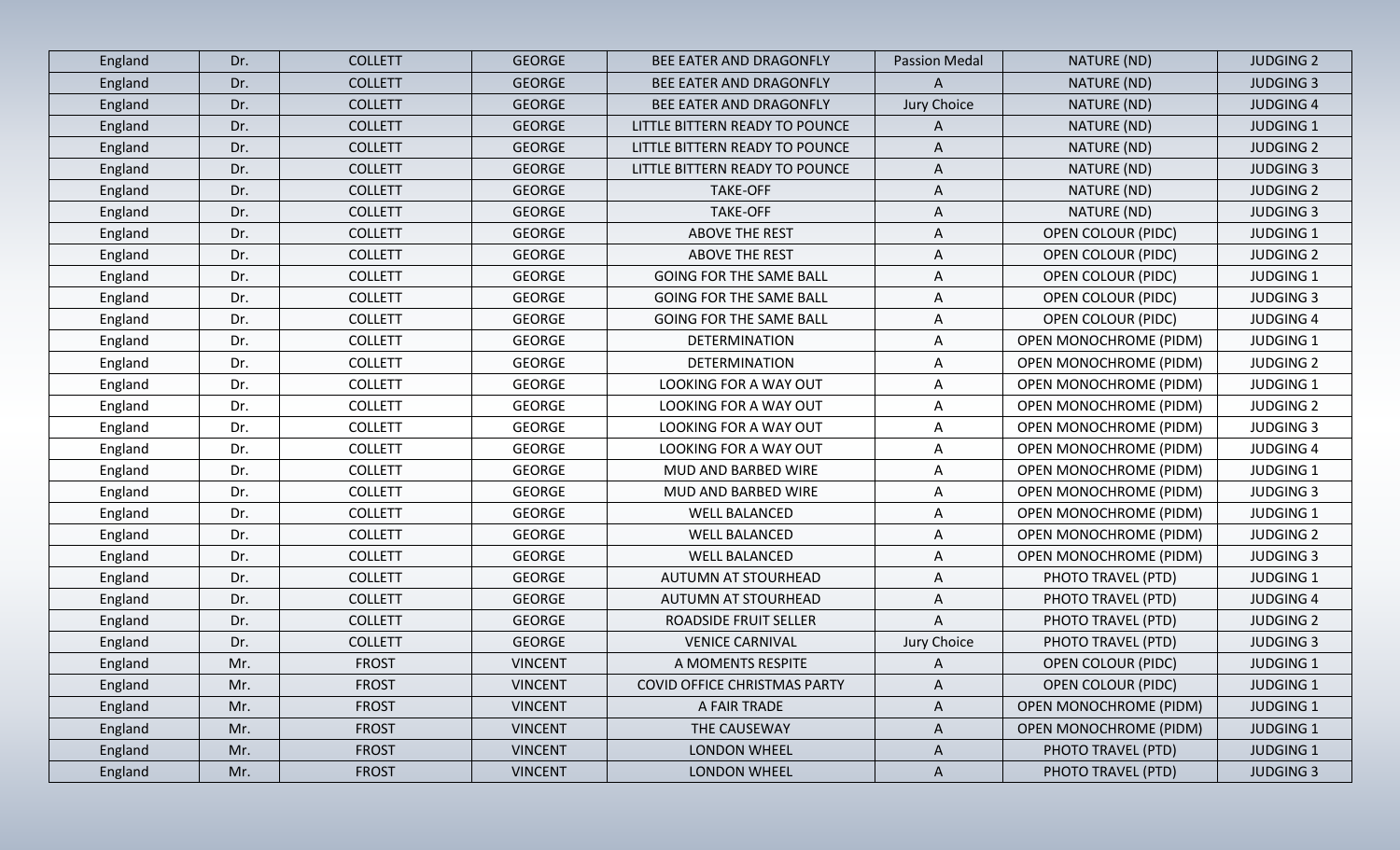| England | Dr. | COLLETT | GEORGE | BEE EATER AND DRAGONFLY | Passion Medal | NATURE (ND) | JUDGING 2 |
|---|---|---|---|---|---|---|---|
| England | Dr. | COLLETT | GEORGE | BEE EATER AND DRAGONFLY | A | NATURE (ND) | JUDGING 3 |
| England | Dr. | COLLETT | GEORGE | BEE EATER AND DRAGONFLY | Jury Choice | NATURE (ND) | JUDGING 4 |
| England | Dr. | COLLETT | GEORGE | LITTLE BITTERN READY TO POUNCE | A | NATURE (ND) | JUDGING 1 |
| England | Dr. | COLLETT | GEORGE | LITTLE BITTERN READY TO POUNCE | A | NATURE (ND) | JUDGING 2 |
| England | Dr. | COLLETT | GEORGE | LITTLE BITTERN READY TO POUNCE | A | NATURE (ND) | JUDGING 3 |
| England | Dr. | COLLETT | GEORGE | TAKE-OFF | A | NATURE (ND) | JUDGING 2 |
| England | Dr. | COLLETT | GEORGE | TAKE-OFF | A | NATURE (ND) | JUDGING 3 |
| England | Dr. | COLLETT | GEORGE | ABOVE THE REST | A | OPEN COLOUR (PIDC) | JUDGING 1 |
| England | Dr. | COLLETT | GEORGE | ABOVE THE REST | A | OPEN COLOUR (PIDC) | JUDGING 2 |
| England | Dr. | COLLETT | GEORGE | GOING FOR THE SAME BALL | A | OPEN COLOUR (PIDC) | JUDGING 1 |
| England | Dr. | COLLETT | GEORGE | GOING FOR THE SAME BALL | A | OPEN COLOUR (PIDC) | JUDGING 3 |
| England | Dr. | COLLETT | GEORGE | GOING FOR THE SAME BALL | A | OPEN COLOUR (PIDC) | JUDGING 4 |
| England | Dr. | COLLETT | GEORGE | DETERMINATION | A | OPEN MONOCHROME (PIDM) | JUDGING 1 |
| England | Dr. | COLLETT | GEORGE | DETERMINATION | A | OPEN MONOCHROME (PIDM) | JUDGING 2 |
| England | Dr. | COLLETT | GEORGE | LOOKING FOR A WAY OUT | A | OPEN MONOCHROME (PIDM) | JUDGING 1 |
| England | Dr. | COLLETT | GEORGE | LOOKING FOR A WAY OUT | A | OPEN MONOCHROME (PIDM) | JUDGING 2 |
| England | Dr. | COLLETT | GEORGE | LOOKING FOR A WAY OUT | A | OPEN MONOCHROME (PIDM) | JUDGING 3 |
| England | Dr. | COLLETT | GEORGE | LOOKING FOR A WAY OUT | A | OPEN MONOCHROME (PIDM) | JUDGING 4 |
| England | Dr. | COLLETT | GEORGE | MUD AND BARBED WIRE | A | OPEN MONOCHROME (PIDM) | JUDGING 1 |
| England | Dr. | COLLETT | GEORGE | MUD AND BARBED WIRE | A | OPEN MONOCHROME (PIDM) | JUDGING 3 |
| England | Dr. | COLLETT | GEORGE | WELL BALANCED | A | OPEN MONOCHROME (PIDM) | JUDGING 1 |
| England | Dr. | COLLETT | GEORGE | WELL BALANCED | A | OPEN MONOCHROME (PIDM) | JUDGING 2 |
| England | Dr. | COLLETT | GEORGE | WELL BALANCED | A | OPEN MONOCHROME (PIDM) | JUDGING 3 |
| England | Dr. | COLLETT | GEORGE | AUTUMN AT STOURHEAD | A | PHOTO TRAVEL (PTD) | JUDGING 1 |
| England | Dr. | COLLETT | GEORGE | AUTUMN AT STOURHEAD | A | PHOTO TRAVEL (PTD) | JUDGING 4 |
| England | Dr. | COLLETT | GEORGE | ROADSIDE FRUIT SELLER | A | PHOTO TRAVEL (PTD) | JUDGING 2 |
| England | Dr. | COLLETT | GEORGE | VENICE CARNIVAL | Jury Choice | PHOTO TRAVEL (PTD) | JUDGING 3 |
| England | Mr. | FROST | VINCENT | A MOMENTS RESPITE | A | OPEN COLOUR (PIDC) | JUDGING 1 |
| England | Mr. | FROST | VINCENT | COVID OFFICE CHRISTMAS PARTY | A | OPEN COLOUR (PIDC) | JUDGING 1 |
| England | Mr. | FROST | VINCENT | A FAIR TRADE | A | OPEN MONOCHROME (PIDM) | JUDGING 1 |
| England | Mr. | FROST | VINCENT | THE CAUSEWAY | A | OPEN MONOCHROME (PIDM) | JUDGING 1 |
| England | Mr. | FROST | VINCENT | LONDON WHEEL | A | PHOTO TRAVEL (PTD) | JUDGING 1 |
| England | Mr. | FROST | VINCENT | LONDON WHEEL | A | PHOTO TRAVEL (PTD) | JUDGING 3 |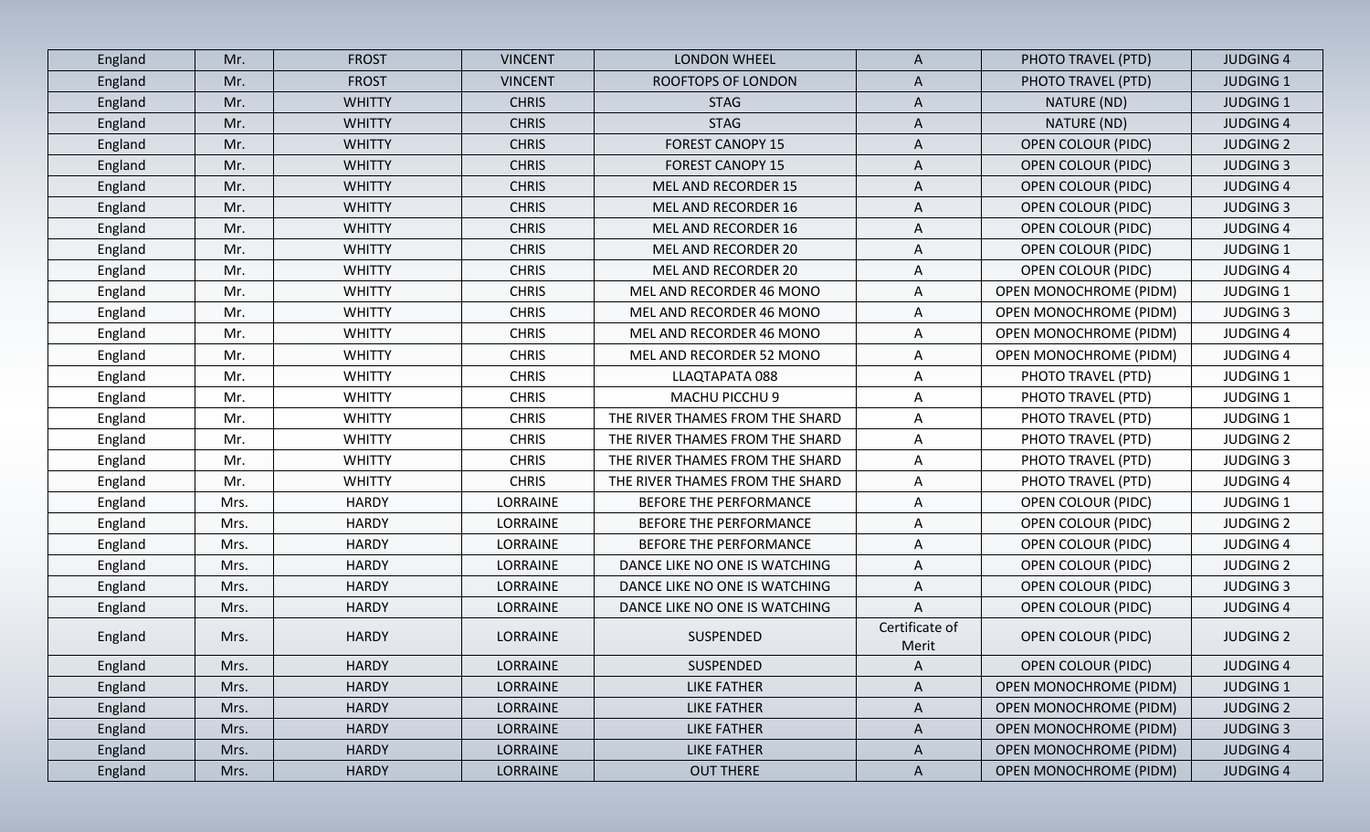| England | Mr. | FROST | VINCENT | LONDON WHEEL | A | PHOTO TRAVEL (PTD) | JUDGING 4 |
|---|---|---|---|---|---|---|---|
| England | Mr. | FROST | VINCENT | ROOFTOPS OF LONDON | A | PHOTO TRAVEL (PTD) | JUDGING 1 |
| England | Mr. | WHITTY | CHRIS | STAG | A | NATURE (ND) | JUDGING 1 |
| England | Mr. | WHITTY | CHRIS | STAG | A | NATURE (ND) | JUDGING 4 |
| England | Mr. | WHITTY | CHRIS | FOREST CANOPY 15 | A | OPEN COLOUR (PIDC) | JUDGING 2 |
| England | Mr. | WHITTY | CHRIS | FOREST CANOPY 15 | A | OPEN COLOUR (PIDC) | JUDGING 3 |
| England | Mr. | WHITTY | CHRIS | MEL AND RECORDER 15 | A | OPEN COLOUR (PIDC) | JUDGING 4 |
| England | Mr. | WHITTY | CHRIS | MEL AND RECORDER 16 | A | OPEN COLOUR (PIDC) | JUDGING 3 |
| England | Mr. | WHITTY | CHRIS | MEL AND RECORDER 16 | A | OPEN COLOUR (PIDC) | JUDGING 4 |
| England | Mr. | WHITTY | CHRIS | MEL AND RECORDER 20 | A | OPEN COLOUR (PIDC) | JUDGING 1 |
| England | Mr. | WHITTY | CHRIS | MEL AND RECORDER 20 | A | OPEN COLOUR (PIDC) | JUDGING 4 |
| England | Mr. | WHITTY | CHRIS | MEL AND RECORDER 46 MONO | A | OPEN MONOCHROME (PIDM) | JUDGING 1 |
| England | Mr. | WHITTY | CHRIS | MEL AND RECORDER 46 MONO | A | OPEN MONOCHROME (PIDM) | JUDGING 3 |
| England | Mr. | WHITTY | CHRIS | MEL AND RECORDER 46 MONO | A | OPEN MONOCHROME (PIDM) | JUDGING 4 |
| England | Mr. | WHITTY | CHRIS | MEL AND RECORDER 52 MONO | A | OPEN MONOCHROME (PIDM) | JUDGING 4 |
| England | Mr. | WHITTY | CHRIS | LLAQTAPATA 088 | A | PHOTO TRAVEL (PTD) | JUDGING 1 |
| England | Mr. | WHITTY | CHRIS | MACHU PICCHU 9 | A | PHOTO TRAVEL (PTD) | JUDGING 1 |
| England | Mr. | WHITTY | CHRIS | THE RIVER THAMES FROM THE SHARD | A | PHOTO TRAVEL (PTD) | JUDGING 1 |
| England | Mr. | WHITTY | CHRIS | THE RIVER THAMES FROM THE SHARD | A | PHOTO TRAVEL (PTD) | JUDGING 2 |
| England | Mr. | WHITTY | CHRIS | THE RIVER THAMES FROM THE SHARD | A | PHOTO TRAVEL (PTD) | JUDGING 3 |
| England | Mr. | WHITTY | CHRIS | THE RIVER THAMES FROM THE SHARD | A | PHOTO TRAVEL (PTD) | JUDGING 4 |
| England | Mrs. | HARDY | LORRAINE | BEFORE THE PERFORMANCE | A | OPEN COLOUR (PIDC) | JUDGING 1 |
| England | Mrs. | HARDY | LORRAINE | BEFORE THE PERFORMANCE | A | OPEN COLOUR (PIDC) | JUDGING 2 |
| England | Mrs. | HARDY | LORRAINE | BEFORE THE PERFORMANCE | A | OPEN COLOUR (PIDC) | JUDGING 4 |
| England | Mrs. | HARDY | LORRAINE | DANCE LIKE NO ONE IS WATCHING | A | OPEN COLOUR (PIDC) | JUDGING 2 |
| England | Mrs. | HARDY | LORRAINE | DANCE LIKE NO ONE IS WATCHING | A | OPEN COLOUR (PIDC) | JUDGING 3 |
| England | Mrs. | HARDY | LORRAINE | DANCE LIKE NO ONE IS WATCHING | A | OPEN COLOUR (PIDC) | JUDGING 4 |
| England | Mrs. | HARDY | LORRAINE | SUSPENDED | Certificate of Merit | OPEN COLOUR (PIDC) | JUDGING 2 |
| England | Mrs. | HARDY | LORRAINE | SUSPENDED | A | OPEN COLOUR (PIDC) | JUDGING 4 |
| England | Mrs. | HARDY | LORRAINE | LIKE FATHER | A | OPEN MONOCHROME (PIDM) | JUDGING 1 |
| England | Mrs. | HARDY | LORRAINE | LIKE FATHER | A | OPEN MONOCHROME (PIDM) | JUDGING 2 |
| England | Mrs. | HARDY | LORRAINE | LIKE FATHER | A | OPEN MONOCHROME (PIDM) | JUDGING 3 |
| England | Mrs. | HARDY | LORRAINE | LIKE FATHER | A | OPEN MONOCHROME (PIDM) | JUDGING 4 |
| England | Mrs. | HARDY | LORRAINE | OUT THERE | A | OPEN MONOCHROME (PIDM) | JUDGING 4 |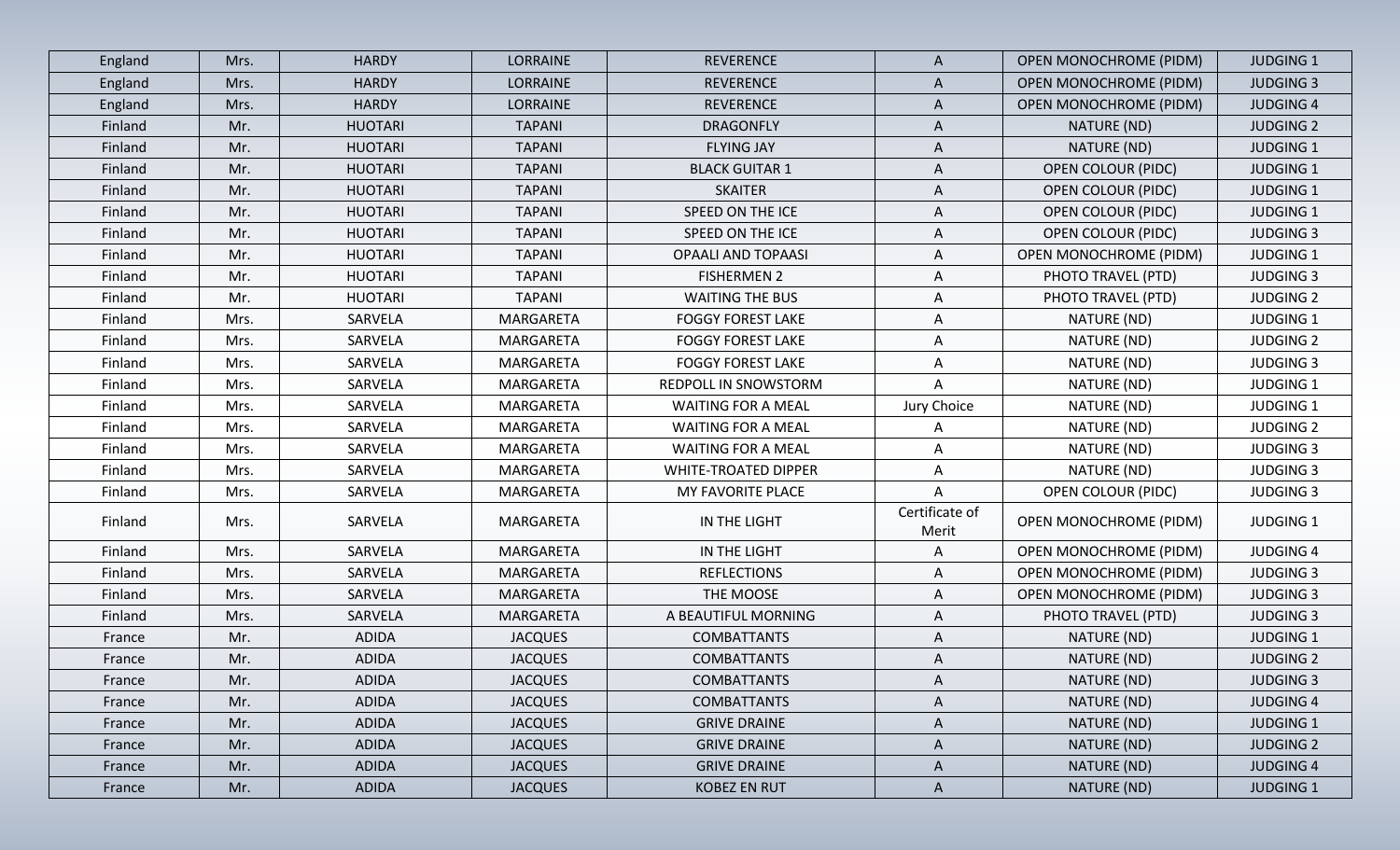| England | Mrs. | HARDY | LORRAINE | REVERENCE | A | OPEN MONOCHROME (PIDM) | JUDGING 1 |
|---|---|---|---|---|---|---|---|
| England | Mrs. | HARDY | LORRAINE | REVERENCE | A | OPEN MONOCHROME (PIDM) | JUDGING 3 |
| England | Mrs. | HARDY | LORRAINE | REVERENCE | A | OPEN MONOCHROME (PIDM) | JUDGING 4 |
| Finland | Mr. | HUOTARI | TAPANI | DRAGONFLY | A | NATURE (ND) | JUDGING 2 |
| Finland | Mr. | HUOTARI | TAPANI | FLYING JAY | A | NATURE (ND) | JUDGING 1 |
| Finland | Mr. | HUOTARI | TAPANI | BLACK GUITAR 1 | A | OPEN COLOUR (PIDC) | JUDGING 1 |
| Finland | Mr. | HUOTARI | TAPANI | SKAITER | A | OPEN COLOUR (PIDC) | JUDGING 1 |
| Finland | Mr. | HUOTARI | TAPANI | SPEED ON THE ICE | A | OPEN COLOUR (PIDC) | JUDGING 1 |
| Finland | Mr. | HUOTARI | TAPANI | SPEED ON THE ICE | A | OPEN COLOUR (PIDC) | JUDGING 3 |
| Finland | Mr. | HUOTARI | TAPANI | OPAALI AND TOPAASI | A | OPEN MONOCHROME (PIDM) | JUDGING 1 |
| Finland | Mr. | HUOTARI | TAPANI | FISHERMEN 2 | A | PHOTO TRAVEL (PTD) | JUDGING 3 |
| Finland | Mr. | HUOTARI | TAPANI | WAITING THE BUS | A | PHOTO TRAVEL (PTD) | JUDGING 2 |
| Finland | Mrs. | SARVELA | MARGARETA | FOGGY FOREST LAKE | A | NATURE (ND) | JUDGING 1 |
| Finland | Mrs. | SARVELA | MARGARETA | FOGGY FOREST LAKE | A | NATURE (ND) | JUDGING 2 |
| Finland | Mrs. | SARVELA | MARGARETA | FOGGY FOREST LAKE | A | NATURE (ND) | JUDGING 3 |
| Finland | Mrs. | SARVELA | MARGARETA | REDPOLL IN SNOWSTORM | A | NATURE (ND) | JUDGING 1 |
| Finland | Mrs. | SARVELA | MARGARETA | WAITING FOR A MEAL | Jury Choice | NATURE (ND) | JUDGING 1 |
| Finland | Mrs. | SARVELA | MARGARETA | WAITING FOR A MEAL | A | NATURE (ND) | JUDGING 2 |
| Finland | Mrs. | SARVELA | MARGARETA | WAITING FOR A MEAL | A | NATURE (ND) | JUDGING 3 |
| Finland | Mrs. | SARVELA | MARGARETA | WHITE-TROATED DIPPER | A | NATURE (ND) | JUDGING 3 |
| Finland | Mrs. | SARVELA | MARGARETA | MY FAVORITE PLACE | A | OPEN COLOUR (PIDC) | JUDGING 3 |
| Finland | Mrs. | SARVELA | MARGARETA | IN THE LIGHT | Certificate of Merit | OPEN MONOCHROME (PIDM) | JUDGING 1 |
| Finland | Mrs. | SARVELA | MARGARETA | IN THE LIGHT | A | OPEN MONOCHROME (PIDM) | JUDGING 4 |
| Finland | Mrs. | SARVELA | MARGARETA | REFLECTIONS | A | OPEN MONOCHROME (PIDM) | JUDGING 3 |
| Finland | Mrs. | SARVELA | MARGARETA | THE MOOSE | A | OPEN MONOCHROME (PIDM) | JUDGING 3 |
| Finland | Mrs. | SARVELA | MARGARETA | A BEAUTIFUL MORNING | A | PHOTO TRAVEL (PTD) | JUDGING 3 |
| France | Mr. | ADIDA | JACQUES | COMBATTANTS | A | NATURE (ND) | JUDGING 1 |
| France | Mr. | ADIDA | JACQUES | COMBATTANTS | A | NATURE (ND) | JUDGING 2 |
| France | Mr. | ADIDA | JACQUES | COMBATTANTS | A | NATURE (ND) | JUDGING 3 |
| France | Mr. | ADIDA | JACQUES | COMBATTANTS | A | NATURE (ND) | JUDGING 4 |
| France | Mr. | ADIDA | JACQUES | GRIVE DRAINE | A | NATURE (ND) | JUDGING 1 |
| France | Mr. | ADIDA | JACQUES | GRIVE DRAINE | A | NATURE (ND) | JUDGING 2 |
| France | Mr. | ADIDA | JACQUES | GRIVE DRAINE | A | NATURE (ND) | JUDGING 4 |
| France | Mr. | ADIDA | JACQUES | KOBEZ EN RUT | A | NATURE (ND) | JUDGING 1 |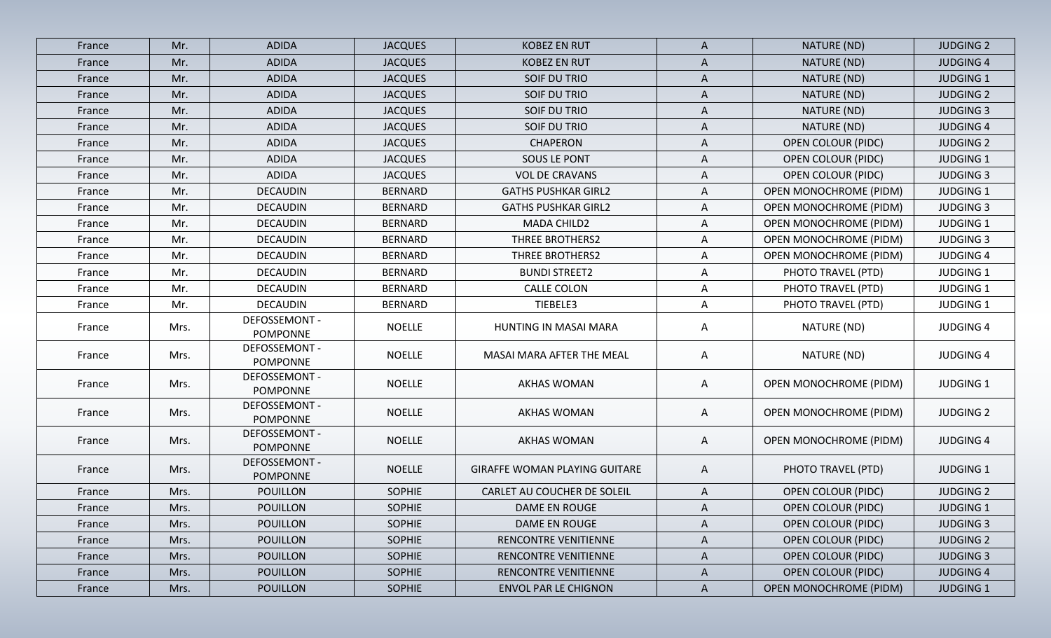| France | Mr. | ADIDA | JACQUES | KOBEZ EN RUT | A | NATURE (ND) | JUDGING 2 |
|---|---|---|---|---|---|---|---|
| France | Mr. | ADIDA | JACQUES | KOBEZ EN RUT | A | NATURE (ND) | JUDGING 4 |
| France | Mr. | ADIDA | JACQUES | SOIF DU TRIO | A | NATURE (ND) | JUDGING 1 |
| France | Mr. | ADIDA | JACQUES | SOIF DU TRIO | A | NATURE (ND) | JUDGING 2 |
| France | Mr. | ADIDA | JACQUES | SOIF DU TRIO | A | NATURE (ND) | JUDGING 3 |
| France | Mr. | ADIDA | JACQUES | SOIF DU TRIO | A | NATURE (ND) | JUDGING 4 |
| France | Mr. | ADIDA | JACQUES | CHAPERON | A | OPEN COLOUR (PIDC) | JUDGING 2 |
| France | Mr. | ADIDA | JACQUES | SOUS LE PONT | A | OPEN COLOUR (PIDC) | JUDGING 1 |
| France | Mr. | ADIDA | JACQUES | VOL DE CRAVANS | A | OPEN COLOUR (PIDC) | JUDGING 3 |
| France | Mr. | DECAUDIN | BERNARD | GATHS PUSHKAR GIRL2 | A | OPEN MONOCHROME (PIDM) | JUDGING 1 |
| France | Mr. | DECAUDIN | BERNARD | GATHS PUSHKAR GIRL2 | A | OPEN MONOCHROME (PIDM) | JUDGING 3 |
| France | Mr. | DECAUDIN | BERNARD | MADA CHILD2 | A | OPEN MONOCHROME (PIDM) | JUDGING 1 |
| France | Mr. | DECAUDIN | BERNARD | THREE BROTHERS2 | A | OPEN MONOCHROME (PIDM) | JUDGING 3 |
| France | Mr. | DECAUDIN | BERNARD | THREE BROTHERS2 | A | OPEN MONOCHROME (PIDM) | JUDGING 4 |
| France | Mr. | DECAUDIN | BERNARD | BUNDI STREET2 | A | PHOTO TRAVEL (PTD) | JUDGING 1 |
| France | Mr. | DECAUDIN | BERNARD | CALLE COLON | A | PHOTO TRAVEL (PTD) | JUDGING 1 |
| France | Mr. | DECAUDIN | BERNARD | TIEBELE3 | A | PHOTO TRAVEL (PTD) | JUDGING 1 |
| France | Mrs. | DEFOSSEMONT - POMPONNE | NOELLE | HUNTING IN MASAI MARA | A | NATURE (ND) | JUDGING 4 |
| France | Mrs. | DEFOSSEMONT - POMPONNE | NOELLE | MASAI MARA AFTER THE MEAL | A | NATURE (ND) | JUDGING 4 |
| France | Mrs. | DEFOSSEMONT - POMPONNE | NOELLE | AKHAS WOMAN | A | OPEN MONOCHROME (PIDM) | JUDGING 1 |
| France | Mrs. | DEFOSSEMONT - POMPONNE | NOELLE | AKHAS WOMAN | A | OPEN MONOCHROME (PIDM) | JUDGING 2 |
| France | Mrs. | DEFOSSEMONT - POMPONNE | NOELLE | AKHAS WOMAN | A | OPEN MONOCHROME (PIDM) | JUDGING 4 |
| France | Mrs. | DEFOSSEMONT - POMPONNE | NOELLE | GIRAFFE WOMAN PLAYING GUITARE | A | PHOTO TRAVEL (PTD) | JUDGING 1 |
| France | Mrs. | POUILLON | SOPHIE | CARLET AU COUCHER DE SOLEIL | A | OPEN COLOUR (PIDC) | JUDGING 2 |
| France | Mrs. | POUILLON | SOPHIE | DAME EN ROUGE | A | OPEN COLOUR (PIDC) | JUDGING 1 |
| France | Mrs. | POUILLON | SOPHIE | DAME EN ROUGE | A | OPEN COLOUR (PIDC) | JUDGING 3 |
| France | Mrs. | POUILLON | SOPHIE | RENCONTRE VENITIENNE | A | OPEN COLOUR (PIDC) | JUDGING 2 |
| France | Mrs. | POUILLON | SOPHIE | RENCONTRE VENITIENNE | A | OPEN COLOUR (PIDC) | JUDGING 3 |
| France | Mrs. | POUILLON | SOPHIE | RENCONTRE VENITIENNE | A | OPEN COLOUR (PIDC) | JUDGING 4 |
| France | Mrs. | POUILLON | SOPHIE | ENVOL PAR LE CHIGNON | A | OPEN MONOCHROME (PIDM) | JUDGING 1 |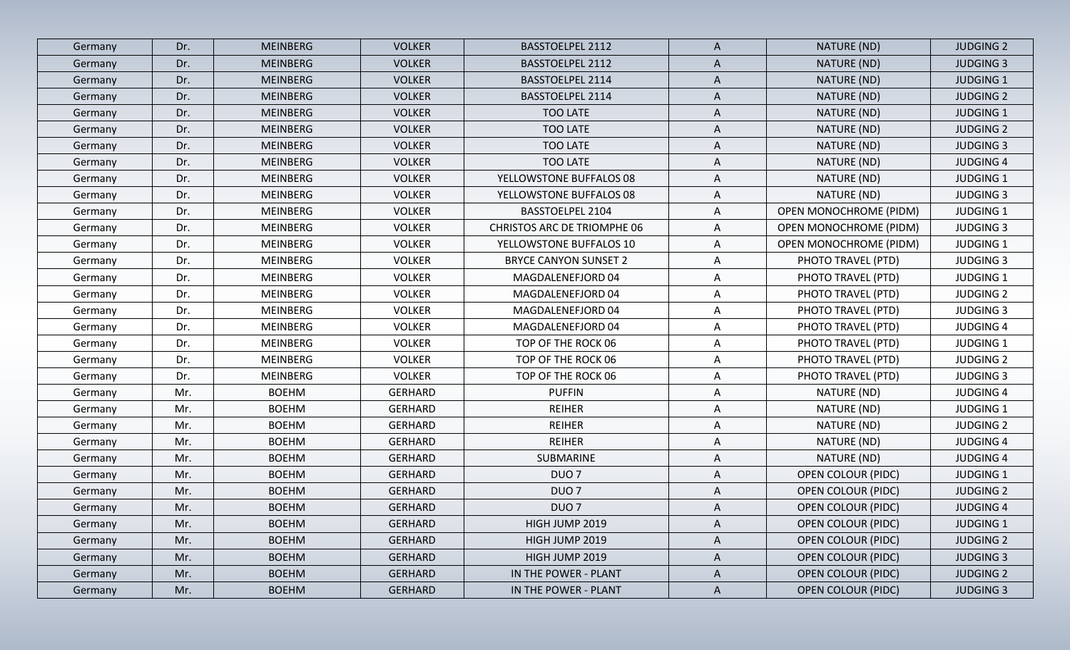| Germany | Dr. | MEINBERG | VOLKER | BASSTOELPEL 2112 | A | NATURE (ND) | JUDGING 2 |
|---|---|---|---|---|---|---|---|
| Germany | Dr. | MEINBERG | VOLKER | BASSTOELPEL 2112 | A | NATURE (ND) | JUDGING 3 |
| Germany | Dr. | MEINBERG | VOLKER | BASSTOELPEL 2114 | A | NATURE (ND) | JUDGING 1 |
| Germany | Dr. | MEINBERG | VOLKER | BASSTOELPEL 2114 | A | NATURE (ND) | JUDGING 2 |
| Germany | Dr. | MEINBERG | VOLKER | TOO LATE | A | NATURE (ND) | JUDGING 1 |
| Germany | Dr. | MEINBERG | VOLKER | TOO LATE | A | NATURE (ND) | JUDGING 2 |
| Germany | Dr. | MEINBERG | VOLKER | TOO LATE | A | NATURE (ND) | JUDGING 3 |
| Germany | Dr. | MEINBERG | VOLKER | TOO LATE | A | NATURE (ND) | JUDGING 4 |
| Germany | Dr. | MEINBERG | VOLKER | YELLOWSTONE BUFFALOS 08 | A | NATURE (ND) | JUDGING 1 |
| Germany | Dr. | MEINBERG | VOLKER | YELLOWSTONE BUFFALOS 08 | A | NATURE (ND) | JUDGING 3 |
| Germany | Dr. | MEINBERG | VOLKER | BASSTOELPEL 2104 | A | OPEN MONOCHROME (PIDM) | JUDGING 1 |
| Germany | Dr. | MEINBERG | VOLKER | CHRISTOS ARC DE TRIOMPHE 06 | A | OPEN MONOCHROME (PIDM) | JUDGING 3 |
| Germany | Dr. | MEINBERG | VOLKER | YELLOWSTONE BUFFALOS 10 | A | OPEN MONOCHROME (PIDM) | JUDGING 1 |
| Germany | Dr. | MEINBERG | VOLKER | BRYCE CANYON SUNSET 2 | A | PHOTO TRAVEL (PTD) | JUDGING 3 |
| Germany | Dr. | MEINBERG | VOLKER | MAGDALENEFJORD 04 | A | PHOTO TRAVEL (PTD) | JUDGING 1 |
| Germany | Dr. | MEINBERG | VOLKER | MAGDALENEFJORD 04 | A | PHOTO TRAVEL (PTD) | JUDGING 2 |
| Germany | Dr. | MEINBERG | VOLKER | MAGDALENEFJORD 04 | A | PHOTO TRAVEL (PTD) | JUDGING 3 |
| Germany | Dr. | MEINBERG | VOLKER | MAGDALENEFJORD 04 | A | PHOTO TRAVEL (PTD) | JUDGING 4 |
| Germany | Dr. | MEINBERG | VOLKER | TOP OF THE ROCK 06 | A | PHOTO TRAVEL (PTD) | JUDGING 1 |
| Germany | Dr. | MEINBERG | VOLKER | TOP OF THE ROCK 06 | A | PHOTO TRAVEL (PTD) | JUDGING 2 |
| Germany | Dr. | MEINBERG | VOLKER | TOP OF THE ROCK 06 | A | PHOTO TRAVEL (PTD) | JUDGING 3 |
| Germany | Mr. | BOEHM | GERHARD | PUFFIN | A | NATURE (ND) | JUDGING 4 |
| Germany | Mr. | BOEHM | GERHARD | REIHER | A | NATURE (ND) | JUDGING 1 |
| Germany | Mr. | BOEHM | GERHARD | REIHER | A | NATURE (ND) | JUDGING 2 |
| Germany | Mr. | BOEHM | GERHARD | REIHER | A | NATURE (ND) | JUDGING 4 |
| Germany | Mr. | BOEHM | GERHARD | SUBMARINE | A | NATURE (ND) | JUDGING 4 |
| Germany | Mr. | BOEHM | GERHARD | DUO 7 | A | OPEN COLOUR (PIDC) | JUDGING 1 |
| Germany | Mr. | BOEHM | GERHARD | DUO 7 | A | OPEN COLOUR (PIDC) | JUDGING 2 |
| Germany | Mr. | BOEHM | GERHARD | DUO 7 | A | OPEN COLOUR (PIDC) | JUDGING 4 |
| Germany | Mr. | BOEHM | GERHARD | HIGH JUMP 2019 | A | OPEN COLOUR (PIDC) | JUDGING 1 |
| Germany | Mr. | BOEHM | GERHARD | HIGH JUMP 2019 | A | OPEN COLOUR (PIDC) | JUDGING 2 |
| Germany | Mr. | BOEHM | GERHARD | HIGH JUMP 2019 | A | OPEN COLOUR (PIDC) | JUDGING 3 |
| Germany | Mr. | BOEHM | GERHARD | IN THE POWER - PLANT | A | OPEN COLOUR (PIDC) | JUDGING 2 |
| Germany | Mr. | BOEHM | GERHARD | IN THE POWER - PLANT | A | OPEN COLOUR (PIDC) | JUDGING 3 |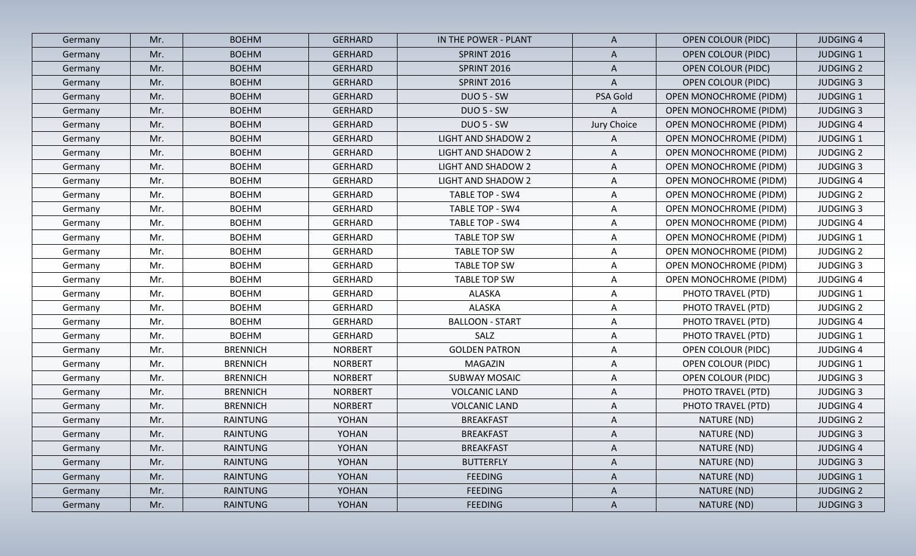| Germany | Mr. | BOEHM | GERHARD | IN THE POWER - PLANT | A | OPEN COLOUR (PIDC) | JUDGING 4 |
|---|---|---|---|---|---|---|---|
| Germany | Mr. | BOEHM | GERHARD | SPRINT 2016 | A | OPEN COLOUR (PIDC) | JUDGING 1 |
| Germany | Mr. | BOEHM | GERHARD | SPRINT 2016 | A | OPEN COLOUR (PIDC) | JUDGING 2 |
| Germany | Mr. | BOEHM | GERHARD | SPRINT 2016 | A | OPEN COLOUR (PIDC) | JUDGING 3 |
| Germany | Mr. | BOEHM | GERHARD | DUO 5 - SW | PSA Gold | OPEN MONOCHROME (PIDM) | JUDGING 1 |
| Germany | Mr. | BOEHM | GERHARD | DUO 5 - SW | A | OPEN MONOCHROME (PIDM) | JUDGING 3 |
| Germany | Mr. | BOEHM | GERHARD | DUO 5 - SW | Jury Choice | OPEN MONOCHROME (PIDM) | JUDGING 4 |
| Germany | Mr. | BOEHM | GERHARD | LIGHT AND SHADOW 2 | A | OPEN MONOCHROME (PIDM) | JUDGING 1 |
| Germany | Mr. | BOEHM | GERHARD | LIGHT AND SHADOW 2 | A | OPEN MONOCHROME (PIDM) | JUDGING 2 |
| Germany | Mr. | BOEHM | GERHARD | LIGHT AND SHADOW 2 | A | OPEN MONOCHROME (PIDM) | JUDGING 3 |
| Germany | Mr. | BOEHM | GERHARD | LIGHT AND SHADOW 2 | A | OPEN MONOCHROME (PIDM) | JUDGING 4 |
| Germany | Mr. | BOEHM | GERHARD | TABLE TOP - SW4 | A | OPEN MONOCHROME (PIDM) | JUDGING 2 |
| Germany | Mr. | BOEHM | GERHARD | TABLE TOP - SW4 | A | OPEN MONOCHROME (PIDM) | JUDGING 3 |
| Germany | Mr. | BOEHM | GERHARD | TABLE TOP - SW4 | A | OPEN MONOCHROME (PIDM) | JUDGING 4 |
| Germany | Mr. | BOEHM | GERHARD | TABLE TOP SW | A | OPEN MONOCHROME (PIDM) | JUDGING 1 |
| Germany | Mr. | BOEHM | GERHARD | TABLE TOP SW | A | OPEN MONOCHROME (PIDM) | JUDGING 2 |
| Germany | Mr. | BOEHM | GERHARD | TABLE TOP SW | A | OPEN MONOCHROME (PIDM) | JUDGING 3 |
| Germany | Mr. | BOEHM | GERHARD | TABLE TOP SW | A | OPEN MONOCHROME (PIDM) | JUDGING 4 |
| Germany | Mr. | BOEHM | GERHARD | ALASKA | A | PHOTO TRAVEL (PTD) | JUDGING 1 |
| Germany | Mr. | BOEHM | GERHARD | ALASKA | A | PHOTO TRAVEL (PTD) | JUDGING 2 |
| Germany | Mr. | BOEHM | GERHARD | BALLOON - START | A | PHOTO TRAVEL (PTD) | JUDGING 4 |
| Germany | Mr. | BOEHM | GERHARD | SALZ | A | PHOTO TRAVEL (PTD) | JUDGING 1 |
| Germany | Mr. | BRENNICH | NORBERT | GOLDEN PATRON | A | OPEN COLOUR (PIDC) | JUDGING 4 |
| Germany | Mr. | BRENNICH | NORBERT | MAGAZIN | A | OPEN COLOUR (PIDC) | JUDGING 1 |
| Germany | Mr. | BRENNICH | NORBERT | SUBWAY MOSAIC | A | OPEN COLOUR (PIDC) | JUDGING 3 |
| Germany | Mr. | BRENNICH | NORBERT | VOLCANIC LAND | A | PHOTO TRAVEL (PTD) | JUDGING 3 |
| Germany | Mr. | BRENNICH | NORBERT | VOLCANIC LAND | A | PHOTO TRAVEL (PTD) | JUDGING 4 |
| Germany | Mr. | RAINTUNG | YOHAN | BREAKFAST | A | NATURE (ND) | JUDGING 2 |
| Germany | Mr. | RAINTUNG | YOHAN | BREAKFAST | A | NATURE (ND) | JUDGING 3 |
| Germany | Mr. | RAINTUNG | YOHAN | BREAKFAST | A | NATURE (ND) | JUDGING 4 |
| Germany | Mr. | RAINTUNG | YOHAN | BUTTERFLY | A | NATURE (ND) | JUDGING 3 |
| Germany | Mr. | RAINTUNG | YOHAN | FEEDING | A | NATURE (ND) | JUDGING 1 |
| Germany | Mr. | RAINTUNG | YOHAN | FEEDING | A | NATURE (ND) | JUDGING 2 |
| Germany | Mr. | RAINTUNG | YOHAN | FEEDING | A | NATURE (ND) | JUDGING 3 |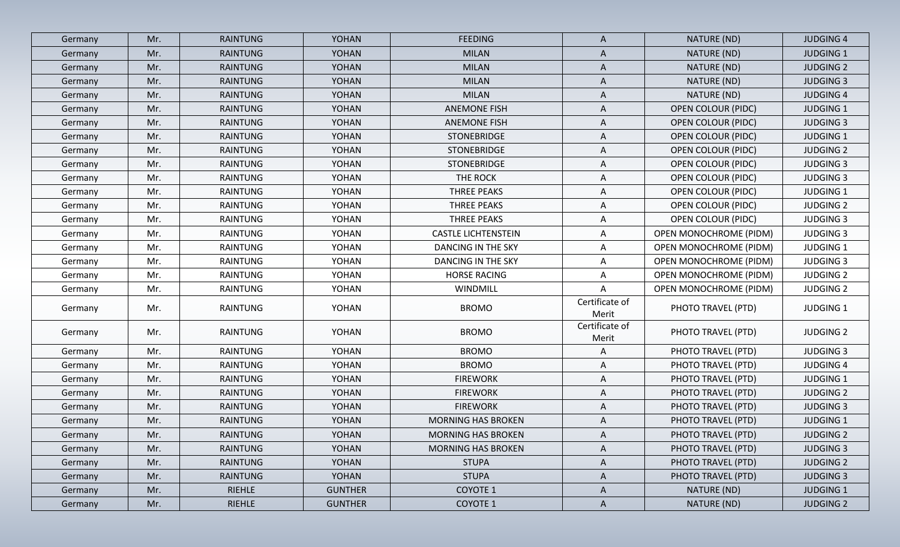| Germany | Mr. | RAINTUNG | YOHAN | FEEDING | A | NATURE (ND) | JUDGING 4 |
|---|---|---|---|---|---|---|---|
| Germany | Mr. | RAINTUNG | YOHAN | MILAN | A | NATURE (ND) | JUDGING 1 |
| Germany | Mr. | RAINTUNG | YOHAN | MILAN | A | NATURE (ND) | JUDGING 2 |
| Germany | Mr. | RAINTUNG | YOHAN | MILAN | A | NATURE (ND) | JUDGING 3 |
| Germany | Mr. | RAINTUNG | YOHAN | MILAN | A | NATURE (ND) | JUDGING 4 |
| Germany | Mr. | RAINTUNG | YOHAN | ANEMONE FISH | A | OPEN COLOUR (PIDC) | JUDGING 1 |
| Germany | Mr. | RAINTUNG | YOHAN | ANEMONE FISH | A | OPEN COLOUR (PIDC) | JUDGING 3 |
| Germany | Mr. | RAINTUNG | YOHAN | STONEBRIDGE | A | OPEN COLOUR (PIDC) | JUDGING 1 |
| Germany | Mr. | RAINTUNG | YOHAN | STONEBRIDGE | A | OPEN COLOUR (PIDC) | JUDGING 2 |
| Germany | Mr. | RAINTUNG | YOHAN | STONEBRIDGE | A | OPEN COLOUR (PIDC) | JUDGING 3 |
| Germany | Mr. | RAINTUNG | YOHAN | THE ROCK | A | OPEN COLOUR (PIDC) | JUDGING 3 |
| Germany | Mr. | RAINTUNG | YOHAN | THREE PEAKS | A | OPEN COLOUR (PIDC) | JUDGING 1 |
| Germany | Mr. | RAINTUNG | YOHAN | THREE PEAKS | A | OPEN COLOUR (PIDC) | JUDGING 2 |
| Germany | Mr. | RAINTUNG | YOHAN | THREE PEAKS | A | OPEN COLOUR (PIDC) | JUDGING 3 |
| Germany | Mr. | RAINTUNG | YOHAN | CASTLE LICHTENSTEIN | A | OPEN MONOCHROME (PIDM) | JUDGING 3 |
| Germany | Mr. | RAINTUNG | YOHAN | DANCING IN THE SKY | A | OPEN MONOCHROME (PIDM) | JUDGING 1 |
| Germany | Mr. | RAINTUNG | YOHAN | DANCING IN THE SKY | A | OPEN MONOCHROME (PIDM) | JUDGING 3 |
| Germany | Mr. | RAINTUNG | YOHAN | HORSE RACING | A | OPEN MONOCHROME (PIDM) | JUDGING 2 |
| Germany | Mr. | RAINTUNG | YOHAN | WINDMILL | A | OPEN MONOCHROME (PIDM) | JUDGING 2 |
| Germany | Mr. | RAINTUNG | YOHAN | BROMO | Certificate of Merit | PHOTO TRAVEL (PTD) | JUDGING 1 |
| Germany | Mr. | RAINTUNG | YOHAN | BROMO | Certificate of Merit | PHOTO TRAVEL (PTD) | JUDGING 2 |
| Germany | Mr. | RAINTUNG | YOHAN | BROMO | A | PHOTO TRAVEL (PTD) | JUDGING 3 |
| Germany | Mr. | RAINTUNG | YOHAN | BROMO | A | PHOTO TRAVEL (PTD) | JUDGING 4 |
| Germany | Mr. | RAINTUNG | YOHAN | FIREWORK | A | PHOTO TRAVEL (PTD) | JUDGING 1 |
| Germany | Mr. | RAINTUNG | YOHAN | FIREWORK | A | PHOTO TRAVEL (PTD) | JUDGING 2 |
| Germany | Mr. | RAINTUNG | YOHAN | FIREWORK | A | PHOTO TRAVEL (PTD) | JUDGING 3 |
| Germany | Mr. | RAINTUNG | YOHAN | MORNING HAS BROKEN | A | PHOTO TRAVEL (PTD) | JUDGING 1 |
| Germany | Mr. | RAINTUNG | YOHAN | MORNING HAS BROKEN | A | PHOTO TRAVEL (PTD) | JUDGING 2 |
| Germany | Mr. | RAINTUNG | YOHAN | MORNING HAS BROKEN | A | PHOTO TRAVEL (PTD) | JUDGING 3 |
| Germany | Mr. | RAINTUNG | YOHAN | STUPA | A | PHOTO TRAVEL (PTD) | JUDGING 2 |
| Germany | Mr. | RAINTUNG | YOHAN | STUPA | A | PHOTO TRAVEL (PTD) | JUDGING 3 |
| Germany | Mr. | RIEHLE | GUNTHER | COYOTE 1 | A | NATURE (ND) | JUDGING 1 |
| Germany | Mr. | RIEHLE | GUNTHER | COYOTE 1 | A | NATURE (ND) | JUDGING 2 |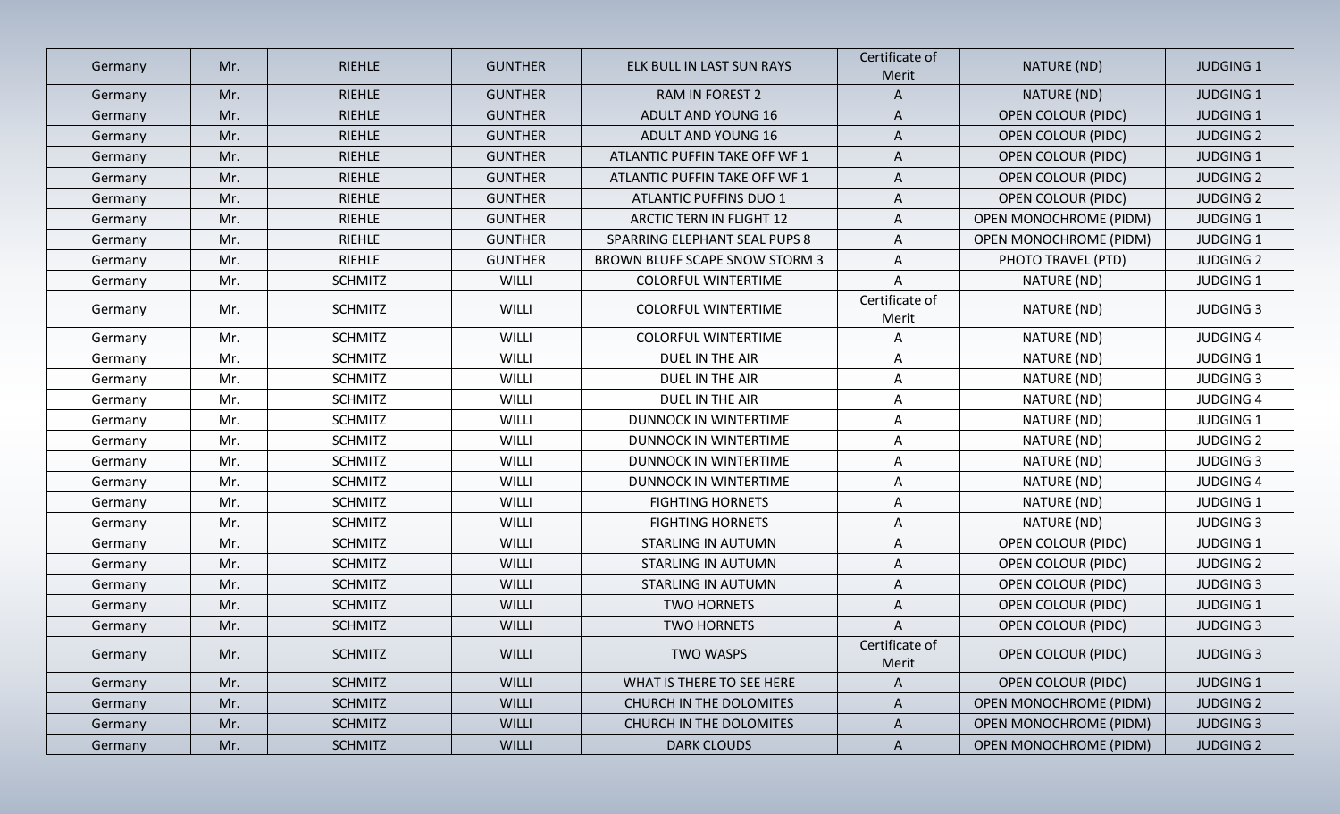| Germany | Mr. | RIEHLE | GUNTHER | ELK BULL IN LAST SUN RAYS | Certificate of Merit | NATURE (ND) | JUDGING 1 |
|---|---|---|---|---|---|---|---|
| Germany | Mr. | RIEHLE | GUNTHER | RAM IN FOREST 2 | A | NATURE (ND) | JUDGING 1 |
| Germany | Mr. | RIEHLE | GUNTHER | ADULT AND YOUNG 16 | A | OPEN COLOUR (PIDC) | JUDGING 1 |
| Germany | Mr. | RIEHLE | GUNTHER | ADULT AND YOUNG 16 | A | OPEN COLOUR (PIDC) | JUDGING 2 |
| Germany | Mr. | RIEHLE | GUNTHER | ATLANTIC PUFFIN TAKE OFF WF 1 | A | OPEN COLOUR (PIDC) | JUDGING 1 |
| Germany | Mr. | RIEHLE | GUNTHER | ATLANTIC PUFFIN TAKE OFF WF 1 | A | OPEN COLOUR (PIDC) | JUDGING 2 |
| Germany | Mr. | RIEHLE | GUNTHER | ATLANTIC PUFFINS DUO 1 | A | OPEN COLOUR (PIDC) | JUDGING 2 |
| Germany | Mr. | RIEHLE | GUNTHER | ARCTIC TERN IN FLIGHT 12 | A | OPEN MONOCHROME (PIDM) | JUDGING 1 |
| Germany | Mr. | RIEHLE | GUNTHER | SPARRING ELEPHANT SEAL PUPS 8 | A | OPEN MONOCHROME (PIDM) | JUDGING 1 |
| Germany | Mr. | RIEHLE | GUNTHER | BROWN BLUFF SCAPE SNOW STORM 3 | A | PHOTO TRAVEL (PTD) | JUDGING 2 |
| Germany | Mr. | SCHMITZ | WILLI | COLORFUL WINTERTIME | A | NATURE (ND) | JUDGING 1 |
| Germany | Mr. | SCHMITZ | WILLI | COLORFUL WINTERTIME | Certificate of Merit | NATURE (ND) | JUDGING 3 |
| Germany | Mr. | SCHMITZ | WILLI | COLORFUL WINTERTIME | A | NATURE (ND) | JUDGING 4 |
| Germany | Mr. | SCHMITZ | WILLI | DUEL IN THE AIR | A | NATURE (ND) | JUDGING 1 |
| Germany | Mr. | SCHMITZ | WILLI | DUEL IN THE AIR | A | NATURE (ND) | JUDGING 3 |
| Germany | Mr. | SCHMITZ | WILLI | DUEL IN THE AIR | A | NATURE (ND) | JUDGING 4 |
| Germany | Mr. | SCHMITZ | WILLI | DUNNOCK IN WINTERTIME | A | NATURE (ND) | JUDGING 1 |
| Germany | Mr. | SCHMITZ | WILLI | DUNNOCK IN WINTERTIME | A | NATURE (ND) | JUDGING 2 |
| Germany | Mr. | SCHMITZ | WILLI | DUNNOCK IN WINTERTIME | A | NATURE (ND) | JUDGING 3 |
| Germany | Mr. | SCHMITZ | WILLI | DUNNOCK IN WINTERTIME | A | NATURE (ND) | JUDGING 4 |
| Germany | Mr. | SCHMITZ | WILLI | FIGHTING HORNETS | A | NATURE (ND) | JUDGING 1 |
| Germany | Mr. | SCHMITZ | WILLI | FIGHTING HORNETS | A | NATURE (ND) | JUDGING 3 |
| Germany | Mr. | SCHMITZ | WILLI | STARLING IN AUTUMN | A | OPEN COLOUR (PIDC) | JUDGING 1 |
| Germany | Mr. | SCHMITZ | WILLI | STARLING IN AUTUMN | A | OPEN COLOUR (PIDC) | JUDGING 2 |
| Germany | Mr. | SCHMITZ | WILLI | STARLING IN AUTUMN | A | OPEN COLOUR (PIDC) | JUDGING 3 |
| Germany | Mr. | SCHMITZ | WILLI | TWO HORNETS | A | OPEN COLOUR (PIDC) | JUDGING 1 |
| Germany | Mr. | SCHMITZ | WILLI | TWO HORNETS | A | OPEN COLOUR (PIDC) | JUDGING 3 |
| Germany | Mr. | SCHMITZ | WILLI | TWO WASPS | Certificate of Merit | OPEN COLOUR (PIDC) | JUDGING 3 |
| Germany | Mr. | SCHMITZ | WILLI | WHAT IS THERE TO SEE HERE | A | OPEN COLOUR (PIDC) | JUDGING 1 |
| Germany | Mr. | SCHMITZ | WILLI | CHURCH IN THE DOLOMITES | A | OPEN MONOCHROME (PIDM) | JUDGING 2 |
| Germany | Mr. | SCHMITZ | WILLI | CHURCH IN THE DOLOMITES | A | OPEN MONOCHROME (PIDM) | JUDGING 3 |
| Germany | Mr. | SCHMITZ | WILLI | DARK CLOUDS | A | OPEN MONOCHROME (PIDM) | JUDGING 2 |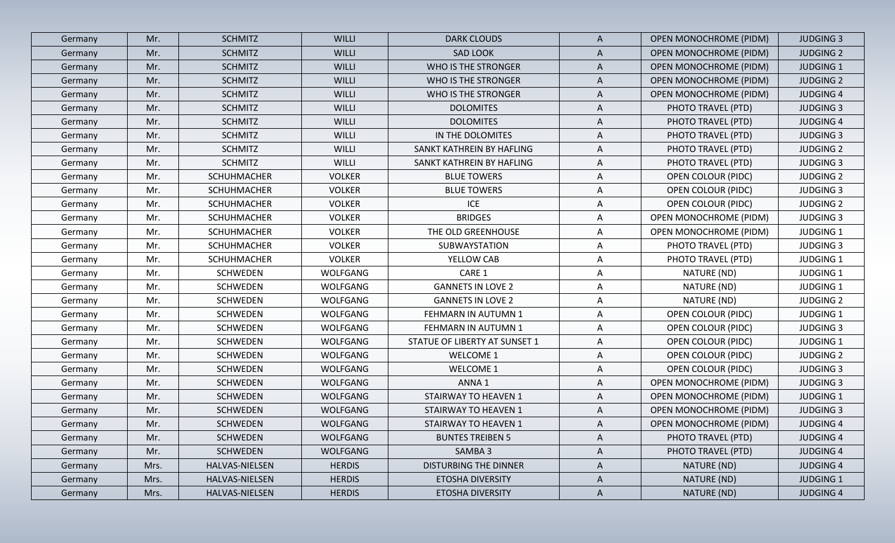| Germany | Mr. | SCHMITZ | WILLI | DARK CLOUDS | A | OPEN MONOCHROME (PIDM) | JUDGING 3 |
|---|---|---|---|---|---|---|---|
| Germany | Mr. | SCHMITZ | WILLI | SAD LOOK | A | OPEN MONOCHROME (PIDM) | JUDGING 2 |
| Germany | Mr. | SCHMITZ | WILLI | WHO IS THE STRONGER | A | OPEN MONOCHROME (PIDM) | JUDGING 1 |
| Germany | Mr. | SCHMITZ | WILLI | WHO IS THE STRONGER | A | OPEN MONOCHROME (PIDM) | JUDGING 2 |
| Germany | Mr. | SCHMITZ | WILLI | WHO IS THE STRONGER | A | OPEN MONOCHROME (PIDM) | JUDGING 4 |
| Germany | Mr. | SCHMITZ | WILLI | DOLOMITES | A | PHOTO TRAVEL (PTD) | JUDGING 3 |
| Germany | Mr. | SCHMITZ | WILLI | DOLOMITES | A | PHOTO TRAVEL (PTD) | JUDGING 4 |
| Germany | Mr. | SCHMITZ | WILLI | IN THE DOLOMITES | A | PHOTO TRAVEL (PTD) | JUDGING 3 |
| Germany | Mr. | SCHMITZ | WILLI | SANKT KATHREIN BY HAFLING | A | PHOTO TRAVEL (PTD) | JUDGING 2 |
| Germany | Mr. | SCHMITZ | WILLI | SANKT KATHREIN BY HAFLING | A | PHOTO TRAVEL (PTD) | JUDGING 3 |
| Germany | Mr. | SCHUHMACHER | VOLKER | BLUE TOWERS | A | OPEN COLOUR (PIDC) | JUDGING 2 |
| Germany | Mr. | SCHUHMACHER | VOLKER | BLUE TOWERS | A | OPEN COLOUR (PIDC) | JUDGING 3 |
| Germany | Mr. | SCHUHMACHER | VOLKER | ICE | A | OPEN COLOUR (PIDC) | JUDGING 2 |
| Germany | Mr. | SCHUHMACHER | VOLKER | BRIDGES | A | OPEN MONOCHROME (PIDM) | JUDGING 3 |
| Germany | Mr. | SCHUHMACHER | VOLKER | THE OLD GREENHOUSE | A | OPEN MONOCHROME (PIDM) | JUDGING 1 |
| Germany | Mr. | SCHUHMACHER | VOLKER | SUBWAYSTATION | A | PHOTO TRAVEL (PTD) | JUDGING 3 |
| Germany | Mr. | SCHUHMACHER | VOLKER | YELLOW CAB | A | PHOTO TRAVEL (PTD) | JUDGING 1 |
| Germany | Mr. | SCHWEDEN | WOLFGANG | CARE 1 | A | NATURE (ND) | JUDGING 1 |
| Germany | Mr. | SCHWEDEN | WOLFGANG | GANNETS IN LOVE 2 | A | NATURE (ND) | JUDGING 1 |
| Germany | Mr. | SCHWEDEN | WOLFGANG | GANNETS IN LOVE 2 | A | NATURE (ND) | JUDGING 2 |
| Germany | Mr. | SCHWEDEN | WOLFGANG | FEHMARN IN AUTUMN 1 | A | OPEN COLOUR (PIDC) | JUDGING 1 |
| Germany | Mr. | SCHWEDEN | WOLFGANG | FEHMARN IN AUTUMN 1 | A | OPEN COLOUR (PIDC) | JUDGING 3 |
| Germany | Mr. | SCHWEDEN | WOLFGANG | STATUE OF LIBERTY AT SUNSET 1 | A | OPEN COLOUR (PIDC) | JUDGING 1 |
| Germany | Mr. | SCHWEDEN | WOLFGANG | WELCOME 1 | A | OPEN COLOUR (PIDC) | JUDGING 2 |
| Germany | Mr. | SCHWEDEN | WOLFGANG | WELCOME 1 | A | OPEN COLOUR (PIDC) | JUDGING 3 |
| Germany | Mr. | SCHWEDEN | WOLFGANG | ANNA 1 | A | OPEN MONOCHROME (PIDM) | JUDGING 3 |
| Germany | Mr. | SCHWEDEN | WOLFGANG | STAIRWAY TO HEAVEN 1 | A | OPEN MONOCHROME (PIDM) | JUDGING 1 |
| Germany | Mr. | SCHWEDEN | WOLFGANG | STAIRWAY TO HEAVEN 1 | A | OPEN MONOCHROME (PIDM) | JUDGING 3 |
| Germany | Mr. | SCHWEDEN | WOLFGANG | STAIRWAY TO HEAVEN 1 | A | OPEN MONOCHROME (PIDM) | JUDGING 4 |
| Germany | Mr. | SCHWEDEN | WOLFGANG | BUNTES TREIBEN 5 | A | PHOTO TRAVEL (PTD) | JUDGING 4 |
| Germany | Mr. | SCHWEDEN | WOLFGANG | SAMBA 3 | A | PHOTO TRAVEL (PTD) | JUDGING 4 |
| Germany | Mrs. | HALVAS-NIELSEN | HERDIS | DISTURBING THE DINNER | A | NATURE (ND) | JUDGING 4 |
| Germany | Mrs. | HALVAS-NIELSEN | HERDIS | ETOSHA DIVERSITY | A | NATURE (ND) | JUDGING 1 |
| Germany | Mrs. | HALVAS-NIELSEN | HERDIS | ETOSHA DIVERSITY | A | NATURE (ND) | JUDGING 4 |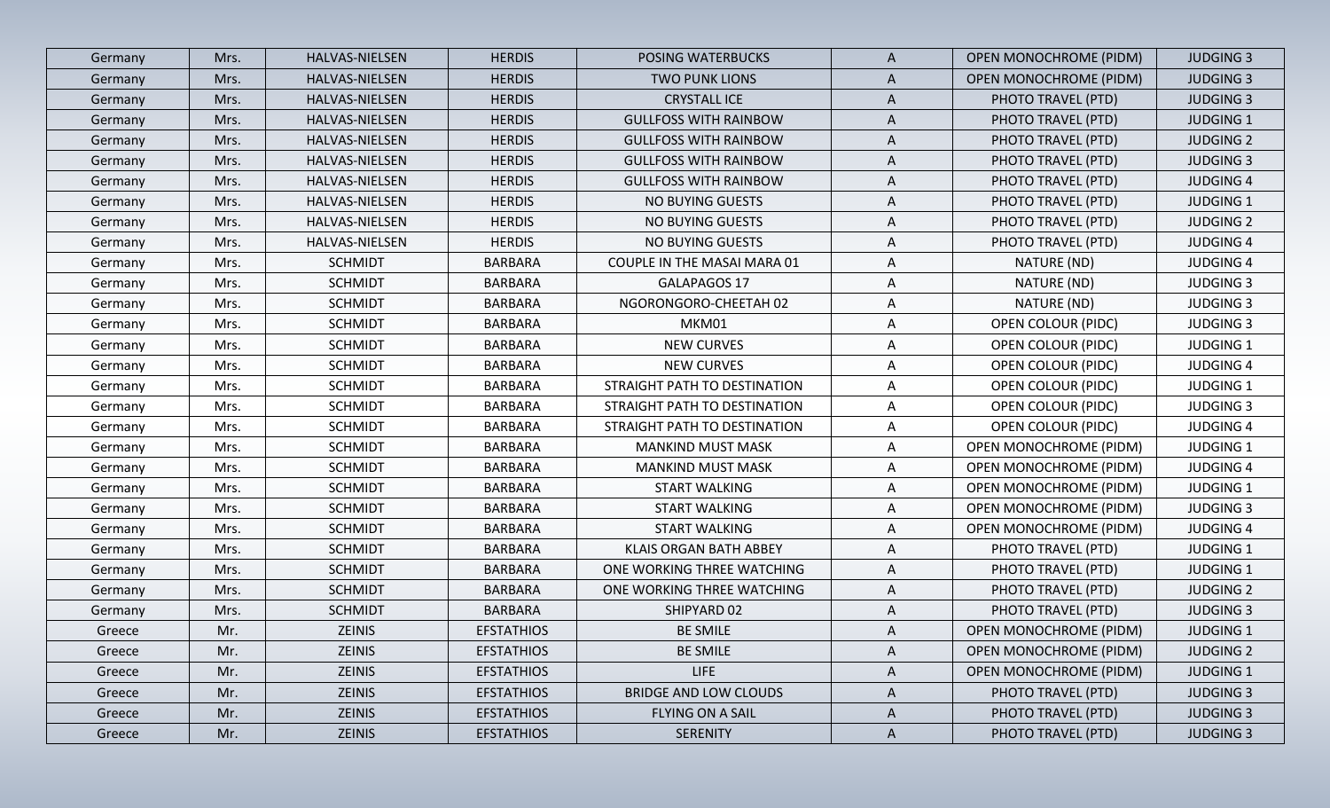| Germany | Mrs. | HALVAS-NIELSEN | HERDIS | POSING WATERBUCKS | A | OPEN MONOCHROME (PIDM) | JUDGING 3 |
|---|---|---|---|---|---|---|---|
| Germany | Mrs. | HALVAS-NIELSEN | HERDIS | TWO PUNK LIONS | A | OPEN MONOCHROME (PIDM) | JUDGING 3 |
| Germany | Mrs. | HALVAS-NIELSEN | HERDIS | CRYSTALL ICE | A | PHOTO TRAVEL (PTD) | JUDGING 3 |
| Germany | Mrs. | HALVAS-NIELSEN | HERDIS | GULLFOSS WITH RAINBOW | A | PHOTO TRAVEL (PTD) | JUDGING 1 |
| Germany | Mrs. | HALVAS-NIELSEN | HERDIS | GULLFOSS WITH RAINBOW | A | PHOTO TRAVEL (PTD) | JUDGING 2 |
| Germany | Mrs. | HALVAS-NIELSEN | HERDIS | GULLFOSS WITH RAINBOW | A | PHOTO TRAVEL (PTD) | JUDGING 3 |
| Germany | Mrs. | HALVAS-NIELSEN | HERDIS | GULLFOSS WITH RAINBOW | A | PHOTO TRAVEL (PTD) | JUDGING 4 |
| Germany | Mrs. | HALVAS-NIELSEN | HERDIS | NO BUYING GUESTS | A | PHOTO TRAVEL (PTD) | JUDGING 1 |
| Germany | Mrs. | HALVAS-NIELSEN | HERDIS | NO BUYING GUESTS | A | PHOTO TRAVEL (PTD) | JUDGING 2 |
| Germany | Mrs. | HALVAS-NIELSEN | HERDIS | NO BUYING GUESTS | A | PHOTO TRAVEL (PTD) | JUDGING 4 |
| Germany | Mrs. | SCHMIDT | BARBARA | COUPLE IN THE MASAI MARA 01 | A | NATURE (ND) | JUDGING 4 |
| Germany | Mrs. | SCHMIDT | BARBARA | GALAPAGOS 17 | A | NATURE (ND) | JUDGING 3 |
| Germany | Mrs. | SCHMIDT | BARBARA | NGORONGORO-CHEETAH 02 | A | NATURE (ND) | JUDGING 3 |
| Germany | Mrs. | SCHMIDT | BARBARA | MKM01 | A | OPEN COLOUR (PIDC) | JUDGING 3 |
| Germany | Mrs. | SCHMIDT | BARBARA | NEW CURVES | A | OPEN COLOUR (PIDC) | JUDGING 1 |
| Germany | Mrs. | SCHMIDT | BARBARA | NEW CURVES | A | OPEN COLOUR (PIDC) | JUDGING 4 |
| Germany | Mrs. | SCHMIDT | BARBARA | STRAIGHT PATH TO DESTINATION | A | OPEN COLOUR (PIDC) | JUDGING 1 |
| Germany | Mrs. | SCHMIDT | BARBARA | STRAIGHT PATH TO DESTINATION | A | OPEN COLOUR (PIDC) | JUDGING 3 |
| Germany | Mrs. | SCHMIDT | BARBARA | STRAIGHT PATH TO DESTINATION | A | OPEN COLOUR (PIDC) | JUDGING 4 |
| Germany | Mrs. | SCHMIDT | BARBARA | MANKIND MUST MASK | A | OPEN MONOCHROME (PIDM) | JUDGING 1 |
| Germany | Mrs. | SCHMIDT | BARBARA | MANKIND MUST MASK | A | OPEN MONOCHROME (PIDM) | JUDGING 4 |
| Germany | Mrs. | SCHMIDT | BARBARA | START WALKING | A | OPEN MONOCHROME (PIDM) | JUDGING 1 |
| Germany | Mrs. | SCHMIDT | BARBARA | START WALKING | A | OPEN MONOCHROME (PIDM) | JUDGING 3 |
| Germany | Mrs. | SCHMIDT | BARBARA | START WALKING | A | OPEN MONOCHROME (PIDM) | JUDGING 4 |
| Germany | Mrs. | SCHMIDT | BARBARA | KLAIS ORGAN BATH ABBEY | A | PHOTO TRAVEL (PTD) | JUDGING 1 |
| Germany | Mrs. | SCHMIDT | BARBARA | ONE WORKING THREE WATCHING | A | PHOTO TRAVEL (PTD) | JUDGING 1 |
| Germany | Mrs. | SCHMIDT | BARBARA | ONE WORKING THREE WATCHING | A | PHOTO TRAVEL (PTD) | JUDGING 2 |
| Germany | Mrs. | SCHMIDT | BARBARA | SHIPYARD 02 | A | PHOTO TRAVEL (PTD) | JUDGING 3 |
| Greece | Mr. | ZEINIS | EFSTATHIOS | BE SMILE | A | OPEN MONOCHROME (PIDM) | JUDGING 1 |
| Greece | Mr. | ZEINIS | EFSTATHIOS | BE SMILE | A | OPEN MONOCHROME (PIDM) | JUDGING 2 |
| Greece | Mr. | ZEINIS | EFSTATHIOS | LIFE | A | OPEN MONOCHROME (PIDM) | JUDGING 1 |
| Greece | Mr. | ZEINIS | EFSTATHIOS | BRIDGE AND LOW CLOUDS | A | PHOTO TRAVEL (PTD) | JUDGING 3 |
| Greece | Mr. | ZEINIS | EFSTATHIOS | FLYING ON A SAIL | A | PHOTO TRAVEL (PTD) | JUDGING 3 |
| Greece | Mr. | ZEINIS | EFSTATHIOS | SERENITY | A | PHOTO TRAVEL (PTD) | JUDGING 3 |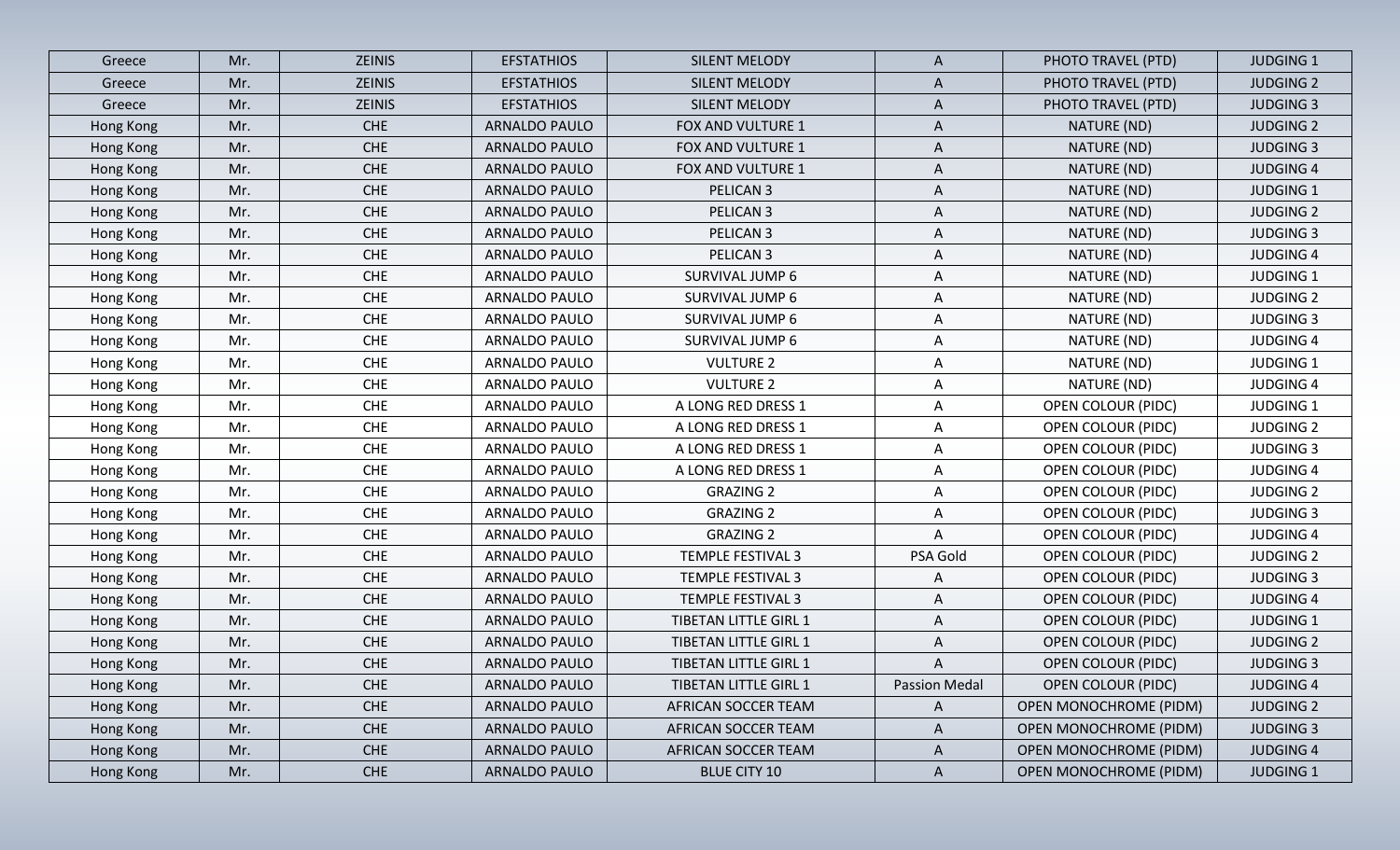| Greece | Mr. | ZEINIS | EFSTATHIOS | SILENT MELODY | A | PHOTO TRAVEL (PTD) | JUDGING 1 |
|---|---|---|---|---|---|---|---|
| Greece | Mr. | ZEINIS | EFSTATHIOS | SILENT MELODY | A | PHOTO TRAVEL (PTD) | JUDGING 2 |
| Greece | Mr. | ZEINIS | EFSTATHIOS | SILENT MELODY | A | PHOTO TRAVEL (PTD) | JUDGING 3 |
| Hong Kong | Mr. | CHE | ARNALDO PAULO | FOX AND VULTURE 1 | A | NATURE (ND) | JUDGING 2 |
| Hong Kong | Mr. | CHE | ARNALDO PAULO | FOX AND VULTURE 1 | A | NATURE (ND) | JUDGING 3 |
| Hong Kong | Mr. | CHE | ARNALDO PAULO | FOX AND VULTURE 1 | A | NATURE (ND) | JUDGING 4 |
| Hong Kong | Mr. | CHE | ARNALDO PAULO | PELICAN 3 | A | NATURE (ND) | JUDGING 1 |
| Hong Kong | Mr. | CHE | ARNALDO PAULO | PELICAN 3 | A | NATURE (ND) | JUDGING 2 |
| Hong Kong | Mr. | CHE | ARNALDO PAULO | PELICAN 3 | A | NATURE (ND) | JUDGING 3 |
| Hong Kong | Mr. | CHE | ARNALDO PAULO | PELICAN 3 | A | NATURE (ND) | JUDGING 4 |
| Hong Kong | Mr. | CHE | ARNALDO PAULO | SURVIVAL JUMP 6 | A | NATURE (ND) | JUDGING 1 |
| Hong Kong | Mr. | CHE | ARNALDO PAULO | SURVIVAL JUMP 6 | A | NATURE (ND) | JUDGING 2 |
| Hong Kong | Mr. | CHE | ARNALDO PAULO | SURVIVAL JUMP 6 | A | NATURE (ND) | JUDGING 3 |
| Hong Kong | Mr. | CHE | ARNALDO PAULO | SURVIVAL JUMP 6 | A | NATURE (ND) | JUDGING 4 |
| Hong Kong | Mr. | CHE | ARNALDO PAULO | VULTURE 2 | A | NATURE (ND) | JUDGING 1 |
| Hong Kong | Mr. | CHE | ARNALDO PAULO | VULTURE 2 | A | NATURE (ND) | JUDGING 4 |
| Hong Kong | Mr. | CHE | ARNALDO PAULO | A LONG RED DRESS 1 | A | OPEN COLOUR (PIDC) | JUDGING 1 |
| Hong Kong | Mr. | CHE | ARNALDO PAULO | A LONG RED DRESS 1 | A | OPEN COLOUR (PIDC) | JUDGING 2 |
| Hong Kong | Mr. | CHE | ARNALDO PAULO | A LONG RED DRESS 1 | A | OPEN COLOUR (PIDC) | JUDGING 3 |
| Hong Kong | Mr. | CHE | ARNALDO PAULO | A LONG RED DRESS 1 | A | OPEN COLOUR (PIDC) | JUDGING 4 |
| Hong Kong | Mr. | CHE | ARNALDO PAULO | GRAZING 2 | A | OPEN COLOUR (PIDC) | JUDGING 2 |
| Hong Kong | Mr. | CHE | ARNALDO PAULO | GRAZING 2 | A | OPEN COLOUR (PIDC) | JUDGING 3 |
| Hong Kong | Mr. | CHE | ARNALDO PAULO | GRAZING 2 | A | OPEN COLOUR (PIDC) | JUDGING 4 |
| Hong Kong | Mr. | CHE | ARNALDO PAULO | TEMPLE FESTIVAL 3 | PSA Gold | OPEN COLOUR (PIDC) | JUDGING 2 |
| Hong Kong | Mr. | CHE | ARNALDO PAULO | TEMPLE FESTIVAL 3 | A | OPEN COLOUR (PIDC) | JUDGING 3 |
| Hong Kong | Mr. | CHE | ARNALDO PAULO | TEMPLE FESTIVAL 3 | A | OPEN COLOUR (PIDC) | JUDGING 4 |
| Hong Kong | Mr. | CHE | ARNALDO PAULO | TIBETAN LITTLE GIRL 1 | A | OPEN COLOUR (PIDC) | JUDGING 1 |
| Hong Kong | Mr. | CHE | ARNALDO PAULO | TIBETAN LITTLE GIRL 1 | A | OPEN COLOUR (PIDC) | JUDGING 2 |
| Hong Kong | Mr. | CHE | ARNALDO PAULO | TIBETAN LITTLE GIRL 1 | A | OPEN COLOUR (PIDC) | JUDGING 3 |
| Hong Kong | Mr. | CHE | ARNALDO PAULO | TIBETAN LITTLE GIRL 1 | Passion Medal | OPEN COLOUR (PIDC) | JUDGING 4 |
| Hong Kong | Mr. | CHE | ARNALDO PAULO | AFRICAN SOCCER TEAM | A | OPEN MONOCHROME (PIDM) | JUDGING 2 |
| Hong Kong | Mr. | CHE | ARNALDO PAULO | AFRICAN SOCCER TEAM | A | OPEN MONOCHROME (PIDM) | JUDGING 3 |
| Hong Kong | Mr. | CHE | ARNALDO PAULO | AFRICAN SOCCER TEAM | A | OPEN MONOCHROME (PIDM) | JUDGING 4 |
| Hong Kong | Mr. | CHE | ARNALDO PAULO | BLUE CITY 10 | A | OPEN MONOCHROME (PIDM) | JUDGING 1 |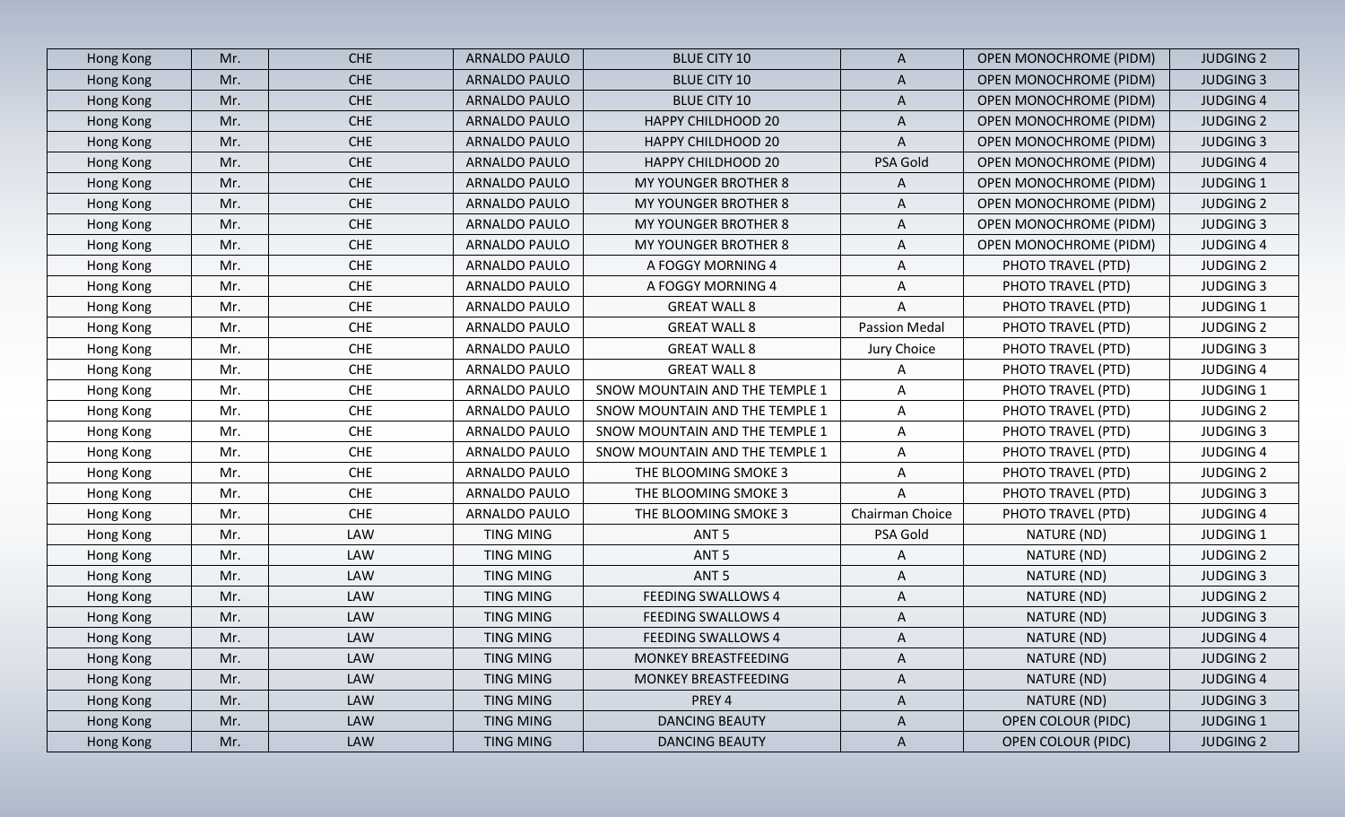| Hong Kong | Mr. | CHE | ARNALDO PAULO | BLUE CITY 10 | A | OPEN MONOCHROME (PIDM) | JUDGING 2 |
|---|---|---|---|---|---|---|---|
| Hong Kong | Mr. | CHE | ARNALDO PAULO | BLUE CITY 10 | A | OPEN MONOCHROME (PIDM) | JUDGING 3 |
| Hong Kong | Mr. | CHE | ARNALDO PAULO | BLUE CITY 10 | A | OPEN MONOCHROME (PIDM) | JUDGING 4 |
| Hong Kong | Mr. | CHE | ARNALDO PAULO | HAPPY CHILDHOOD 20 | A | OPEN MONOCHROME (PIDM) | JUDGING 2 |
| Hong Kong | Mr. | CHE | ARNALDO PAULO | HAPPY CHILDHOOD 20 | A | OPEN MONOCHROME (PIDM) | JUDGING 3 |
| Hong Kong | Mr. | CHE | ARNALDO PAULO | HAPPY CHILDHOOD 20 | PSA Gold | OPEN MONOCHROME (PIDM) | JUDGING 4 |
| Hong Kong | Mr. | CHE | ARNALDO PAULO | MY YOUNGER BROTHER 8 | A | OPEN MONOCHROME (PIDM) | JUDGING 1 |
| Hong Kong | Mr. | CHE | ARNALDO PAULO | MY YOUNGER BROTHER 8 | A | OPEN MONOCHROME (PIDM) | JUDGING 2 |
| Hong Kong | Mr. | CHE | ARNALDO PAULO | MY YOUNGER BROTHER 8 | A | OPEN MONOCHROME (PIDM) | JUDGING 3 |
| Hong Kong | Mr. | CHE | ARNALDO PAULO | MY YOUNGER BROTHER 8 | A | OPEN MONOCHROME (PIDM) | JUDGING 4 |
| Hong Kong | Mr. | CHE | ARNALDO PAULO | A FOGGY MORNING 4 | A | PHOTO TRAVEL (PTD) | JUDGING 2 |
| Hong Kong | Mr. | CHE | ARNALDO PAULO | A FOGGY MORNING 4 | A | PHOTO TRAVEL (PTD) | JUDGING 3 |
| Hong Kong | Mr. | CHE | ARNALDO PAULO | GREAT WALL 8 | A | PHOTO TRAVEL (PTD) | JUDGING 1 |
| Hong Kong | Mr. | CHE | ARNALDO PAULO | GREAT WALL 8 | Passion Medal | PHOTO TRAVEL (PTD) | JUDGING 2 |
| Hong Kong | Mr. | CHE | ARNALDO PAULO | GREAT WALL 8 | Jury Choice | PHOTO TRAVEL (PTD) | JUDGING 3 |
| Hong Kong | Mr. | CHE | ARNALDO PAULO | GREAT WALL 8 | A | PHOTO TRAVEL (PTD) | JUDGING 4 |
| Hong Kong | Mr. | CHE | ARNALDO PAULO | SNOW MOUNTAIN AND THE TEMPLE 1 | A | PHOTO TRAVEL (PTD) | JUDGING 1 |
| Hong Kong | Mr. | CHE | ARNALDO PAULO | SNOW MOUNTAIN AND THE TEMPLE 1 | A | PHOTO TRAVEL (PTD) | JUDGING 2 |
| Hong Kong | Mr. | CHE | ARNALDO PAULO | SNOW MOUNTAIN AND THE TEMPLE 1 | A | PHOTO TRAVEL (PTD) | JUDGING 3 |
| Hong Kong | Mr. | CHE | ARNALDO PAULO | SNOW MOUNTAIN AND THE TEMPLE 1 | A | PHOTO TRAVEL (PTD) | JUDGING 4 |
| Hong Kong | Mr. | CHE | ARNALDO PAULO | THE BLOOMING SMOKE 3 | A | PHOTO TRAVEL (PTD) | JUDGING 2 |
| Hong Kong | Mr. | CHE | ARNALDO PAULO | THE BLOOMING SMOKE 3 | A | PHOTO TRAVEL (PTD) | JUDGING 3 |
| Hong Kong | Mr. | CHE | ARNALDO PAULO | THE BLOOMING SMOKE 3 | Chairman Choice | PHOTO TRAVEL (PTD) | JUDGING 4 |
| Hong Kong | Mr. | LAW | TING MING | ANT 5 | PSA Gold | NATURE (ND) | JUDGING 1 |
| Hong Kong | Mr. | LAW | TING MING | ANT 5 | A | NATURE (ND) | JUDGING 2 |
| Hong Kong | Mr. | LAW | TING MING | ANT 5 | A | NATURE (ND) | JUDGING 3 |
| Hong Kong | Mr. | LAW | TING MING | FEEDING SWALLOWS 4 | A | NATURE (ND) | JUDGING 2 |
| Hong Kong | Mr. | LAW | TING MING | FEEDING SWALLOWS 4 | A | NATURE (ND) | JUDGING 3 |
| Hong Kong | Mr. | LAW | TING MING | FEEDING SWALLOWS 4 | A | NATURE (ND) | JUDGING 4 |
| Hong Kong | Mr. | LAW | TING MING | MONKEY BREASTFEEDING | A | NATURE (ND) | JUDGING 2 |
| Hong Kong | Mr. | LAW | TING MING | MONKEY BREASTFEEDING | A | NATURE (ND) | JUDGING 4 |
| Hong Kong | Mr. | LAW | TING MING | PREY 4 | A | NATURE (ND) | JUDGING 3 |
| Hong Kong | Mr. | LAW | TING MING | DANCING BEAUTY | A | OPEN COLOUR (PIDC) | JUDGING 1 |
| Hong Kong | Mr. | LAW | TING MING | DANCING BEAUTY | A | OPEN COLOUR (PIDC) | JUDGING 2 |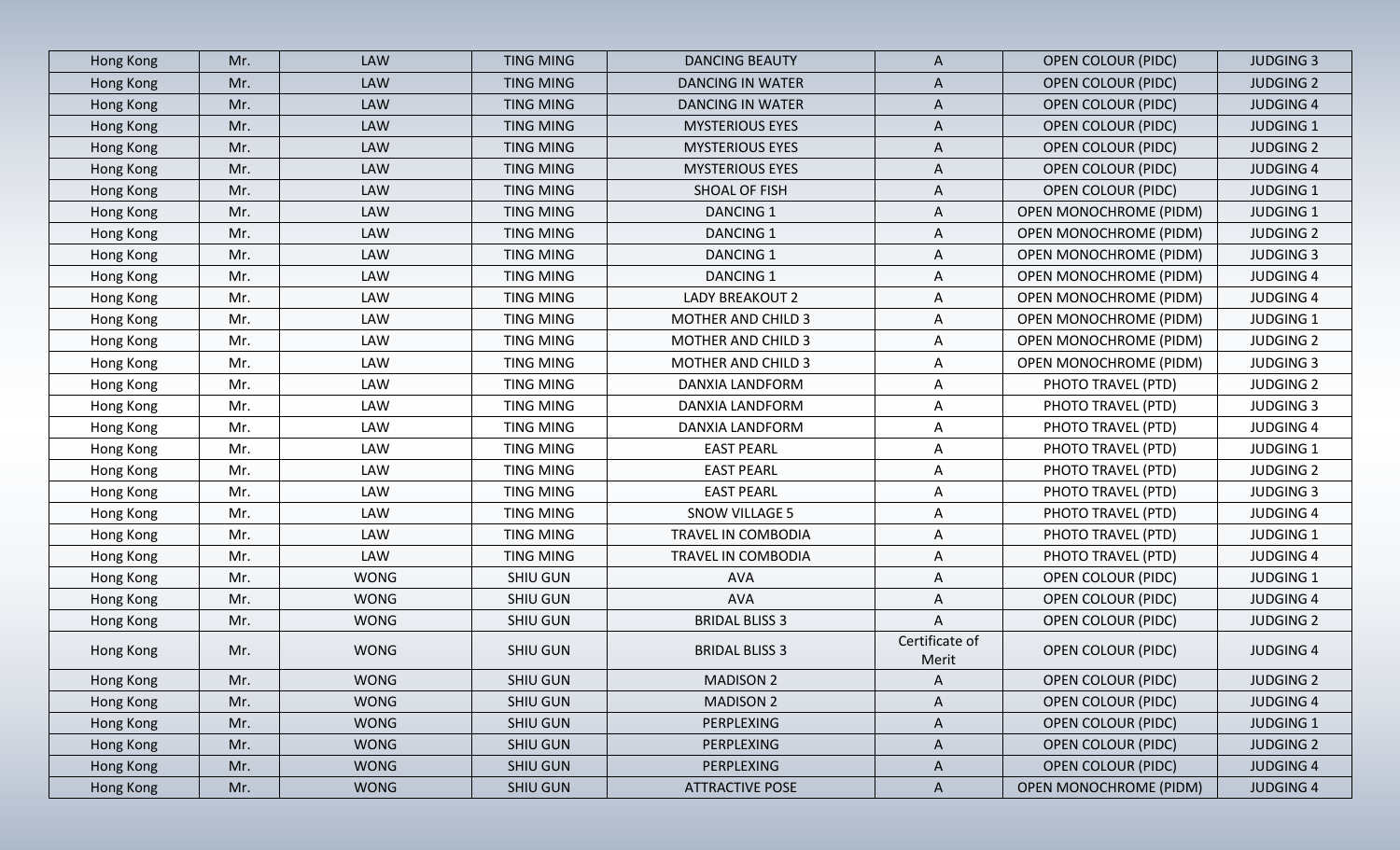| Hong Kong | Mr. | LAW | TING MING | DANCING BEAUTY | A | OPEN COLOUR (PIDC) | JUDGING 3 |
|---|---|---|---|---|---|---|---|
| Hong Kong | Mr. | LAW | TING MING | DANCING IN WATER | A | OPEN COLOUR (PIDC) | JUDGING 2 |
| Hong Kong | Mr. | LAW | TING MING | DANCING IN WATER | A | OPEN COLOUR (PIDC) | JUDGING 4 |
| Hong Kong | Mr. | LAW | TING MING | MYSTERIOUS EYES | A | OPEN COLOUR (PIDC) | JUDGING 1 |
| Hong Kong | Mr. | LAW | TING MING | MYSTERIOUS EYES | A | OPEN COLOUR (PIDC) | JUDGING 2 |
| Hong Kong | Mr. | LAW | TING MING | MYSTERIOUS EYES | A | OPEN COLOUR (PIDC) | JUDGING 4 |
| Hong Kong | Mr. | LAW | TING MING | SHOAL OF FISH | A | OPEN COLOUR (PIDC) | JUDGING 1 |
| Hong Kong | Mr. | LAW | TING MING | DANCING 1 | A | OPEN MONOCHROME (PIDM) | JUDGING 1 |
| Hong Kong | Mr. | LAW | TING MING | DANCING 1 | A | OPEN MONOCHROME (PIDM) | JUDGING 2 |
| Hong Kong | Mr. | LAW | TING MING | DANCING 1 | A | OPEN MONOCHROME (PIDM) | JUDGING 3 |
| Hong Kong | Mr. | LAW | TING MING | DANCING 1 | A | OPEN MONOCHROME (PIDM) | JUDGING 4 |
| Hong Kong | Mr. | LAW | TING MING | LADY BREAKOUT 2 | A | OPEN MONOCHROME (PIDM) | JUDGING 4 |
| Hong Kong | Mr. | LAW | TING MING | MOTHER AND CHILD 3 | A | OPEN MONOCHROME (PIDM) | JUDGING 1 |
| Hong Kong | Mr. | LAW | TING MING | MOTHER AND CHILD 3 | A | OPEN MONOCHROME (PIDM) | JUDGING 2 |
| Hong Kong | Mr. | LAW | TING MING | MOTHER AND CHILD 3 | A | OPEN MONOCHROME (PIDM) | JUDGING 3 |
| Hong Kong | Mr. | LAW | TING MING | DANXIA LANDFORM | A | PHOTO TRAVEL (PTD) | JUDGING 2 |
| Hong Kong | Mr. | LAW | TING MING | DANXIA LANDFORM | A | PHOTO TRAVEL (PTD) | JUDGING 3 |
| Hong Kong | Mr. | LAW | TING MING | DANXIA LANDFORM | A | PHOTO TRAVEL (PTD) | JUDGING 4 |
| Hong Kong | Mr. | LAW | TING MING | EAST PEARL | A | PHOTO TRAVEL (PTD) | JUDGING 1 |
| Hong Kong | Mr. | LAW | TING MING | EAST PEARL | A | PHOTO TRAVEL (PTD) | JUDGING 2 |
| Hong Kong | Mr. | LAW | TING MING | EAST PEARL | A | PHOTO TRAVEL (PTD) | JUDGING 3 |
| Hong Kong | Mr. | LAW | TING MING | SNOW VILLAGE 5 | A | PHOTO TRAVEL (PTD) | JUDGING 4 |
| Hong Kong | Mr. | LAW | TING MING | TRAVEL IN COMBODIA | A | PHOTO TRAVEL (PTD) | JUDGING 1 |
| Hong Kong | Mr. | LAW | TING MING | TRAVEL IN COMBODIA | A | PHOTO TRAVEL (PTD) | JUDGING 4 |
| Hong Kong | Mr. | WONG | SHIU GUN | AVA | A | OPEN COLOUR (PIDC) | JUDGING 1 |
| Hong Kong | Mr. | WONG | SHIU GUN | AVA | A | OPEN COLOUR (PIDC) | JUDGING 4 |
| Hong Kong | Mr. | WONG | SHIU GUN | BRIDAL BLISS 3 | A | OPEN COLOUR (PIDC) | JUDGING 2 |
| Hong Kong | Mr. | WONG | SHIU GUN | BRIDAL BLISS 3 | Certificate of Merit | OPEN COLOUR (PIDC) | JUDGING 4 |
| Hong Kong | Mr. | WONG | SHIU GUN | MADISON 2 | A | OPEN COLOUR (PIDC) | JUDGING 2 |
| Hong Kong | Mr. | WONG | SHIU GUN | MADISON 2 | A | OPEN COLOUR (PIDC) | JUDGING 4 |
| Hong Kong | Mr. | WONG | SHIU GUN | PERPLEXING | A | OPEN COLOUR (PIDC) | JUDGING 1 |
| Hong Kong | Mr. | WONG | SHIU GUN | PERPLEXING | A | OPEN COLOUR (PIDC) | JUDGING 2 |
| Hong Kong | Mr. | WONG | SHIU GUN | PERPLEXING | A | OPEN COLOUR (PIDC) | JUDGING 4 |
| Hong Kong | Mr. | WONG | SHIU GUN | ATTRACTIVE POSE | A | OPEN MONOCHROME (PIDM) | JUDGING 4 |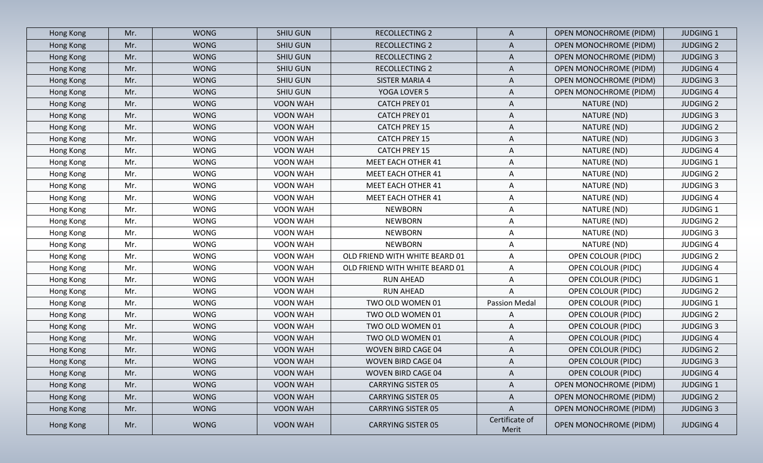| Hong Kong | Mr. | WONG | SHIU GUN | RECOLLECTING 2 | A | OPEN MONOCHROME (PIDM) | JUDGING 1 |
|---|---|---|---|---|---|---|---|
| Hong Kong | Mr. | WONG | SHIU GUN | RECOLLECTING 2 | A | OPEN MONOCHROME (PIDM) | JUDGING 2 |
| Hong Kong | Mr. | WONG | SHIU GUN | RECOLLECTING 2 | A | OPEN MONOCHROME (PIDM) | JUDGING 3 |
| Hong Kong | Mr. | WONG | SHIU GUN | RECOLLECTING 2 | A | OPEN MONOCHROME (PIDM) | JUDGING 4 |
| Hong Kong | Mr. | WONG | SHIU GUN | SISTER MARIA 4 | A | OPEN MONOCHROME (PIDM) | JUDGING 3 |
| Hong Kong | Mr. | WONG | SHIU GUN | YOGA LOVER 5 | A | OPEN MONOCHROME (PIDM) | JUDGING 4 |
| Hong Kong | Mr. | WONG | VOON WAH | CATCH PREY 01 | A | NATURE (ND) | JUDGING 2 |
| Hong Kong | Mr. | WONG | VOON WAH | CATCH PREY 01 | A | NATURE (ND) | JUDGING 3 |
| Hong Kong | Mr. | WONG | VOON WAH | CATCH PREY 15 | A | NATURE (ND) | JUDGING 2 |
| Hong Kong | Mr. | WONG | VOON WAH | CATCH PREY 15 | A | NATURE (ND) | JUDGING 3 |
| Hong Kong | Mr. | WONG | VOON WAH | CATCH PREY 15 | A | NATURE (ND) | JUDGING 4 |
| Hong Kong | Mr. | WONG | VOON WAH | MEET EACH OTHER 41 | A | NATURE (ND) | JUDGING 1 |
| Hong Kong | Mr. | WONG | VOON WAH | MEET EACH OTHER 41 | A | NATURE (ND) | JUDGING 2 |
| Hong Kong | Mr. | WONG | VOON WAH | MEET EACH OTHER 41 | A | NATURE (ND) | JUDGING 3 |
| Hong Kong | Mr. | WONG | VOON WAH | MEET EACH OTHER 41 | A | NATURE (ND) | JUDGING 4 |
| Hong Kong | Mr. | WONG | VOON WAH | NEWBORN | A | NATURE (ND) | JUDGING 1 |
| Hong Kong | Mr. | WONG | VOON WAH | NEWBORN | A | NATURE (ND) | JUDGING 2 |
| Hong Kong | Mr. | WONG | VOON WAH | NEWBORN | A | NATURE (ND) | JUDGING 3 |
| Hong Kong | Mr. | WONG | VOON WAH | NEWBORN | A | NATURE (ND) | JUDGING 4 |
| Hong Kong | Mr. | WONG | VOON WAH | OLD FRIEND WITH WHITE BEARD 01 | A | OPEN COLOUR (PIDC) | JUDGING 2 |
| Hong Kong | Mr. | WONG | VOON WAH | OLD FRIEND WITH WHITE BEARD 01 | A | OPEN COLOUR (PIDC) | JUDGING 4 |
| Hong Kong | Mr. | WONG | VOON WAH | RUN AHEAD | A | OPEN COLOUR (PIDC) | JUDGING 1 |
| Hong Kong | Mr. | WONG | VOON WAH | RUN AHEAD | A | OPEN COLOUR (PIDC) | JUDGING 2 |
| Hong Kong | Mr. | WONG | VOON WAH | TWO OLD WOMEN 01 | Passion Medal | OPEN COLOUR (PIDC) | JUDGING 1 |
| Hong Kong | Mr. | WONG | VOON WAH | TWO OLD WOMEN 01 | A | OPEN COLOUR (PIDC) | JUDGING 2 |
| Hong Kong | Mr. | WONG | VOON WAH | TWO OLD WOMEN 01 | A | OPEN COLOUR (PIDC) | JUDGING 3 |
| Hong Kong | Mr. | WONG | VOON WAH | TWO OLD WOMEN 01 | A | OPEN COLOUR (PIDC) | JUDGING 4 |
| Hong Kong | Mr. | WONG | VOON WAH | WOVEN BIRD CAGE 04 | A | OPEN COLOUR (PIDC) | JUDGING 2 |
| Hong Kong | Mr. | WONG | VOON WAH | WOVEN BIRD CAGE 04 | A | OPEN COLOUR (PIDC) | JUDGING 3 |
| Hong Kong | Mr. | WONG | VOON WAH | WOVEN BIRD CAGE 04 | A | OPEN COLOUR (PIDC) | JUDGING 4 |
| Hong Kong | Mr. | WONG | VOON WAH | CARRYING SISTER 05 | A | OPEN MONOCHROME (PIDM) | JUDGING 1 |
| Hong Kong | Mr. | WONG | VOON WAH | CARRYING SISTER 05 | A | OPEN MONOCHROME (PIDM) | JUDGING 2 |
| Hong Kong | Mr. | WONG | VOON WAH | CARRYING SISTER 05 | A | OPEN MONOCHROME (PIDM) | JUDGING 3 |
| Hong Kong | Mr. | WONG | VOON WAH | CARRYING SISTER 05 | Certificate of Merit | OPEN MONOCHROME (PIDM) | JUDGING 4 |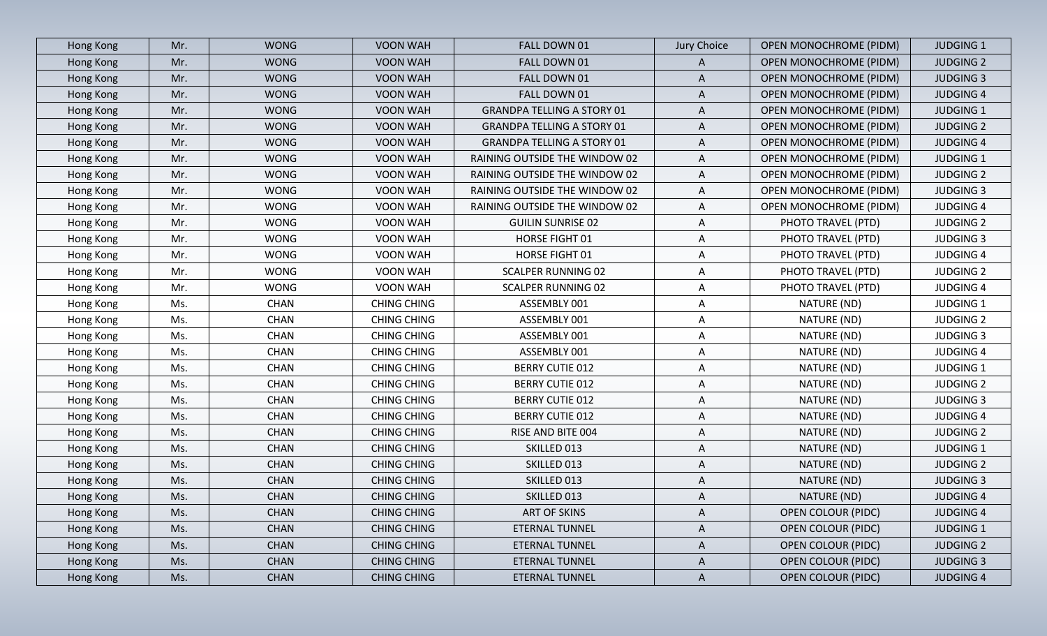| Hong Kong | Mr. | WONG | VOON WAH | FALL DOWN 01 | Jury Choice | OPEN MONOCHROME (PIDM) | JUDGING 1 |
|---|---|---|---|---|---|---|---|
| Hong Kong | Mr. | WONG | VOON WAH | FALL DOWN 01 | A | OPEN MONOCHROME (PIDM) | JUDGING 2 |
| Hong Kong | Mr. | WONG | VOON WAH | FALL DOWN 01 | A | OPEN MONOCHROME (PIDM) | JUDGING 3 |
| Hong Kong | Mr. | WONG | VOON WAH | FALL DOWN 01 | A | OPEN MONOCHROME (PIDM) | JUDGING 4 |
| Hong Kong | Mr. | WONG | VOON WAH | GRANDPA TELLING A STORY 01 | A | OPEN MONOCHROME (PIDM) | JUDGING 1 |
| Hong Kong | Mr. | WONG | VOON WAH | GRANDPA TELLING A STORY 01 | A | OPEN MONOCHROME (PIDM) | JUDGING 2 |
| Hong Kong | Mr. | WONG | VOON WAH | GRANDPA TELLING A STORY 01 | A | OPEN MONOCHROME (PIDM) | JUDGING 4 |
| Hong Kong | Mr. | WONG | VOON WAH | RAINING OUTSIDE THE WINDOW 02 | A | OPEN MONOCHROME (PIDM) | JUDGING 1 |
| Hong Kong | Mr. | WONG | VOON WAH | RAINING OUTSIDE THE WINDOW 02 | A | OPEN MONOCHROME (PIDM) | JUDGING 2 |
| Hong Kong | Mr. | WONG | VOON WAH | RAINING OUTSIDE THE WINDOW 02 | A | OPEN MONOCHROME (PIDM) | JUDGING 3 |
| Hong Kong | Mr. | WONG | VOON WAH | RAINING OUTSIDE THE WINDOW 02 | A | OPEN MONOCHROME (PIDM) | JUDGING 4 |
| Hong Kong | Mr. | WONG | VOON WAH | GUILIN SUNRISE 02 | A | PHOTO TRAVEL (PTD) | JUDGING 2 |
| Hong Kong | Mr. | WONG | VOON WAH | HORSE FIGHT 01 | A | PHOTO TRAVEL (PTD) | JUDGING 3 |
| Hong Kong | Mr. | WONG | VOON WAH | HORSE FIGHT 01 | A | PHOTO TRAVEL (PTD) | JUDGING 4 |
| Hong Kong | Mr. | WONG | VOON WAH | SCALPER RUNNING 02 | A | PHOTO TRAVEL (PTD) | JUDGING 2 |
| Hong Kong | Mr. | WONG | VOON WAH | SCALPER RUNNING 02 | A | PHOTO TRAVEL (PTD) | JUDGING 4 |
| Hong Kong | Ms. | CHAN | CHING CHING | ASSEMBLY 001 | A | NATURE (ND) | JUDGING 1 |
| Hong Kong | Ms. | CHAN | CHING CHING | ASSEMBLY 001 | A | NATURE (ND) | JUDGING 2 |
| Hong Kong | Ms. | CHAN | CHING CHING | ASSEMBLY 001 | A | NATURE (ND) | JUDGING 3 |
| Hong Kong | Ms. | CHAN | CHING CHING | ASSEMBLY 001 | A | NATURE (ND) | JUDGING 4 |
| Hong Kong | Ms. | CHAN | CHING CHING | BERRY CUTIE 012 | A | NATURE (ND) | JUDGING 1 |
| Hong Kong | Ms. | CHAN | CHING CHING | BERRY CUTIE 012 | A | NATURE (ND) | JUDGING 2 |
| Hong Kong | Ms. | CHAN | CHING CHING | BERRY CUTIE 012 | A | NATURE (ND) | JUDGING 3 |
| Hong Kong | Ms. | CHAN | CHING CHING | BERRY CUTIE 012 | A | NATURE (ND) | JUDGING 4 |
| Hong Kong | Ms. | CHAN | CHING CHING | RISE AND BITE 004 | A | NATURE (ND) | JUDGING 2 |
| Hong Kong | Ms. | CHAN | CHING CHING | SKILLED 013 | A | NATURE (ND) | JUDGING 1 |
| Hong Kong | Ms. | CHAN | CHING CHING | SKILLED 013 | A | NATURE (ND) | JUDGING 2 |
| Hong Kong | Ms. | CHAN | CHING CHING | SKILLED 013 | A | NATURE (ND) | JUDGING 3 |
| Hong Kong | Ms. | CHAN | CHING CHING | SKILLED 013 | A | NATURE (ND) | JUDGING 4 |
| Hong Kong | Ms. | CHAN | CHING CHING | ART OF SKINS | A | OPEN COLOUR (PIDC) | JUDGING 4 |
| Hong Kong | Ms. | CHAN | CHING CHING | ETERNAL TUNNEL | A | OPEN COLOUR (PIDC) | JUDGING 1 |
| Hong Kong | Ms. | CHAN | CHING CHING | ETERNAL TUNNEL | A | OPEN COLOUR (PIDC) | JUDGING 2 |
| Hong Kong | Ms. | CHAN | CHING CHING | ETERNAL TUNNEL | A | OPEN COLOUR (PIDC) | JUDGING 3 |
| Hong Kong | Ms. | CHAN | CHING CHING | ETERNAL TUNNEL | A | OPEN COLOUR (PIDC) | JUDGING 4 |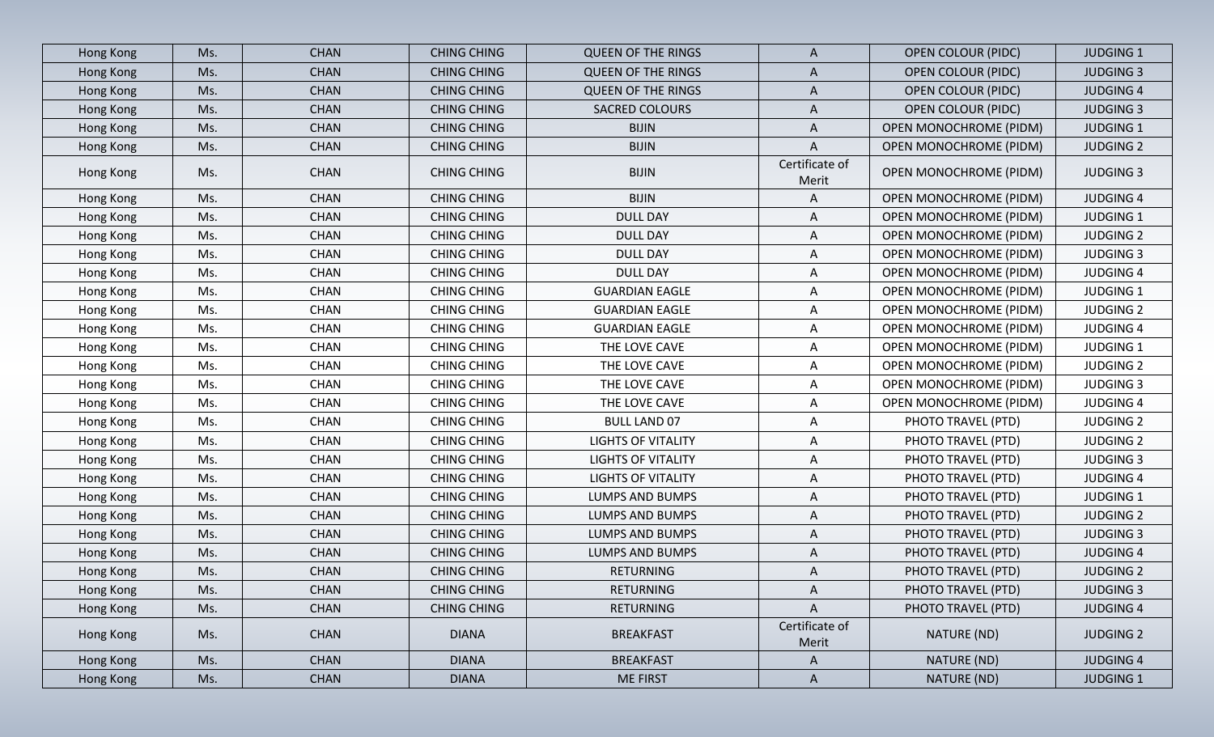| Hong Kong | Ms. | CHAN | CHING CHING | QUEEN OF THE RINGS | A | OPEN COLOUR (PIDC) | JUDGING 1 |
|---|---|---|---|---|---|---|---|
| Hong Kong | Ms. | CHAN | CHING CHING | QUEEN OF THE RINGS | A | OPEN COLOUR (PIDC) | JUDGING 3 |
| Hong Kong | Ms. | CHAN | CHING CHING | QUEEN OF THE RINGS | A | OPEN COLOUR (PIDC) | JUDGING 4 |
| Hong Kong | Ms. | CHAN | CHING CHING | SACRED COLOURS | A | OPEN COLOUR (PIDC) | JUDGING 3 |
| Hong Kong | Ms. | CHAN | CHING CHING | BIJIN | A | OPEN MONOCHROME (PIDM) | JUDGING 1 |
| Hong Kong | Ms. | CHAN | CHING CHING | BIJIN | A | OPEN MONOCHROME (PIDM) | JUDGING 2 |
| Hong Kong | Ms. | CHAN | CHING CHING | BIJIN | Certificate of Merit | OPEN MONOCHROME (PIDM) | JUDGING 3 |
| Hong Kong | Ms. | CHAN | CHING CHING | BIJIN | A | OPEN MONOCHROME (PIDM) | JUDGING 4 |
| Hong Kong | Ms. | CHAN | CHING CHING | DULL DAY | A | OPEN MONOCHROME (PIDM) | JUDGING 1 |
| Hong Kong | Ms. | CHAN | CHING CHING | DULL DAY | A | OPEN MONOCHROME (PIDM) | JUDGING 2 |
| Hong Kong | Ms. | CHAN | CHING CHING | DULL DAY | A | OPEN MONOCHROME (PIDM) | JUDGING 3 |
| Hong Kong | Ms. | CHAN | CHING CHING | DULL DAY | A | OPEN MONOCHROME (PIDM) | JUDGING 4 |
| Hong Kong | Ms. | CHAN | CHING CHING | GUARDIAN EAGLE | A | OPEN MONOCHROME (PIDM) | JUDGING 1 |
| Hong Kong | Ms. | CHAN | CHING CHING | GUARDIAN EAGLE | A | OPEN MONOCHROME (PIDM) | JUDGING 2 |
| Hong Kong | Ms. | CHAN | CHING CHING | GUARDIAN EAGLE | A | OPEN MONOCHROME (PIDM) | JUDGING 4 |
| Hong Kong | Ms. | CHAN | CHING CHING | THE LOVE CAVE | A | OPEN MONOCHROME (PIDM) | JUDGING 1 |
| Hong Kong | Ms. | CHAN | CHING CHING | THE LOVE CAVE | A | OPEN MONOCHROME (PIDM) | JUDGING 2 |
| Hong Kong | Ms. | CHAN | CHING CHING | THE LOVE CAVE | A | OPEN MONOCHROME (PIDM) | JUDGING 3 |
| Hong Kong | Ms. | CHAN | CHING CHING | THE LOVE CAVE | A | OPEN MONOCHROME (PIDM) | JUDGING 4 |
| Hong Kong | Ms. | CHAN | CHING CHING | BULL LAND 07 | A | PHOTO TRAVEL (PTD) | JUDGING 2 |
| Hong Kong | Ms. | CHAN | CHING CHING | LIGHTS OF VITALITY | A | PHOTO TRAVEL (PTD) | JUDGING 2 |
| Hong Kong | Ms. | CHAN | CHING CHING | LIGHTS OF VITALITY | A | PHOTO TRAVEL (PTD) | JUDGING 3 |
| Hong Kong | Ms. | CHAN | CHING CHING | LIGHTS OF VITALITY | A | PHOTO TRAVEL (PTD) | JUDGING 4 |
| Hong Kong | Ms. | CHAN | CHING CHING | LUMPS AND BUMPS | A | PHOTO TRAVEL (PTD) | JUDGING 1 |
| Hong Kong | Ms. | CHAN | CHING CHING | LUMPS AND BUMPS | A | PHOTO TRAVEL (PTD) | JUDGING 2 |
| Hong Kong | Ms. | CHAN | CHING CHING | LUMPS AND BUMPS | A | PHOTO TRAVEL (PTD) | JUDGING 3 |
| Hong Kong | Ms. | CHAN | CHING CHING | LUMPS AND BUMPS | A | PHOTO TRAVEL (PTD) | JUDGING 4 |
| Hong Kong | Ms. | CHAN | CHING CHING | RETURNING | A | PHOTO TRAVEL (PTD) | JUDGING 2 |
| Hong Kong | Ms. | CHAN | CHING CHING | RETURNING | A | PHOTO TRAVEL (PTD) | JUDGING 3 |
| Hong Kong | Ms. | CHAN | CHING CHING | RETURNING | A | PHOTO TRAVEL (PTD) | JUDGING 4 |
| Hong Kong | Ms. | CHAN | DIANA | BREAKFAST | Certificate of Merit | NATURE (ND) | JUDGING 2 |
| Hong Kong | Ms. | CHAN | DIANA | BREAKFAST | A | NATURE (ND) | JUDGING 4 |
| Hong Kong | Ms. | CHAN | DIANA | ME FIRST | A | NATURE (ND) | JUDGING 1 |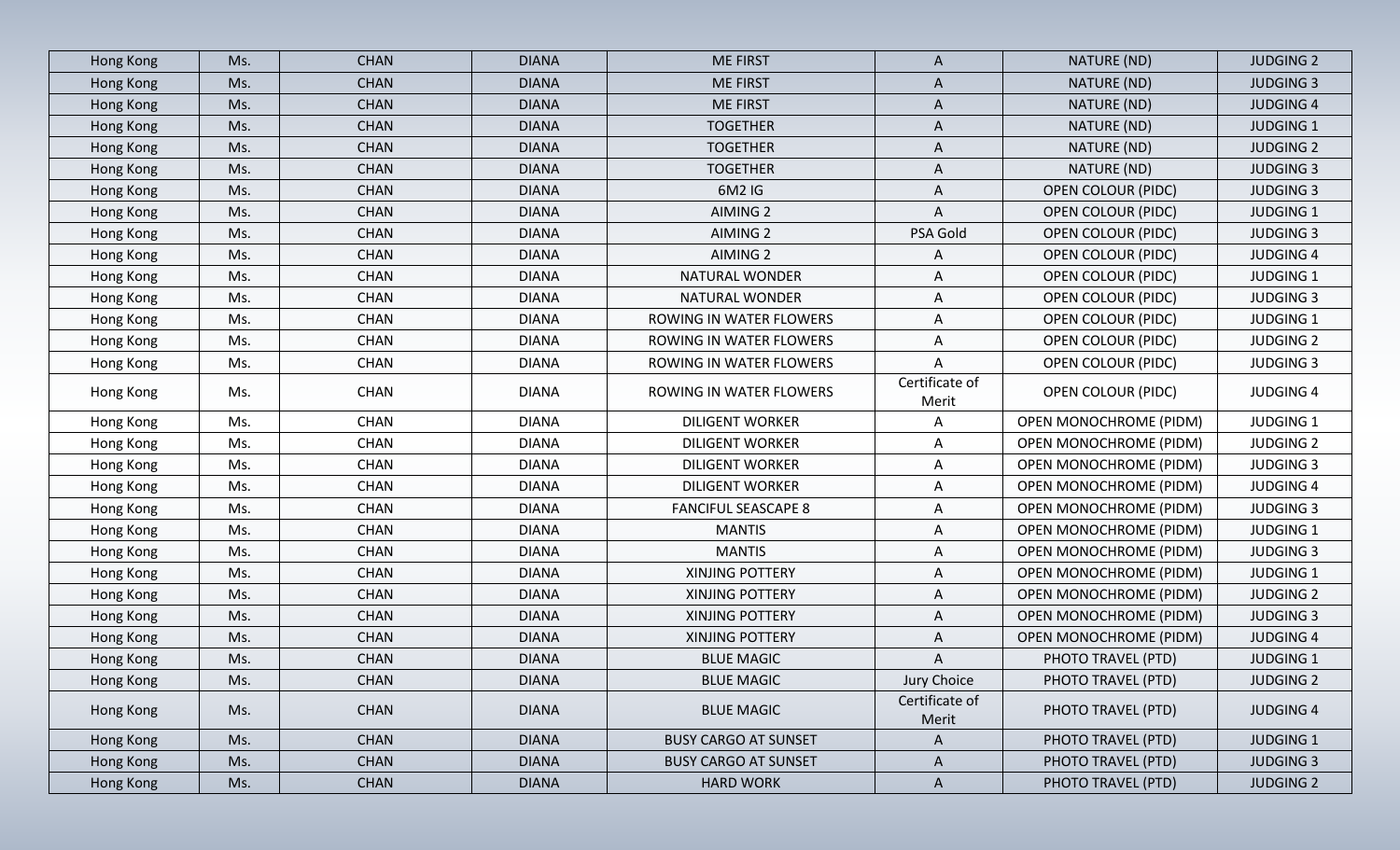| Hong Kong | Ms. | CHAN | DIANA | ME FIRST | A | NATURE (ND) | JUDGING 2 |
|---|---|---|---|---|---|---|---|
| Hong Kong | Ms. | CHAN | DIANA | ME FIRST | A | NATURE (ND) | JUDGING 3 |
| Hong Kong | Ms. | CHAN | DIANA | ME FIRST | A | NATURE (ND) | JUDGING 4 |
| Hong Kong | Ms. | CHAN | DIANA | TOGETHER | A | NATURE (ND) | JUDGING 1 |
| Hong Kong | Ms. | CHAN | DIANA | TOGETHER | A | NATURE (ND) | JUDGING 2 |
| Hong Kong | Ms. | CHAN | DIANA | TOGETHER | A | NATURE (ND) | JUDGING 3 |
| Hong Kong | Ms. | CHAN | DIANA | 6M2 IG | A | OPEN COLOUR (PIDC) | JUDGING 3 |
| Hong Kong | Ms. | CHAN | DIANA | AIMING 2 | A | OPEN COLOUR (PIDC) | JUDGING 1 |
| Hong Kong | Ms. | CHAN | DIANA | AIMING 2 | PSA Gold | OPEN COLOUR (PIDC) | JUDGING 3 |
| Hong Kong | Ms. | CHAN | DIANA | AIMING 2 | A | OPEN COLOUR (PIDC) | JUDGING 4 |
| Hong Kong | Ms. | CHAN | DIANA | NATURAL WONDER | A | OPEN COLOUR (PIDC) | JUDGING 1 |
| Hong Kong | Ms. | CHAN | DIANA | NATURAL WONDER | A | OPEN COLOUR (PIDC) | JUDGING 3 |
| Hong Kong | Ms. | CHAN | DIANA | ROWING IN WATER FLOWERS | A | OPEN COLOUR (PIDC) | JUDGING 1 |
| Hong Kong | Ms. | CHAN | DIANA | ROWING IN WATER FLOWERS | A | OPEN COLOUR (PIDC) | JUDGING 2 |
| Hong Kong | Ms. | CHAN | DIANA | ROWING IN WATER FLOWERS | A | OPEN COLOUR (PIDC) | JUDGING 3 |
| Hong Kong | Ms. | CHAN | DIANA | ROWING IN WATER FLOWERS | Certificate of Merit | OPEN COLOUR (PIDC) | JUDGING 4 |
| Hong Kong | Ms. | CHAN | DIANA | DILIGENT WORKER | A | OPEN MONOCHROME (PIDM) | JUDGING 1 |
| Hong Kong | Ms. | CHAN | DIANA | DILIGENT WORKER | A | OPEN MONOCHROME (PIDM) | JUDGING 2 |
| Hong Kong | Ms. | CHAN | DIANA | DILIGENT WORKER | A | OPEN MONOCHROME (PIDM) | JUDGING 3 |
| Hong Kong | Ms. | CHAN | DIANA | DILIGENT WORKER | A | OPEN MONOCHROME (PIDM) | JUDGING 4 |
| Hong Kong | Ms. | CHAN | DIANA | FANCIFUL SEASCAPE 8 | A | OPEN MONOCHROME (PIDM) | JUDGING 3 |
| Hong Kong | Ms. | CHAN | DIANA | MANTIS | A | OPEN MONOCHROME (PIDM) | JUDGING 1 |
| Hong Kong | Ms. | CHAN | DIANA | MANTIS | A | OPEN MONOCHROME (PIDM) | JUDGING 3 |
| Hong Kong | Ms. | CHAN | DIANA | XINJING POTTERY | A | OPEN MONOCHROME (PIDM) | JUDGING 1 |
| Hong Kong | Ms. | CHAN | DIANA | XINJING POTTERY | A | OPEN MONOCHROME (PIDM) | JUDGING 2 |
| Hong Kong | Ms. | CHAN | DIANA | XINJING POTTERY | A | OPEN MONOCHROME (PIDM) | JUDGING 3 |
| Hong Kong | Ms. | CHAN | DIANA | XINJING POTTERY | A | OPEN MONOCHROME (PIDM) | JUDGING 4 |
| Hong Kong | Ms. | CHAN | DIANA | BLUE MAGIC | A | PHOTO TRAVEL (PTD) | JUDGING 1 |
| Hong Kong | Ms. | CHAN | DIANA | BLUE MAGIC | Jury Choice | PHOTO TRAVEL (PTD) | JUDGING 2 |
| Hong Kong | Ms. | CHAN | DIANA | BLUE MAGIC | Certificate of Merit | PHOTO TRAVEL (PTD) | JUDGING 4 |
| Hong Kong | Ms. | CHAN | DIANA | BUSY CARGO AT SUNSET | A | PHOTO TRAVEL (PTD) | JUDGING 1 |
| Hong Kong | Ms. | CHAN | DIANA | BUSY CARGO AT SUNSET | A | PHOTO TRAVEL (PTD) | JUDGING 3 |
| Hong Kong | Ms. | CHAN | DIANA | HARD WORK | A | PHOTO TRAVEL (PTD) | JUDGING 2 |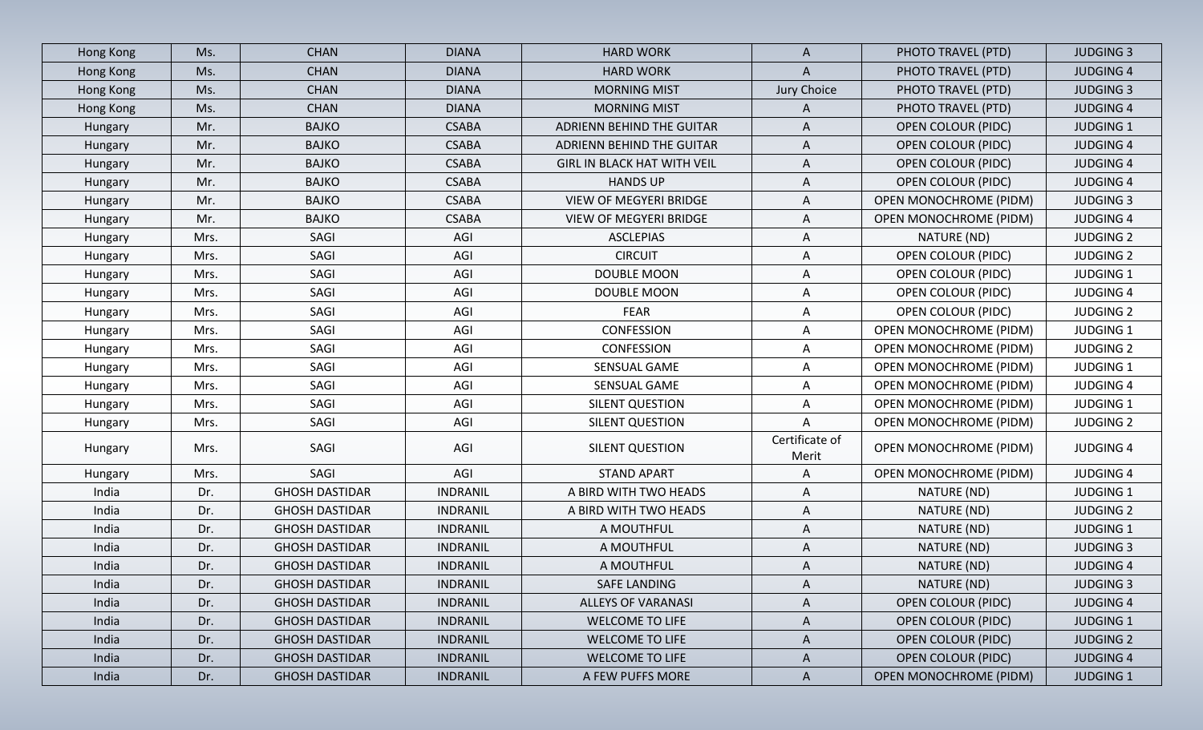| | | | | | | | |
|---|---|---|---|---|---|---|---|
| Hong Kong | Ms. | CHAN | DIANA | HARD WORK | A | PHOTO TRAVEL (PTD) | JUDGING 3 |
| Hong Kong | Ms. | CHAN | DIANA | HARD WORK | A | PHOTO TRAVEL (PTD) | JUDGING 4 |
| Hong Kong | Ms. | CHAN | DIANA | MORNING MIST | Jury Choice | PHOTO TRAVEL (PTD) | JUDGING 3 |
| Hong Kong | Ms. | CHAN | DIANA | MORNING MIST | A | PHOTO TRAVEL (PTD) | JUDGING 4 |
| Hungary | Mr. | BAJKO | CSABA | ADRIENN BEHIND THE GUITAR | A | OPEN COLOUR (PIDC) | JUDGING 1 |
| Hungary | Mr. | BAJKO | CSABA | ADRIENN BEHIND THE GUITAR | A | OPEN COLOUR (PIDC) | JUDGING 4 |
| Hungary | Mr. | BAJKO | CSABA | GIRL IN BLACK HAT WITH VEIL | A | OPEN COLOUR (PIDC) | JUDGING 4 |
| Hungary | Mr. | BAJKO | CSABA | HANDS UP | A | OPEN COLOUR (PIDC) | JUDGING 4 |
| Hungary | Mr. | BAJKO | CSABA | VIEW OF MEGYERI BRIDGE | A | OPEN MONOCHROME (PIDM) | JUDGING 3 |
| Hungary | Mr. | BAJKO | CSABA | VIEW OF MEGYERI BRIDGE | A | OPEN MONOCHROME (PIDM) | JUDGING 4 |
| Hungary | Mrs. | SAGI | AGI | ASCLEPIAS | A | NATURE (ND) | JUDGING 2 |
| Hungary | Mrs. | SAGI | AGI | CIRCUIT | A | OPEN COLOUR (PIDC) | JUDGING 2 |
| Hungary | Mrs. | SAGI | AGI | DOUBLE MOON | A | OPEN COLOUR (PIDC) | JUDGING 1 |
| Hungary | Mrs. | SAGI | AGI | DOUBLE MOON | A | OPEN COLOUR (PIDC) | JUDGING 4 |
| Hungary | Mrs. | SAGI | AGI | FEAR | A | OPEN COLOUR (PIDC) | JUDGING 2 |
| Hungary | Mrs. | SAGI | AGI | CONFESSION | A | OPEN MONOCHROME (PIDM) | JUDGING 1 |
| Hungary | Mrs. | SAGI | AGI | CONFESSION | A | OPEN MONOCHROME (PIDM) | JUDGING 2 |
| Hungary | Mrs. | SAGI | AGI | SENSUAL GAME | A | OPEN MONOCHROME (PIDM) | JUDGING 1 |
| Hungary | Mrs. | SAGI | AGI | SENSUAL GAME | A | OPEN MONOCHROME (PIDM) | JUDGING 4 |
| Hungary | Mrs. | SAGI | AGI | SILENT QUESTION | A | OPEN MONOCHROME (PIDM) | JUDGING 1 |
| Hungary | Mrs. | SAGI | AGI | SILENT QUESTION | A | OPEN MONOCHROME (PIDM) | JUDGING 2 |
| Hungary | Mrs. | SAGI | AGI | SILENT QUESTION | Certificate of Merit | OPEN MONOCHROME (PIDM) | JUDGING 4 |
| Hungary | Mrs. | SAGI | AGI | STAND APART | A | OPEN MONOCHROME (PIDM) | JUDGING 4 |
| India | Dr. | GHOSH DASTIDAR | INDRANIL | A BIRD WITH TWO HEADS | A | NATURE (ND) | JUDGING 1 |
| India | Dr. | GHOSH DASTIDAR | INDRANIL | A BIRD WITH TWO HEADS | A | NATURE (ND) | JUDGING 2 |
| India | Dr. | GHOSH DASTIDAR | INDRANIL | A MOUTHFUL | A | NATURE (ND) | JUDGING 1 |
| India | Dr. | GHOSH DASTIDAR | INDRANIL | A MOUTHFUL | A | NATURE (ND) | JUDGING 3 |
| India | Dr. | GHOSH DASTIDAR | INDRANIL | A MOUTHFUL | A | NATURE (ND) | JUDGING 4 |
| India | Dr. | GHOSH DASTIDAR | INDRANIL | SAFE LANDING | A | NATURE (ND) | JUDGING 3 |
| India | Dr. | GHOSH DASTIDAR | INDRANIL | ALLEYS OF VARANASI | A | OPEN COLOUR (PIDC) | JUDGING 4 |
| India | Dr. | GHOSH DASTIDAR | INDRANIL | WELCOME TO LIFE | A | OPEN COLOUR (PIDC) | JUDGING 1 |
| India | Dr. | GHOSH DASTIDAR | INDRANIL | WELCOME TO LIFE | A | OPEN COLOUR (PIDC) | JUDGING 2 |
| India | Dr. | GHOSH DASTIDAR | INDRANIL | WELCOME TO LIFE | A | OPEN COLOUR (PIDC) | JUDGING 4 |
| India | Dr. | GHOSH DASTIDAR | INDRANIL | A FEW PUFFS MORE | A | OPEN MONOCHROME (PIDM) | JUDGING 1 |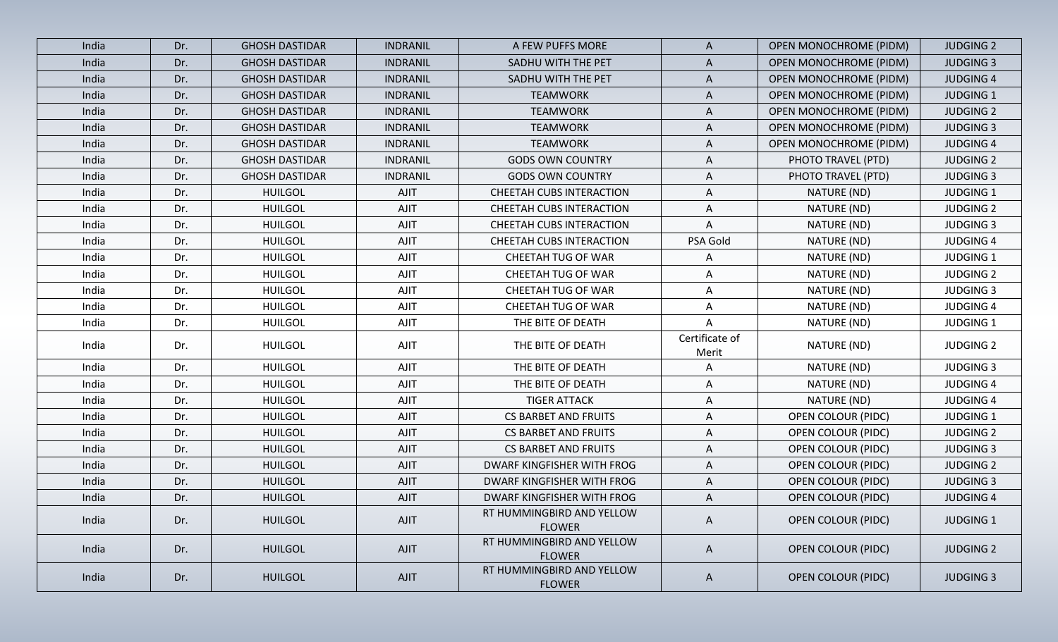| India | Dr. | GHOSH DASTIDAR | INDRANIL | A FEW PUFFS MORE | A | OPEN MONOCHROME (PIDM) | JUDGING 2 |
|---|---|---|---|---|---|---|---|
| India | Dr. | GHOSH DASTIDAR | INDRANIL | SADHU WITH THE PET | A | OPEN MONOCHROME (PIDM) | JUDGING 3 |
| India | Dr. | GHOSH DASTIDAR | INDRANIL | SADHU WITH THE PET | A | OPEN MONOCHROME (PIDM) | JUDGING 4 |
| India | Dr. | GHOSH DASTIDAR | INDRANIL | TEAMWORK | A | OPEN MONOCHROME (PIDM) | JUDGING 1 |
| India | Dr. | GHOSH DASTIDAR | INDRANIL | TEAMWORK | A | OPEN MONOCHROME (PIDM) | JUDGING 2 |
| India | Dr. | GHOSH DASTIDAR | INDRANIL | TEAMWORK | A | OPEN MONOCHROME (PIDM) | JUDGING 3 |
| India | Dr. | GHOSH DASTIDAR | INDRANIL | TEAMWORK | A | OPEN MONOCHROME (PIDM) | JUDGING 4 |
| India | Dr. | GHOSH DASTIDAR | INDRANIL | GODS OWN COUNTRY | A | PHOTO TRAVEL (PTD) | JUDGING 2 |
| India | Dr. | GHOSH DASTIDAR | INDRANIL | GODS OWN COUNTRY | A | PHOTO TRAVEL (PTD) | JUDGING 3 |
| India | Dr. | HUILGOL | AJIT | CHEETAH CUBS INTERACTION | A | NATURE (ND) | JUDGING 1 |
| India | Dr. | HUILGOL | AJIT | CHEETAH CUBS INTERACTION | A | NATURE (ND) | JUDGING 2 |
| India | Dr. | HUILGOL | AJIT | CHEETAH CUBS INTERACTION | A | NATURE (ND) | JUDGING 3 |
| India | Dr. | HUILGOL | AJIT | CHEETAH CUBS INTERACTION | PSA Gold | NATURE (ND) | JUDGING 4 |
| India | Dr. | HUILGOL | AJIT | CHEETAH TUG OF WAR | A | NATURE (ND) | JUDGING 1 |
| India | Dr. | HUILGOL | AJIT | CHEETAH TUG OF WAR | A | NATURE (ND) | JUDGING 2 |
| India | Dr. | HUILGOL | AJIT | CHEETAH TUG OF WAR | A | NATURE (ND) | JUDGING 3 |
| India | Dr. | HUILGOL | AJIT | CHEETAH TUG OF WAR | A | NATURE (ND) | JUDGING 4 |
| India | Dr. | HUILGOL | AJIT | THE BITE OF DEATH | A | NATURE (ND) | JUDGING 1 |
| India | Dr. | HUILGOL | AJIT | THE BITE OF DEATH | Certificate of Merit | NATURE (ND) | JUDGING 2 |
| India | Dr. | HUILGOL | AJIT | THE BITE OF DEATH | A | NATURE (ND) | JUDGING 3 |
| India | Dr. | HUILGOL | AJIT | THE BITE OF DEATH | A | NATURE (ND) | JUDGING 4 |
| India | Dr. | HUILGOL | AJIT | TIGER ATTACK | A | NATURE (ND) | JUDGING 4 |
| India | Dr. | HUILGOL | AJIT | CS BARBET AND FRUITS | A | OPEN COLOUR (PIDC) | JUDGING 1 |
| India | Dr. | HUILGOL | AJIT | CS BARBET AND FRUITS | A | OPEN COLOUR (PIDC) | JUDGING 2 |
| India | Dr. | HUILGOL | AJIT | CS BARBET AND FRUITS | A | OPEN COLOUR (PIDC) | JUDGING 3 |
| India | Dr. | HUILGOL | AJIT | DWARF KINGFISHER WITH FROG | A | OPEN COLOUR (PIDC) | JUDGING 2 |
| India | Dr. | HUILGOL | AJIT | DWARF KINGFISHER WITH FROG | A | OPEN COLOUR (PIDC) | JUDGING 3 |
| India | Dr. | HUILGOL | AJIT | DWARF KINGFISHER WITH FROG | A | OPEN COLOUR (PIDC) | JUDGING 4 |
| India | Dr. | HUILGOL | AJIT | RT HUMMINGBIRD AND YELLOW FLOWER | A | OPEN COLOUR (PIDC) | JUDGING 1 |
| India | Dr. | HUILGOL | AJIT | RT HUMMINGBIRD AND YELLOW FLOWER | A | OPEN COLOUR (PIDC) | JUDGING 2 |
| India | Dr. | HUILGOL | AJIT | RT HUMMINGBIRD AND YELLOW FLOWER | A | OPEN COLOUR (PIDC) | JUDGING 3 |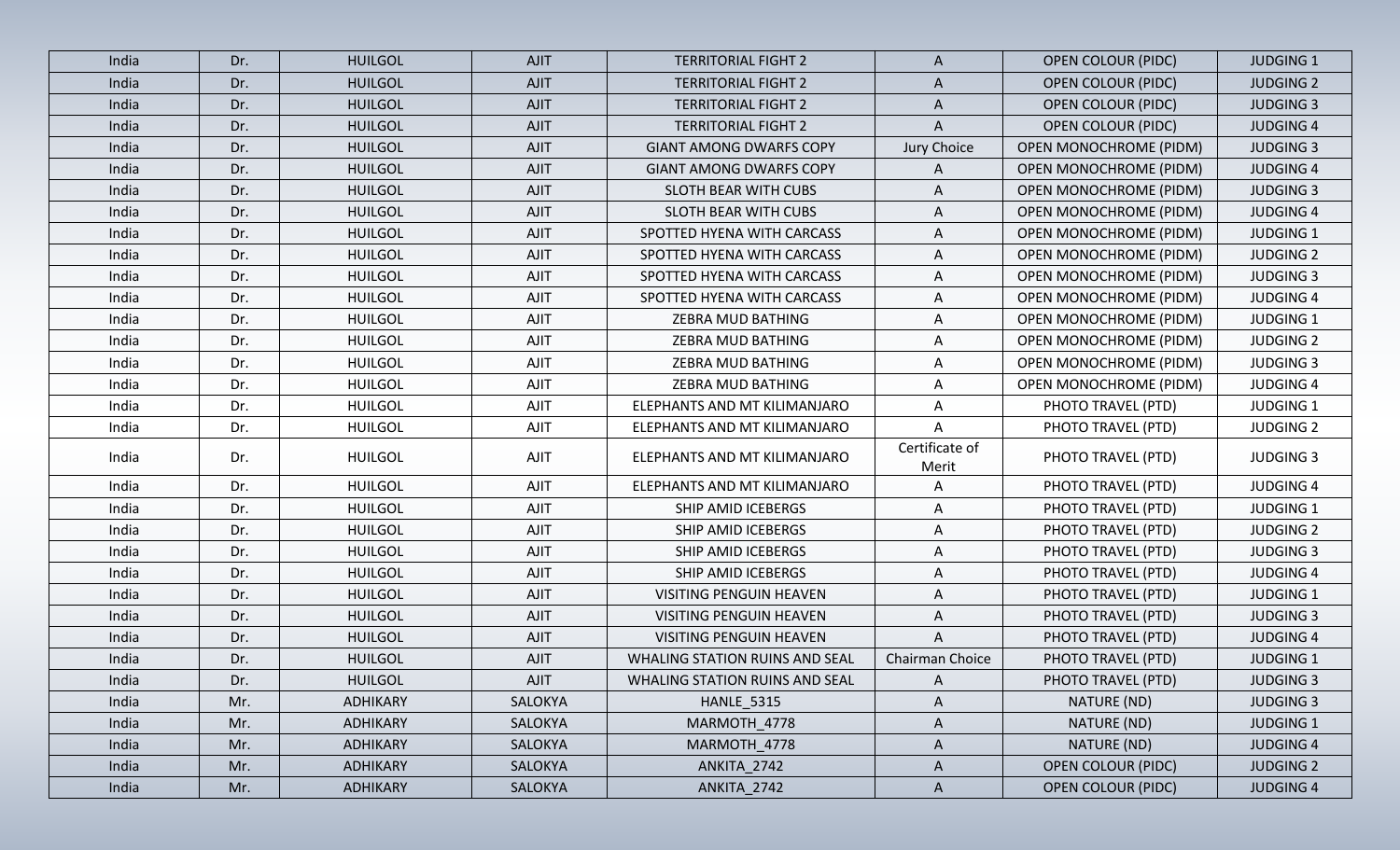| India | Dr. | HUILGOL | AJIT | TERRITORIAL FIGHT 2 | A | OPEN COLOUR (PIDC) | JUDGING 1 |
|---|---|---|---|---|---|---|---|
| India | Dr. | HUILGOL | AJIT | TERRITORIAL FIGHT 2 | A | OPEN COLOUR (PIDC) | JUDGING 2 |
| India | Dr. | HUILGOL | AJIT | TERRITORIAL FIGHT 2 | A | OPEN COLOUR (PIDC) | JUDGING 3 |
| India | Dr. | HUILGOL | AJIT | TERRITORIAL FIGHT 2 | A | OPEN COLOUR (PIDC) | JUDGING 4 |
| India | Dr. | HUILGOL | AJIT | GIANT AMONG DWARFS COPY | Jury Choice | OPEN MONOCHROME (PIDM) | JUDGING 3 |
| India | Dr. | HUILGOL | AJIT | GIANT AMONG DWARFS COPY | A | OPEN MONOCHROME (PIDM) | JUDGING 4 |
| India | Dr. | HUILGOL | AJIT | SLOTH BEAR WITH CUBS | A | OPEN MONOCHROME (PIDM) | JUDGING 3 |
| India | Dr. | HUILGOL | AJIT | SLOTH BEAR WITH CUBS | A | OPEN MONOCHROME (PIDM) | JUDGING 4 |
| India | Dr. | HUILGOL | AJIT | SPOTTED HYENA WITH CARCASS | A | OPEN MONOCHROME (PIDM) | JUDGING 1 |
| India | Dr. | HUILGOL | AJIT | SPOTTED HYENA WITH CARCASS | A | OPEN MONOCHROME (PIDM) | JUDGING 2 |
| India | Dr. | HUILGOL | AJIT | SPOTTED HYENA WITH CARCASS | A | OPEN MONOCHROME (PIDM) | JUDGING 3 |
| India | Dr. | HUILGOL | AJIT | SPOTTED HYENA WITH CARCASS | A | OPEN MONOCHROME (PIDM) | JUDGING 4 |
| India | Dr. | HUILGOL | AJIT | ZEBRA MUD BATHING | A | OPEN MONOCHROME (PIDM) | JUDGING 1 |
| India | Dr. | HUILGOL | AJIT | ZEBRA MUD BATHING | A | OPEN MONOCHROME (PIDM) | JUDGING 2 |
| India | Dr. | HUILGOL | AJIT | ZEBRA MUD BATHING | A | OPEN MONOCHROME (PIDM) | JUDGING 3 |
| India | Dr. | HUILGOL | AJIT | ZEBRA MUD BATHING | A | OPEN MONOCHROME (PIDM) | JUDGING 4 |
| India | Dr. | HUILGOL | AJIT | ELEPHANTS AND MT KILIMANJARO | A | PHOTO TRAVEL (PTD) | JUDGING 1 |
| India | Dr. | HUILGOL | AJIT | ELEPHANTS AND MT KILIMANJARO | A | PHOTO TRAVEL (PTD) | JUDGING 2 |
| India | Dr. | HUILGOL | AJIT | ELEPHANTS AND MT KILIMANJARO | Certificate of Merit | PHOTO TRAVEL (PTD) | JUDGING 3 |
| India | Dr. | HUILGOL | AJIT | ELEPHANTS AND MT KILIMANJARO | A | PHOTO TRAVEL (PTD) | JUDGING 4 |
| India | Dr. | HUILGOL | AJIT | SHIP AMID ICEBERGS | A | PHOTO TRAVEL (PTD) | JUDGING 1 |
| India | Dr. | HUILGOL | AJIT | SHIP AMID ICEBERGS | A | PHOTO TRAVEL (PTD) | JUDGING 2 |
| India | Dr. | HUILGOL | AJIT | SHIP AMID ICEBERGS | A | PHOTO TRAVEL (PTD) | JUDGING 3 |
| India | Dr. | HUILGOL | AJIT | SHIP AMID ICEBERGS | A | PHOTO TRAVEL (PTD) | JUDGING 4 |
| India | Dr. | HUILGOL | AJIT | VISITING PENGUIN HEAVEN | A | PHOTO TRAVEL (PTD) | JUDGING 1 |
| India | Dr. | HUILGOL | AJIT | VISITING PENGUIN HEAVEN | A | PHOTO TRAVEL (PTD) | JUDGING 3 |
| India | Dr. | HUILGOL | AJIT | VISITING PENGUIN HEAVEN | A | PHOTO TRAVEL (PTD) | JUDGING 4 |
| India | Dr. | HUILGOL | AJIT | WHALING STATION RUINS AND SEAL | Chairman Choice | PHOTO TRAVEL (PTD) | JUDGING 1 |
| India | Dr. | HUILGOL | AJIT | WHALING STATION RUINS AND SEAL | A | PHOTO TRAVEL (PTD) | JUDGING 3 |
| India | Mr. | ADHIKARY | SALOKYA | HANLE_5315 | A | NATURE (ND) | JUDGING 3 |
| India | Mr. | ADHIKARY | SALOKYA | MARMOTH_4778 | A | NATURE (ND) | JUDGING 1 |
| India | Mr. | ADHIKARY | SALOKYA | MARMOTH_4778 | A | NATURE (ND) | JUDGING 4 |
| India | Mr. | ADHIKARY | SALOKYA | ANKITA_2742 | A | OPEN COLOUR (PIDC) | JUDGING 2 |
| India | Mr. | ADHIKARY | SALOKYA | ANKITA_2742 | A | OPEN COLOUR (PIDC) | JUDGING 4 |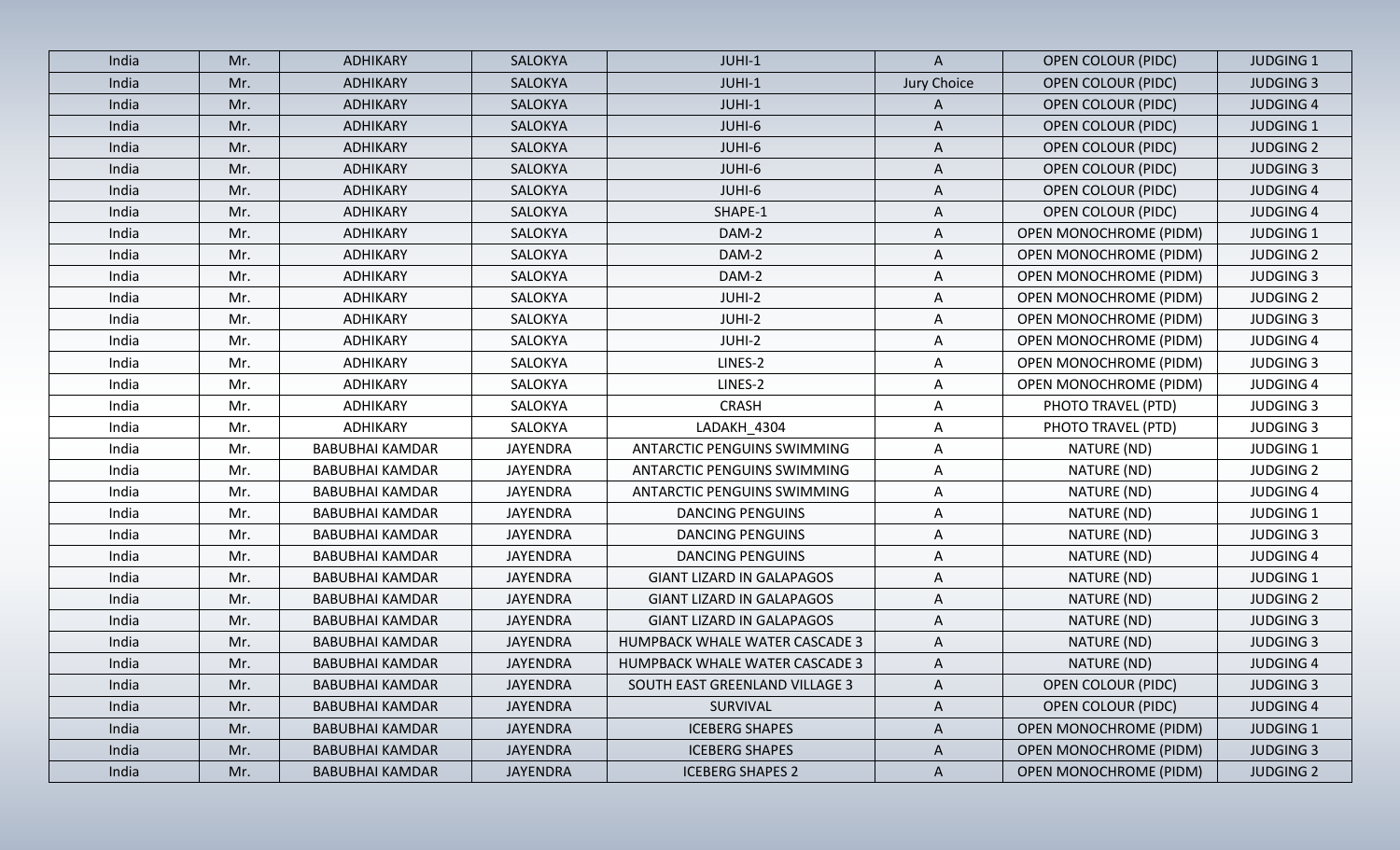| India | Mr. | ADHIKARY | SALOKYA | JUHI-1 | A | OPEN COLOUR (PIDC) | JUDGING 1 |
|---|---|---|---|---|---|---|---|
| India | Mr. | ADHIKARY | SALOKYA | JUHI-1 | Jury Choice | OPEN COLOUR (PIDC) | JUDGING 3 |
| India | Mr. | ADHIKARY | SALOKYA | JUHI-1 | A | OPEN COLOUR (PIDC) | JUDGING 4 |
| India | Mr. | ADHIKARY | SALOKYA | JUHI-6 | A | OPEN COLOUR (PIDC) | JUDGING 1 |
| India | Mr. | ADHIKARY | SALOKYA | JUHI-6 | A | OPEN COLOUR (PIDC) | JUDGING 2 |
| India | Mr. | ADHIKARY | SALOKYA | JUHI-6 | A | OPEN COLOUR (PIDC) | JUDGING 3 |
| India | Mr. | ADHIKARY | SALOKYA | JUHI-6 | A | OPEN COLOUR (PIDC) | JUDGING 4 |
| India | Mr. | ADHIKARY | SALOKYA | SHAPE-1 | A | OPEN COLOUR (PIDC) | JUDGING 4 |
| India | Mr. | ADHIKARY | SALOKYA | DAM-2 | A | OPEN MONOCHROME (PIDM) | JUDGING 1 |
| India | Mr. | ADHIKARY | SALOKYA | DAM-2 | A | OPEN MONOCHROME (PIDM) | JUDGING 2 |
| India | Mr. | ADHIKARY | SALOKYA | DAM-2 | A | OPEN MONOCHROME (PIDM) | JUDGING 3 |
| India | Mr. | ADHIKARY | SALOKYA | JUHI-2 | A | OPEN MONOCHROME (PIDM) | JUDGING 2 |
| India | Mr. | ADHIKARY | SALOKYA | JUHI-2 | A | OPEN MONOCHROME (PIDM) | JUDGING 3 |
| India | Mr. | ADHIKARY | SALOKYA | JUHI-2 | A | OPEN MONOCHROME (PIDM) | JUDGING 4 |
| India | Mr. | ADHIKARY | SALOKYA | LINES-2 | A | OPEN MONOCHROME (PIDM) | JUDGING 3 |
| India | Mr. | ADHIKARY | SALOKYA | LINES-2 | A | OPEN MONOCHROME (PIDM) | JUDGING 4 |
| India | Mr. | ADHIKARY | SALOKYA | CRASH | A | PHOTO TRAVEL (PTD) | JUDGING 3 |
| India | Mr. | ADHIKARY | SALOKYA | LADAKH_4304 | A | PHOTO TRAVEL (PTD) | JUDGING 3 |
| India | Mr. | BABUBHAI KAMDAR | JAYENDRA | ANTARCTIC PENGUINS SWIMMING | A | NATURE (ND) | JUDGING 1 |
| India | Mr. | BABUBHAI KAMDAR | JAYENDRA | ANTARCTIC PENGUINS SWIMMING | A | NATURE (ND) | JUDGING 2 |
| India | Mr. | BABUBHAI KAMDAR | JAYENDRA | ANTARCTIC PENGUINS SWIMMING | A | NATURE (ND) | JUDGING 4 |
| India | Mr. | BABUBHAI KAMDAR | JAYENDRA | DANCING PENGUINS | A | NATURE (ND) | JUDGING 1 |
| India | Mr. | BABUBHAI KAMDAR | JAYENDRA | DANCING PENGUINS | A | NATURE (ND) | JUDGING 3 |
| India | Mr. | BABUBHAI KAMDAR | JAYENDRA | DANCING PENGUINS | A | NATURE (ND) | JUDGING 4 |
| India | Mr. | BABUBHAI KAMDAR | JAYENDRA | GIANT LIZARD IN GALAPAGOS | A | NATURE (ND) | JUDGING 1 |
| India | Mr. | BABUBHAI KAMDAR | JAYENDRA | GIANT LIZARD IN GALAPAGOS | A | NATURE (ND) | JUDGING 2 |
| India | Mr. | BABUBHAI KAMDAR | JAYENDRA | GIANT LIZARD IN GALAPAGOS | A | NATURE (ND) | JUDGING 3 |
| India | Mr. | BABUBHAI KAMDAR | JAYENDRA | HUMPBACK WHALE WATER CASCADE 3 | A | NATURE (ND) | JUDGING 3 |
| India | Mr. | BABUBHAI KAMDAR | JAYENDRA | HUMPBACK WHALE WATER CASCADE 3 | A | NATURE (ND) | JUDGING 4 |
| India | Mr. | BABUBHAI KAMDAR | JAYENDRA | SOUTH EAST GREENLAND VILLAGE 3 | A | OPEN COLOUR (PIDC) | JUDGING 3 |
| India | Mr. | BABUBHAI KAMDAR | JAYENDRA | SURVIVAL | A | OPEN COLOUR (PIDC) | JUDGING 4 |
| India | Mr. | BABUBHAI KAMDAR | JAYENDRA | ICEBERG SHAPES | A | OPEN MONOCHROME (PIDM) | JUDGING 1 |
| India | Mr. | BABUBHAI KAMDAR | JAYENDRA | ICEBERG SHAPES | A | OPEN MONOCHROME (PIDM) | JUDGING 3 |
| India | Mr. | BABUBHAI KAMDAR | JAYENDRA | ICEBERG SHAPES 2 | A | OPEN MONOCHROME (PIDM) | JUDGING 2 |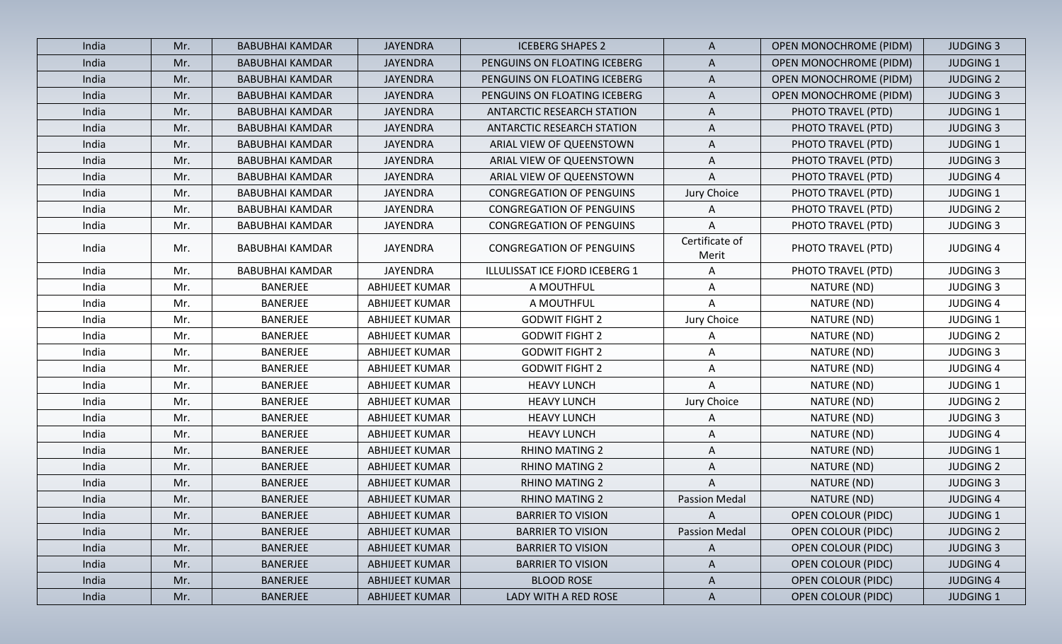| India | Mr. | BABUBHAI KAMDAR | JAYENDRA | ICEBERG SHAPES 2 | A | OPEN MONOCHROME (PIDM) | JUDGING 3 |
|---|---|---|---|---|---|---|---|
| India | Mr. | BABUBHAI KAMDAR | JAYENDRA | PENGUINS ON FLOATING ICEBERG | A | OPEN MONOCHROME (PIDM) | JUDGING 1 |
| India | Mr. | BABUBHAI KAMDAR | JAYENDRA | PENGUINS ON FLOATING ICEBERG | A | OPEN MONOCHROME (PIDM) | JUDGING 2 |
| India | Mr. | BABUBHAI KAMDAR | JAYENDRA | PENGUINS ON FLOATING ICEBERG | A | OPEN MONOCHROME (PIDM) | JUDGING 3 |
| India | Mr. | BABUBHAI KAMDAR | JAYENDRA | ANTARCTIC RESEARCH STATION | A | PHOTO TRAVEL (PTD) | JUDGING 1 |
| India | Mr. | BABUBHAI KAMDAR | JAYENDRA | ANTARCTIC RESEARCH STATION | A | PHOTO TRAVEL (PTD) | JUDGING 3 |
| India | Mr. | BABUBHAI KAMDAR | JAYENDRA | ARIAL VIEW OF QUEENSTOWN | A | PHOTO TRAVEL (PTD) | JUDGING 1 |
| India | Mr. | BABUBHAI KAMDAR | JAYENDRA | ARIAL VIEW OF QUEENSTOWN | A | PHOTO TRAVEL (PTD) | JUDGING 3 |
| India | Mr. | BABUBHAI KAMDAR | JAYENDRA | ARIAL VIEW OF QUEENSTOWN | A | PHOTO TRAVEL (PTD) | JUDGING 4 |
| India | Mr. | BABUBHAI KAMDAR | JAYENDRA | CONGREGATION OF PENGUINS | Jury Choice | PHOTO TRAVEL (PTD) | JUDGING 1 |
| India | Mr. | BABUBHAI KAMDAR | JAYENDRA | CONGREGATION OF PENGUINS | A | PHOTO TRAVEL (PTD) | JUDGING 2 |
| India | Mr. | BABUBHAI KAMDAR | JAYENDRA | CONGREGATION OF PENGUINS | A | PHOTO TRAVEL (PTD) | JUDGING 3 |
| India | Mr. | BABUBHAI KAMDAR | JAYENDRA | CONGREGATION OF PENGUINS | Certificate of Merit | PHOTO TRAVEL (PTD) | JUDGING 4 |
| India | Mr. | BABUBHAI KAMDAR | JAYENDRA | ILLULISSAT ICE FJORD ICEBERG 1 | A | PHOTO TRAVEL (PTD) | JUDGING 3 |
| India | Mr. | BANERJEE | ABHIJEET KUMAR | A MOUTHFUL | A | NATURE (ND) | JUDGING 3 |
| India | Mr. | BANERJEE | ABHIJEET KUMAR | A MOUTHFUL | A | NATURE (ND) | JUDGING 4 |
| India | Mr. | BANERJEE | ABHIJEET KUMAR | GODWIT FIGHT 2 | Jury Choice | NATURE (ND) | JUDGING 1 |
| India | Mr. | BANERJEE | ABHIJEET KUMAR | GODWIT FIGHT 2 | A | NATURE (ND) | JUDGING 2 |
| India | Mr. | BANERJEE | ABHIJEET KUMAR | GODWIT FIGHT 2 | A | NATURE (ND) | JUDGING 3 |
| India | Mr. | BANERJEE | ABHIJEET KUMAR | GODWIT FIGHT 2 | A | NATURE (ND) | JUDGING 4 |
| India | Mr. | BANERJEE | ABHIJEET KUMAR | HEAVY LUNCH | A | NATURE (ND) | JUDGING 1 |
| India | Mr. | BANERJEE | ABHIJEET KUMAR | HEAVY LUNCH | Jury Choice | NATURE (ND) | JUDGING 2 |
| India | Mr. | BANERJEE | ABHIJEET KUMAR | HEAVY LUNCH | A | NATURE (ND) | JUDGING 3 |
| India | Mr. | BANERJEE | ABHIJEET KUMAR | HEAVY LUNCH | A | NATURE (ND) | JUDGING 4 |
| India | Mr. | BANERJEE | ABHIJEET KUMAR | RHINO MATING 2 | A | NATURE (ND) | JUDGING 1 |
| India | Mr. | BANERJEE | ABHIJEET KUMAR | RHINO MATING 2 | A | NATURE (ND) | JUDGING 2 |
| India | Mr. | BANERJEE | ABHIJEET KUMAR | RHINO MATING 2 | A | NATURE (ND) | JUDGING 3 |
| India | Mr. | BANERJEE | ABHIJEET KUMAR | RHINO MATING 2 | Passion Medal | NATURE (ND) | JUDGING 4 |
| India | Mr. | BANERJEE | ABHIJEET KUMAR | BARRIER TO VISION | A | OPEN COLOUR (PIDC) | JUDGING 1 |
| India | Mr. | BANERJEE | ABHIJEET KUMAR | BARRIER TO VISION | Passion Medal | OPEN COLOUR (PIDC) | JUDGING 2 |
| India | Mr. | BANERJEE | ABHIJEET KUMAR | BARRIER TO VISION | A | OPEN COLOUR (PIDC) | JUDGING 3 |
| India | Mr. | BANERJEE | ABHIJEET KUMAR | BARRIER TO VISION | A | OPEN COLOUR (PIDC) | JUDGING 4 |
| India | Mr. | BANERJEE | ABHIJEET KUMAR | BLOOD ROSE | A | OPEN COLOUR (PIDC) | JUDGING 4 |
| India | Mr. | BANERJEE | ABHIJEET KUMAR | LADY WITH A RED ROSE | A | OPEN COLOUR (PIDC) | JUDGING 1 |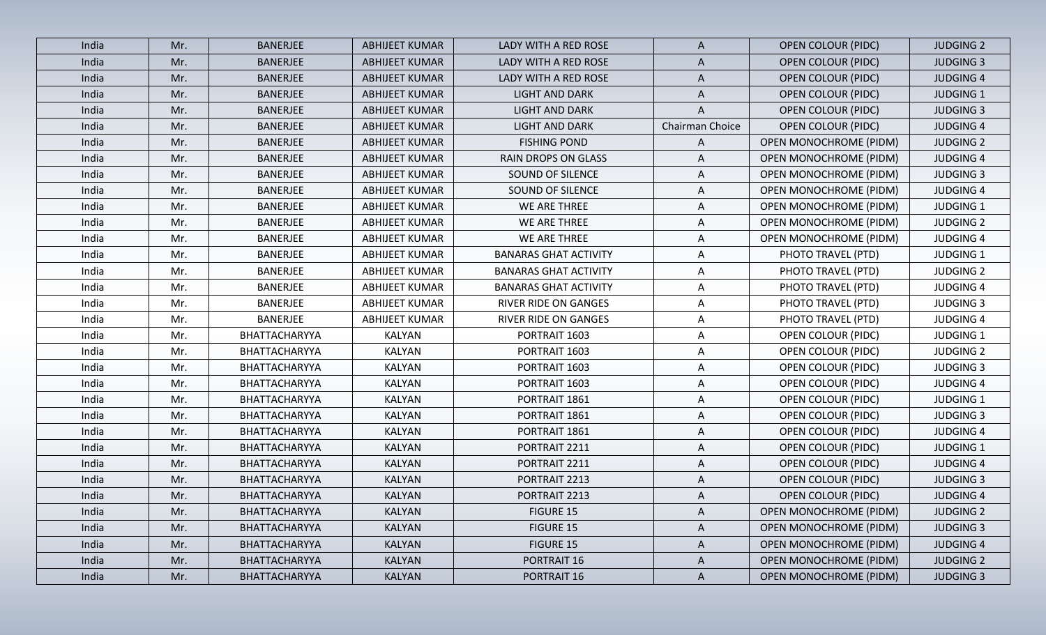| India | Mr. | BANERJEE | ABHIJEET KUMAR | LADY WITH A RED ROSE | A | OPEN COLOUR (PIDC) | JUDGING 2 |
|---|---|---|---|---|---|---|---|
| India | Mr. | BANERJEE | ABHIJEET KUMAR | LADY WITH A RED ROSE | A | OPEN COLOUR (PIDC) | JUDGING 3 |
| India | Mr. | BANERJEE | ABHIJEET KUMAR | LADY WITH A RED ROSE | A | OPEN COLOUR (PIDC) | JUDGING 4 |
| India | Mr. | BANERJEE | ABHIJEET KUMAR | LIGHT AND DARK | A | OPEN COLOUR (PIDC) | JUDGING 1 |
| India | Mr. | BANERJEE | ABHIJEET KUMAR | LIGHT AND DARK | A | OPEN COLOUR (PIDC) | JUDGING 3 |
| India | Mr. | BANERJEE | ABHIJEET KUMAR | LIGHT AND DARK | Chairman Choice | OPEN COLOUR (PIDC) | JUDGING 4 |
| India | Mr. | BANERJEE | ABHIJEET KUMAR | FISHING POND | A | OPEN MONOCHROME (PIDM) | JUDGING 2 |
| India | Mr. | BANERJEE | ABHIJEET KUMAR | RAIN DROPS ON GLASS | A | OPEN MONOCHROME (PIDM) | JUDGING 4 |
| India | Mr. | BANERJEE | ABHIJEET KUMAR | SOUND OF SILENCE | A | OPEN MONOCHROME (PIDM) | JUDGING 3 |
| India | Mr. | BANERJEE | ABHIJEET KUMAR | SOUND OF SILENCE | A | OPEN MONOCHROME (PIDM) | JUDGING 4 |
| India | Mr. | BANERJEE | ABHIJEET KUMAR | WE ARE THREE | A | OPEN MONOCHROME (PIDM) | JUDGING 1 |
| India | Mr. | BANERJEE | ABHIJEET KUMAR | WE ARE THREE | A | OPEN MONOCHROME (PIDM) | JUDGING 2 |
| India | Mr. | BANERJEE | ABHIJEET KUMAR | WE ARE THREE | A | OPEN MONOCHROME (PIDM) | JUDGING 4 |
| India | Mr. | BANERJEE | ABHIJEET KUMAR | BANARAS GHAT ACTIVITY | A | PHOTO TRAVEL (PTD) | JUDGING 1 |
| India | Mr. | BANERJEE | ABHIJEET KUMAR | BANARAS GHAT ACTIVITY | A | PHOTO TRAVEL (PTD) | JUDGING 2 |
| India | Mr. | BANERJEE | ABHIJEET KUMAR | BANARAS GHAT ACTIVITY | A | PHOTO TRAVEL (PTD) | JUDGING 4 |
| India | Mr. | BANERJEE | ABHIJEET KUMAR | RIVER RIDE ON GANGES | A | PHOTO TRAVEL (PTD) | JUDGING 3 |
| India | Mr. | BANERJEE | ABHIJEET KUMAR | RIVER RIDE ON GANGES | A | PHOTO TRAVEL (PTD) | JUDGING 4 |
| India | Mr. | BHATTACHARYYA | KALYAN | PORTRAIT 1603 | A | OPEN COLOUR (PIDC) | JUDGING 1 |
| India | Mr. | BHATTACHARYYA | KALYAN | PORTRAIT 1603 | A | OPEN COLOUR (PIDC) | JUDGING 2 |
| India | Mr. | BHATTACHARYYA | KALYAN | PORTRAIT 1603 | A | OPEN COLOUR (PIDC) | JUDGING 3 |
| India | Mr. | BHATTACHARYYA | KALYAN | PORTRAIT 1603 | A | OPEN COLOUR (PIDC) | JUDGING 4 |
| India | Mr. | BHATTACHARYYA | KALYAN | PORTRAIT 1861 | A | OPEN COLOUR (PIDC) | JUDGING 1 |
| India | Mr. | BHATTACHARYYA | KALYAN | PORTRAIT 1861 | A | OPEN COLOUR (PIDC) | JUDGING 3 |
| India | Mr. | BHATTACHARYYA | KALYAN | PORTRAIT 1861 | A | OPEN COLOUR (PIDC) | JUDGING 4 |
| India | Mr. | BHATTACHARYYA | KALYAN | PORTRAIT 2211 | A | OPEN COLOUR (PIDC) | JUDGING 1 |
| India | Mr. | BHATTACHARYYA | KALYAN | PORTRAIT 2211 | A | OPEN COLOUR (PIDC) | JUDGING 4 |
| India | Mr. | BHATTACHARYYA | KALYAN | PORTRAIT 2213 | A | OPEN COLOUR (PIDC) | JUDGING 3 |
| India | Mr. | BHATTACHARYYA | KALYAN | PORTRAIT 2213 | A | OPEN COLOUR (PIDC) | JUDGING 4 |
| India | Mr. | BHATTACHARYYA | KALYAN | FIGURE 15 | A | OPEN MONOCHROME (PIDM) | JUDGING 2 |
| India | Mr. | BHATTACHARYYA | KALYAN | FIGURE 15 | A | OPEN MONOCHROME (PIDM) | JUDGING 3 |
| India | Mr. | BHATTACHARYYA | KALYAN | FIGURE 15 | A | OPEN MONOCHROME (PIDM) | JUDGING 4 |
| India | Mr. | BHATTACHARYYA | KALYAN | PORTRAIT 16 | A | OPEN MONOCHROME (PIDM) | JUDGING 2 |
| India | Mr. | BHATTACHARYYA | KALYAN | PORTRAIT 16 | A | OPEN MONOCHROME (PIDM) | JUDGING 3 |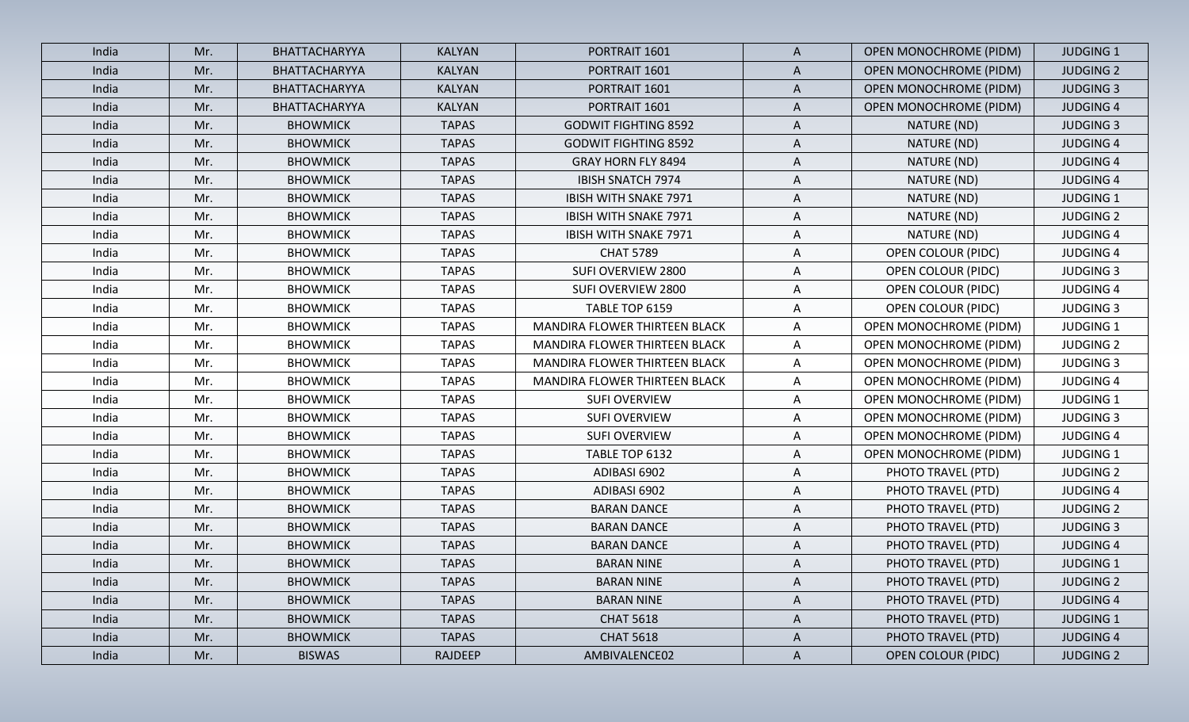| India | Mr. | BHATTACHARYYA | KALYAN | PORTRAIT 1601 | A | OPEN MONOCHROME (PIDM) | JUDGING 1 |
|---|---|---|---|---|---|---|---|
| India | Mr. | BHATTACHARYYA | KALYAN | PORTRAIT 1601 | A | OPEN MONOCHROME (PIDM) | JUDGING 2 |
| India | Mr. | BHATTACHARYYA | KALYAN | PORTRAIT 1601 | A | OPEN MONOCHROME (PIDM) | JUDGING 3 |
| India | Mr. | BHATTACHARYYA | KALYAN | PORTRAIT 1601 | A | OPEN MONOCHROME (PIDM) | JUDGING 4 |
| India | Mr. | BHOWMICK | TAPAS | GODWIT FIGHTING 8592 | A | NATURE (ND) | JUDGING 3 |
| India | Mr. | BHOWMICK | TAPAS | GODWIT FIGHTING 8592 | A | NATURE (ND) | JUDGING 4 |
| India | Mr. | BHOWMICK | TAPAS | GRAY HORN FLY 8494 | A | NATURE (ND) | JUDGING 4 |
| India | Mr. | BHOWMICK | TAPAS | IBISH SNATCH 7974 | A | NATURE (ND) | JUDGING 4 |
| India | Mr. | BHOWMICK | TAPAS | IBISH WITH SNAKE 7971 | A | NATURE (ND) | JUDGING 1 |
| India | Mr. | BHOWMICK | TAPAS | IBISH WITH SNAKE 7971 | A | NATURE (ND) | JUDGING 2 |
| India | Mr. | BHOWMICK | TAPAS | IBISH WITH SNAKE 7971 | A | NATURE (ND) | JUDGING 4 |
| India | Mr. | BHOWMICK | TAPAS | CHAT 5789 | A | OPEN COLOUR (PIDC) | JUDGING 4 |
| India | Mr. | BHOWMICK | TAPAS | SUFI OVERVIEW 2800 | A | OPEN COLOUR (PIDC) | JUDGING 3 |
| India | Mr. | BHOWMICK | TAPAS | SUFI OVERVIEW 2800 | A | OPEN COLOUR (PIDC) | JUDGING 4 |
| India | Mr. | BHOWMICK | TAPAS | TABLE TOP 6159 | A | OPEN COLOUR (PIDC) | JUDGING 3 |
| India | Mr. | BHOWMICK | TAPAS | MANDIRA FLOWER THIRTEEN BLACK | A | OPEN MONOCHROME (PIDM) | JUDGING 1 |
| India | Mr. | BHOWMICK | TAPAS | MANDIRA FLOWER THIRTEEN BLACK | A | OPEN MONOCHROME (PIDM) | JUDGING 2 |
| India | Mr. | BHOWMICK | TAPAS | MANDIRA FLOWER THIRTEEN BLACK | A | OPEN MONOCHROME (PIDM) | JUDGING 3 |
| India | Mr. | BHOWMICK | TAPAS | MANDIRA FLOWER THIRTEEN BLACK | A | OPEN MONOCHROME (PIDM) | JUDGING 4 |
| India | Mr. | BHOWMICK | TAPAS | SUFI OVERVIEW | A | OPEN MONOCHROME (PIDM) | JUDGING 1 |
| India | Mr. | BHOWMICK | TAPAS | SUFI OVERVIEW | A | OPEN MONOCHROME (PIDM) | JUDGING 3 |
| India | Mr. | BHOWMICK | TAPAS | SUFI OVERVIEW | A | OPEN MONOCHROME (PIDM) | JUDGING 4 |
| India | Mr. | BHOWMICK | TAPAS | TABLE TOP 6132 | A | OPEN MONOCHROME (PIDM) | JUDGING 1 |
| India | Mr. | BHOWMICK | TAPAS | ADIBASI 6902 | A | PHOTO TRAVEL (PTD) | JUDGING 2 |
| India | Mr. | BHOWMICK | TAPAS | ADIBASI 6902 | A | PHOTO TRAVEL (PTD) | JUDGING 4 |
| India | Mr. | BHOWMICK | TAPAS | BARAN DANCE | A | PHOTO TRAVEL (PTD) | JUDGING 2 |
| India | Mr. | BHOWMICK | TAPAS | BARAN DANCE | A | PHOTO TRAVEL (PTD) | JUDGING 3 |
| India | Mr. | BHOWMICK | TAPAS | BARAN DANCE | A | PHOTO TRAVEL (PTD) | JUDGING 4 |
| India | Mr. | BHOWMICK | TAPAS | BARAN NINE | A | PHOTO TRAVEL (PTD) | JUDGING 1 |
| India | Mr. | BHOWMICK | TAPAS | BARAN NINE | A | PHOTO TRAVEL (PTD) | JUDGING 2 |
| India | Mr. | BHOWMICK | TAPAS | BARAN NINE | A | PHOTO TRAVEL (PTD) | JUDGING 4 |
| India | Mr. | BHOWMICK | TAPAS | CHAT 5618 | A | PHOTO TRAVEL (PTD) | JUDGING 1 |
| India | Mr. | BHOWMICK | TAPAS | CHAT 5618 | A | PHOTO TRAVEL (PTD) | JUDGING 4 |
| India | Mr. | BISWAS | RAJDEEP | AMBIVALENCE02 | A | OPEN COLOUR (PIDC) | JUDGING 2 |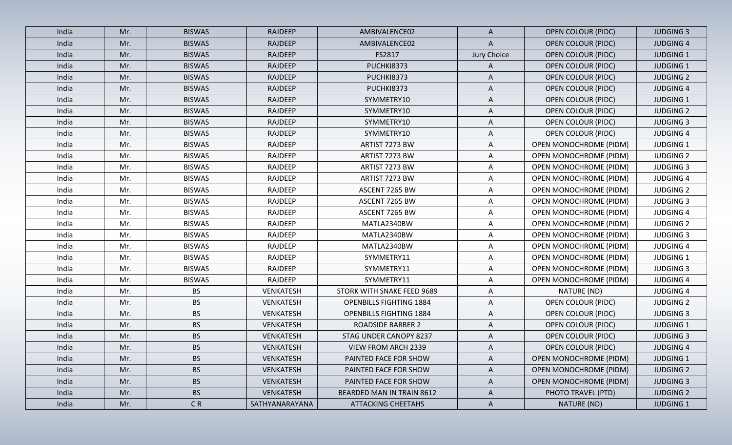| India | Mr. | BISWAS | RAJDEEP | AMBIVALENCE02 | A | OPEN COLOUR (PIDC) | JUDGING 3 |
|---|---|---|---|---|---|---|---|
| India | Mr. | BISWAS | RAJDEEP | AMBIVALENCE02 | A | OPEN COLOUR (PIDC) | JUDGING 4 |
| India | Mr. | BISWAS | RAJDEEP | FS2817 | Jury Choice | OPEN COLOUR (PIDC) | JUDGING 1 |
| India | Mr. | BISWAS | RAJDEEP | PUCHKI8373 | A | OPEN COLOUR (PIDC) | JUDGING 1 |
| India | Mr. | BISWAS | RAJDEEP | PUCHKI8373 | A | OPEN COLOUR (PIDC) | JUDGING 2 |
| India | Mr. | BISWAS | RAJDEEP | PUCHKI8373 | A | OPEN COLOUR (PIDC) | JUDGING 4 |
| India | Mr. | BISWAS | RAJDEEP | SYMMETRY10 | A | OPEN COLOUR (PIDC) | JUDGING 1 |
| India | Mr. | BISWAS | RAJDEEP | SYMMETRY10 | A | OPEN COLOUR (PIDC) | JUDGING 2 |
| India | Mr. | BISWAS | RAJDEEP | SYMMETRY10 | A | OPEN COLOUR (PIDC) | JUDGING 3 |
| India | Mr. | BISWAS | RAJDEEP | SYMMETRY10 | A | OPEN COLOUR (PIDC) | JUDGING 4 |
| India | Mr. | BISWAS | RAJDEEP | ARTIST 7273 BW | A | OPEN MONOCHROME (PIDM) | JUDGING 1 |
| India | Mr. | BISWAS | RAJDEEP | ARTIST 7273 BW | A | OPEN MONOCHROME (PIDM) | JUDGING 2 |
| India | Mr. | BISWAS | RAJDEEP | ARTIST 7273 BW | A | OPEN MONOCHROME (PIDM) | JUDGING 3 |
| India | Mr. | BISWAS | RAJDEEP | ARTIST 7273 BW | A | OPEN MONOCHROME (PIDM) | JUDGING 4 |
| India | Mr. | BISWAS | RAJDEEP | ASCENT 7265 BW | A | OPEN MONOCHROME (PIDM) | JUDGING 2 |
| India | Mr. | BISWAS | RAJDEEP | ASCENT 7265 BW | A | OPEN MONOCHROME (PIDM) | JUDGING 3 |
| India | Mr. | BISWAS | RAJDEEP | ASCENT 7265 BW | A | OPEN MONOCHROME (PIDM) | JUDGING 4 |
| India | Mr. | BISWAS | RAJDEEP | MATLA2340BW | A | OPEN MONOCHROME (PIDM) | JUDGING 2 |
| India | Mr. | BISWAS | RAJDEEP | MATLA2340BW | A | OPEN MONOCHROME (PIDM) | JUDGING 3 |
| India | Mr. | BISWAS | RAJDEEP | MATLA2340BW | A | OPEN MONOCHROME (PIDM) | JUDGING 4 |
| India | Mr. | BISWAS | RAJDEEP | SYMMETRY11 | A | OPEN MONOCHROME (PIDM) | JUDGING 1 |
| India | Mr. | BISWAS | RAJDEEP | SYMMETRY11 | A | OPEN MONOCHROME (PIDM) | JUDGING 3 |
| India | Mr. | BISWAS | RAJDEEP | SYMMETRY11 | A | OPEN MONOCHROME (PIDM) | JUDGING 4 |
| India | Mr. | BS | VENKATESH | STORK WITH SNAKE FEED 9689 | A | NATURE (ND) | JUDGING 4 |
| India | Mr. | BS | VENKATESH | OPENBILLS FIGHTING 1884 | A | OPEN COLOUR (PIDC) | JUDGING 2 |
| India | Mr. | BS | VENKATESH | OPENBILLS FIGHTING 1884 | A | OPEN COLOUR (PIDC) | JUDGING 3 |
| India | Mr. | BS | VENKATESH | ROADSIDE BARBER 2 | A | OPEN COLOUR (PIDC) | JUDGING 1 |
| India | Mr. | BS | VENKATESH | STAG UNDER CANOPY 8237 | A | OPEN COLOUR (PIDC) | JUDGING 3 |
| India | Mr. | BS | VENKATESH | VIEW FROM ARCH 2339 | A | OPEN COLOUR (PIDC) | JUDGING 4 |
| India | Mr. | BS | VENKATESH | PAINTED FACE FOR SHOW | A | OPEN MONOCHROME (PIDM) | JUDGING 1 |
| India | Mr. | BS | VENKATESH | PAINTED FACE FOR SHOW | A | OPEN MONOCHROME (PIDM) | JUDGING 2 |
| India | Mr. | BS | VENKATESH | PAINTED FACE FOR SHOW | A | OPEN MONOCHROME (PIDM) | JUDGING 3 |
| India | Mr. | BS | VENKATESH | BEARDED MAN IN TRAIN 8612 | A | PHOTO TRAVEL (PTD) | JUDGING 2 |
| India | Mr. | C R | SATHYANARAYANA | ATTACKING CHEETAHS | A | NATURE (ND) | JUDGING 1 |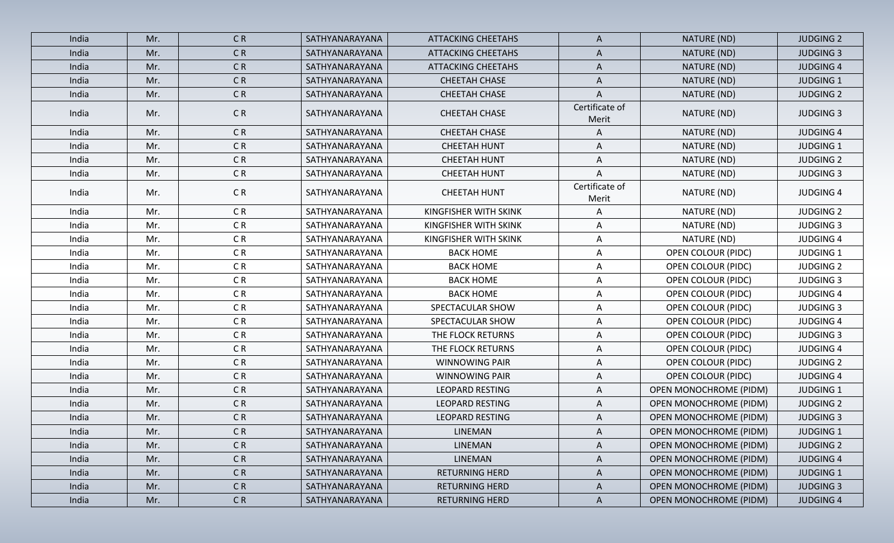| India | Mr. | C R | SATHYANARAYANA | ATTACKING CHEETAHS | A | NATURE (ND) | JUDGING 2 |
|---|---|---|---|---|---|---|---|
| India | Mr. | C R | SATHYANARAYANA | ATTACKING CHEETAHS | A | NATURE (ND) | JUDGING 3 |
| India | Mr. | C R | SATHYANARAYANA | ATTACKING CHEETAHS | A | NATURE (ND) | JUDGING 4 |
| India | Mr. | C R | SATHYANARAYANA | CHEETAH CHASE | A | NATURE (ND) | JUDGING 1 |
| India | Mr. | C R | SATHYANARAYANA | CHEETAH CHASE | A | NATURE (ND) | JUDGING 2 |
| India | Mr. | C R | SATHYANARAYANA | CHEETAH CHASE | Certificate of Merit | NATURE (ND) | JUDGING 3 |
| India | Mr. | C R | SATHYANARAYANA | CHEETAH CHASE | A | NATURE (ND) | JUDGING 4 |
| India | Mr. | C R | SATHYANARAYANA | CHEETAH HUNT | A | NATURE (ND) | JUDGING 1 |
| India | Mr. | C R | SATHYANARAYANA | CHEETAH HUNT | A | NATURE (ND) | JUDGING 2 |
| India | Mr. | C R | SATHYANARAYANA | CHEETAH HUNT | A | NATURE (ND) | JUDGING 3 |
| India | Mr. | C R | SATHYANARAYANA | CHEETAH HUNT | Certificate of Merit | NATURE (ND) | JUDGING 4 |
| India | Mr. | C R | SATHYANARAYANA | KINGFISHER WITH SKINK | A | NATURE (ND) | JUDGING 2 |
| India | Mr. | C R | SATHYANARAYANA | KINGFISHER WITH SKINK | A | NATURE (ND) | JUDGING 3 |
| India | Mr. | C R | SATHYANARAYANA | KINGFISHER WITH SKINK | A | NATURE (ND) | JUDGING 4 |
| India | Mr. | C R | SATHYANARAYANA | BACK HOME | A | OPEN COLOUR (PIDC) | JUDGING 1 |
| India | Mr. | C R | SATHYANARAYANA | BACK HOME | A | OPEN COLOUR (PIDC) | JUDGING 2 |
| India | Mr. | C R | SATHYANARAYANA | BACK HOME | A | OPEN COLOUR (PIDC) | JUDGING 3 |
| India | Mr. | C R | SATHYANARAYANA | BACK HOME | A | OPEN COLOUR (PIDC) | JUDGING 4 |
| India | Mr. | C R | SATHYANARAYANA | SPECTACULAR SHOW | A | OPEN COLOUR (PIDC) | JUDGING 3 |
| India | Mr. | C R | SATHYANARAYANA | SPECTACULAR SHOW | A | OPEN COLOUR (PIDC) | JUDGING 4 |
| India | Mr. | C R | SATHYANARAYANA | THE FLOCK RETURNS | A | OPEN COLOUR (PIDC) | JUDGING 3 |
| India | Mr. | C R | SATHYANARAYANA | THE FLOCK RETURNS | A | OPEN COLOUR (PIDC) | JUDGING 4 |
| India | Mr. | C R | SATHYANARAYANA | WINNOWING PAIR | A | OPEN COLOUR (PIDC) | JUDGING 2 |
| India | Mr. | C R | SATHYANARAYANA | WINNOWING PAIR | A | OPEN COLOUR (PIDC) | JUDGING 4 |
| India | Mr. | C R | SATHYANARAYANA | LEOPARD RESTING | A | OPEN MONOCHROME (PIDM) | JUDGING 1 |
| India | Mr. | C R | SATHYANARAYANA | LEOPARD RESTING | A | OPEN MONOCHROME (PIDM) | JUDGING 2 |
| India | Mr. | C R | SATHYANARAYANA | LEOPARD RESTING | A | OPEN MONOCHROME (PIDM) | JUDGING 3 |
| India | Mr. | C R | SATHYANARAYANA | LINEMAN | A | OPEN MONOCHROME (PIDM) | JUDGING 1 |
| India | Mr. | C R | SATHYANARAYANA | LINEMAN | A | OPEN MONOCHROME (PIDM) | JUDGING 2 |
| India | Mr. | C R | SATHYANARAYANA | LINEMAN | A | OPEN MONOCHROME (PIDM) | JUDGING 4 |
| India | Mr. | C R | SATHYANARAYANA | RETURNING HERD | A | OPEN MONOCHROME (PIDM) | JUDGING 1 |
| India | Mr. | C R | SATHYANARAYANA | RETURNING HERD | A | OPEN MONOCHROME (PIDM) | JUDGING 3 |
| India | Mr. | C R | SATHYANARAYANA | RETURNING HERD | A | OPEN MONOCHROME (PIDM) | JUDGING 4 |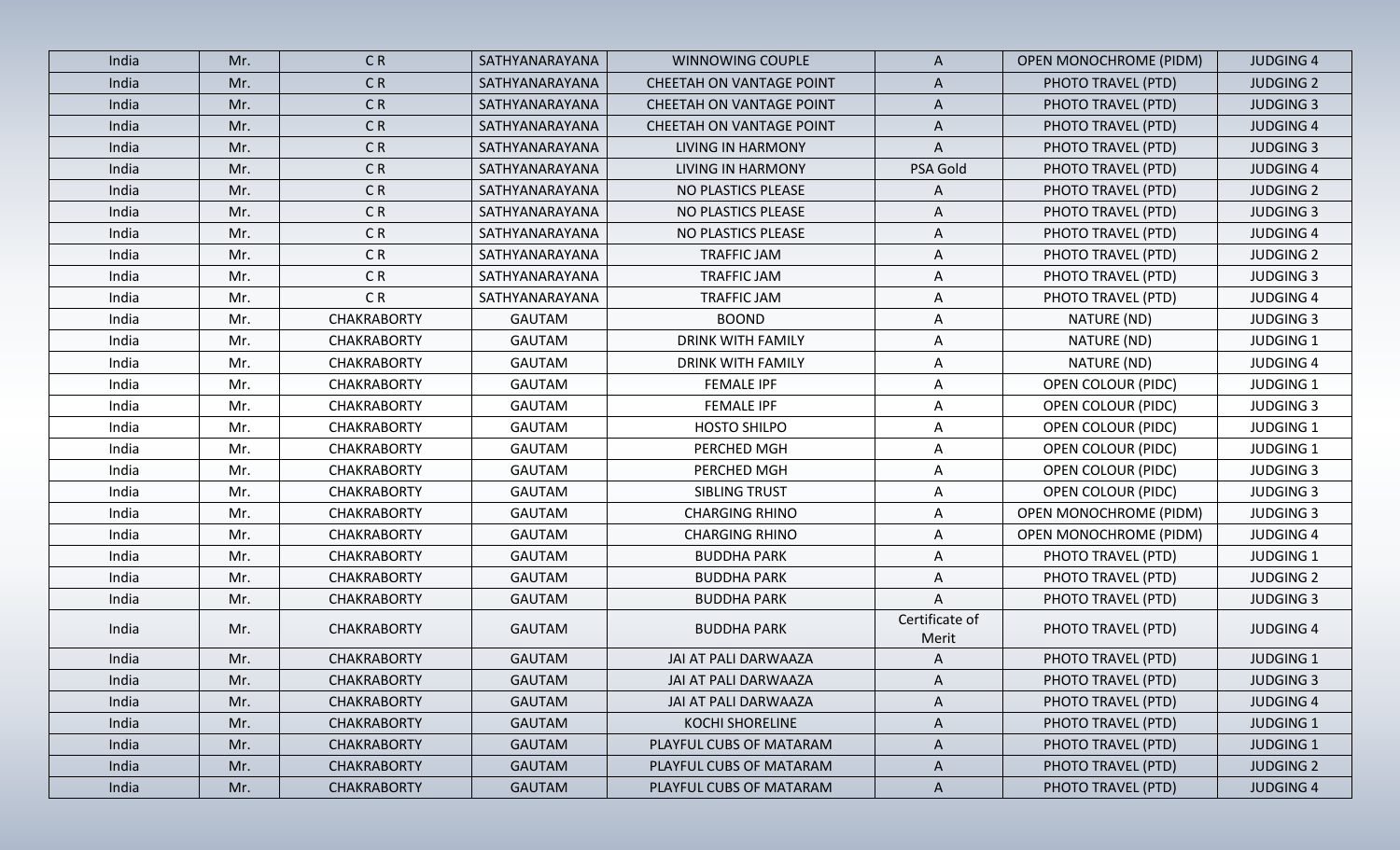| India | Mr. | C R | SATHYANARAYANA | WINNOWING COUPLE | A | OPEN MONOCHROME (PIDM) | JUDGING 4 |
|---|---|---|---|---|---|---|---|
| India | Mr. | C R | SATHYANARAYANA | CHEETAH ON VANTAGE POINT | A | PHOTO TRAVEL (PTD) | JUDGING 2 |
| India | Mr. | C R | SATHYANARAYANA | CHEETAH ON VANTAGE POINT | A | PHOTO TRAVEL (PTD) | JUDGING 3 |
| India | Mr. | C R | SATHYANARAYANA | CHEETAH ON VANTAGE POINT | A | PHOTO TRAVEL (PTD) | JUDGING 4 |
| India | Mr. | C R | SATHYANARAYANA | LIVING IN HARMONY | A | PHOTO TRAVEL (PTD) | JUDGING 3 |
| India | Mr. | C R | SATHYANARAYANA | LIVING IN HARMONY | PSA Gold | PHOTO TRAVEL (PTD) | JUDGING 4 |
| India | Mr. | C R | SATHYANARAYANA | NO PLASTICS PLEASE | A | PHOTO TRAVEL (PTD) | JUDGING 2 |
| India | Mr. | C R | SATHYANARAYANA | NO PLASTICS PLEASE | A | PHOTO TRAVEL (PTD) | JUDGING 3 |
| India | Mr. | C R | SATHYANARAYANA | NO PLASTICS PLEASE | A | PHOTO TRAVEL (PTD) | JUDGING 4 |
| India | Mr. | C R | SATHYANARAYANA | TRAFFIC JAM | A | PHOTO TRAVEL (PTD) | JUDGING 2 |
| India | Mr. | C R | SATHYANARAYANA | TRAFFIC JAM | A | PHOTO TRAVEL (PTD) | JUDGING 3 |
| India | Mr. | C R | SATHYANARAYANA | TRAFFIC JAM | A | PHOTO TRAVEL (PTD) | JUDGING 4 |
| India | Mr. | CHAKRABORTY | GAUTAM | BOOND | A | NATURE (ND) | JUDGING 3 |
| India | Mr. | CHAKRABORTY | GAUTAM | DRINK WITH FAMILY | A | NATURE (ND) | JUDGING 1 |
| India | Mr. | CHAKRABORTY | GAUTAM | DRINK WITH FAMILY | A | NATURE (ND) | JUDGING 4 |
| India | Mr. | CHAKRABORTY | GAUTAM | FEMALE IPF | A | OPEN COLOUR (PIDC) | JUDGING 1 |
| India | Mr. | CHAKRABORTY | GAUTAM | FEMALE IPF | A | OPEN COLOUR (PIDC) | JUDGING 3 |
| India | Mr. | CHAKRABORTY | GAUTAM | HOSTO SHILPO | A | OPEN COLOUR (PIDC) | JUDGING 1 |
| India | Mr. | CHAKRABORTY | GAUTAM | PERCHED MGH | A | OPEN COLOUR (PIDC) | JUDGING 1 |
| India | Mr. | CHAKRABORTY | GAUTAM | PERCHED MGH | A | OPEN COLOUR (PIDC) | JUDGING 3 |
| India | Mr. | CHAKRABORTY | GAUTAM | SIBLING TRUST | A | OPEN COLOUR (PIDC) | JUDGING 3 |
| India | Mr. | CHAKRABORTY | GAUTAM | CHARGING RHINO | A | OPEN MONOCHROME (PIDM) | JUDGING 3 |
| India | Mr. | CHAKRABORTY | GAUTAM | CHARGING RHINO | A | OPEN MONOCHROME (PIDM) | JUDGING 4 |
| India | Mr. | CHAKRABORTY | GAUTAM | BUDDHA PARK | A | PHOTO TRAVEL (PTD) | JUDGING 1 |
| India | Mr. | CHAKRABORTY | GAUTAM | BUDDHA PARK | A | PHOTO TRAVEL (PTD) | JUDGING 2 |
| India | Mr. | CHAKRABORTY | GAUTAM | BUDDHA PARK | A | PHOTO TRAVEL (PTD) | JUDGING 3 |
| India | Mr. | CHAKRABORTY | GAUTAM | BUDDHA PARK | Certificate of Merit | PHOTO TRAVEL (PTD) | JUDGING 4 |
| India | Mr. | CHAKRABORTY | GAUTAM | JAI AT PALI DARWAAZA | A | PHOTO TRAVEL (PTD) | JUDGING 1 |
| India | Mr. | CHAKRABORTY | GAUTAM | JAI AT PALI DARWAAZA | A | PHOTO TRAVEL (PTD) | JUDGING 3 |
| India | Mr. | CHAKRABORTY | GAUTAM | JAI AT PALI DARWAAZA | A | PHOTO TRAVEL (PTD) | JUDGING 4 |
| India | Mr. | CHAKRABORTY | GAUTAM | KOCHI SHORELINE | A | PHOTO TRAVEL (PTD) | JUDGING 1 |
| India | Mr. | CHAKRABORTY | GAUTAM | PLAYFUL CUBS OF MATARAM | A | PHOTO TRAVEL (PTD) | JUDGING 1 |
| India | Mr. | CHAKRABORTY | GAUTAM | PLAYFUL CUBS OF MATARAM | A | PHOTO TRAVEL (PTD) | JUDGING 2 |
| India | Mr. | CHAKRABORTY | GAUTAM | PLAYFUL CUBS OF MATARAM | A | PHOTO TRAVEL (PTD) | JUDGING 4 |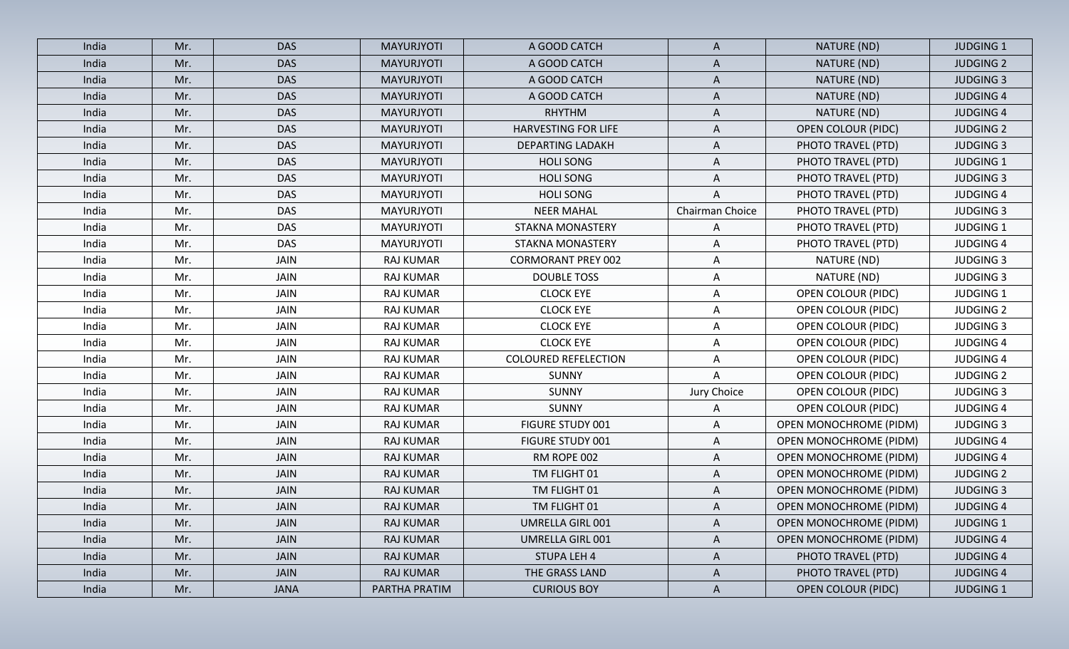| India | Mr. | DAS | MAYURJYOTI | A GOOD CATCH | A | NATURE (ND) | JUDGING 1 |
|---|---|---|---|---|---|---|---|
| India | Mr. | DAS | MAYURJYOTI | A GOOD CATCH | A | NATURE (ND) | JUDGING 2 |
| India | Mr. | DAS | MAYURJYOTI | A GOOD CATCH | A | NATURE (ND) | JUDGING 3 |
| India | Mr. | DAS | MAYURJYOTI | A GOOD CATCH | A | NATURE (ND) | JUDGING 4 |
| India | Mr. | DAS | MAYURJYOTI | RHYTHM | A | NATURE (ND) | JUDGING 4 |
| India | Mr. | DAS | MAYURJYOTI | HARVESTING FOR LIFE | A | OPEN COLOUR (PIDC) | JUDGING 2 |
| India | Mr. | DAS | MAYURJYOTI | DEPARTING LADAKH | A | PHOTO TRAVEL (PTD) | JUDGING 3 |
| India | Mr. | DAS | MAYURJYOTI | HOLI SONG | A | PHOTO TRAVEL (PTD) | JUDGING 1 |
| India | Mr. | DAS | MAYURJYOTI | HOLI SONG | A | PHOTO TRAVEL (PTD) | JUDGING 3 |
| India | Mr. | DAS | MAYURJYOTI | HOLI SONG | A | PHOTO TRAVEL (PTD) | JUDGING 4 |
| India | Mr. | DAS | MAYURJYOTI | NEER MAHAL | Chairman Choice | PHOTO TRAVEL (PTD) | JUDGING 3 |
| India | Mr. | DAS | MAYURJYOTI | STAKNA MONASTERY | A | PHOTO TRAVEL (PTD) | JUDGING 1 |
| India | Mr. | DAS | MAYURJYOTI | STAKNA MONASTERY | A | PHOTO TRAVEL (PTD) | JUDGING 4 |
| India | Mr. | JAIN | RAJ KUMAR | CORMORANT PREY 002 | A | NATURE (ND) | JUDGING 3 |
| India | Mr. | JAIN | RAJ KUMAR | DOUBLE TOSS | A | NATURE (ND) | JUDGING 3 |
| India | Mr. | JAIN | RAJ KUMAR | CLOCK EYE | A | OPEN COLOUR (PIDC) | JUDGING 1 |
| India | Mr. | JAIN | RAJ KUMAR | CLOCK EYE | A | OPEN COLOUR (PIDC) | JUDGING 2 |
| India | Mr. | JAIN | RAJ KUMAR | CLOCK EYE | A | OPEN COLOUR (PIDC) | JUDGING 3 |
| India | Mr. | JAIN | RAJ KUMAR | CLOCK EYE | A | OPEN COLOUR (PIDC) | JUDGING 4 |
| India | Mr. | JAIN | RAJ KUMAR | COLOURED REFELECTION | A | OPEN COLOUR (PIDC) | JUDGING 4 |
| India | Mr. | JAIN | RAJ KUMAR | SUNNY | A | OPEN COLOUR (PIDC) | JUDGING 2 |
| India | Mr. | JAIN | RAJ KUMAR | SUNNY | Jury Choice | OPEN COLOUR (PIDC) | JUDGING 3 |
| India | Mr. | JAIN | RAJ KUMAR | SUNNY | A | OPEN COLOUR (PIDC) | JUDGING 4 |
| India | Mr. | JAIN | RAJ KUMAR | FIGURE STUDY 001 | A | OPEN MONOCHROME (PIDM) | JUDGING 3 |
| India | Mr. | JAIN | RAJ KUMAR | FIGURE STUDY 001 | A | OPEN MONOCHROME (PIDM) | JUDGING 4 |
| India | Mr. | JAIN | RAJ KUMAR | RM ROPE 002 | A | OPEN MONOCHROME (PIDM) | JUDGING 4 |
| India | Mr. | JAIN | RAJ KUMAR | TM FLIGHT 01 | A | OPEN MONOCHROME (PIDM) | JUDGING 2 |
| India | Mr. | JAIN | RAJ KUMAR | TM FLIGHT 01 | A | OPEN MONOCHROME (PIDM) | JUDGING 3 |
| India | Mr. | JAIN | RAJ KUMAR | TM FLIGHT 01 | A | OPEN MONOCHROME (PIDM) | JUDGING 4 |
| India | Mr. | JAIN | RAJ KUMAR | UMRELLA GIRL 001 | A | OPEN MONOCHROME (PIDM) | JUDGING 1 |
| India | Mr. | JAIN | RAJ KUMAR | UMRELLA GIRL 001 | A | OPEN MONOCHROME (PIDM) | JUDGING 4 |
| India | Mr. | JAIN | RAJ KUMAR | STUPA LEH 4 | A | PHOTO TRAVEL (PTD) | JUDGING 4 |
| India | Mr. | JAIN | RAJ KUMAR | THE GRASS LAND | A | PHOTO TRAVEL (PTD) | JUDGING 4 |
| India | Mr. | JANA | PARTHA PRATIM | CURIOUS BOY | A | OPEN COLOUR (PIDC) | JUDGING 1 |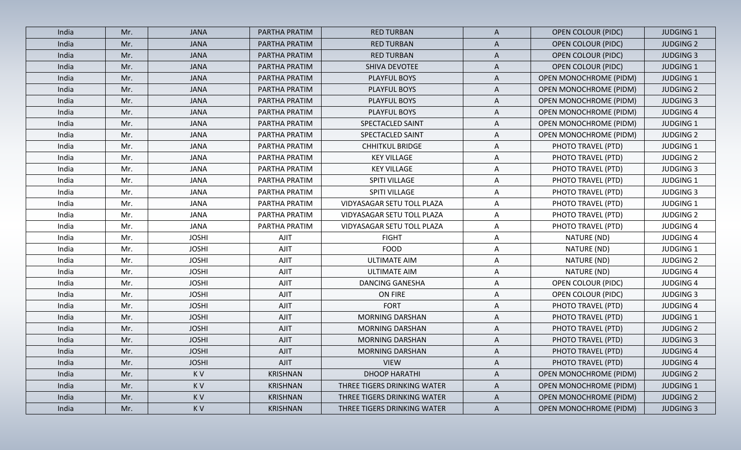| India | Mr. | JANA | PARTHA PRATIM | RED TURBAN | A | OPEN COLOUR (PIDC) | JUDGING 1 |
|---|---|---|---|---|---|---|---|
| India | Mr. | JANA | PARTHA PRATIM | RED TURBAN | A | OPEN COLOUR (PIDC) | JUDGING 2 |
| India | Mr. | JANA | PARTHA PRATIM | RED TURBAN | A | OPEN COLOUR (PIDC) | JUDGING 3 |
| India | Mr. | JANA | PARTHA PRATIM | SHIVA DEVOTEE | A | OPEN COLOUR (PIDC) | JUDGING 1 |
| India | Mr. | JANA | PARTHA PRATIM | PLAYFUL BOYS | A | OPEN MONOCHROME (PIDM) | JUDGING 1 |
| India | Mr. | JANA | PARTHA PRATIM | PLAYFUL BOYS | A | OPEN MONOCHROME (PIDM) | JUDGING 2 |
| India | Mr. | JANA | PARTHA PRATIM | PLAYFUL BOYS | A | OPEN MONOCHROME (PIDM) | JUDGING 3 |
| India | Mr. | JANA | PARTHA PRATIM | PLAYFUL BOYS | A | OPEN MONOCHROME (PIDM) | JUDGING 4 |
| India | Mr. | JANA | PARTHA PRATIM | SPECTACLED SAINT | A | OPEN MONOCHROME (PIDM) | JUDGING 1 |
| India | Mr. | JANA | PARTHA PRATIM | SPECTACLED SAINT | A | OPEN MONOCHROME (PIDM) | JUDGING 2 |
| India | Mr. | JANA | PARTHA PRATIM | CHHITKUL BRIDGE | A | PHOTO TRAVEL (PTD) | JUDGING 1 |
| India | Mr. | JANA | PARTHA PRATIM | KEY VILLAGE | A | PHOTO TRAVEL (PTD) | JUDGING 2 |
| India | Mr. | JANA | PARTHA PRATIM | KEY VILLAGE | A | PHOTO TRAVEL (PTD) | JUDGING 3 |
| India | Mr. | JANA | PARTHA PRATIM | SPITI VILLAGE | A | PHOTO TRAVEL (PTD) | JUDGING 1 |
| India | Mr. | JANA | PARTHA PRATIM | SPITI VILLAGE | A | PHOTO TRAVEL (PTD) | JUDGING 3 |
| India | Mr. | JANA | PARTHA PRATIM | VIDYASAGAR SETU TOLL PLAZA | A | PHOTO TRAVEL (PTD) | JUDGING 1 |
| India | Mr. | JANA | PARTHA PRATIM | VIDYASAGAR SETU TOLL PLAZA | A | PHOTO TRAVEL (PTD) | JUDGING 2 |
| India | Mr. | JANA | PARTHA PRATIM | VIDYASAGAR SETU TOLL PLAZA | A | PHOTO TRAVEL (PTD) | JUDGING 4 |
| India | Mr. | JOSHI | AJIT | FIGHT | A | NATURE (ND) | JUDGING 4 |
| India | Mr. | JOSHI | AJIT | FOOD | A | NATURE (ND) | JUDGING 1 |
| India | Mr. | JOSHI | AJIT | ULTIMATE AIM | A | NATURE (ND) | JUDGING 2 |
| India | Mr. | JOSHI | AJIT | ULTIMATE AIM | A | NATURE (ND) | JUDGING 4 |
| India | Mr. | JOSHI | AJIT | DANCING GANESHA | A | OPEN COLOUR (PIDC) | JUDGING 4 |
| India | Mr. | JOSHI | AJIT | ON FIRE | A | OPEN COLOUR (PIDC) | JUDGING 3 |
| India | Mr. | JOSHI | AJIT | FORT | A | PHOTO TRAVEL (PTD) | JUDGING 4 |
| India | Mr. | JOSHI | AJIT | MORNING DARSHAN | A | PHOTO TRAVEL (PTD) | JUDGING 1 |
| India | Mr. | JOSHI | AJIT | MORNING DARSHAN | A | PHOTO TRAVEL (PTD) | JUDGING 2 |
| India | Mr. | JOSHI | AJIT | MORNING DARSHAN | A | PHOTO TRAVEL (PTD) | JUDGING 3 |
| India | Mr. | JOSHI | AJIT | MORNING DARSHAN | A | PHOTO TRAVEL (PTD) | JUDGING 4 |
| India | Mr. | JOSHI | AJIT | VIEW | A | PHOTO TRAVEL (PTD) | JUDGING 4 |
| India | Mr. | K V | KRISHNAN | DHOOP HARATHI | A | OPEN MONOCHROME (PIDM) | JUDGING 2 |
| India | Mr. | K V | KRISHNAN | THREE TIGERS DRINKING WATER | A | OPEN MONOCHROME (PIDM) | JUDGING 1 |
| India | Mr. | K V | KRISHNAN | THREE TIGERS DRINKING WATER | A | OPEN MONOCHROME (PIDM) | JUDGING 2 |
| India | Mr. | K V | KRISHNAN | THREE TIGERS DRINKING WATER | A | OPEN MONOCHROME (PIDM) | JUDGING 3 |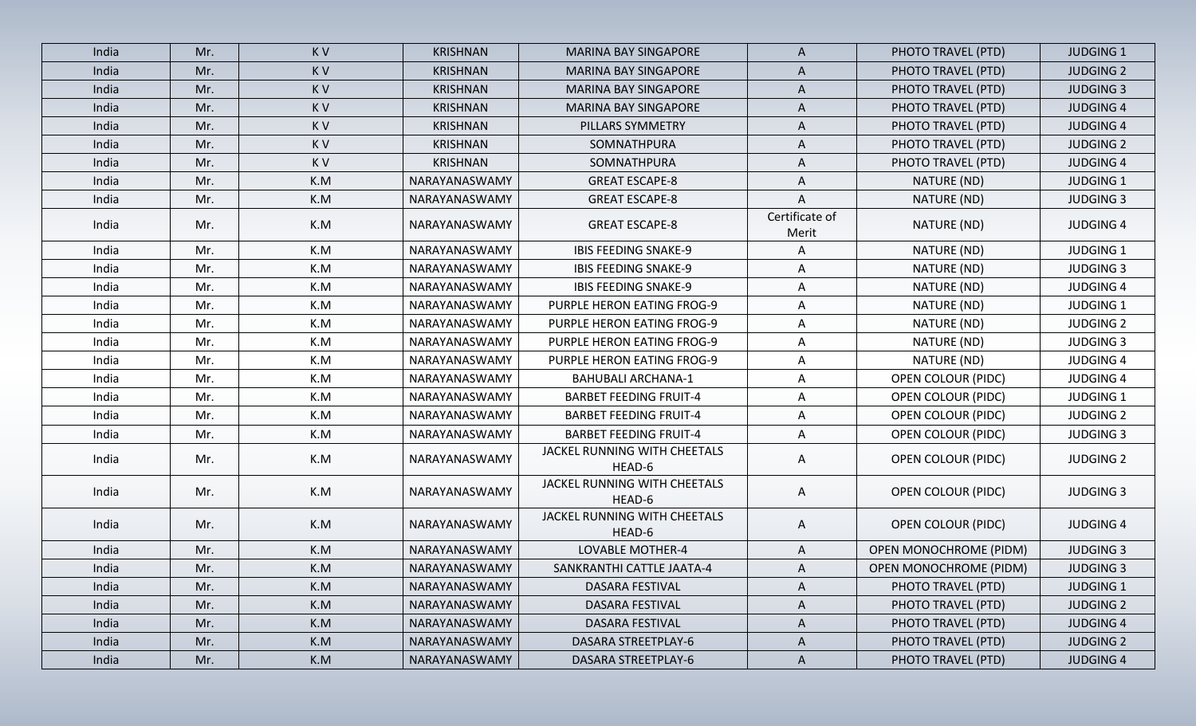| India | Mr. | K V | KRISHNAN | MARINA BAY SINGAPORE | A | PHOTO TRAVEL (PTD) | JUDGING 1 |
|---|---|---|---|---|---|---|---|
| India | Mr. | K V | KRISHNAN | MARINA BAY SINGAPORE | A | PHOTO TRAVEL (PTD) | JUDGING 2 |
| India | Mr. | K V | KRISHNAN | MARINA BAY SINGAPORE | A | PHOTO TRAVEL (PTD) | JUDGING 3 |
| India | Mr. | K V | KRISHNAN | MARINA BAY SINGAPORE | A | PHOTO TRAVEL (PTD) | JUDGING 4 |
| India | Mr. | K V | KRISHNAN | PILLARS SYMMETRY | A | PHOTO TRAVEL (PTD) | JUDGING 4 |
| India | Mr. | K V | KRISHNAN | SOMNATHPURA | A | PHOTO TRAVEL (PTD) | JUDGING 2 |
| India | Mr. | K V | KRISHNAN | SOMNATHPURA | A | PHOTO TRAVEL (PTD) | JUDGING 4 |
| India | Mr. | K.M | NARAYANASWAMY | GREAT ESCAPE-8 | A | NATURE (ND) | JUDGING 1 |
| India | Mr. | K.M | NARAYANASWAMY | GREAT ESCAPE-8 | A | NATURE (ND) | JUDGING 3 |
| India | Mr. | K.M | NARAYANASWAMY | GREAT ESCAPE-8 | Certificate of Merit | NATURE (ND) | JUDGING 4 |
| India | Mr. | K.M | NARAYANASWAMY | IBIS FEEDING SNAKE-9 | A | NATURE (ND) | JUDGING 1 |
| India | Mr. | K.M | NARAYANASWAMY | IBIS FEEDING SNAKE-9 | A | NATURE (ND) | JUDGING 3 |
| India | Mr. | K.M | NARAYANASWAMY | IBIS FEEDING SNAKE-9 | A | NATURE (ND) | JUDGING 4 |
| India | Mr. | K.M | NARAYANASWAMY | PURPLE HERON EATING FROG-9 | A | NATURE (ND) | JUDGING 1 |
| India | Mr. | K.M | NARAYANASWAMY | PURPLE HERON EATING FROG-9 | A | NATURE (ND) | JUDGING 2 |
| India | Mr. | K.M | NARAYANASWAMY | PURPLE HERON EATING FROG-9 | A | NATURE (ND) | JUDGING 3 |
| India | Mr. | K.M | NARAYANASWAMY | PURPLE HERON EATING FROG-9 | A | NATURE (ND) | JUDGING 4 |
| India | Mr. | K.M | NARAYANASWAMY | BAHUBALI ARCHANA-1 | A | OPEN COLOUR (PIDC) | JUDGING 4 |
| India | Mr. | K.M | NARAYANASWAMY | BARBET FEEDING FRUIT-4 | A | OPEN COLOUR (PIDC) | JUDGING 1 |
| India | Mr. | K.M | NARAYANASWAMY | BARBET FEEDING FRUIT-4 | A | OPEN COLOUR (PIDC) | JUDGING 2 |
| India | Mr. | K.M | NARAYANASWAMY | BARBET FEEDING FRUIT-4 | A | OPEN COLOUR (PIDC) | JUDGING 3 |
| India | Mr. | K.M | NARAYANASWAMY | JACKEL RUNNING WITH CHEETALS HEAD-6 | A | OPEN COLOUR (PIDC) | JUDGING 2 |
| India | Mr. | K.M | NARAYANASWAMY | JACKEL RUNNING WITH CHEETALS HEAD-6 | A | OPEN COLOUR (PIDC) | JUDGING 3 |
| India | Mr. | K.M | NARAYANASWAMY | JACKEL RUNNING WITH CHEETALS HEAD-6 | A | OPEN COLOUR (PIDC) | JUDGING 4 |
| India | Mr. | K.M | NARAYANASWAMY | LOVABLE MOTHER-4 | A | OPEN MONOCHROME (PIDM) | JUDGING 3 |
| India | Mr. | K.M | NARAYANASWAMY | SANKRANTHI CATTLE JAATA-4 | A | OPEN MONOCHROME (PIDM) | JUDGING 3 |
| India | Mr. | K.M | NARAYANASWAMY | DASARA FESTIVAL | A | PHOTO TRAVEL (PTD) | JUDGING 1 |
| India | Mr. | K.M | NARAYANASWAMY | DASARA FESTIVAL | A | PHOTO TRAVEL (PTD) | JUDGING 2 |
| India | Mr. | K.M | NARAYANASWAMY | DASARA FESTIVAL | A | PHOTO TRAVEL (PTD) | JUDGING 4 |
| India | Mr. | K.M | NARAYANASWAMY | DASARA STREETPLAY-6 | A | PHOTO TRAVEL (PTD) | JUDGING 2 |
| India | Mr. | K.M | NARAYANASWAMY | DASARA STREETPLAY-6 | A | PHOTO TRAVEL (PTD) | JUDGING 4 |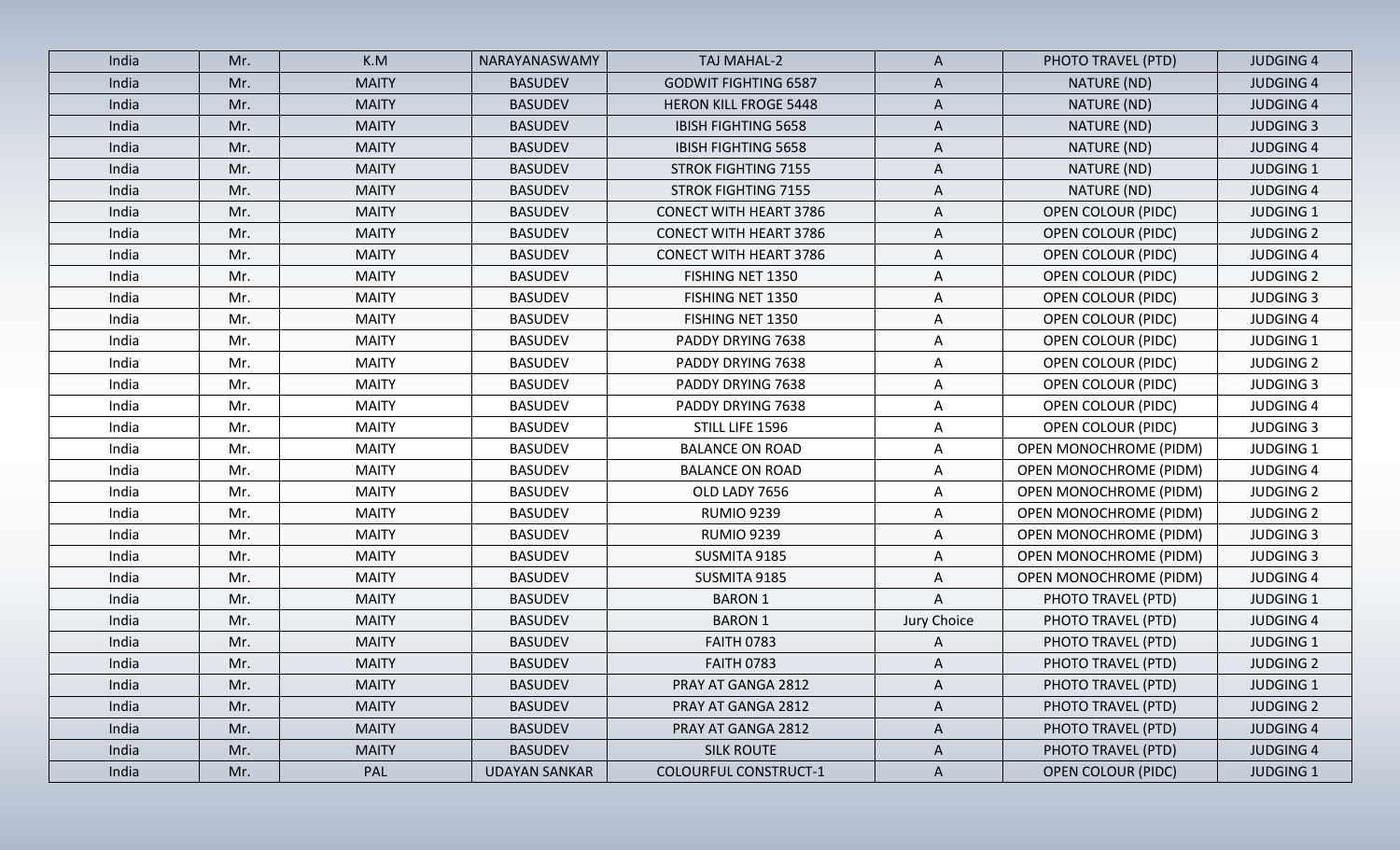| India | Mr. | K.M | NARAYANASWAMY | TAJ MAHAL-2 | A | PHOTO TRAVEL (PTD) | JUDGING 4 |
|---|---|---|---|---|---|---|---|
| India | Mr. | MAITY | BASUDEV | GODWIT FIGHTING 6587 | A | NATURE (ND) | JUDGING 4 |
| India | Mr. | MAITY | BASUDEV | HERON KILL FROGE 5448 | A | NATURE (ND) | JUDGING 4 |
| India | Mr. | MAITY | BASUDEV | IBISH FIGHTING 5658 | A | NATURE (ND) | JUDGING 3 |
| India | Mr. | MAITY | BASUDEV | IBISH FIGHTING 5658 | A | NATURE (ND) | JUDGING 4 |
| India | Mr. | MAITY | BASUDEV | STROK FIGHTING 7155 | A | NATURE (ND) | JUDGING 1 |
| India | Mr. | MAITY | BASUDEV | STROK FIGHTING 7155 | A | NATURE (ND) | JUDGING 4 |
| India | Mr. | MAITY | BASUDEV | CONECT WITH HEART 3786 | A | OPEN COLOUR (PIDC) | JUDGING 1 |
| India | Mr. | MAITY | BASUDEV | CONECT WITH HEART 3786 | A | OPEN COLOUR (PIDC) | JUDGING 2 |
| India | Mr. | MAITY | BASUDEV | CONECT WITH HEART 3786 | A | OPEN COLOUR (PIDC) | JUDGING 4 |
| India | Mr. | MAITY | BASUDEV | FISHING NET 1350 | A | OPEN COLOUR (PIDC) | JUDGING 2 |
| India | Mr. | MAITY | BASUDEV | FISHING NET 1350 | A | OPEN COLOUR (PIDC) | JUDGING 3 |
| India | Mr. | MAITY | BASUDEV | FISHING NET 1350 | A | OPEN COLOUR (PIDC) | JUDGING 4 |
| India | Mr. | MAITY | BASUDEV | PADDY DRYING 7638 | A | OPEN COLOUR (PIDC) | JUDGING 1 |
| India | Mr. | MAITY | BASUDEV | PADDY DRYING 7638 | A | OPEN COLOUR (PIDC) | JUDGING 2 |
| India | Mr. | MAITY | BASUDEV | PADDY DRYING 7638 | A | OPEN COLOUR (PIDC) | JUDGING 3 |
| India | Mr. | MAITY | BASUDEV | PADDY DRYING 7638 | A | OPEN COLOUR (PIDC) | JUDGING 4 |
| India | Mr. | MAITY | BASUDEV | STILL LIFE 1596 | A | OPEN COLOUR (PIDC) | JUDGING 3 |
| India | Mr. | MAITY | BASUDEV | BALANCE ON ROAD | A | OPEN MONOCHROME (PIDM) | JUDGING 1 |
| India | Mr. | MAITY | BASUDEV | BALANCE ON ROAD | A | OPEN MONOCHROME (PIDM) | JUDGING 4 |
| India | Mr. | MAITY | BASUDEV | OLD LADY 7656 | A | OPEN MONOCHROME (PIDM) | JUDGING 2 |
| India | Mr. | MAITY | BASUDEV | RUMIO 9239 | A | OPEN MONOCHROME (PIDM) | JUDGING 2 |
| India | Mr. | MAITY | BASUDEV | RUMIO 9239 | A | OPEN MONOCHROME (PIDM) | JUDGING 3 |
| India | Mr. | MAITY | BASUDEV | SUSMITA 9185 | A | OPEN MONOCHROME (PIDM) | JUDGING 3 |
| India | Mr. | MAITY | BASUDEV | SUSMITA 9185 | A | OPEN MONOCHROME (PIDM) | JUDGING 4 |
| India | Mr. | MAITY | BASUDEV | BARON 1 | A | PHOTO TRAVEL (PTD) | JUDGING 1 |
| India | Mr. | MAITY | BASUDEV | BARON 1 | Jury Choice | PHOTO TRAVEL (PTD) | JUDGING 4 |
| India | Mr. | MAITY | BASUDEV | FAITH 0783 | A | PHOTO TRAVEL (PTD) | JUDGING 1 |
| India | Mr. | MAITY | BASUDEV | FAITH 0783 | A | PHOTO TRAVEL (PTD) | JUDGING 2 |
| India | Mr. | MAITY | BASUDEV | PRAY AT GANGA 2812 | A | PHOTO TRAVEL (PTD) | JUDGING 1 |
| India | Mr. | MAITY | BASUDEV | PRAY AT GANGA 2812 | A | PHOTO TRAVEL (PTD) | JUDGING 2 |
| India | Mr. | MAITY | BASUDEV | PRAY AT GANGA 2812 | A | PHOTO TRAVEL (PTD) | JUDGING 4 |
| India | Mr. | MAITY | BASUDEV | SILK ROUTE | A | PHOTO TRAVEL (PTD) | JUDGING 4 |
| India | Mr. | PAL | UDAYAN SANKAR | COLOURFUL CONSTRUCT-1 | A | OPEN COLOUR (PIDC) | JUDGING 1 |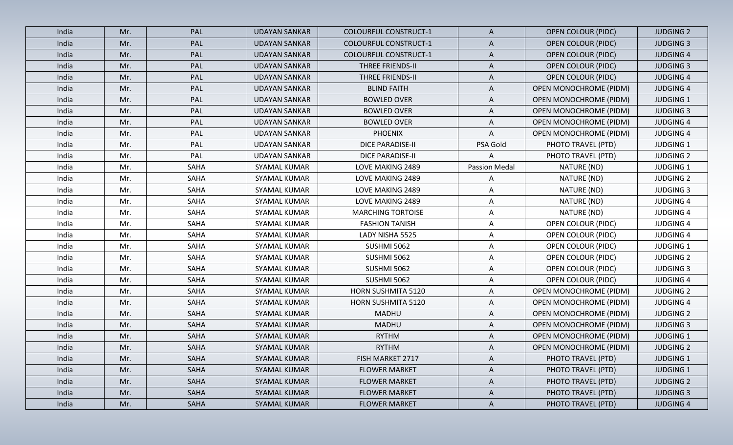| India | Mr. | PAL | UDAYAN SANKAR | COLOURFUL CONSTRUCT-1 | A | OPEN COLOUR (PIDC) | JUDGING 2 |
|---|---|---|---|---|---|---|---|
| India | Mr. | PAL | UDAYAN SANKAR | COLOURFUL CONSTRUCT-1 | A | OPEN COLOUR (PIDC) | JUDGING 3 |
| India | Mr. | PAL | UDAYAN SANKAR | COLOURFUL CONSTRUCT-1 | A | OPEN COLOUR (PIDC) | JUDGING 4 |
| India | Mr. | PAL | UDAYAN SANKAR | THREE FRIENDS-II | A | OPEN COLOUR (PIDC) | JUDGING 3 |
| India | Mr. | PAL | UDAYAN SANKAR | THREE FRIENDS-II | A | OPEN COLOUR (PIDC) | JUDGING 4 |
| India | Mr. | PAL | UDAYAN SANKAR | BLIND FAITH | A | OPEN MONOCHROME (PIDM) | JUDGING 4 |
| India | Mr. | PAL | UDAYAN SANKAR | BOWLED OVER | A | OPEN MONOCHROME (PIDM) | JUDGING 1 |
| India | Mr. | PAL | UDAYAN SANKAR | BOWLED OVER | A | OPEN MONOCHROME (PIDM) | JUDGING 3 |
| India | Mr. | PAL | UDAYAN SANKAR | BOWLED OVER | A | OPEN MONOCHROME (PIDM) | JUDGING 4 |
| India | Mr. | PAL | UDAYAN SANKAR | PHOENIX | A | OPEN MONOCHROME (PIDM) | JUDGING 4 |
| India | Mr. | PAL | UDAYAN SANKAR | DICE PARADISE-II | PSA Gold | PHOTO TRAVEL (PTD) | JUDGING 1 |
| India | Mr. | PAL | UDAYAN SANKAR | DICE PARADISE-II | A | PHOTO TRAVEL (PTD) | JUDGING 2 |
| India | Mr. | SAHA | SYAMAL KUMAR | LOVE MAKING 2489 | Passion Medal | NATURE (ND) | JUDGING 1 |
| India | Mr. | SAHA | SYAMAL KUMAR | LOVE MAKING 2489 | A | NATURE (ND) | JUDGING 2 |
| India | Mr. | SAHA | SYAMAL KUMAR | LOVE MAKING 2489 | A | NATURE (ND) | JUDGING 3 |
| India | Mr. | SAHA | SYAMAL KUMAR | LOVE MAKING 2489 | A | NATURE (ND) | JUDGING 4 |
| India | Mr. | SAHA | SYAMAL KUMAR | MARCHING TORTOISE | A | NATURE (ND) | JUDGING 4 |
| India | Mr. | SAHA | SYAMAL KUMAR | FASHION TANISH | A | OPEN COLOUR (PIDC) | JUDGING 4 |
| India | Mr. | SAHA | SYAMAL KUMAR | LADY NISHA 5525 | A | OPEN COLOUR (PIDC) | JUDGING 4 |
| India | Mr. | SAHA | SYAMAL KUMAR | SUSHMI 5062 | A | OPEN COLOUR (PIDC) | JUDGING 1 |
| India | Mr. | SAHA | SYAMAL KUMAR | SUSHMI 5062 | A | OPEN COLOUR (PIDC) | JUDGING 2 |
| India | Mr. | SAHA | SYAMAL KUMAR | SUSHMI 5062 | A | OPEN COLOUR (PIDC) | JUDGING 3 |
| India | Mr. | SAHA | SYAMAL KUMAR | SUSHMI 5062 | A | OPEN COLOUR (PIDC) | JUDGING 4 |
| India | Mr. | SAHA | SYAMAL KUMAR | HORN SUSHMITA 5120 | A | OPEN MONOCHROME (PIDM) | JUDGING 2 |
| India | Mr. | SAHA | SYAMAL KUMAR | HORN SUSHMITA 5120 | A | OPEN MONOCHROME (PIDM) | JUDGING 4 |
| India | Mr. | SAHA | SYAMAL KUMAR | MADHU | A | OPEN MONOCHROME (PIDM) | JUDGING 2 |
| India | Mr. | SAHA | SYAMAL KUMAR | MADHU | A | OPEN MONOCHROME (PIDM) | JUDGING 3 |
| India | Mr. | SAHA | SYAMAL KUMAR | RYTHM | A | OPEN MONOCHROME (PIDM) | JUDGING 1 |
| India | Mr. | SAHA | SYAMAL KUMAR | RYTHM | A | OPEN MONOCHROME (PIDM) | JUDGING 2 |
| India | Mr. | SAHA | SYAMAL KUMAR | FISH MARKET 2717 | A | PHOTO TRAVEL (PTD) | JUDGING 1 |
| India | Mr. | SAHA | SYAMAL KUMAR | FLOWER MARKET | A | PHOTO TRAVEL (PTD) | JUDGING 1 |
| India | Mr. | SAHA | SYAMAL KUMAR | FLOWER MARKET | A | PHOTO TRAVEL (PTD) | JUDGING 2 |
| India | Mr. | SAHA | SYAMAL KUMAR | FLOWER MARKET | A | PHOTO TRAVEL (PTD) | JUDGING 3 |
| India | Mr. | SAHA | SYAMAL KUMAR | FLOWER MARKET | A | PHOTO TRAVEL (PTD) | JUDGING 4 |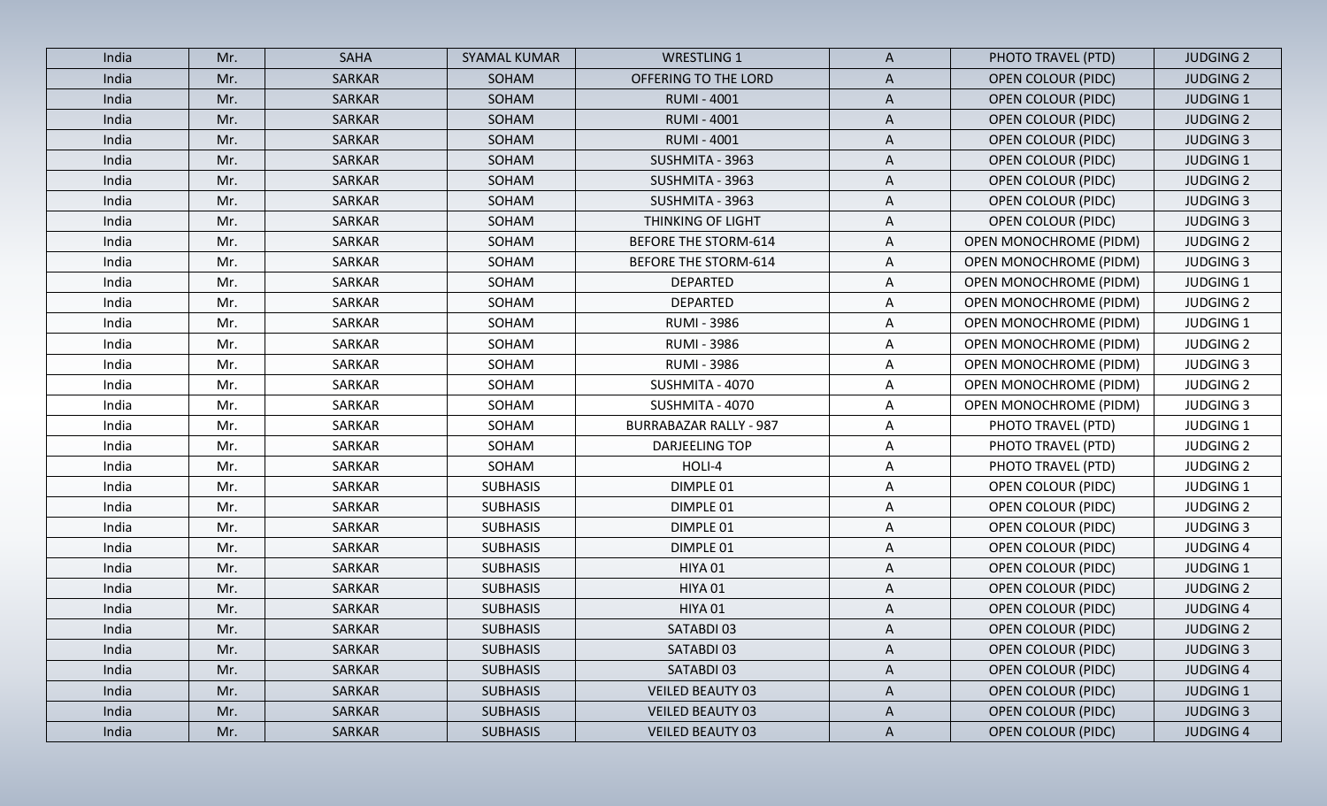| India | Mr. | SAHA | SYAMAL KUMAR | WRESTLING 1 | A | PHOTO TRAVEL (PTD) | JUDGING 2 |
|---|---|---|---|---|---|---|---|
| India | Mr. | SARKAR | SOHAM | OFFERING TO THE LORD | A | OPEN COLOUR (PIDC) | JUDGING 2 |
| India | Mr. | SARKAR | SOHAM | RUMI - 4001 | A | OPEN COLOUR (PIDC) | JUDGING 1 |
| India | Mr. | SARKAR | SOHAM | RUMI - 4001 | A | OPEN COLOUR (PIDC) | JUDGING 2 |
| India | Mr. | SARKAR | SOHAM | RUMI - 4001 | A | OPEN COLOUR (PIDC) | JUDGING 3 |
| India | Mr. | SARKAR | SOHAM | SUSHMITA - 3963 | A | OPEN COLOUR (PIDC) | JUDGING 1 |
| India | Mr. | SARKAR | SOHAM | SUSHMITA - 3963 | A | OPEN COLOUR (PIDC) | JUDGING 2 |
| India | Mr. | SARKAR | SOHAM | SUSHMITA - 3963 | A | OPEN COLOUR (PIDC) | JUDGING 3 |
| India | Mr. | SARKAR | SOHAM | THINKING OF LIGHT | A | OPEN COLOUR (PIDC) | JUDGING 3 |
| India | Mr. | SARKAR | SOHAM | BEFORE THE STORM-614 | A | OPEN MONOCHROME (PIDM) | JUDGING 2 |
| India | Mr. | SARKAR | SOHAM | BEFORE THE STORM-614 | A | OPEN MONOCHROME (PIDM) | JUDGING 3 |
| India | Mr. | SARKAR | SOHAM | DEPARTED | A | OPEN MONOCHROME (PIDM) | JUDGING 1 |
| India | Mr. | SARKAR | SOHAM | DEPARTED | A | OPEN MONOCHROME (PIDM) | JUDGING 2 |
| India | Mr. | SARKAR | SOHAM | RUMI - 3986 | A | OPEN MONOCHROME (PIDM) | JUDGING 1 |
| India | Mr. | SARKAR | SOHAM | RUMI - 3986 | A | OPEN MONOCHROME (PIDM) | JUDGING 2 |
| India | Mr. | SARKAR | SOHAM | RUMI - 3986 | A | OPEN MONOCHROME (PIDM) | JUDGING 3 |
| India | Mr. | SARKAR | SOHAM | SUSHMITA - 4070 | A | OPEN MONOCHROME (PIDM) | JUDGING 2 |
| India | Mr. | SARKAR | SOHAM | SUSHMITA - 4070 | A | OPEN MONOCHROME (PIDM) | JUDGING 3 |
| India | Mr. | SARKAR | SOHAM | BURRABAZAR RALLY - 987 | A | PHOTO TRAVEL (PTD) | JUDGING 1 |
| India | Mr. | SARKAR | SOHAM | DARJEELING TOP | A | PHOTO TRAVEL (PTD) | JUDGING 2 |
| India | Mr. | SARKAR | SOHAM | HOLI-4 | A | PHOTO TRAVEL (PTD) | JUDGING 2 |
| India | Mr. | SARKAR | SUBHASIS | DIMPLE 01 | A | OPEN COLOUR (PIDC) | JUDGING 1 |
| India | Mr. | SARKAR | SUBHASIS | DIMPLE 01 | A | OPEN COLOUR (PIDC) | JUDGING 2 |
| India | Mr. | SARKAR | SUBHASIS | DIMPLE 01 | A | OPEN COLOUR (PIDC) | JUDGING 3 |
| India | Mr. | SARKAR | SUBHASIS | DIMPLE 01 | A | OPEN COLOUR (PIDC) | JUDGING 4 |
| India | Mr. | SARKAR | SUBHASIS | HIYA 01 | A | OPEN COLOUR (PIDC) | JUDGING 1 |
| India | Mr. | SARKAR | SUBHASIS | HIYA 01 | A | OPEN COLOUR (PIDC) | JUDGING 2 |
| India | Mr. | SARKAR | SUBHASIS | HIYA 01 | A | OPEN COLOUR (PIDC) | JUDGING 4 |
| India | Mr. | SARKAR | SUBHASIS | SATABDI 03 | A | OPEN COLOUR (PIDC) | JUDGING 2 |
| India | Mr. | SARKAR | SUBHASIS | SATABDI 03 | A | OPEN COLOUR (PIDC) | JUDGING 3 |
| India | Mr. | SARKAR | SUBHASIS | SATABDI 03 | A | OPEN COLOUR (PIDC) | JUDGING 4 |
| India | Mr. | SARKAR | SUBHASIS | VEILED BEAUTY 03 | A | OPEN COLOUR (PIDC) | JUDGING 1 |
| India | Mr. | SARKAR | SUBHASIS | VEILED BEAUTY 03 | A | OPEN COLOUR (PIDC) | JUDGING 3 |
| India | Mr. | SARKAR | SUBHASIS | VEILED BEAUTY 03 | A | OPEN COLOUR (PIDC) | JUDGING 4 |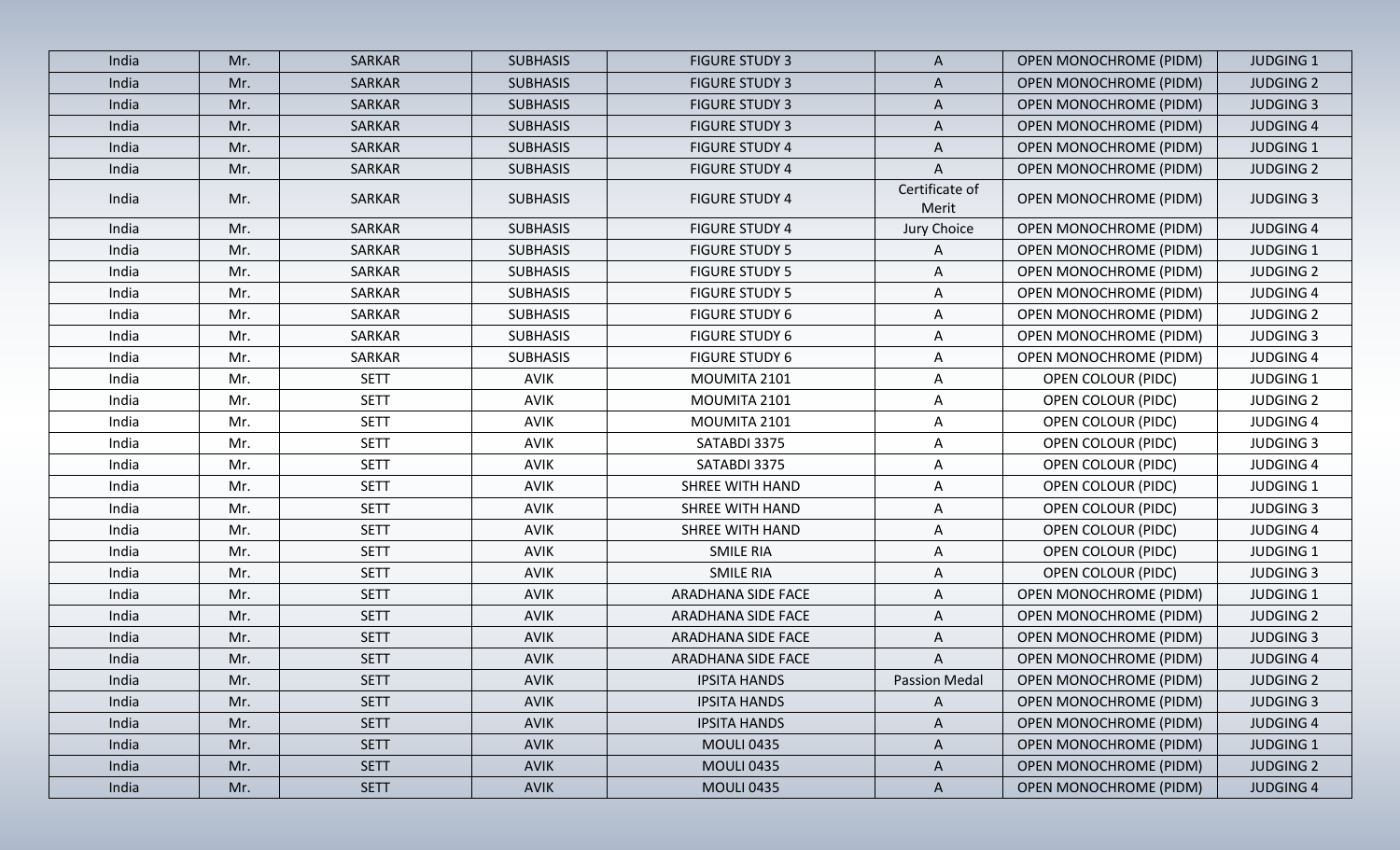| India | Mr. | SARKAR | SUBHASIS | FIGURE STUDY 3 | A | OPEN MONOCHROME (PIDM) | JUDGING 1 |
|---|---|---|---|---|---|---|---|
| India | Mr. | SARKAR | SUBHASIS | FIGURE STUDY 3 | A | OPEN MONOCHROME (PIDM) | JUDGING 2 |
| India | Mr. | SARKAR | SUBHASIS | FIGURE STUDY 3 | A | OPEN MONOCHROME (PIDM) | JUDGING 3 |
| India | Mr. | SARKAR | SUBHASIS | FIGURE STUDY 3 | A | OPEN MONOCHROME (PIDM) | JUDGING 4 |
| India | Mr. | SARKAR | SUBHASIS | FIGURE STUDY 4 | A | OPEN MONOCHROME (PIDM) | JUDGING 1 |
| India | Mr. | SARKAR | SUBHASIS | FIGURE STUDY 4 | A | OPEN MONOCHROME (PIDM) | JUDGING 2 |
| India | Mr. | SARKAR | SUBHASIS | FIGURE STUDY 4 | Certificate of Merit | OPEN MONOCHROME (PIDM) | JUDGING 3 |
| India | Mr. | SARKAR | SUBHASIS | FIGURE STUDY 4 | Jury Choice | OPEN MONOCHROME (PIDM) | JUDGING 4 |
| India | Mr. | SARKAR | SUBHASIS | FIGURE STUDY 5 | A | OPEN MONOCHROME (PIDM) | JUDGING 1 |
| India | Mr. | SARKAR | SUBHASIS | FIGURE STUDY 5 | A | OPEN MONOCHROME (PIDM) | JUDGING 2 |
| India | Mr. | SARKAR | SUBHASIS | FIGURE STUDY 5 | A | OPEN MONOCHROME (PIDM) | JUDGING 4 |
| India | Mr. | SARKAR | SUBHASIS | FIGURE STUDY 6 | A | OPEN MONOCHROME (PIDM) | JUDGING 2 |
| India | Mr. | SARKAR | SUBHASIS | FIGURE STUDY 6 | A | OPEN MONOCHROME (PIDM) | JUDGING 3 |
| India | Mr. | SARKAR | SUBHASIS | FIGURE STUDY 6 | A | OPEN MONOCHROME (PIDM) | JUDGING 4 |
| India | Mr. | SETT | AVIK | MOUMITA 2101 | A | OPEN COLOUR (PIDC) | JUDGING 1 |
| India | Mr. | SETT | AVIK | MOUMITA 2101 | A | OPEN COLOUR (PIDC) | JUDGING 2 |
| India | Mr. | SETT | AVIK | MOUMITA 2101 | A | OPEN COLOUR (PIDC) | JUDGING 4 |
| India | Mr. | SETT | AVIK | SATABDI 3375 | A | OPEN COLOUR (PIDC) | JUDGING 3 |
| India | Mr. | SETT | AVIK | SATABDI 3375 | A | OPEN COLOUR (PIDC) | JUDGING 4 |
| India | Mr. | SETT | AVIK | SHREE WITH HAND | A | OPEN COLOUR (PIDC) | JUDGING 1 |
| India | Mr. | SETT | AVIK | SHREE WITH HAND | A | OPEN COLOUR (PIDC) | JUDGING 3 |
| India | Mr. | SETT | AVIK | SHREE WITH HAND | A | OPEN COLOUR (PIDC) | JUDGING 4 |
| India | Mr. | SETT | AVIK | SMILE RIA | A | OPEN COLOUR (PIDC) | JUDGING 1 |
| India | Mr. | SETT | AVIK | SMILE RIA | A | OPEN COLOUR (PIDC) | JUDGING 3 |
| India | Mr. | SETT | AVIK | ARADHANA SIDE FACE | A | OPEN MONOCHROME (PIDM) | JUDGING 1 |
| India | Mr. | SETT | AVIK | ARADHANA SIDE FACE | A | OPEN MONOCHROME (PIDM) | JUDGING 2 |
| India | Mr. | SETT | AVIK | ARADHANA SIDE FACE | A | OPEN MONOCHROME (PIDM) | JUDGING 3 |
| India | Mr. | SETT | AVIK | ARADHANA SIDE FACE | A | OPEN MONOCHROME (PIDM) | JUDGING 4 |
| India | Mr. | SETT | AVIK | IPSITA HANDS | Passion Medal | OPEN MONOCHROME (PIDM) | JUDGING 2 |
| India | Mr. | SETT | AVIK | IPSITA HANDS | A | OPEN MONOCHROME (PIDM) | JUDGING 3 |
| India | Mr. | SETT | AVIK | IPSITA HANDS | A | OPEN MONOCHROME (PIDM) | JUDGING 4 |
| India | Mr. | SETT | AVIK | MOULI 0435 | A | OPEN MONOCHROME (PIDM) | JUDGING 1 |
| India | Mr. | SETT | AVIK | MOULI 0435 | A | OPEN MONOCHROME (PIDM) | JUDGING 2 |
| India | Mr. | SETT | AVIK | MOULI 0435 | A | OPEN MONOCHROME (PIDM) | JUDGING 4 |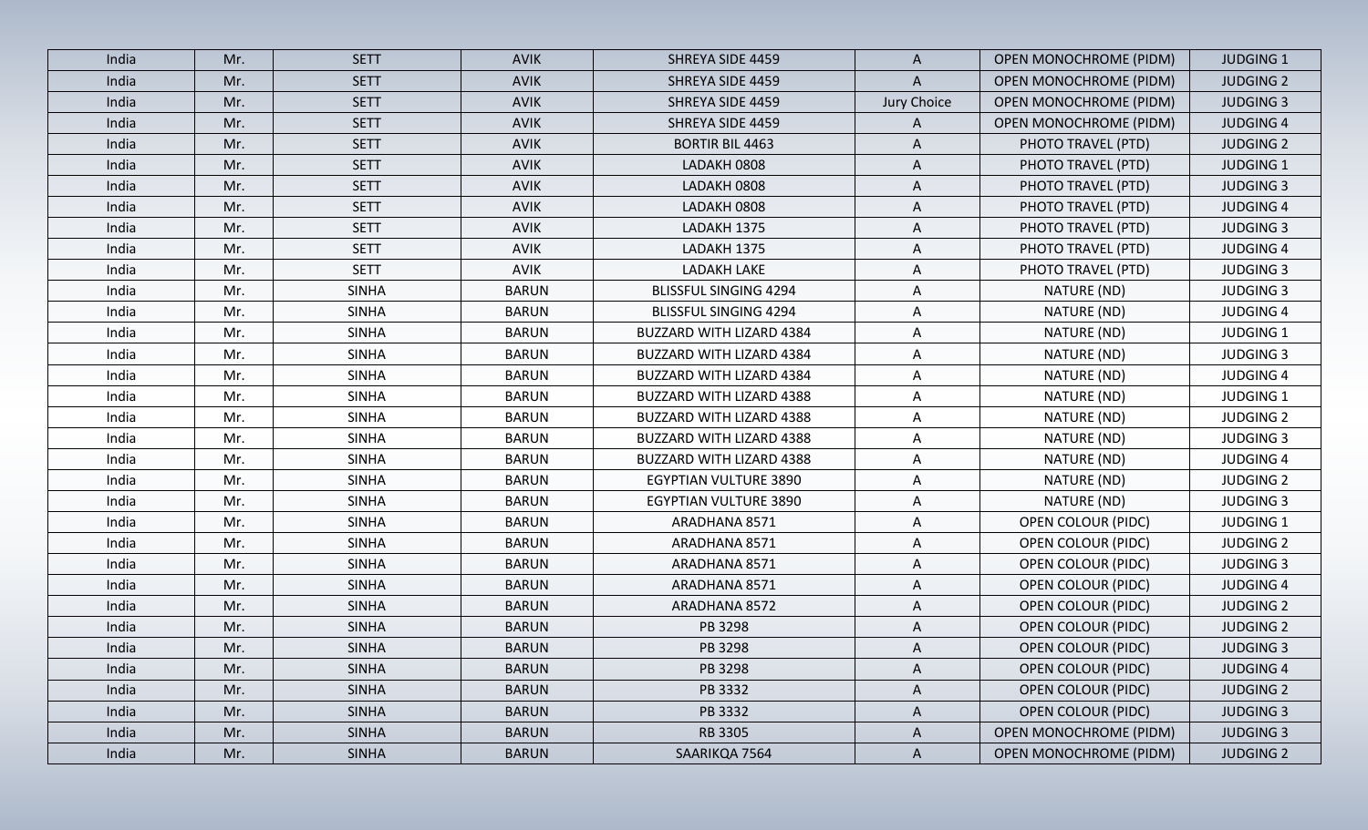| India | Mr. | SETT | AVIK | SHREYA SIDE 4459 | A | OPEN MONOCHROME (PIDM) | JUDGING 1 |
|---|---|---|---|---|---|---|---|
| India | Mr. | SETT | AVIK | SHREYA SIDE 4459 | A | OPEN MONOCHROME (PIDM) | JUDGING 2 |
| India | Mr. | SETT | AVIK | SHREYA SIDE 4459 | Jury Choice | OPEN MONOCHROME (PIDM) | JUDGING 3 |
| India | Mr. | SETT | AVIK | SHREYA SIDE 4459 | A | OPEN MONOCHROME (PIDM) | JUDGING 4 |
| India | Mr. | SETT | AVIK | BORTIR BIL 4463 | A | PHOTO TRAVEL (PTD) | JUDGING 2 |
| India | Mr. | SETT | AVIK | LADAKH 0808 | A | PHOTO TRAVEL (PTD) | JUDGING 1 |
| India | Mr. | SETT | AVIK | LADAKH 0808 | A | PHOTO TRAVEL (PTD) | JUDGING 3 |
| India | Mr. | SETT | AVIK | LADAKH 0808 | A | PHOTO TRAVEL (PTD) | JUDGING 4 |
| India | Mr. | SETT | AVIK | LADAKH 1375 | A | PHOTO TRAVEL (PTD) | JUDGING 3 |
| India | Mr. | SETT | AVIK | LADAKH 1375 | A | PHOTO TRAVEL (PTD) | JUDGING 4 |
| India | Mr. | SETT | AVIK | LADAKH LAKE | A | PHOTO TRAVEL (PTD) | JUDGING 3 |
| India | Mr. | SINHA | BARUN | BLISSFUL SINGING 4294 | A | NATURE (ND) | JUDGING 3 |
| India | Mr. | SINHA | BARUN | BLISSFUL SINGING 4294 | A | NATURE (ND) | JUDGING 4 |
| India | Mr. | SINHA | BARUN | BUZZARD WITH LIZARD 4384 | A | NATURE (ND) | JUDGING 1 |
| India | Mr. | SINHA | BARUN | BUZZARD WITH LIZARD 4384 | A | NATURE (ND) | JUDGING 3 |
| India | Mr. | SINHA | BARUN | BUZZARD WITH LIZARD 4384 | A | NATURE (ND) | JUDGING 4 |
| India | Mr. | SINHA | BARUN | BUZZARD WITH LIZARD 4388 | A | NATURE (ND) | JUDGING 1 |
| India | Mr. | SINHA | BARUN | BUZZARD WITH LIZARD 4388 | A | NATURE (ND) | JUDGING 2 |
| India | Mr. | SINHA | BARUN | BUZZARD WITH LIZARD 4388 | A | NATURE (ND) | JUDGING 3 |
| India | Mr. | SINHA | BARUN | BUZZARD WITH LIZARD 4388 | A | NATURE (ND) | JUDGING 4 |
| India | Mr. | SINHA | BARUN | EGYPTIAN VULTURE 3890 | A | NATURE (ND) | JUDGING 2 |
| India | Mr. | SINHA | BARUN | EGYPTIAN VULTURE 3890 | A | NATURE (ND) | JUDGING 3 |
| India | Mr. | SINHA | BARUN | ARADHANA 8571 | A | OPEN COLOUR (PIDC) | JUDGING 1 |
| India | Mr. | SINHA | BARUN | ARADHANA 8571 | A | OPEN COLOUR (PIDC) | JUDGING 2 |
| India | Mr. | SINHA | BARUN | ARADHANA 8571 | A | OPEN COLOUR (PIDC) | JUDGING 3 |
| India | Mr. | SINHA | BARUN | ARADHANA 8571 | A | OPEN COLOUR (PIDC) | JUDGING 4 |
| India | Mr. | SINHA | BARUN | ARADHANA 8572 | A | OPEN COLOUR (PIDC) | JUDGING 2 |
| India | Mr. | SINHA | BARUN | PB 3298 | A | OPEN COLOUR (PIDC) | JUDGING 2 |
| India | Mr. | SINHA | BARUN | PB 3298 | A | OPEN COLOUR (PIDC) | JUDGING 3 |
| India | Mr. | SINHA | BARUN | PB 3298 | A | OPEN COLOUR (PIDC) | JUDGING 4 |
| India | Mr. | SINHA | BARUN | PB 3332 | A | OPEN COLOUR (PIDC) | JUDGING 2 |
| India | Mr. | SINHA | BARUN | PB 3332 | A | OPEN COLOUR (PIDC) | JUDGING 3 |
| India | Mr. | SINHA | BARUN | RB 3305 | A | OPEN MONOCHROME (PIDM) | JUDGING 3 |
| India | Mr. | SINHA | BARUN | SAARIKQA 7564 | A | OPEN MONOCHROME (PIDM) | JUDGING 2 |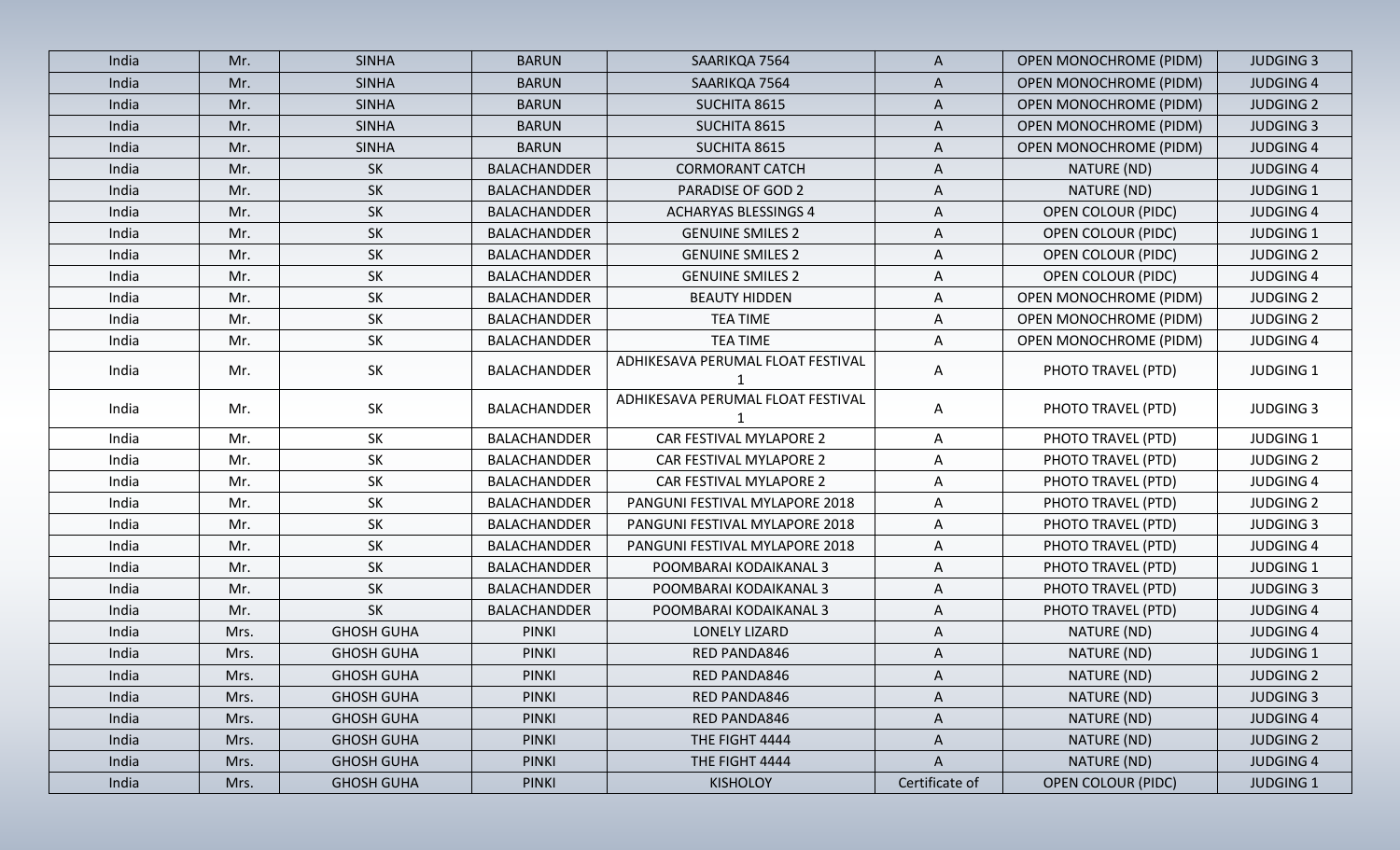| India | Mr. | SINHA | BARUN | SAARIKQA 7564 | A | OPEN MONOCHROME (PIDM) | JUDGING 3 |
|---|---|---|---|---|---|---|---|
| India | Mr. | SINHA | BARUN | SAARIKQA 7564 | A | OPEN MONOCHROME (PIDM) | JUDGING 4 |
| India | Mr. | SINHA | BARUN | SUCHITA 8615 | A | OPEN MONOCHROME (PIDM) | JUDGING 2 |
| India | Mr. | SINHA | BARUN | SUCHITA 8615 | A | OPEN MONOCHROME (PIDM) | JUDGING 3 |
| India | Mr. | SINHA | BARUN | SUCHITA 8615 | A | OPEN MONOCHROME (PIDM) | JUDGING 4 |
| India | Mr. | SK | BALACHANDDER | CORMORANT CATCH | A | NATURE (ND) | JUDGING 4 |
| India | Mr. | SK | BALACHANDDER | PARADISE OF GOD 2 | A | NATURE (ND) | JUDGING 1 |
| India | Mr. | SK | BALACHANDDER | ACHARYAS BLESSINGS 4 | A | OPEN COLOUR (PIDC) | JUDGING 4 |
| India | Mr. | SK | BALACHANDDER | GENUINE SMILES 2 | A | OPEN COLOUR (PIDC) | JUDGING 1 |
| India | Mr. | SK | BALACHANDDER | GENUINE SMILES 2 | A | OPEN COLOUR (PIDC) | JUDGING 2 |
| India | Mr. | SK | BALACHANDDER | GENUINE SMILES 2 | A | OPEN COLOUR (PIDC) | JUDGING 4 |
| India | Mr. | SK | BALACHANDDER | BEAUTY HIDDEN | A | OPEN MONOCHROME (PIDM) | JUDGING 2 |
| India | Mr. | SK | BALACHANDDER | TEA TIME | A | OPEN MONOCHROME (PIDM) | JUDGING 2 |
| India | Mr. | SK | BALACHANDDER | TEA TIME | A | OPEN MONOCHROME (PIDM) | JUDGING 4 |
| India | Mr. | SK | BALACHANDDER | ADHIKESAVA PERUMAL FLOAT FESTIVAL 1 | A | PHOTO TRAVEL (PTD) | JUDGING 1 |
| India | Mr. | SK | BALACHANDDER | ADHIKESAVA PERUMAL FLOAT FESTIVAL 1 | A | PHOTO TRAVEL (PTD) | JUDGING 3 |
| India | Mr. | SK | BALACHANDDER | CAR FESTIVAL MYLAPORE 2 | A | PHOTO TRAVEL (PTD) | JUDGING 1 |
| India | Mr. | SK | BALACHANDDER | CAR FESTIVAL MYLAPORE 2 | A | PHOTO TRAVEL (PTD) | JUDGING 2 |
| India | Mr. | SK | BALACHANDDER | CAR FESTIVAL MYLAPORE 2 | A | PHOTO TRAVEL (PTD) | JUDGING 4 |
| India | Mr. | SK | BALACHANDDER | PANGUNI FESTIVAL MYLAPORE 2018 | A | PHOTO TRAVEL (PTD) | JUDGING 2 |
| India | Mr. | SK | BALACHANDDER | PANGUNI FESTIVAL MYLAPORE 2018 | A | PHOTO TRAVEL (PTD) | JUDGING 3 |
| India | Mr. | SK | BALACHANDDER | PANGUNI FESTIVAL MYLAPORE 2018 | A | PHOTO TRAVEL (PTD) | JUDGING 4 |
| India | Mr. | SK | BALACHANDDER | POOMBARAI KODAIKANAL 3 | A | PHOTO TRAVEL (PTD) | JUDGING 1 |
| India | Mr. | SK | BALACHANDDER | POOMBARAI KODAIKANAL 3 | A | PHOTO TRAVEL (PTD) | JUDGING 3 |
| India | Mr. | SK | BALACHANDDER | POOMBARAI KODAIKANAL 3 | A | PHOTO TRAVEL (PTD) | JUDGING 4 |
| India | Mrs. | GHOSH GUHA | PINKI | LONELY LIZARD | A | NATURE (ND) | JUDGING 4 |
| India | Mrs. | GHOSH GUHA | PINKI | RED PANDA846 | A | NATURE (ND) | JUDGING 1 |
| India | Mrs. | GHOSH GUHA | PINKI | RED PANDA846 | A | NATURE (ND) | JUDGING 2 |
| India | Mrs. | GHOSH GUHA | PINKI | RED PANDA846 | A | NATURE (ND) | JUDGING 3 |
| India | Mrs. | GHOSH GUHA | PINKI | RED PANDA846 | A | NATURE (ND) | JUDGING 4 |
| India | Mrs. | GHOSH GUHA | PINKI | THE FIGHT 4444 | A | NATURE (ND) | JUDGING 2 |
| India | Mrs. | GHOSH GUHA | PINKI | THE FIGHT 4444 | A | NATURE (ND) | JUDGING 4 |
| India | Mrs. | GHOSH GUHA | PINKI | KISHOLOY | Certificate of | OPEN COLOUR (PIDC) | JUDGING 1 |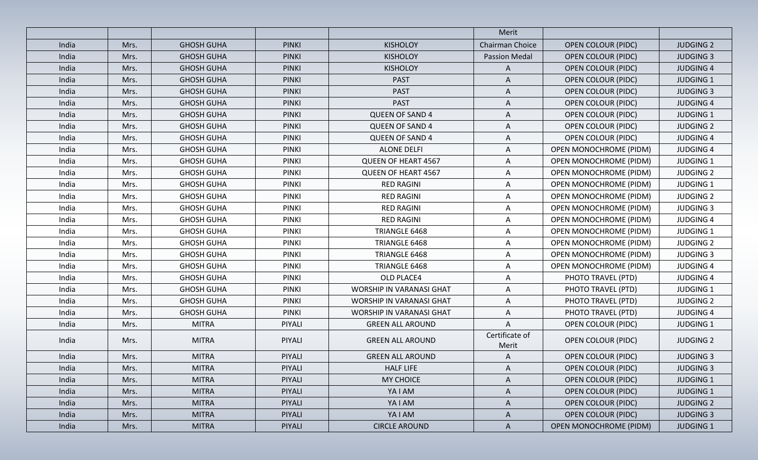| | | | | | Merit | | |
|---|---|---|---|---|---|---|---|
| India | Mrs. | GHOSH GUHA | PINKI | KISHOLOY | Chairman Choice | OPEN COLOUR (PIDC) | JUDGING 2 |
| India | Mrs. | GHOSH GUHA | PINKI | KISHOLOY | Passion Medal | OPEN COLOUR (PIDC) | JUDGING 3 |
| India | Mrs. | GHOSH GUHA | PINKI | KISHOLOY | A | OPEN COLOUR (PIDC) | JUDGING 4 |
| India | Mrs. | GHOSH GUHA | PINKI | PAST | A | OPEN COLOUR (PIDC) | JUDGING 1 |
| India | Mrs. | GHOSH GUHA | PINKI | PAST | A | OPEN COLOUR (PIDC) | JUDGING 3 |
| India | Mrs. | GHOSH GUHA | PINKI | PAST | A | OPEN COLOUR (PIDC) | JUDGING 4 |
| India | Mrs. | GHOSH GUHA | PINKI | QUEEN OF SAND 4 | A | OPEN COLOUR (PIDC) | JUDGING 1 |
| India | Mrs. | GHOSH GUHA | PINKI | QUEEN OF SAND 4 | A | OPEN COLOUR (PIDC) | JUDGING 2 |
| India | Mrs. | GHOSH GUHA | PINKI | QUEEN OF SAND 4 | A | OPEN COLOUR (PIDC) | JUDGING 4 |
| India | Mrs. | GHOSH GUHA | PINKI | ALONE DELFI | A | OPEN MONOCHROME (PIDM) | JUDGING 4 |
| India | Mrs. | GHOSH GUHA | PINKI | QUEEN OF HEART 4567 | A | OPEN MONOCHROME (PIDM) | JUDGING 1 |
| India | Mrs. | GHOSH GUHA | PINKI | QUEEN OF HEART 4567 | A | OPEN MONOCHROME (PIDM) | JUDGING 2 |
| India | Mrs. | GHOSH GUHA | PINKI | RED RAGINI | A | OPEN MONOCHROME (PIDM) | JUDGING 1 |
| India | Mrs. | GHOSH GUHA | PINKI | RED RAGINI | A | OPEN MONOCHROME (PIDM) | JUDGING 2 |
| India | Mrs. | GHOSH GUHA | PINKI | RED RAGINI | A | OPEN MONOCHROME (PIDM) | JUDGING 3 |
| India | Mrs. | GHOSH GUHA | PINKI | RED RAGINI | A | OPEN MONOCHROME (PIDM) | JUDGING 4 |
| India | Mrs. | GHOSH GUHA | PINKI | TRIANGLE 6468 | A | OPEN MONOCHROME (PIDM) | JUDGING 1 |
| India | Mrs. | GHOSH GUHA | PINKI | TRIANGLE 6468 | A | OPEN MONOCHROME (PIDM) | JUDGING 2 |
| India | Mrs. | GHOSH GUHA | PINKI | TRIANGLE 6468 | A | OPEN MONOCHROME (PIDM) | JUDGING 3 |
| India | Mrs. | GHOSH GUHA | PINKI | TRIANGLE 6468 | A | OPEN MONOCHROME (PIDM) | JUDGING 4 |
| India | Mrs. | GHOSH GUHA | PINKI | OLD PLACE4 | A | PHOTO TRAVEL (PTD) | JUDGING 4 |
| India | Mrs. | GHOSH GUHA | PINKI | WORSHIP IN VARANASI GHAT | A | PHOTO TRAVEL (PTD) | JUDGING 1 |
| India | Mrs. | GHOSH GUHA | PINKI | WORSHIP IN VARANASI GHAT | A | PHOTO TRAVEL (PTD) | JUDGING 2 |
| India | Mrs. | GHOSH GUHA | PINKI | WORSHIP IN VARANASI GHAT | A | PHOTO TRAVEL (PTD) | JUDGING 4 |
| India | Mrs. | MITRA | PIYALI | GREEN ALL AROUND | A | OPEN COLOUR (PIDC) | JUDGING 1 |
| India | Mrs. | MITRA | PIYALI | GREEN ALL AROUND | Certificate of Merit | OPEN COLOUR (PIDC) | JUDGING 2 |
| India | Mrs. | MITRA | PIYALI | GREEN ALL AROUND | A | OPEN COLOUR (PIDC) | JUDGING 3 |
| India | Mrs. | MITRA | PIYALI | HALF LIFE | A | OPEN COLOUR (PIDC) | JUDGING 3 |
| India | Mrs. | MITRA | PIYALI | MY CHOICE | A | OPEN COLOUR (PIDC) | JUDGING 1 |
| India | Mrs. | MITRA | PIYALI | YA I AM | A | OPEN COLOUR (PIDC) | JUDGING 1 |
| India | Mrs. | MITRA | PIYALI | YA I AM | A | OPEN COLOUR (PIDC) | JUDGING 2 |
| India | Mrs. | MITRA | PIYALI | YA I AM | A | OPEN COLOUR (PIDC) | JUDGING 3 |
| India | Mrs. | MITRA | PIYALI | CIRCLE AROUND | A | OPEN MONOCHROME (PIDM) | JUDGING 1 |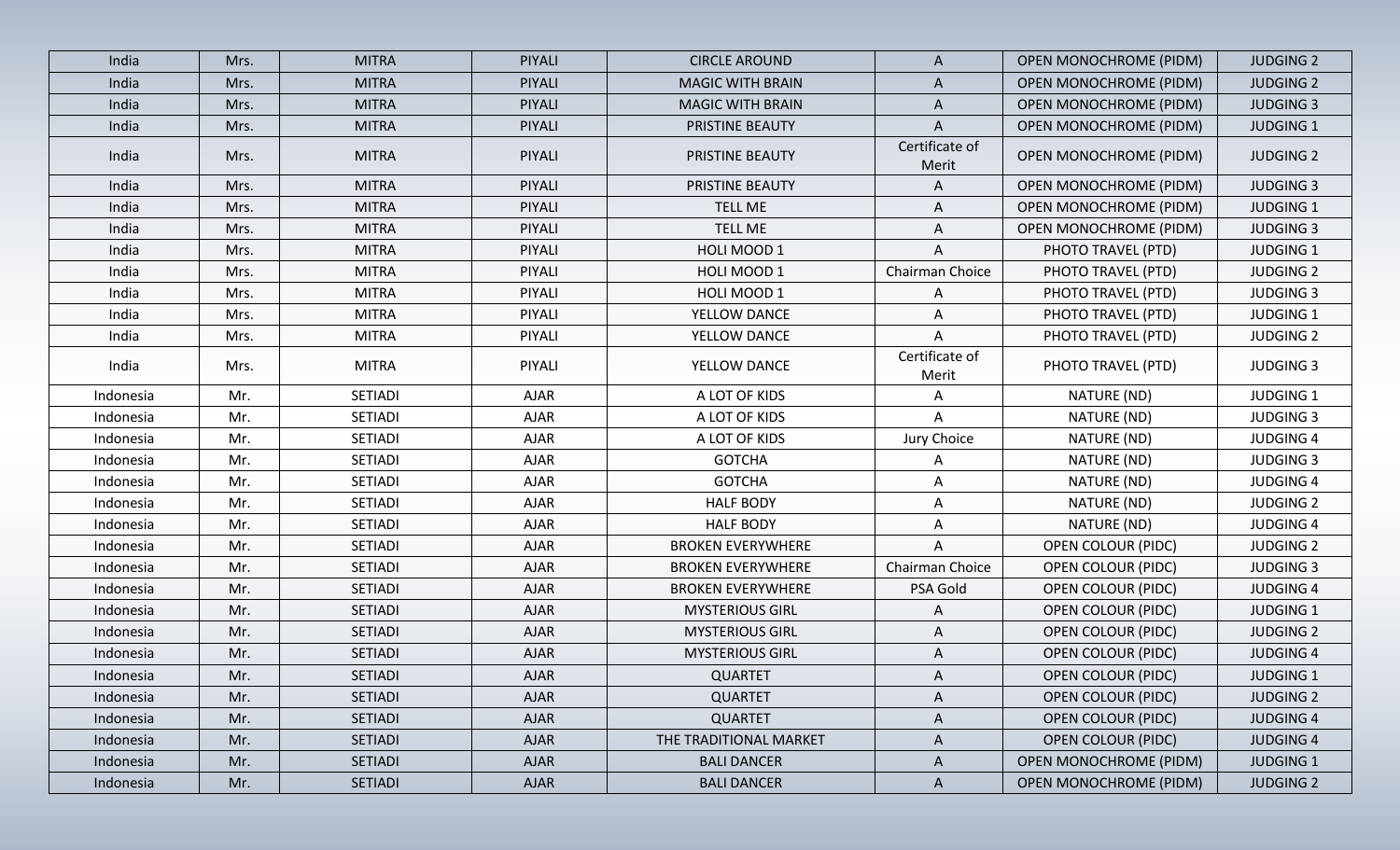| India | Mrs. | MITRA | PIYALI | CIRCLE AROUND | A | OPEN MONOCHROME (PIDM) | JUDGING 2 |
|---|---|---|---|---|---|---|---|
| India | Mrs. | MITRA | PIYALI | MAGIC WITH BRAIN | A | OPEN MONOCHROME (PIDM) | JUDGING 2 |
| India | Mrs. | MITRA | PIYALI | MAGIC WITH BRAIN | A | OPEN MONOCHROME (PIDM) | JUDGING 3 |
| India | Mrs. | MITRA | PIYALI | PRISTINE BEAUTY | A | OPEN MONOCHROME (PIDM) | JUDGING 1 |
| India | Mrs. | MITRA | PIYALI | PRISTINE BEAUTY | Certificate of Merit | OPEN MONOCHROME (PIDM) | JUDGING 2 |
| India | Mrs. | MITRA | PIYALI | PRISTINE BEAUTY | A | OPEN MONOCHROME (PIDM) | JUDGING 3 |
| India | Mrs. | MITRA | PIYALI | TELL ME | A | OPEN MONOCHROME (PIDM) | JUDGING 1 |
| India | Mrs. | MITRA | PIYALI | TELL ME | A | OPEN MONOCHROME (PIDM) | JUDGING 3 |
| India | Mrs. | MITRA | PIYALI | HOLI MOOD 1 | A | PHOTO TRAVEL (PTD) | JUDGING 1 |
| India | Mrs. | MITRA | PIYALI | HOLI MOOD 1 | Chairman Choice | PHOTO TRAVEL (PTD) | JUDGING 2 |
| India | Mrs. | MITRA | PIYALI | HOLI MOOD 1 | A | PHOTO TRAVEL (PTD) | JUDGING 3 |
| India | Mrs. | MITRA | PIYALI | YELLOW DANCE | A | PHOTO TRAVEL (PTD) | JUDGING 1 |
| India | Mrs. | MITRA | PIYALI | YELLOW DANCE | A | PHOTO TRAVEL (PTD) | JUDGING 2 |
| India | Mrs. | MITRA | PIYALI | YELLOW DANCE | Certificate of Merit | PHOTO TRAVEL (PTD) | JUDGING 3 |
| Indonesia | Mr. | SETIADI | AJAR | A LOT OF KIDS | A | NATURE (ND) | JUDGING 1 |
| Indonesia | Mr. | SETIADI | AJAR | A LOT OF KIDS | A | NATURE (ND) | JUDGING 3 |
| Indonesia | Mr. | SETIADI | AJAR | A LOT OF KIDS | Jury Choice | NATURE (ND) | JUDGING 4 |
| Indonesia | Mr. | SETIADI | AJAR | GOTCHA | A | NATURE (ND) | JUDGING 3 |
| Indonesia | Mr. | SETIADI | AJAR | GOTCHA | A | NATURE (ND) | JUDGING 4 |
| Indonesia | Mr. | SETIADI | AJAR | HALF BODY | A | NATURE (ND) | JUDGING 2 |
| Indonesia | Mr. | SETIADI | AJAR | HALF BODY | A | NATURE (ND) | JUDGING 4 |
| Indonesia | Mr. | SETIADI | AJAR | BROKEN EVERYWHERE | A | OPEN COLOUR (PIDC) | JUDGING 2 |
| Indonesia | Mr. | SETIADI | AJAR | BROKEN EVERYWHERE | Chairman Choice | OPEN COLOUR (PIDC) | JUDGING 3 |
| Indonesia | Mr. | SETIADI | AJAR | BROKEN EVERYWHERE | PSA Gold | OPEN COLOUR (PIDC) | JUDGING 4 |
| Indonesia | Mr. | SETIADI | AJAR | MYSTERIOUS GIRL | A | OPEN COLOUR (PIDC) | JUDGING 1 |
| Indonesia | Mr. | SETIADI | AJAR | MYSTERIOUS GIRL | A | OPEN COLOUR (PIDC) | JUDGING 2 |
| Indonesia | Mr. | SETIADI | AJAR | MYSTERIOUS GIRL | A | OPEN COLOUR (PIDC) | JUDGING 4 |
| Indonesia | Mr. | SETIADI | AJAR | QUARTET | A | OPEN COLOUR (PIDC) | JUDGING 1 |
| Indonesia | Mr. | SETIADI | AJAR | QUARTET | A | OPEN COLOUR (PIDC) | JUDGING 2 |
| Indonesia | Mr. | SETIADI | AJAR | QUARTET | A | OPEN COLOUR (PIDC) | JUDGING 4 |
| Indonesia | Mr. | SETIADI | AJAR | THE TRADITIONAL MARKET | A | OPEN COLOUR (PIDC) | JUDGING 4 |
| Indonesia | Mr. | SETIADI | AJAR | BALI DANCER | A | OPEN MONOCHROME (PIDM) | JUDGING 1 |
| Indonesia | Mr. | SETIADI | AJAR | BALI DANCER | A | OPEN MONOCHROME (PIDM) | JUDGING 2 |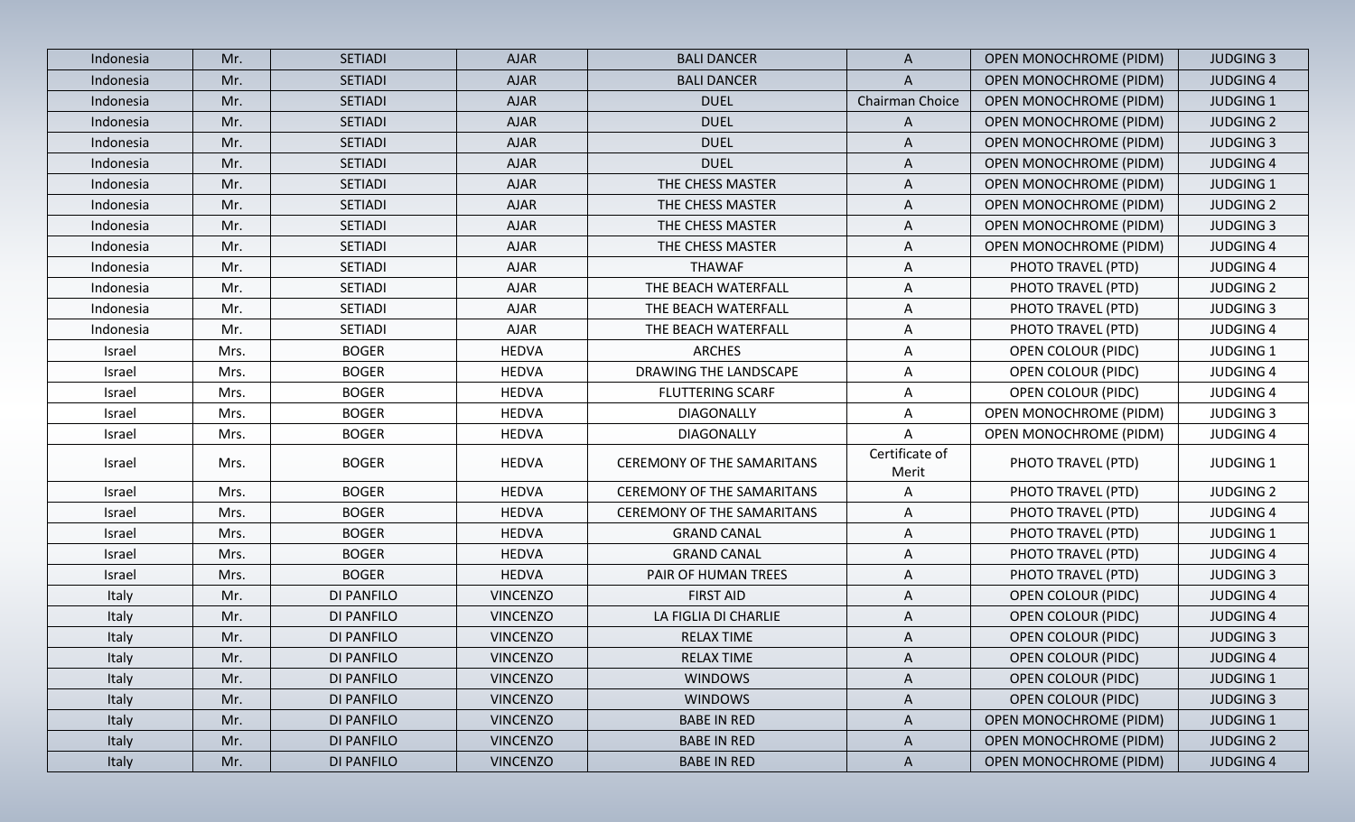| | | | | | | | |
|---|---|---|---|---|---|---|---|
| Indonesia | Mr. | SETIADI | AJAR | BALI DANCER | A | OPEN MONOCHROME (PIDM) | JUDGING 3 |
| Indonesia | Mr. | SETIADI | AJAR | BALI DANCER | A | OPEN MONOCHROME (PIDM) | JUDGING 4 |
| Indonesia | Mr. | SETIADI | AJAR | DUEL | Chairman Choice | OPEN MONOCHROME (PIDM) | JUDGING 1 |
| Indonesia | Mr. | SETIADI | AJAR | DUEL | A | OPEN MONOCHROME (PIDM) | JUDGING 2 |
| Indonesia | Mr. | SETIADI | AJAR | DUEL | A | OPEN MONOCHROME (PIDM) | JUDGING 3 |
| Indonesia | Mr. | SETIADI | AJAR | DUEL | A | OPEN MONOCHROME (PIDM) | JUDGING 4 |
| Indonesia | Mr. | SETIADI | AJAR | THE CHESS MASTER | A | OPEN MONOCHROME (PIDM) | JUDGING 1 |
| Indonesia | Mr. | SETIADI | AJAR | THE CHESS MASTER | A | OPEN MONOCHROME (PIDM) | JUDGING 2 |
| Indonesia | Mr. | SETIADI | AJAR | THE CHESS MASTER | A | OPEN MONOCHROME (PIDM) | JUDGING 3 |
| Indonesia | Mr. | SETIADI | AJAR | THE CHESS MASTER | A | OPEN MONOCHROME (PIDM) | JUDGING 4 |
| Indonesia | Mr. | SETIADI | AJAR | THAWAF | A | PHOTO TRAVEL (PTD) | JUDGING 4 |
| Indonesia | Mr. | SETIADI | AJAR | THE BEACH WATERFALL | A | PHOTO TRAVEL (PTD) | JUDGING 2 |
| Indonesia | Mr. | SETIADI | AJAR | THE BEACH WATERFALL | A | PHOTO TRAVEL (PTD) | JUDGING 3 |
| Indonesia | Mr. | SETIADI | AJAR | THE BEACH WATERFALL | A | PHOTO TRAVEL (PTD) | JUDGING 4 |
| Israel | Mrs. | BOGER | HEDVA | ARCHES | A | OPEN COLOUR (PIDC) | JUDGING 1 |
| Israel | Mrs. | BOGER | HEDVA | DRAWING THE LANDSCAPE | A | OPEN COLOUR (PIDC) | JUDGING 4 |
| Israel | Mrs. | BOGER | HEDVA | FLUTTERING SCARF | A | OPEN COLOUR (PIDC) | JUDGING 4 |
| Israel | Mrs. | BOGER | HEDVA | DIAGONALLY | A | OPEN MONOCHROME (PIDM) | JUDGING 3 |
| Israel | Mrs. | BOGER | HEDVA | DIAGONALLY | A | OPEN MONOCHROME (PIDM) | JUDGING 4 |
| Israel | Mrs. | BOGER | HEDVA | CEREMONY OF THE SAMARITANS | Certificate of Merit | PHOTO TRAVEL (PTD) | JUDGING 1 |
| Israel | Mrs. | BOGER | HEDVA | CEREMONY OF THE SAMARITANS | A | PHOTO TRAVEL (PTD) | JUDGING 2 |
| Israel | Mrs. | BOGER | HEDVA | CEREMONY OF THE SAMARITANS | A | PHOTO TRAVEL (PTD) | JUDGING 4 |
| Israel | Mrs. | BOGER | HEDVA | GRAND CANAL | A | PHOTO TRAVEL (PTD) | JUDGING 1 |
| Israel | Mrs. | BOGER | HEDVA | GRAND CANAL | A | PHOTO TRAVEL (PTD) | JUDGING 4 |
| Israel | Mrs. | BOGER | HEDVA | PAIR OF HUMAN TREES | A | PHOTO TRAVEL (PTD) | JUDGING 3 |
| Italy | Mr. | DI PANFILO | VINCENZO | FIRST AID | A | OPEN COLOUR (PIDC) | JUDGING 4 |
| Italy | Mr. | DI PANFILO | VINCENZO | LA FIGLIA DI CHARLIE | A | OPEN COLOUR (PIDC) | JUDGING 4 |
| Italy | Mr. | DI PANFILO | VINCENZO | RELAX TIME | A | OPEN COLOUR (PIDC) | JUDGING 3 |
| Italy | Mr. | DI PANFILO | VINCENZO | RELAX TIME | A | OPEN COLOUR (PIDC) | JUDGING 4 |
| Italy | Mr. | DI PANFILO | VINCENZO | WINDOWS | A | OPEN COLOUR (PIDC) | JUDGING 1 |
| Italy | Mr. | DI PANFILO | VINCENZO | WINDOWS | A | OPEN COLOUR (PIDC) | JUDGING 3 |
| Italy | Mr. | DI PANFILO | VINCENZO | BABE IN RED | A | OPEN MONOCHROME (PIDM) | JUDGING 1 |
| Italy | Mr. | DI PANFILO | VINCENZO | BABE IN RED | A | OPEN MONOCHROME (PIDM) | JUDGING 2 |
| Italy | Mr. | DI PANFILO | VINCENZO | BABE IN RED | A | OPEN MONOCHROME (PIDM) | JUDGING 4 |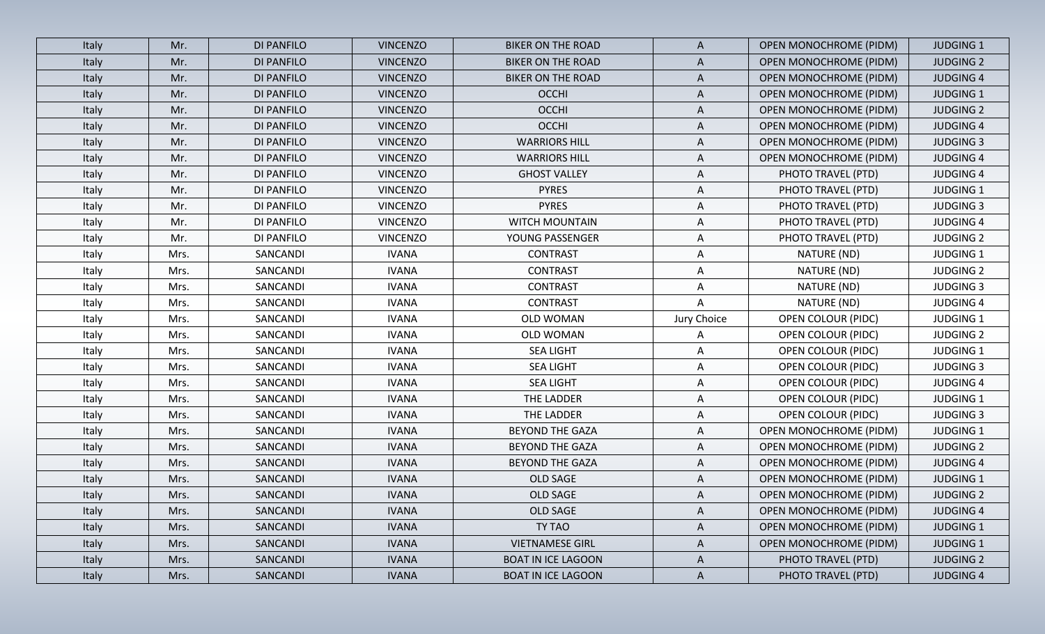| Italy | Mr. | DI PANFILO | VINCENZO | BIKER ON THE ROAD | A | OPEN MONOCHROME (PIDM) | JUDGING 1 |
|---|---|---|---|---|---|---|---|
| Italy | Mr. | DI PANFILO | VINCENZO | BIKER ON THE ROAD | A | OPEN MONOCHROME (PIDM) | JUDGING 2 |
| Italy | Mr. | DI PANFILO | VINCENZO | BIKER ON THE ROAD | A | OPEN MONOCHROME (PIDM) | JUDGING 4 |
| Italy | Mr. | DI PANFILO | VINCENZO | OCCHI | A | OPEN MONOCHROME (PIDM) | JUDGING 1 |
| Italy | Mr. | DI PANFILO | VINCENZO | OCCHI | A | OPEN MONOCHROME (PIDM) | JUDGING 2 |
| Italy | Mr. | DI PANFILO | VINCENZO | OCCHI | A | OPEN MONOCHROME (PIDM) | JUDGING 4 |
| Italy | Mr. | DI PANFILO | VINCENZO | WARRIORS HILL | A | OPEN MONOCHROME (PIDM) | JUDGING 3 |
| Italy | Mr. | DI PANFILO | VINCENZO | WARRIORS HILL | A | OPEN MONOCHROME (PIDM) | JUDGING 4 |
| Italy | Mr. | DI PANFILO | VINCENZO | GHOST VALLEY | A | PHOTO TRAVEL (PTD) | JUDGING 4 |
| Italy | Mr. | DI PANFILO | VINCENZO | PYRES | A | PHOTO TRAVEL (PTD) | JUDGING 1 |
| Italy | Mr. | DI PANFILO | VINCENZO | PYRES | A | PHOTO TRAVEL (PTD) | JUDGING 3 |
| Italy | Mr. | DI PANFILO | VINCENZO | WITCH MOUNTAIN | A | PHOTO TRAVEL (PTD) | JUDGING 4 |
| Italy | Mr. | DI PANFILO | VINCENZO | YOUNG PASSENGER | A | PHOTO TRAVEL (PTD) | JUDGING 2 |
| Italy | Mrs. | SANCANDI | IVANA | CONTRAST | A | NATURE (ND) | JUDGING 1 |
| Italy | Mrs. | SANCANDI | IVANA | CONTRAST | A | NATURE (ND) | JUDGING 2 |
| Italy | Mrs. | SANCANDI | IVANA | CONTRAST | A | NATURE (ND) | JUDGING 3 |
| Italy | Mrs. | SANCANDI | IVANA | CONTRAST | A | NATURE (ND) | JUDGING 4 |
| Italy | Mrs. | SANCANDI | IVANA | OLD WOMAN | Jury Choice | OPEN COLOUR (PIDC) | JUDGING 1 |
| Italy | Mrs. | SANCANDI | IVANA | OLD WOMAN | A | OPEN COLOUR (PIDC) | JUDGING 2 |
| Italy | Mrs. | SANCANDI | IVANA | SEA LIGHT | A | OPEN COLOUR (PIDC) | JUDGING 1 |
| Italy | Mrs. | SANCANDI | IVANA | SEA LIGHT | A | OPEN COLOUR (PIDC) | JUDGING 3 |
| Italy | Mrs. | SANCANDI | IVANA | SEA LIGHT | A | OPEN COLOUR (PIDC) | JUDGING 4 |
| Italy | Mrs. | SANCANDI | IVANA | THE LADDER | A | OPEN COLOUR (PIDC) | JUDGING 1 |
| Italy | Mrs. | SANCANDI | IVANA | THE LADDER | A | OPEN COLOUR (PIDC) | JUDGING 3 |
| Italy | Mrs. | SANCANDI | IVANA | BEYOND THE GAZA | A | OPEN MONOCHROME (PIDM) | JUDGING 1 |
| Italy | Mrs. | SANCANDI | IVANA | BEYOND THE GAZA | A | OPEN MONOCHROME (PIDM) | JUDGING 2 |
| Italy | Mrs. | SANCANDI | IVANA | BEYOND THE GAZA | A | OPEN MONOCHROME (PIDM) | JUDGING 4 |
| Italy | Mrs. | SANCANDI | IVANA | OLD SAGE | A | OPEN MONOCHROME (PIDM) | JUDGING 1 |
| Italy | Mrs. | SANCANDI | IVANA | OLD SAGE | A | OPEN MONOCHROME (PIDM) | JUDGING 2 |
| Italy | Mrs. | SANCANDI | IVANA | OLD SAGE | A | OPEN MONOCHROME (PIDM) | JUDGING 4 |
| Italy | Mrs. | SANCANDI | IVANA | TY TAO | A | OPEN MONOCHROME (PIDM) | JUDGING 1 |
| Italy | Mrs. | SANCANDI | IVANA | VIETNAMESE GIRL | A | OPEN MONOCHROME (PIDM) | JUDGING 1 |
| Italy | Mrs. | SANCANDI | IVANA | BOAT IN ICE LAGOON | A | PHOTO TRAVEL (PTD) | JUDGING 2 |
| Italy | Mrs. | SANCANDI | IVANA | BOAT IN ICE LAGOON | A | PHOTO TRAVEL (PTD) | JUDGING 4 |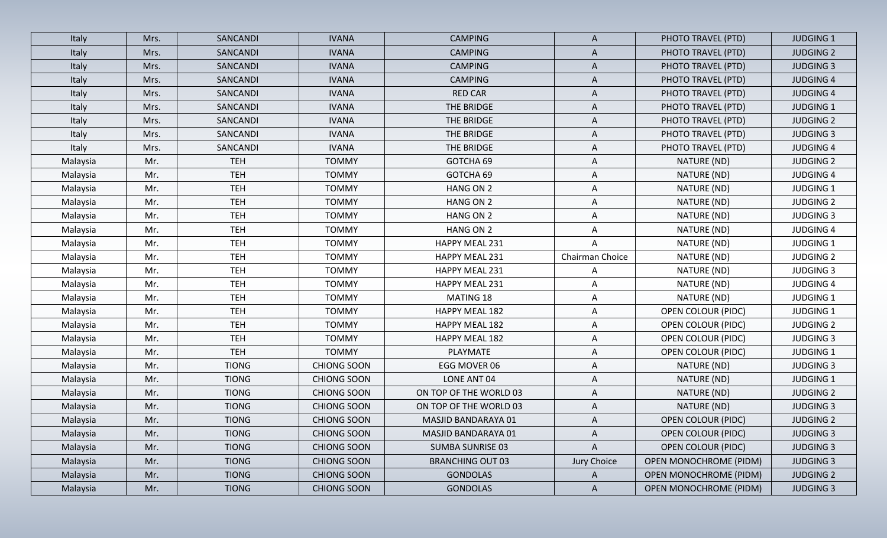| Italy | Mrs. | SANCANDI | IVANA | CAMPING | A | PHOTO TRAVEL (PTD) | JUDGING 1 |
|---|---|---|---|---|---|---|---|
| Italy | Mrs. | SANCANDI | IVANA | CAMPING | A | PHOTO TRAVEL (PTD) | JUDGING 2 |
| Italy | Mrs. | SANCANDI | IVANA | CAMPING | A | PHOTO TRAVEL (PTD) | JUDGING 3 |
| Italy | Mrs. | SANCANDI | IVANA | CAMPING | A | PHOTO TRAVEL (PTD) | JUDGING 4 |
| Italy | Mrs. | SANCANDI | IVANA | RED CAR | A | PHOTO TRAVEL (PTD) | JUDGING 4 |
| Italy | Mrs. | SANCANDI | IVANA | THE BRIDGE | A | PHOTO TRAVEL (PTD) | JUDGING 1 |
| Italy | Mrs. | SANCANDI | IVANA | THE BRIDGE | A | PHOTO TRAVEL (PTD) | JUDGING 2 |
| Italy | Mrs. | SANCANDI | IVANA | THE BRIDGE | A | PHOTO TRAVEL (PTD) | JUDGING 3 |
| Italy | Mrs. | SANCANDI | IVANA | THE BRIDGE | A | PHOTO TRAVEL (PTD) | JUDGING 4 |
| Malaysia | Mr. | TEH | TOMMY | GOTCHA 69 | A | NATURE (ND) | JUDGING 2 |
| Malaysia | Mr. | TEH | TOMMY | GOTCHA 69 | A | NATURE (ND) | JUDGING 4 |
| Malaysia | Mr. | TEH | TOMMY | HANG ON 2 | A | NATURE (ND) | JUDGING 1 |
| Malaysia | Mr. | TEH | TOMMY | HANG ON 2 | A | NATURE (ND) | JUDGING 2 |
| Malaysia | Mr. | TEH | TOMMY | HANG ON 2 | A | NATURE (ND) | JUDGING 3 |
| Malaysia | Mr. | TEH | TOMMY | HANG ON 2 | A | NATURE (ND) | JUDGING 4 |
| Malaysia | Mr. | TEH | TOMMY | HAPPY MEAL 231 | A | NATURE (ND) | JUDGING 1 |
| Malaysia | Mr. | TEH | TOMMY | HAPPY MEAL 231 | Chairman Choice | NATURE (ND) | JUDGING 2 |
| Malaysia | Mr. | TEH | TOMMY | HAPPY MEAL 231 | A | NATURE (ND) | JUDGING 3 |
| Malaysia | Mr. | TEH | TOMMY | HAPPY MEAL 231 | A | NATURE (ND) | JUDGING 4 |
| Malaysia | Mr. | TEH | TOMMY | MATING 18 | A | NATURE (ND) | JUDGING 1 |
| Malaysia | Mr. | TEH | TOMMY | HAPPY MEAL 182 | A | OPEN COLOUR (PIDC) | JUDGING 1 |
| Malaysia | Mr. | TEH | TOMMY | HAPPY MEAL 182 | A | OPEN COLOUR (PIDC) | JUDGING 2 |
| Malaysia | Mr. | TEH | TOMMY | HAPPY MEAL 182 | A | OPEN COLOUR (PIDC) | JUDGING 3 |
| Malaysia | Mr. | TEH | TOMMY | PLAYMATE | A | OPEN COLOUR (PIDC) | JUDGING 1 |
| Malaysia | Mr. | TIONG | CHIONG SOON | EGG MOVER 06 | A | NATURE (ND) | JUDGING 3 |
| Malaysia | Mr. | TIONG | CHIONG SOON | LONE ANT 04 | A | NATURE (ND) | JUDGING 1 |
| Malaysia | Mr. | TIONG | CHIONG SOON | ON TOP OF THE WORLD 03 | A | NATURE (ND) | JUDGING 2 |
| Malaysia | Mr. | TIONG | CHIONG SOON | ON TOP OF THE WORLD 03 | A | NATURE (ND) | JUDGING 3 |
| Malaysia | Mr. | TIONG | CHIONG SOON | MASJID BANDARAYA 01 | A | OPEN COLOUR (PIDC) | JUDGING 2 |
| Malaysia | Mr. | TIONG | CHIONG SOON | MASJID BANDARAYA 01 | A | OPEN COLOUR (PIDC) | JUDGING 3 |
| Malaysia | Mr. | TIONG | CHIONG SOON | SUMBA SUNRISE 03 | A | OPEN COLOUR (PIDC) | JUDGING 3 |
| Malaysia | Mr. | TIONG | CHIONG SOON | BRANCHING OUT 03 | Jury Choice | OPEN MONOCHROME (PIDM) | JUDGING 3 |
| Malaysia | Mr. | TIONG | CHIONG SOON | GONDOLAS | A | OPEN MONOCHROME (PIDM) | JUDGING 2 |
| Malaysia | Mr. | TIONG | CHIONG SOON | GONDOLAS | A | OPEN MONOCHROME (PIDM) | JUDGING 3 |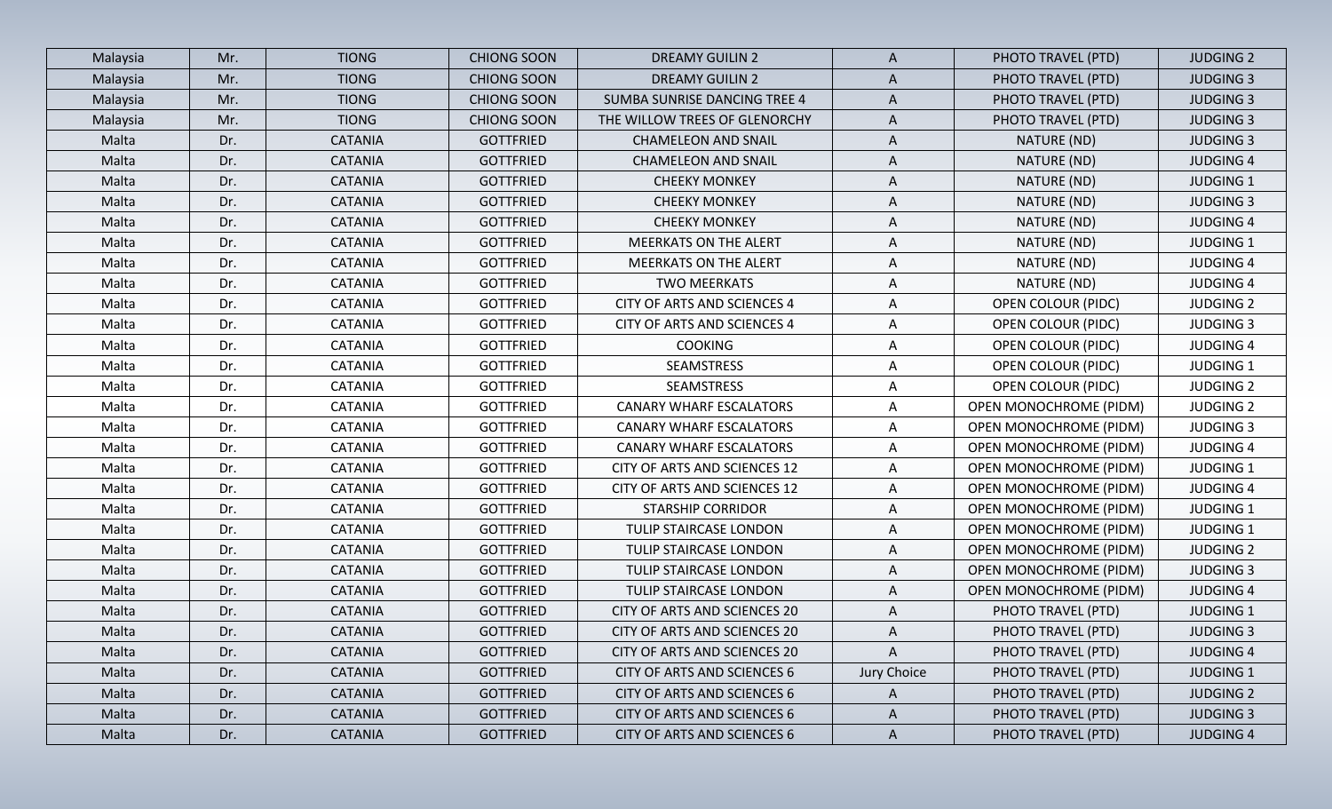| Malaysia | Mr. | TIONG | CHIONG SOON | DREAMY GUILIN 2 | A | PHOTO TRAVEL (PTD) | JUDGING 2 |
|---|---|---|---|---|---|---|---|
| Malaysia | Mr. | TIONG | CHIONG SOON | DREAMY GUILIN 2 | A | PHOTO TRAVEL (PTD) | JUDGING 3 |
| Malaysia | Mr. | TIONG | CHIONG SOON | SUMBA SUNRISE DANCING TREE 4 | A | PHOTO TRAVEL (PTD) | JUDGING 3 |
| Malaysia | Mr. | TIONG | CHIONG SOON | THE WILLOW TREES OF GLENORCHY | A | PHOTO TRAVEL (PTD) | JUDGING 3 |
| Malta | Dr. | CATANIA | GOTTFRIED | CHAMELEON AND SNAIL | A | NATURE (ND) | JUDGING 3 |
| Malta | Dr. | CATANIA | GOTTFRIED | CHAMELEON AND SNAIL | A | NATURE (ND) | JUDGING 4 |
| Malta | Dr. | CATANIA | GOTTFRIED | CHEEKY MONKEY | A | NATURE (ND) | JUDGING 1 |
| Malta | Dr. | CATANIA | GOTTFRIED | CHEEKY MONKEY | A | NATURE (ND) | JUDGING 3 |
| Malta | Dr. | CATANIA | GOTTFRIED | CHEEKY MONKEY | A | NATURE (ND) | JUDGING 4 |
| Malta | Dr. | CATANIA | GOTTFRIED | MEERKATS ON THE ALERT | A | NATURE (ND) | JUDGING 1 |
| Malta | Dr. | CATANIA | GOTTFRIED | MEERKATS ON THE ALERT | A | NATURE (ND) | JUDGING 4 |
| Malta | Dr. | CATANIA | GOTTFRIED | TWO MEERKATS | A | NATURE (ND) | JUDGING 4 |
| Malta | Dr. | CATANIA | GOTTFRIED | CITY OF ARTS AND SCIENCES 4 | A | OPEN COLOUR (PIDC) | JUDGING 2 |
| Malta | Dr. | CATANIA | GOTTFRIED | CITY OF ARTS AND SCIENCES 4 | A | OPEN COLOUR (PIDC) | JUDGING 3 |
| Malta | Dr. | CATANIA | GOTTFRIED | COOKING | A | OPEN COLOUR (PIDC) | JUDGING 4 |
| Malta | Dr. | CATANIA | GOTTFRIED | SEAMSTRESS | A | OPEN COLOUR (PIDC) | JUDGING 1 |
| Malta | Dr. | CATANIA | GOTTFRIED | SEAMSTRESS | A | OPEN COLOUR (PIDC) | JUDGING 2 |
| Malta | Dr. | CATANIA | GOTTFRIED | CANARY WHARF ESCALATORS | A | OPEN MONOCHROME (PIDM) | JUDGING 2 |
| Malta | Dr. | CATANIA | GOTTFRIED | CANARY WHARF ESCALATORS | A | OPEN MONOCHROME (PIDM) | JUDGING 3 |
| Malta | Dr. | CATANIA | GOTTFRIED | CANARY WHARF ESCALATORS | A | OPEN MONOCHROME (PIDM) | JUDGING 4 |
| Malta | Dr. | CATANIA | GOTTFRIED | CITY OF ARTS AND SCIENCES 12 | A | OPEN MONOCHROME (PIDM) | JUDGING 1 |
| Malta | Dr. | CATANIA | GOTTFRIED | CITY OF ARTS AND SCIENCES 12 | A | OPEN MONOCHROME (PIDM) | JUDGING 4 |
| Malta | Dr. | CATANIA | GOTTFRIED | STARSHIP CORRIDOR | A | OPEN MONOCHROME (PIDM) | JUDGING 1 |
| Malta | Dr. | CATANIA | GOTTFRIED | TULIP STAIRCASE LONDON | A | OPEN MONOCHROME (PIDM) | JUDGING 1 |
| Malta | Dr. | CATANIA | GOTTFRIED | TULIP STAIRCASE LONDON | A | OPEN MONOCHROME (PIDM) | JUDGING 2 |
| Malta | Dr. | CATANIA | GOTTFRIED | TULIP STAIRCASE LONDON | A | OPEN MONOCHROME (PIDM) | JUDGING 3 |
| Malta | Dr. | CATANIA | GOTTFRIED | TULIP STAIRCASE LONDON | A | OPEN MONOCHROME (PIDM) | JUDGING 4 |
| Malta | Dr. | CATANIA | GOTTFRIED | CITY OF ARTS AND SCIENCES 20 | A | PHOTO TRAVEL (PTD) | JUDGING 1 |
| Malta | Dr. | CATANIA | GOTTFRIED | CITY OF ARTS AND SCIENCES 20 | A | PHOTO TRAVEL (PTD) | JUDGING 3 |
| Malta | Dr. | CATANIA | GOTTFRIED | CITY OF ARTS AND SCIENCES 20 | A | PHOTO TRAVEL (PTD) | JUDGING 4 |
| Malta | Dr. | CATANIA | GOTTFRIED | CITY OF ARTS AND SCIENCES 6 | Jury Choice | PHOTO TRAVEL (PTD) | JUDGING 1 |
| Malta | Dr. | CATANIA | GOTTFRIED | CITY OF ARTS AND SCIENCES 6 | A | PHOTO TRAVEL (PTD) | JUDGING 2 |
| Malta | Dr. | CATANIA | GOTTFRIED | CITY OF ARTS AND SCIENCES 6 | A | PHOTO TRAVEL (PTD) | JUDGING 3 |
| Malta | Dr. | CATANIA | GOTTFRIED | CITY OF ARTS AND SCIENCES 6 | A | PHOTO TRAVEL (PTD) | JUDGING 4 |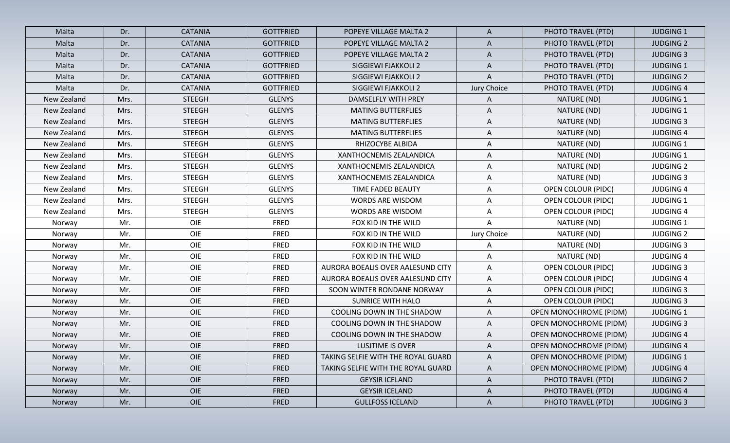| Malta | Dr. | CATANIA | GOTTFRIED | POPEYE VILLAGE MALTA 2 | A | PHOTO TRAVEL (PTD) | JUDGING 1 |
|---|---|---|---|---|---|---|---|
| Malta | Dr. | CATANIA | GOTTFRIED | POPEYE VILLAGE MALTA 2 | A | PHOTO TRAVEL (PTD) | JUDGING 2 |
| Malta | Dr. | CATANIA | GOTTFRIED | POPEYE VILLAGE MALTA 2 | A | PHOTO TRAVEL (PTD) | JUDGING 3 |
| Malta | Dr. | CATANIA | GOTTFRIED | SIGGIEWI FJAKKOLI 2 | A | PHOTO TRAVEL (PTD) | JUDGING 1 |
| Malta | Dr. | CATANIA | GOTTFRIED | SIGGIEWI FJAKKOLI 2 | A | PHOTO TRAVEL (PTD) | JUDGING 2 |
| Malta | Dr. | CATANIA | GOTTFRIED | SIGGIEWI FJAKKOLI 2 | Jury Choice | PHOTO TRAVEL (PTD) | JUDGING 4 |
| New Zealand | Mrs. | STEEGH | GLENYS | DAMSELFLY WITH PREY | A | NATURE (ND) | JUDGING 1 |
| New Zealand | Mrs. | STEEGH | GLENYS | MATING BUTTERFLIES | A | NATURE (ND) | JUDGING 1 |
| New Zealand | Mrs. | STEEGH | GLENYS | MATING BUTTERFLIES | A | NATURE (ND) | JUDGING 3 |
| New Zealand | Mrs. | STEEGH | GLENYS | MATING BUTTERFLIES | A | NATURE (ND) | JUDGING 4 |
| New Zealand | Mrs. | STEEGH | GLENYS | RHIZOCYBE ALBIDA | A | NATURE (ND) | JUDGING 1 |
| New Zealand | Mrs. | STEEGH | GLENYS | XANTHOCNEMIS ZEALANDICA | A | NATURE (ND) | JUDGING 1 |
| New Zealand | Mrs. | STEEGH | GLENYS | XANTHOCNEMIS ZEALANDICA | A | NATURE (ND) | JUDGING 2 |
| New Zealand | Mrs. | STEEGH | GLENYS | XANTHOCNEMIS ZEALANDICA | A | NATURE (ND) | JUDGING 3 |
| New Zealand | Mrs. | STEEGH | GLENYS | TIME FADED BEAUTY | A | OPEN COLOUR (PIDC) | JUDGING 4 |
| New Zealand | Mrs. | STEEGH | GLENYS | WORDS ARE WISDOM | A | OPEN COLOUR (PIDC) | JUDGING 1 |
| New Zealand | Mrs. | STEEGH | GLENYS | WORDS ARE WISDOM | A | OPEN COLOUR (PIDC) | JUDGING 4 |
| Norway | Mr. | OIE | FRED | FOX KID IN THE WILD | A | NATURE (ND) | JUDGING 1 |
| Norway | Mr. | OIE | FRED | FOX KID IN THE WILD | Jury Choice | NATURE (ND) | JUDGING 2 |
| Norway | Mr. | OIE | FRED | FOX KID IN THE WILD | A | NATURE (ND) | JUDGING 3 |
| Norway | Mr. | OIE | FRED | FOX KID IN THE WILD | A | NATURE (ND) | JUDGING 4 |
| Norway | Mr. | OIE | FRED | AURORA BOEALIS OVER AALESUND CITY | A | OPEN COLOUR (PIDC) | JUDGING 3 |
| Norway | Mr. | OIE | FRED | AURORA BOEALIS OVER AALESUND CITY | A | OPEN COLOUR (PIDC) | JUDGING 4 |
| Norway | Mr. | OIE | FRED | SOON WINTER RONDANE NORWAY | A | OPEN COLOUR (PIDC) | JUDGING 3 |
| Norway | Mr. | OIE | FRED | SUNRICE WITH HALO | A | OPEN COLOUR (PIDC) | JUDGING 3 |
| Norway | Mr. | OIE | FRED | COOLING DOWN IN THE SHADOW | A | OPEN MONOCHROME (PIDM) | JUDGING 1 |
| Norway | Mr. | OIE | FRED | COOLING DOWN IN THE SHADOW | A | OPEN MONOCHROME (PIDM) | JUDGING 3 |
| Norway | Mr. | OIE | FRED | COOLING DOWN IN THE SHADOW | A | OPEN MONOCHROME (PIDM) | JUDGING 4 |
| Norway | Mr. | OIE | FRED | LUSJTIME IS OVER | A | OPEN MONOCHROME (PIDM) | JUDGING 4 |
| Norway | Mr. | OIE | FRED | TAKING SELFIE WITH THE ROYAL GUARD | A | OPEN MONOCHROME (PIDM) | JUDGING 1 |
| Norway | Mr. | OIE | FRED | TAKING SELFIE WITH THE ROYAL GUARD | A | OPEN MONOCHROME (PIDM) | JUDGING 4 |
| Norway | Mr. | OIE | FRED | GEYSIR ICELAND | A | PHOTO TRAVEL (PTD) | JUDGING 2 |
| Norway | Mr. | OIE | FRED | GEYSIR ICELAND | A | PHOTO TRAVEL (PTD) | JUDGING 4 |
| Norway | Mr. | OIE | FRED | GULLFOSS ICELAND | A | PHOTO TRAVEL (PTD) | JUDGING 3 |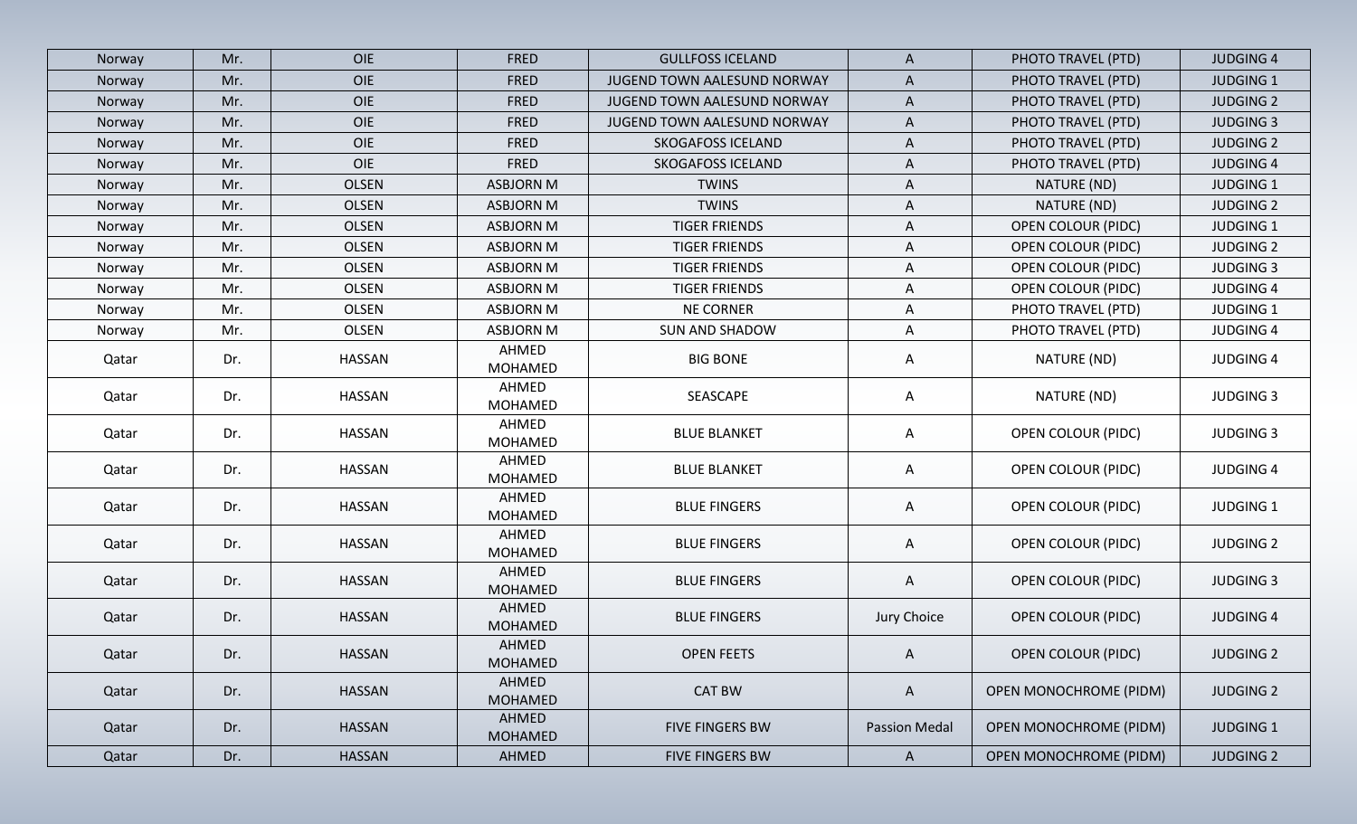| Norway | Mr. | OIE | FRED | GULLFOSS ICELAND | A | PHOTO TRAVEL (PTD) | JUDGING 4 |
|---|---|---|---|---|---|---|---|
| Norway | Mr. | OIE | FRED | JUGEND TOWN AALESUND NORWAY | A | PHOTO TRAVEL (PTD) | JUDGING 1 |
| Norway | Mr. | OIE | FRED | JUGEND TOWN AALESUND NORWAY | A | PHOTO TRAVEL (PTD) | JUDGING 2 |
| Norway | Mr. | OIE | FRED | JUGEND TOWN AALESUND NORWAY | A | PHOTO TRAVEL (PTD) | JUDGING 3 |
| Norway | Mr. | OIE | FRED | SKOGAFOSS ICELAND | A | PHOTO TRAVEL (PTD) | JUDGING 2 |
| Norway | Mr. | OIE | FRED | SKOGAFOSS ICELAND | A | PHOTO TRAVEL (PTD) | JUDGING 4 |
| Norway | Mr. | OLSEN | ASBJORN M | TWINS | A | NATURE (ND) | JUDGING 1 |
| Norway | Mr. | OLSEN | ASBJORN M | TWINS | A | NATURE (ND) | JUDGING 2 |
| Norway | Mr. | OLSEN | ASBJORN M | TIGER FRIENDS | A | OPEN COLOUR (PIDC) | JUDGING 1 |
| Norway | Mr. | OLSEN | ASBJORN M | TIGER FRIENDS | A | OPEN COLOUR (PIDC) | JUDGING 2 |
| Norway | Mr. | OLSEN | ASBJORN M | TIGER FRIENDS | A | OPEN COLOUR (PIDC) | JUDGING 3 |
| Norway | Mr. | OLSEN | ASBJORN M | TIGER FRIENDS | A | OPEN COLOUR (PIDC) | JUDGING 4 |
| Norway | Mr. | OLSEN | ASBJORN M | NE CORNER | A | PHOTO TRAVEL (PTD) | JUDGING 1 |
| Norway | Mr. | OLSEN | ASBJORN M | SUN AND SHADOW | A | PHOTO TRAVEL (PTD) | JUDGING 4 |
| Qatar | Dr. | HASSAN | AHMED MOHAMED | BIG BONE | A | NATURE (ND) | JUDGING 4 |
| Qatar | Dr. | HASSAN | AHMED MOHAMED | SEASCAPE | A | NATURE (ND) | JUDGING 3 |
| Qatar | Dr. | HASSAN | AHMED MOHAMED | BLUE BLANKET | A | OPEN COLOUR (PIDC) | JUDGING 3 |
| Qatar | Dr. | HASSAN | AHMED MOHAMED | BLUE BLANKET | A | OPEN COLOUR (PIDC) | JUDGING 4 |
| Qatar | Dr. | HASSAN | AHMED MOHAMED | BLUE FINGERS | A | OPEN COLOUR (PIDC) | JUDGING 1 |
| Qatar | Dr. | HASSAN | AHMED MOHAMED | BLUE FINGERS | A | OPEN COLOUR (PIDC) | JUDGING 2 |
| Qatar | Dr. | HASSAN | AHMED MOHAMED | BLUE FINGERS | A | OPEN COLOUR (PIDC) | JUDGING 3 |
| Qatar | Dr. | HASSAN | AHMED MOHAMED | BLUE FINGERS | Jury Choice | OPEN COLOUR (PIDC) | JUDGING 4 |
| Qatar | Dr. | HASSAN | AHMED MOHAMED | OPEN FEETS | A | OPEN COLOUR (PIDC) | JUDGING 2 |
| Qatar | Dr. | HASSAN | AHMED MOHAMED | CAT BW | A | OPEN MONOCHROME (PIDM) | JUDGING 2 |
| Qatar | Dr. | HASSAN | AHMED MOHAMED | FIVE FINGERS BW | Passion Medal | OPEN MONOCHROME (PIDM) | JUDGING 1 |
| Qatar | Dr. | HASSAN | AHMED | FIVE FINGERS BW | A | OPEN MONOCHROME (PIDM) | JUDGING 2 |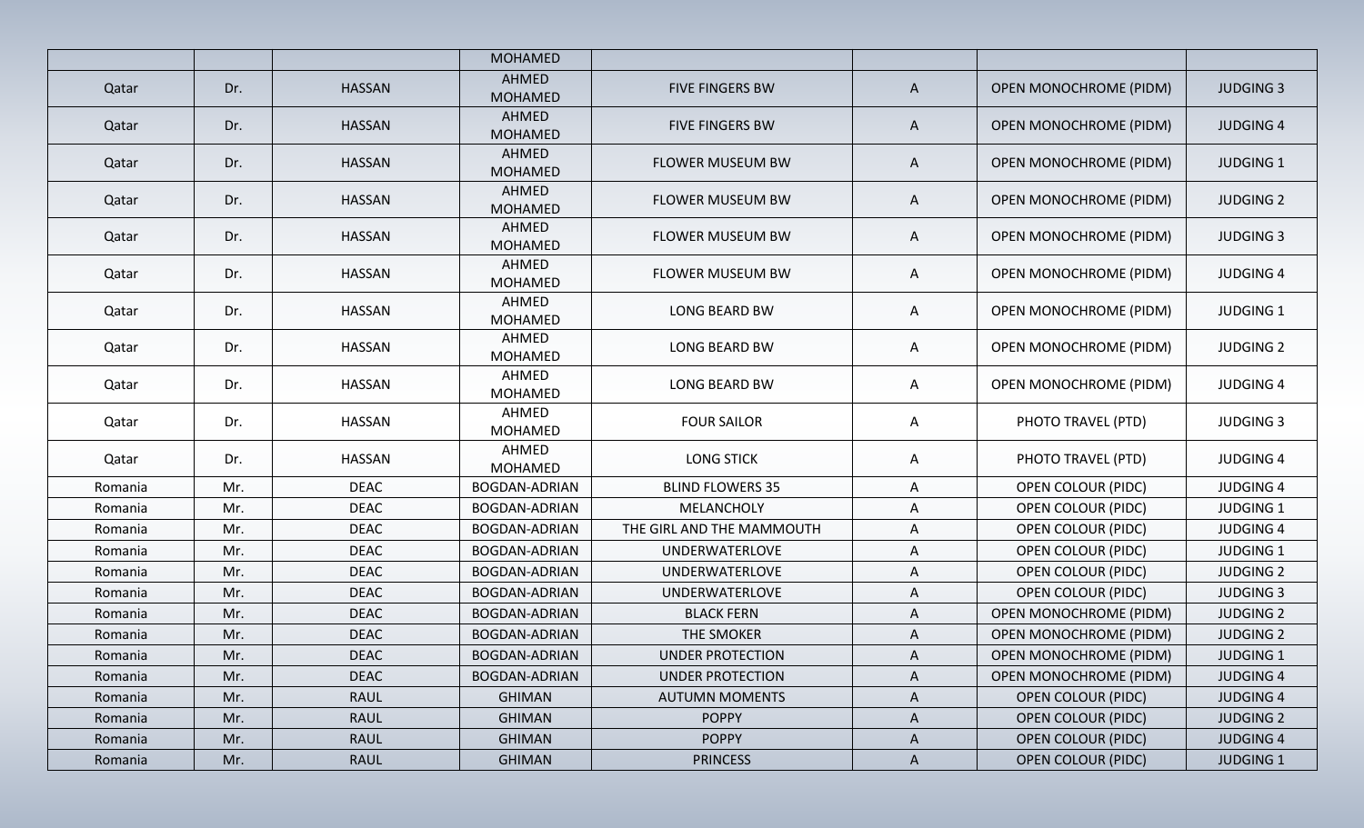| | | | MOHAMED | | | | |
|---|---|---|---|---|---|---|---|
| Qatar | Dr. | HASSAN | AHMED MOHAMED | FIVE FINGERS BW | A | OPEN MONOCHROME (PIDM) | JUDGING 3 |
| Qatar | Dr. | HASSAN | AHMED MOHAMED | FIVE FINGERS BW | A | OPEN MONOCHROME (PIDM) | JUDGING 4 |
| Qatar | Dr. | HASSAN | AHMED MOHAMED | FLOWER MUSEUM BW | A | OPEN MONOCHROME (PIDM) | JUDGING 1 |
| Qatar | Dr. | HASSAN | AHMED MOHAMED | FLOWER MUSEUM BW | A | OPEN MONOCHROME (PIDM) | JUDGING 2 |
| Qatar | Dr. | HASSAN | AHMED MOHAMED | FLOWER MUSEUM BW | A | OPEN MONOCHROME (PIDM) | JUDGING 3 |
| Qatar | Dr. | HASSAN | AHMED MOHAMED | FLOWER MUSEUM BW | A | OPEN MONOCHROME (PIDM) | JUDGING 4 |
| Qatar | Dr. | HASSAN | AHMED MOHAMED | LONG BEARD BW | A | OPEN MONOCHROME (PIDM) | JUDGING 1 |
| Qatar | Dr. | HASSAN | AHMED MOHAMED | LONG BEARD BW | A | OPEN MONOCHROME (PIDM) | JUDGING 2 |
| Qatar | Dr. | HASSAN | AHMED MOHAMED | LONG BEARD BW | A | OPEN MONOCHROME (PIDM) | JUDGING 4 |
| Qatar | Dr. | HASSAN | AHMED MOHAMED | FOUR SAILOR | A | PHOTO TRAVEL (PTD) | JUDGING 3 |
| Qatar | Dr. | HASSAN | AHMED MOHAMED | LONG STICK | A | PHOTO TRAVEL (PTD) | JUDGING 4 |
| Romania | Mr. | DEAC | BOGDAN-ADRIAN | BLIND FLOWERS 35 | A | OPEN COLOUR (PIDC) | JUDGING 4 |
| Romania | Mr. | DEAC | BOGDAN-ADRIAN | MELANCHOLY | A | OPEN COLOUR (PIDC) | JUDGING 1 |
| Romania | Mr. | DEAC | BOGDAN-ADRIAN | THE GIRL AND THE MAMMOUTH | A | OPEN COLOUR (PIDC) | JUDGING 4 |
| Romania | Mr. | DEAC | BOGDAN-ADRIAN | UNDERWATERLOVE | A | OPEN COLOUR (PIDC) | JUDGING 1 |
| Romania | Mr. | DEAC | BOGDAN-ADRIAN | UNDERWATERLOVE | A | OPEN COLOUR (PIDC) | JUDGING 2 |
| Romania | Mr. | DEAC | BOGDAN-ADRIAN | UNDERWATERLOVE | A | OPEN COLOUR (PIDC) | JUDGING 3 |
| Romania | Mr. | DEAC | BOGDAN-ADRIAN | BLACK FERN | A | OPEN MONOCHROME (PIDM) | JUDGING 2 |
| Romania | Mr. | DEAC | BOGDAN-ADRIAN | THE SMOKER | A | OPEN MONOCHROME (PIDM) | JUDGING 2 |
| Romania | Mr. | DEAC | BOGDAN-ADRIAN | UNDER PROTECTION | A | OPEN MONOCHROME (PIDM) | JUDGING 1 |
| Romania | Mr. | DEAC | BOGDAN-ADRIAN | UNDER PROTECTION | A | OPEN MONOCHROME (PIDM) | JUDGING 4 |
| Romania | Mr. | RAUL | GHIMAN | AUTUMN MOMENTS | A | OPEN COLOUR (PIDC) | JUDGING 4 |
| Romania | Mr. | RAUL | GHIMAN | POPPY | A | OPEN COLOUR (PIDC) | JUDGING 2 |
| Romania | Mr. | RAUL | GHIMAN | POPPY | A | OPEN COLOUR (PIDC) | JUDGING 4 |
| Romania | Mr. | RAUL | GHIMAN | PRINCESS | A | OPEN COLOUR (PIDC) | JUDGING 1 |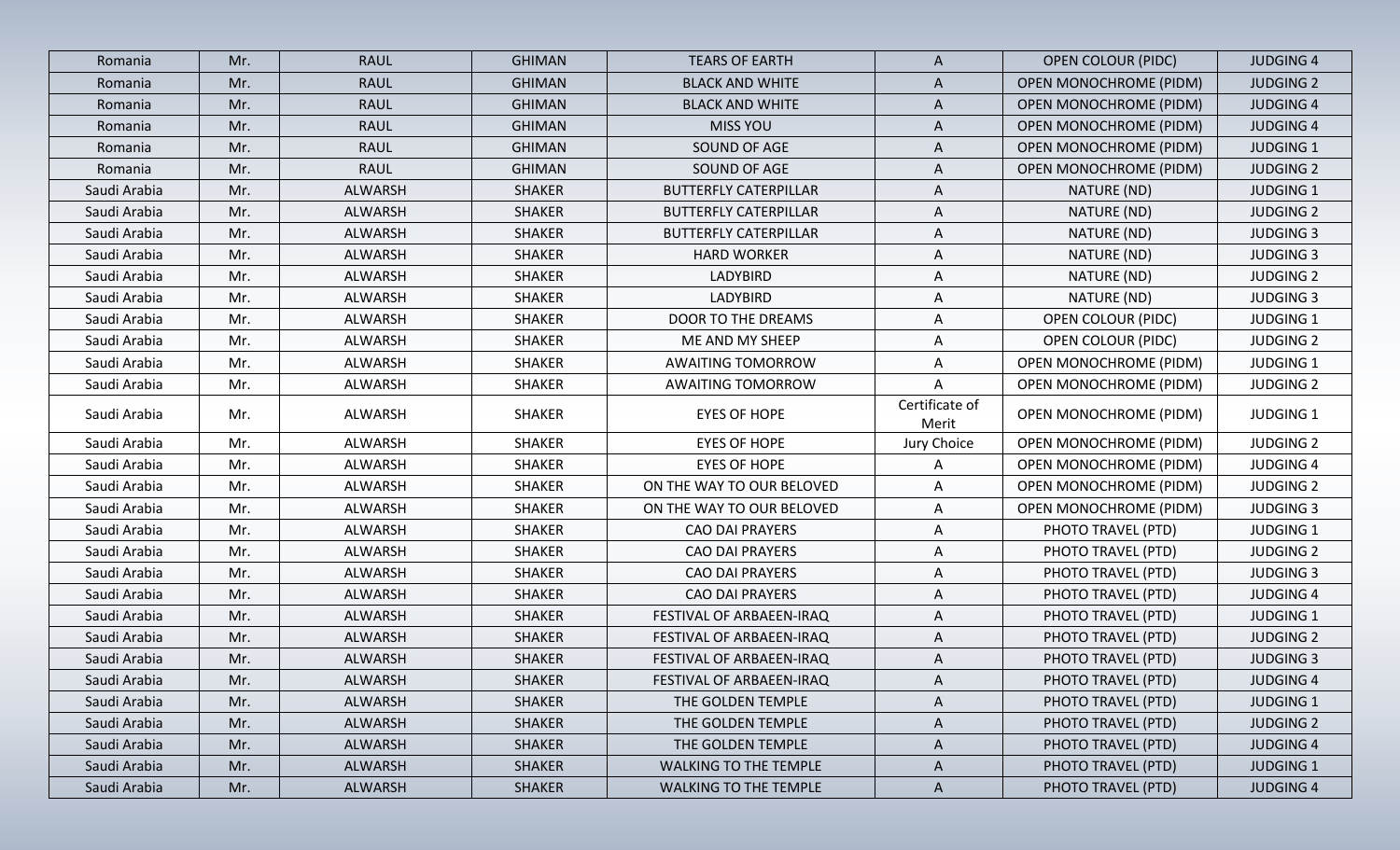| Romania | Mr. | RAUL | GHIMAN | TEARS OF EARTH | A | OPEN COLOUR (PIDC) | JUDGING 4 |
|---|---|---|---|---|---|---|---|
| Romania | Mr. | RAUL | GHIMAN | BLACK AND WHITE | A | OPEN MONOCHROME (PIDM) | JUDGING 2 |
| Romania | Mr. | RAUL | GHIMAN | BLACK AND WHITE | A | OPEN MONOCHROME (PIDM) | JUDGING 4 |
| Romania | Mr. | RAUL | GHIMAN | MISS YOU | A | OPEN MONOCHROME (PIDM) | JUDGING 4 |
| Romania | Mr. | RAUL | GHIMAN | SOUND OF AGE | A | OPEN MONOCHROME (PIDM) | JUDGING 1 |
| Romania | Mr. | RAUL | GHIMAN | SOUND OF AGE | A | OPEN MONOCHROME (PIDM) | JUDGING 2 |
| Saudi Arabia | Mr. | ALWARSH | SHAKER | BUTTERFLY CATERPILLAR | A | NATURE (ND) | JUDGING 1 |
| Saudi Arabia | Mr. | ALWARSH | SHAKER | BUTTERFLY CATERPILLAR | A | NATURE (ND) | JUDGING 2 |
| Saudi Arabia | Mr. | ALWARSH | SHAKER | BUTTERFLY CATERPILLAR | A | NATURE (ND) | JUDGING 3 |
| Saudi Arabia | Mr. | ALWARSH | SHAKER | HARD WORKER | A | NATURE (ND) | JUDGING 3 |
| Saudi Arabia | Mr. | ALWARSH | SHAKER | LADYBIRD | A | NATURE (ND) | JUDGING 2 |
| Saudi Arabia | Mr. | ALWARSH | SHAKER | LADYBIRD | A | NATURE (ND) | JUDGING 3 |
| Saudi Arabia | Mr. | ALWARSH | SHAKER | DOOR TO THE DREAMS | A | OPEN COLOUR (PIDC) | JUDGING 1 |
| Saudi Arabia | Mr. | ALWARSH | SHAKER | ME AND MY SHEEP | A | OPEN COLOUR (PIDC) | JUDGING 2 |
| Saudi Arabia | Mr. | ALWARSH | SHAKER | AWAITING TOMORROW | A | OPEN MONOCHROME (PIDM) | JUDGING 1 |
| Saudi Arabia | Mr. | ALWARSH | SHAKER | AWAITING TOMORROW | A | OPEN MONOCHROME (PIDM) | JUDGING 2 |
| Saudi Arabia | Mr. | ALWARSH | SHAKER | EYES OF HOPE | Certificate of Merit | OPEN MONOCHROME (PIDM) | JUDGING 1 |
| Saudi Arabia | Mr. | ALWARSH | SHAKER | EYES OF HOPE | Jury Choice | OPEN MONOCHROME (PIDM) | JUDGING 2 |
| Saudi Arabia | Mr. | ALWARSH | SHAKER | EYES OF HOPE | A | OPEN MONOCHROME (PIDM) | JUDGING 4 |
| Saudi Arabia | Mr. | ALWARSH | SHAKER | ON THE WAY TO OUR BELOVED | A | OPEN MONOCHROME (PIDM) | JUDGING 2 |
| Saudi Arabia | Mr. | ALWARSH | SHAKER | ON THE WAY TO OUR BELOVED | A | OPEN MONOCHROME (PIDM) | JUDGING 3 |
| Saudi Arabia | Mr. | ALWARSH | SHAKER | CAO DAI PRAYERS | A | PHOTO TRAVEL (PTD) | JUDGING 1 |
| Saudi Arabia | Mr. | ALWARSH | SHAKER | CAO DAI PRAYERS | A | PHOTO TRAVEL (PTD) | JUDGING 2 |
| Saudi Arabia | Mr. | ALWARSH | SHAKER | CAO DAI PRAYERS | A | PHOTO TRAVEL (PTD) | JUDGING 3 |
| Saudi Arabia | Mr. | ALWARSH | SHAKER | CAO DAI PRAYERS | A | PHOTO TRAVEL (PTD) | JUDGING 4 |
| Saudi Arabia | Mr. | ALWARSH | SHAKER | FESTIVAL OF ARBAEEN-IRAQ | A | PHOTO TRAVEL (PTD) | JUDGING 1 |
| Saudi Arabia | Mr. | ALWARSH | SHAKER | FESTIVAL OF ARBAEEN-IRAQ | A | PHOTO TRAVEL (PTD) | JUDGING 2 |
| Saudi Arabia | Mr. | ALWARSH | SHAKER | FESTIVAL OF ARBAEEN-IRAQ | A | PHOTO TRAVEL (PTD) | JUDGING 3 |
| Saudi Arabia | Mr. | ALWARSH | SHAKER | FESTIVAL OF ARBAEEN-IRAQ | A | PHOTO TRAVEL (PTD) | JUDGING 4 |
| Saudi Arabia | Mr. | ALWARSH | SHAKER | THE GOLDEN TEMPLE | A | PHOTO TRAVEL (PTD) | JUDGING 1 |
| Saudi Arabia | Mr. | ALWARSH | SHAKER | THE GOLDEN TEMPLE | A | PHOTO TRAVEL (PTD) | JUDGING 2 |
| Saudi Arabia | Mr. | ALWARSH | SHAKER | THE GOLDEN TEMPLE | A | PHOTO TRAVEL (PTD) | JUDGING 4 |
| Saudi Arabia | Mr. | ALWARSH | SHAKER | WALKING TO THE TEMPLE | A | PHOTO TRAVEL (PTD) | JUDGING 1 |
| Saudi Arabia | Mr. | ALWARSH | SHAKER | WALKING TO THE TEMPLE | A | PHOTO TRAVEL (PTD) | JUDGING 4 |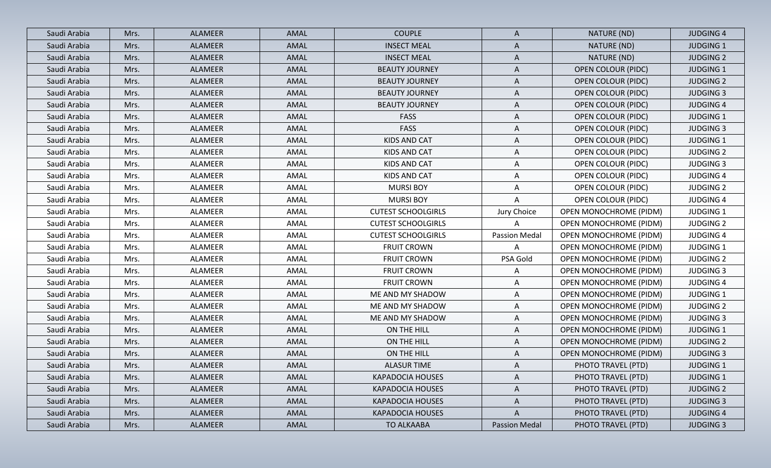| Saudi Arabia | Mrs. | ALAMEER | AMAL | COUPLE | A | NATURE (ND) | JUDGING 4 |
|---|---|---|---|---|---|---|---|
| Saudi Arabia | Mrs. | ALAMEER | AMAL | INSECT MEAL | A | NATURE (ND) | JUDGING 1 |
| Saudi Arabia | Mrs. | ALAMEER | AMAL | INSECT MEAL | A | NATURE (ND) | JUDGING 2 |
| Saudi Arabia | Mrs. | ALAMEER | AMAL | BEAUTY JOURNEY | A | OPEN COLOUR (PIDC) | JUDGING 1 |
| Saudi Arabia | Mrs. | ALAMEER | AMAL | BEAUTY JOURNEY | A | OPEN COLOUR (PIDC) | JUDGING 2 |
| Saudi Arabia | Mrs. | ALAMEER | AMAL | BEAUTY JOURNEY | A | OPEN COLOUR (PIDC) | JUDGING 3 |
| Saudi Arabia | Mrs. | ALAMEER | AMAL | BEAUTY JOURNEY | A | OPEN COLOUR (PIDC) | JUDGING 4 |
| Saudi Arabia | Mrs. | ALAMEER | AMAL | FASS | A | OPEN COLOUR (PIDC) | JUDGING 1 |
| Saudi Arabia | Mrs. | ALAMEER | AMAL | FASS | A | OPEN COLOUR (PIDC) | JUDGING 3 |
| Saudi Arabia | Mrs. | ALAMEER | AMAL | KIDS AND CAT | A | OPEN COLOUR (PIDC) | JUDGING 1 |
| Saudi Arabia | Mrs. | ALAMEER | AMAL | KIDS AND CAT | A | OPEN COLOUR (PIDC) | JUDGING 2 |
| Saudi Arabia | Mrs. | ALAMEER | AMAL | KIDS AND CAT | A | OPEN COLOUR (PIDC) | JUDGING 3 |
| Saudi Arabia | Mrs. | ALAMEER | AMAL | KIDS AND CAT | A | OPEN COLOUR (PIDC) | JUDGING 4 |
| Saudi Arabia | Mrs. | ALAMEER | AMAL | MURSI BOY | A | OPEN COLOUR (PIDC) | JUDGING 2 |
| Saudi Arabia | Mrs. | ALAMEER | AMAL | MURSI BOY | A | OPEN COLOUR (PIDC) | JUDGING 4 |
| Saudi Arabia | Mrs. | ALAMEER | AMAL | CUTEST SCHOOLGIRLS | Jury Choice | OPEN MONOCHROME (PIDM) | JUDGING 1 |
| Saudi Arabia | Mrs. | ALAMEER | AMAL | CUTEST SCHOOLGIRLS | A | OPEN MONOCHROME (PIDM) | JUDGING 2 |
| Saudi Arabia | Mrs. | ALAMEER | AMAL | CUTEST SCHOOLGIRLS | Passion Medal | OPEN MONOCHROME (PIDM) | JUDGING 4 |
| Saudi Arabia | Mrs. | ALAMEER | AMAL | FRUIT CROWN | A | OPEN MONOCHROME (PIDM) | JUDGING 1 |
| Saudi Arabia | Mrs. | ALAMEER | AMAL | FRUIT CROWN | PSA Gold | OPEN MONOCHROME (PIDM) | JUDGING 2 |
| Saudi Arabia | Mrs. | ALAMEER | AMAL | FRUIT CROWN | A | OPEN MONOCHROME (PIDM) | JUDGING 3 |
| Saudi Arabia | Mrs. | ALAMEER | AMAL | FRUIT CROWN | A | OPEN MONOCHROME (PIDM) | JUDGING 4 |
| Saudi Arabia | Mrs. | ALAMEER | AMAL | ME AND MY SHADOW | A | OPEN MONOCHROME (PIDM) | JUDGING 1 |
| Saudi Arabia | Mrs. | ALAMEER | AMAL | ME AND MY SHADOW | A | OPEN MONOCHROME (PIDM) | JUDGING 2 |
| Saudi Arabia | Mrs. | ALAMEER | AMAL | ME AND MY SHADOW | A | OPEN MONOCHROME (PIDM) | JUDGING 3 |
| Saudi Arabia | Mrs. | ALAMEER | AMAL | ON THE HILL | A | OPEN MONOCHROME (PIDM) | JUDGING 1 |
| Saudi Arabia | Mrs. | ALAMEER | AMAL | ON THE HILL | A | OPEN MONOCHROME (PIDM) | JUDGING 2 |
| Saudi Arabia | Mrs. | ALAMEER | AMAL | ON THE HILL | A | OPEN MONOCHROME (PIDM) | JUDGING 3 |
| Saudi Arabia | Mrs. | ALAMEER | AMAL | ALASUR TIME | A | PHOTO TRAVEL (PTD) | JUDGING 1 |
| Saudi Arabia | Mrs. | ALAMEER | AMAL | KAPADOCIA HOUSES | A | PHOTO TRAVEL (PTD) | JUDGING 1 |
| Saudi Arabia | Mrs. | ALAMEER | AMAL | KAPADOCIA HOUSES | A | PHOTO TRAVEL (PTD) | JUDGING 2 |
| Saudi Arabia | Mrs. | ALAMEER | AMAL | KAPADOCIA HOUSES | A | PHOTO TRAVEL (PTD) | JUDGING 3 |
| Saudi Arabia | Mrs. | ALAMEER | AMAL | KAPADOCIA HOUSES | A | PHOTO TRAVEL (PTD) | JUDGING 4 |
| Saudi Arabia | Mrs. | ALAMEER | AMAL | TO ALKAABA | Passion Medal | PHOTO TRAVEL (PTD) | JUDGING 3 |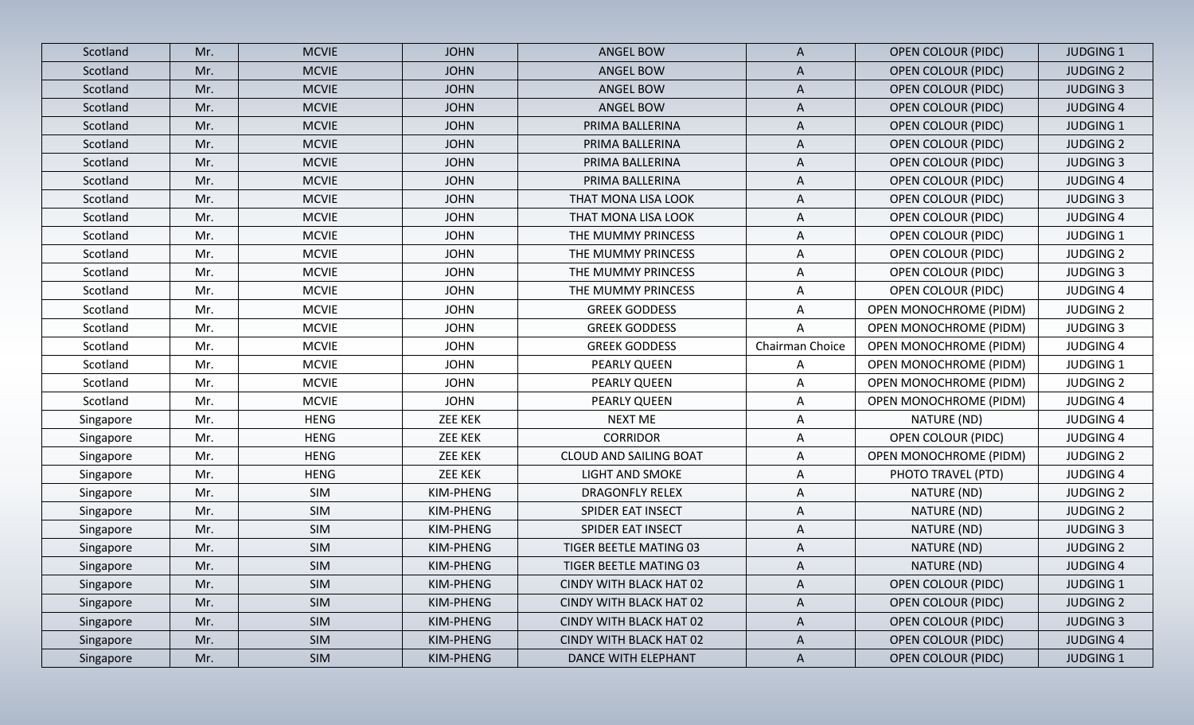| Scotland | Mr. | MCVIE | JOHN | ANGEL BOW | A | OPEN COLOUR (PIDC) | JUDGING 1 |
|---|---|---|---|---|---|---|---|
| Scotland | Mr. | MCVIE | JOHN | ANGEL BOW | A | OPEN COLOUR (PIDC) | JUDGING 2 |
| Scotland | Mr. | MCVIE | JOHN | ANGEL BOW | A | OPEN COLOUR (PIDC) | JUDGING 3 |
| Scotland | Mr. | MCVIE | JOHN | ANGEL BOW | A | OPEN COLOUR (PIDC) | JUDGING 4 |
| Scotland | Mr. | MCVIE | JOHN | PRIMA BALLERINA | A | OPEN COLOUR (PIDC) | JUDGING 1 |
| Scotland | Mr. | MCVIE | JOHN | PRIMA BALLERINA | A | OPEN COLOUR (PIDC) | JUDGING 2 |
| Scotland | Mr. | MCVIE | JOHN | PRIMA BALLERINA | A | OPEN COLOUR (PIDC) | JUDGING 3 |
| Scotland | Mr. | MCVIE | JOHN | PRIMA BALLERINA | A | OPEN COLOUR (PIDC) | JUDGING 4 |
| Scotland | Mr. | MCVIE | JOHN | THAT MONA LISA LOOK | A | OPEN COLOUR (PIDC) | JUDGING 3 |
| Scotland | Mr. | MCVIE | JOHN | THAT MONA LISA LOOK | A | OPEN COLOUR (PIDC) | JUDGING 4 |
| Scotland | Mr. | MCVIE | JOHN | THE MUMMY PRINCESS | A | OPEN COLOUR (PIDC) | JUDGING 1 |
| Scotland | Mr. | MCVIE | JOHN | THE MUMMY PRINCESS | A | OPEN COLOUR (PIDC) | JUDGING 2 |
| Scotland | Mr. | MCVIE | JOHN | THE MUMMY PRINCESS | A | OPEN COLOUR (PIDC) | JUDGING 3 |
| Scotland | Mr. | MCVIE | JOHN | THE MUMMY PRINCESS | A | OPEN COLOUR (PIDC) | JUDGING 4 |
| Scotland | Mr. | MCVIE | JOHN | GREEK GODDESS | A | OPEN MONOCHROME (PIDM) | JUDGING 2 |
| Scotland | Mr. | MCVIE | JOHN | GREEK GODDESS | A | OPEN MONOCHROME (PIDM) | JUDGING 3 |
| Scotland | Mr. | MCVIE | JOHN | GREEK GODDESS | Chairman Choice | OPEN MONOCHROME (PIDM) | JUDGING 4 |
| Scotland | Mr. | MCVIE | JOHN | PEARLY QUEEN | A | OPEN MONOCHROME (PIDM) | JUDGING 1 |
| Scotland | Mr. | MCVIE | JOHN | PEARLY QUEEN | A | OPEN MONOCHROME (PIDM) | JUDGING 2 |
| Scotland | Mr. | MCVIE | JOHN | PEARLY QUEEN | A | OPEN MONOCHROME (PIDM) | JUDGING 4 |
| Singapore | Mr. | HENG | ZEE KEK | NEXT ME | A | NATURE (ND) | JUDGING 4 |
| Singapore | Mr. | HENG | ZEE KEK | CORRIDOR | A | OPEN COLOUR (PIDC) | JUDGING 4 |
| Singapore | Mr. | HENG | ZEE KEK | CLOUD AND SAILING BOAT | A | OPEN MONOCHROME (PIDM) | JUDGING 2 |
| Singapore | Mr. | HENG | ZEE KEK | LIGHT AND SMOKE | A | PHOTO TRAVEL (PTD) | JUDGING 4 |
| Singapore | Mr. | SIM | KIM-PHENG | DRAGONFLY RELEX | A | NATURE (ND) | JUDGING 2 |
| Singapore | Mr. | SIM | KIM-PHENG | SPIDER EAT INSECT | A | NATURE (ND) | JUDGING 2 |
| Singapore | Mr. | SIM | KIM-PHENG | SPIDER EAT INSECT | A | NATURE (ND) | JUDGING 3 |
| Singapore | Mr. | SIM | KIM-PHENG | TIGER BEETLE MATING 03 | A | NATURE (ND) | JUDGING 2 |
| Singapore | Mr. | SIM | KIM-PHENG | TIGER BEETLE MATING 03 | A | NATURE (ND) | JUDGING 4 |
| Singapore | Mr. | SIM | KIM-PHENG | CINDY WITH BLACK HAT 02 | A | OPEN COLOUR (PIDC) | JUDGING 1 |
| Singapore | Mr. | SIM | KIM-PHENG | CINDY WITH BLACK HAT 02 | A | OPEN COLOUR (PIDC) | JUDGING 2 |
| Singapore | Mr. | SIM | KIM-PHENG | CINDY WITH BLACK HAT 02 | A | OPEN COLOUR (PIDC) | JUDGING 3 |
| Singapore | Mr. | SIM | KIM-PHENG | CINDY WITH BLACK HAT 02 | A | OPEN COLOUR (PIDC) | JUDGING 4 |
| Singapore | Mr. | SIM | KIM-PHENG | DANCE WITH ELEPHANT | A | OPEN COLOUR (PIDC) | JUDGING 1 |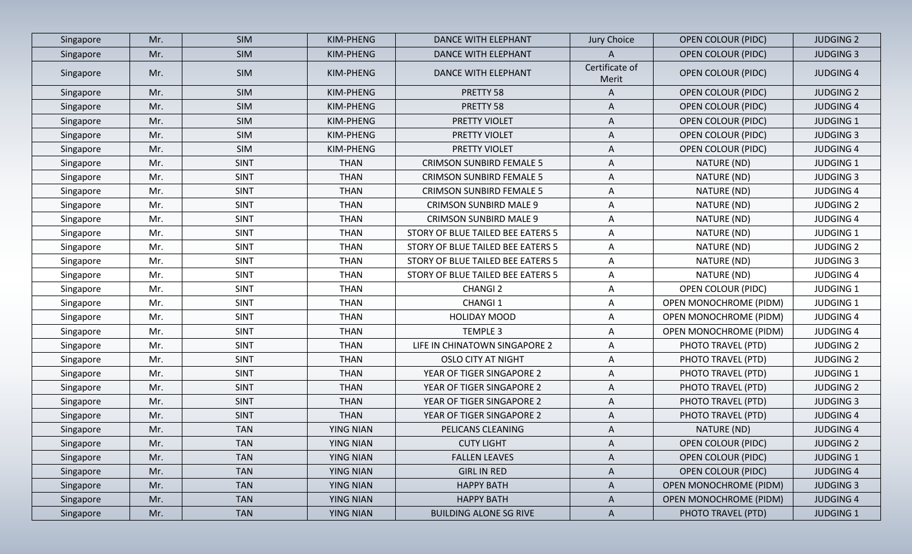| Singapore | Mr. | SIM | KIM-PHENG | DANCE WITH ELEPHANT | Jury Choice | OPEN COLOUR (PIDC) | JUDGING 2 |
|---|---|---|---|---|---|---|---|
| Singapore | Mr. | SIM | KIM-PHENG | DANCE WITH ELEPHANT | A | OPEN COLOUR (PIDC) | JUDGING 3 |
| Singapore | Mr. | SIM | KIM-PHENG | DANCE WITH ELEPHANT | Certificate of Merit | OPEN COLOUR (PIDC) | JUDGING 4 |
| Singapore | Mr. | SIM | KIM-PHENG | PRETTY 58 | A | OPEN COLOUR (PIDC) | JUDGING 2 |
| Singapore | Mr. | SIM | KIM-PHENG | PRETTY 58 | A | OPEN COLOUR (PIDC) | JUDGING 4 |
| Singapore | Mr. | SIM | KIM-PHENG | PRETTY VIOLET | A | OPEN COLOUR (PIDC) | JUDGING 1 |
| Singapore | Mr. | SIM | KIM-PHENG | PRETTY VIOLET | A | OPEN COLOUR (PIDC) | JUDGING 3 |
| Singapore | Mr. | SIM | KIM-PHENG | PRETTY VIOLET | A | OPEN COLOUR (PIDC) | JUDGING 4 |
| Singapore | Mr. | SINT | THAN | CRIMSON SUNBIRD FEMALE 5 | A | NATURE (ND) | JUDGING 1 |
| Singapore | Mr. | SINT | THAN | CRIMSON SUNBIRD FEMALE 5 | A | NATURE (ND) | JUDGING 3 |
| Singapore | Mr. | SINT | THAN | CRIMSON SUNBIRD FEMALE 5 | A | NATURE (ND) | JUDGING 4 |
| Singapore | Mr. | SINT | THAN | CRIMSON SUNBIRD MALE 9 | A | NATURE (ND) | JUDGING 2 |
| Singapore | Mr. | SINT | THAN | CRIMSON SUNBIRD MALE 9 | A | NATURE (ND) | JUDGING 4 |
| Singapore | Mr. | SINT | THAN | STORY OF BLUE TAILED BEE EATERS 5 | A | NATURE (ND) | JUDGING 1 |
| Singapore | Mr. | SINT | THAN | STORY OF BLUE TAILED BEE EATERS 5 | A | NATURE (ND) | JUDGING 2 |
| Singapore | Mr. | SINT | THAN | STORY OF BLUE TAILED BEE EATERS 5 | A | NATURE (ND) | JUDGING 3 |
| Singapore | Mr. | SINT | THAN | STORY OF BLUE TAILED BEE EATERS 5 | A | NATURE (ND) | JUDGING 4 |
| Singapore | Mr. | SINT | THAN | CHANGI 2 | A | OPEN COLOUR (PIDC) | JUDGING 1 |
| Singapore | Mr. | SINT | THAN | CHANGI 1 | A | OPEN MONOCHROME (PIDM) | JUDGING 1 |
| Singapore | Mr. | SINT | THAN | HOLIDAY MOOD | A | OPEN MONOCHROME (PIDM) | JUDGING 4 |
| Singapore | Mr. | SINT | THAN | TEMPLE 3 | A | OPEN MONOCHROME (PIDM) | JUDGING 4 |
| Singapore | Mr. | SINT | THAN | LIFE IN CHINATOWN SINGAPORE 2 | A | PHOTO TRAVEL (PTD) | JUDGING 2 |
| Singapore | Mr. | SINT | THAN | OSLO CITY AT NIGHT | A | PHOTO TRAVEL (PTD) | JUDGING 2 |
| Singapore | Mr. | SINT | THAN | YEAR OF TIGER SINGAPORE 2 | A | PHOTO TRAVEL (PTD) | JUDGING 1 |
| Singapore | Mr. | SINT | THAN | YEAR OF TIGER SINGAPORE 2 | A | PHOTO TRAVEL (PTD) | JUDGING 2 |
| Singapore | Mr. | SINT | THAN | YEAR OF TIGER SINGAPORE 2 | A | PHOTO TRAVEL (PTD) | JUDGING 3 |
| Singapore | Mr. | SINT | THAN | YEAR OF TIGER SINGAPORE 2 | A | PHOTO TRAVEL (PTD) | JUDGING 4 |
| Singapore | Mr. | TAN | YING NIAN | PELICANS CLEANING | A | NATURE (ND) | JUDGING 4 |
| Singapore | Mr. | TAN | YING NIAN | CUTY LIGHT | A | OPEN COLOUR (PIDC) | JUDGING 2 |
| Singapore | Mr. | TAN | YING NIAN | FALLEN LEAVES | A | OPEN COLOUR (PIDC) | JUDGING 1 |
| Singapore | Mr. | TAN | YING NIAN | GIRL IN RED | A | OPEN COLOUR (PIDC) | JUDGING 4 |
| Singapore | Mr. | TAN | YING NIAN | HAPPY BATH | A | OPEN MONOCHROME (PIDM) | JUDGING 3 |
| Singapore | Mr. | TAN | YING NIAN | HAPPY BATH | A | OPEN MONOCHROME (PIDM) | JUDGING 4 |
| Singapore | Mr. | TAN | YING NIAN | BUILDING ALONE SG RIVE | A | PHOTO TRAVEL (PTD) | JUDGING 1 |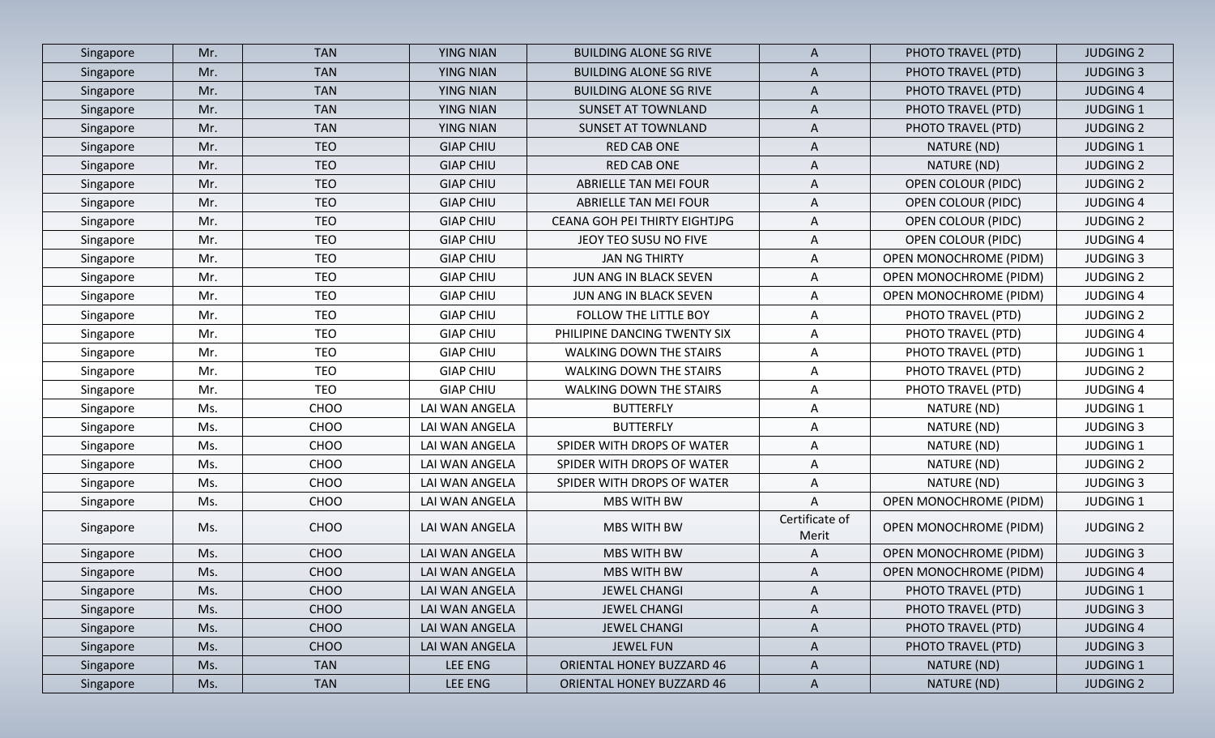| Singapore | Mr. | TAN | YING NIAN | BUILDING ALONE SG RIVE | A | PHOTO TRAVEL (PTD) | JUDGING 2 |
|---|---|---|---|---|---|---|---|
| Singapore | Mr. | TAN | YING NIAN | BUILDING ALONE SG RIVE | A | PHOTO TRAVEL (PTD) | JUDGING 3 |
| Singapore | Mr. | TAN | YING NIAN | BUILDING ALONE SG RIVE | A | PHOTO TRAVEL (PTD) | JUDGING 4 |
| Singapore | Mr. | TAN | YING NIAN | SUNSET AT TOWNLAND | A | PHOTO TRAVEL (PTD) | JUDGING 1 |
| Singapore | Mr. | TAN | YING NIAN | SUNSET AT TOWNLAND | A | PHOTO TRAVEL (PTD) | JUDGING 2 |
| Singapore | Mr. | TEO | GIAP CHIU | RED CAB ONE | A | NATURE (ND) | JUDGING 1 |
| Singapore | Mr. | TEO | GIAP CHIU | RED CAB ONE | A | NATURE (ND) | JUDGING 2 |
| Singapore | Mr. | TEO | GIAP CHIU | ABRIELLE TAN MEI FOUR | A | OPEN COLOUR (PIDC) | JUDGING 2 |
| Singapore | Mr. | TEO | GIAP CHIU | ABRIELLE TAN MEI FOUR | A | OPEN COLOUR (PIDC) | JUDGING 4 |
| Singapore | Mr. | TEO | GIAP CHIU | CEANA GOH PEI THIRTY EIGHTJPG | A | OPEN COLOUR (PIDC) | JUDGING 2 |
| Singapore | Mr. | TEO | GIAP CHIU | JEOY TEO SUSU NO FIVE | A | OPEN COLOUR (PIDC) | JUDGING 4 |
| Singapore | Mr. | TEO | GIAP CHIU | JAN NG THIRTY | A | OPEN MONOCHROME (PIDM) | JUDGING 3 |
| Singapore | Mr. | TEO | GIAP CHIU | JUN ANG IN BLACK SEVEN | A | OPEN MONOCHROME (PIDM) | JUDGING 2 |
| Singapore | Mr. | TEO | GIAP CHIU | JUN ANG IN BLACK SEVEN | A | OPEN MONOCHROME (PIDM) | JUDGING 4 |
| Singapore | Mr. | TEO | GIAP CHIU | FOLLOW THE LITTLE BOY | A | PHOTO TRAVEL (PTD) | JUDGING 2 |
| Singapore | Mr. | TEO | GIAP CHIU | PHILIPINE DANCING TWENTY SIX | A | PHOTO TRAVEL (PTD) | JUDGING 4 |
| Singapore | Mr. | TEO | GIAP CHIU | WALKING DOWN THE STAIRS | A | PHOTO TRAVEL (PTD) | JUDGING 1 |
| Singapore | Mr. | TEO | GIAP CHIU | WALKING DOWN THE STAIRS | A | PHOTO TRAVEL (PTD) | JUDGING 2 |
| Singapore | Mr. | TEO | GIAP CHIU | WALKING DOWN THE STAIRS | A | PHOTO TRAVEL (PTD) | JUDGING 4 |
| Singapore | Ms. | CHOO | LAI WAN ANGELA | BUTTERFLY | A | NATURE (ND) | JUDGING 1 |
| Singapore | Ms. | CHOO | LAI WAN ANGELA | BUTTERFLY | A | NATURE (ND) | JUDGING 3 |
| Singapore | Ms. | CHOO | LAI WAN ANGELA | SPIDER WITH DROPS OF WATER | A | NATURE (ND) | JUDGING 1 |
| Singapore | Ms. | CHOO | LAI WAN ANGELA | SPIDER WITH DROPS OF WATER | A | NATURE (ND) | JUDGING 2 |
| Singapore | Ms. | CHOO | LAI WAN ANGELA | SPIDER WITH DROPS OF WATER | A | NATURE (ND) | JUDGING 3 |
| Singapore | Ms. | CHOO | LAI WAN ANGELA | MBS WITH BW | A | OPEN MONOCHROME (PIDM) | JUDGING 1 |
| Singapore | Ms. | CHOO | LAI WAN ANGELA | MBS WITH BW | Certificate of Merit | OPEN MONOCHROME (PIDM) | JUDGING 2 |
| Singapore | Ms. | CHOO | LAI WAN ANGELA | MBS WITH BW | A | OPEN MONOCHROME (PIDM) | JUDGING 3 |
| Singapore | Ms. | CHOO | LAI WAN ANGELA | MBS WITH BW | A | OPEN MONOCHROME (PIDM) | JUDGING 4 |
| Singapore | Ms. | CHOO | LAI WAN ANGELA | JEWEL CHANGI | A | PHOTO TRAVEL (PTD) | JUDGING 1 |
| Singapore | Ms. | CHOO | LAI WAN ANGELA | JEWEL CHANGI | A | PHOTO TRAVEL (PTD) | JUDGING 3 |
| Singapore | Ms. | CHOO | LAI WAN ANGELA | JEWEL CHANGI | A | PHOTO TRAVEL (PTD) | JUDGING 4 |
| Singapore | Ms. | CHOO | LAI WAN ANGELA | JEWEL FUN | A | PHOTO TRAVEL (PTD) | JUDGING 3 |
| Singapore | Ms. | TAN | LEE ENG | ORIENTAL HONEY BUZZARD 46 | A | NATURE (ND) | JUDGING 1 |
| Singapore | Ms. | TAN | LEE ENG | ORIENTAL HONEY BUZZARD 46 | A | NATURE (ND) | JUDGING 2 |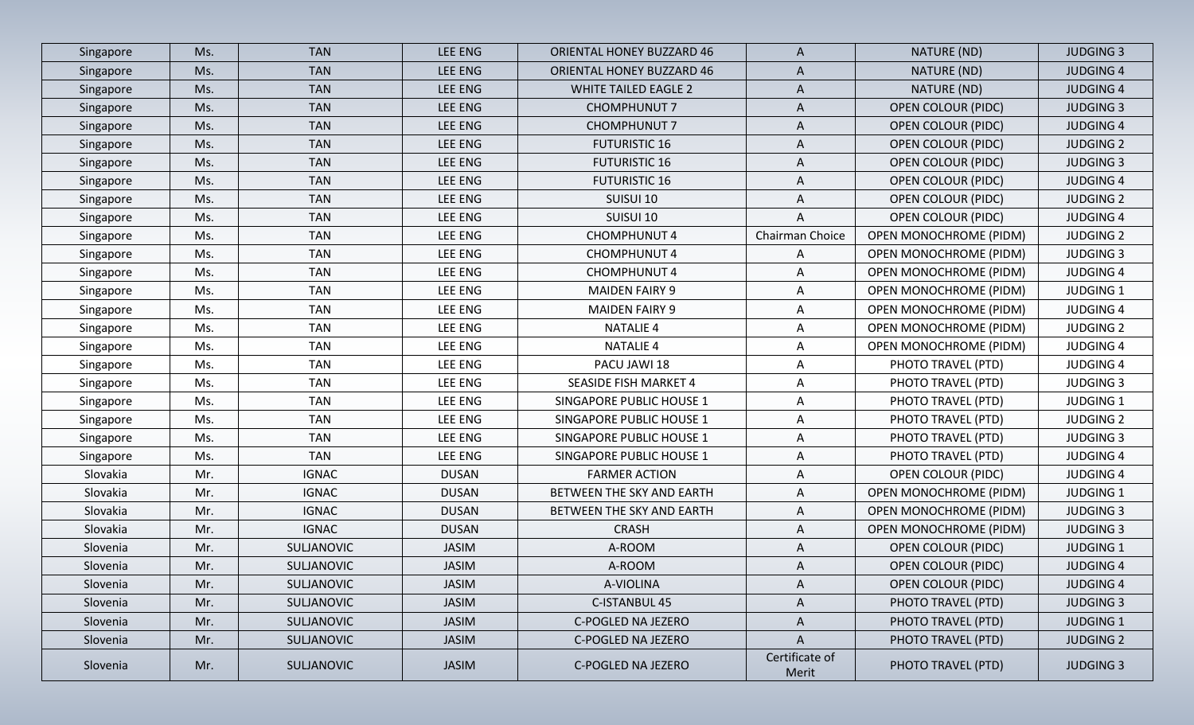| Singapore | Ms. | TAN | LEE ENG | ORIENTAL HONEY BUZZARD 46 | A | NATURE (ND) | JUDGING 3 |
|---|---|---|---|---|---|---|---|
| Singapore | Ms. | TAN | LEE ENG | ORIENTAL HONEY BUZZARD 46 | A | NATURE (ND) | JUDGING 4 |
| Singapore | Ms. | TAN | LEE ENG | WHITE TAILED EAGLE 2 | A | NATURE (ND) | JUDGING 4 |
| Singapore | Ms. | TAN | LEE ENG | CHOMPHUNUT 7 | A | OPEN COLOUR (PIDC) | JUDGING 3 |
| Singapore | Ms. | TAN | LEE ENG | CHOMPHUNUT 7 | A | OPEN COLOUR (PIDC) | JUDGING 4 |
| Singapore | Ms. | TAN | LEE ENG | FUTURISTIC 16 | A | OPEN COLOUR (PIDC) | JUDGING 2 |
| Singapore | Ms. | TAN | LEE ENG | FUTURISTIC 16 | A | OPEN COLOUR (PIDC) | JUDGING 3 |
| Singapore | Ms. | TAN | LEE ENG | FUTURISTIC 16 | A | OPEN COLOUR (PIDC) | JUDGING 4 |
| Singapore | Ms. | TAN | LEE ENG | SUISUI 10 | A | OPEN COLOUR (PIDC) | JUDGING 2 |
| Singapore | Ms. | TAN | LEE ENG | SUISUI 10 | A | OPEN COLOUR (PIDC) | JUDGING 4 |
| Singapore | Ms. | TAN | LEE ENG | CHOMPHUNUT 4 | Chairman Choice | OPEN MONOCHROME (PIDM) | JUDGING 2 |
| Singapore | Ms. | TAN | LEE ENG | CHOMPHUNUT 4 | A | OPEN MONOCHROME (PIDM) | JUDGING 3 |
| Singapore | Ms. | TAN | LEE ENG | CHOMPHUNUT 4 | A | OPEN MONOCHROME (PIDM) | JUDGING 4 |
| Singapore | Ms. | TAN | LEE ENG | MAIDEN FAIRY 9 | A | OPEN MONOCHROME (PIDM) | JUDGING 1 |
| Singapore | Ms. | TAN | LEE ENG | MAIDEN FAIRY 9 | A | OPEN MONOCHROME (PIDM) | JUDGING 4 |
| Singapore | Ms. | TAN | LEE ENG | NATALIE 4 | A | OPEN MONOCHROME (PIDM) | JUDGING 2 |
| Singapore | Ms. | TAN | LEE ENG | NATALIE 4 | A | OPEN MONOCHROME (PIDM) | JUDGING 4 |
| Singapore | Ms. | TAN | LEE ENG | PACU JAWI 18 | A | PHOTO TRAVEL (PTD) | JUDGING 4 |
| Singapore | Ms. | TAN | LEE ENG | SEASIDE FISH MARKET 4 | A | PHOTO TRAVEL (PTD) | JUDGING 3 |
| Singapore | Ms. | TAN | LEE ENG | SINGAPORE PUBLIC HOUSE 1 | A | PHOTO TRAVEL (PTD) | JUDGING 1 |
| Singapore | Ms. | TAN | LEE ENG | SINGAPORE PUBLIC HOUSE 1 | A | PHOTO TRAVEL (PTD) | JUDGING 2 |
| Singapore | Ms. | TAN | LEE ENG | SINGAPORE PUBLIC HOUSE 1 | A | PHOTO TRAVEL (PTD) | JUDGING 3 |
| Singapore | Ms. | TAN | LEE ENG | SINGAPORE PUBLIC HOUSE 1 | A | PHOTO TRAVEL (PTD) | JUDGING 4 |
| Slovakia | Mr. | IGNAC | DUSAN | FARMER ACTION | A | OPEN COLOUR (PIDC) | JUDGING 4 |
| Slovakia | Mr. | IGNAC | DUSAN | BETWEEN THE SKY AND EARTH | A | OPEN MONOCHROME (PIDM) | JUDGING 1 |
| Slovakia | Mr. | IGNAC | DUSAN | BETWEEN THE SKY AND EARTH | A | OPEN MONOCHROME (PIDM) | JUDGING 3 |
| Slovakia | Mr. | IGNAC | DUSAN | CRASH | A | OPEN MONOCHROME (PIDM) | JUDGING 3 |
| Slovenia | Mr. | SULJANOVIC | JASIM | A-ROOM | A | OPEN COLOUR (PIDC) | JUDGING 1 |
| Slovenia | Mr. | SULJANOVIC | JASIM | A-ROOM | A | OPEN COLOUR (PIDC) | JUDGING 4 |
| Slovenia | Mr. | SULJANOVIC | JASIM | A-VIOLINA | A | OPEN COLOUR (PIDC) | JUDGING 4 |
| Slovenia | Mr. | SULJANOVIC | JASIM | C-ISTANBUL 45 | A | PHOTO TRAVEL (PTD) | JUDGING 3 |
| Slovenia | Mr. | SULJANOVIC | JASIM | C-POGLED NA JEZERO | A | PHOTO TRAVEL (PTD) | JUDGING 1 |
| Slovenia | Mr. | SULJANOVIC | JASIM | C-POGLED NA JEZERO | A | PHOTO TRAVEL (PTD) | JUDGING 2 |
| Slovenia | Mr. | SULJANOVIC | JASIM | C-POGLED NA JEZERO | Certificate of Merit | PHOTO TRAVEL (PTD) | JUDGING 3 |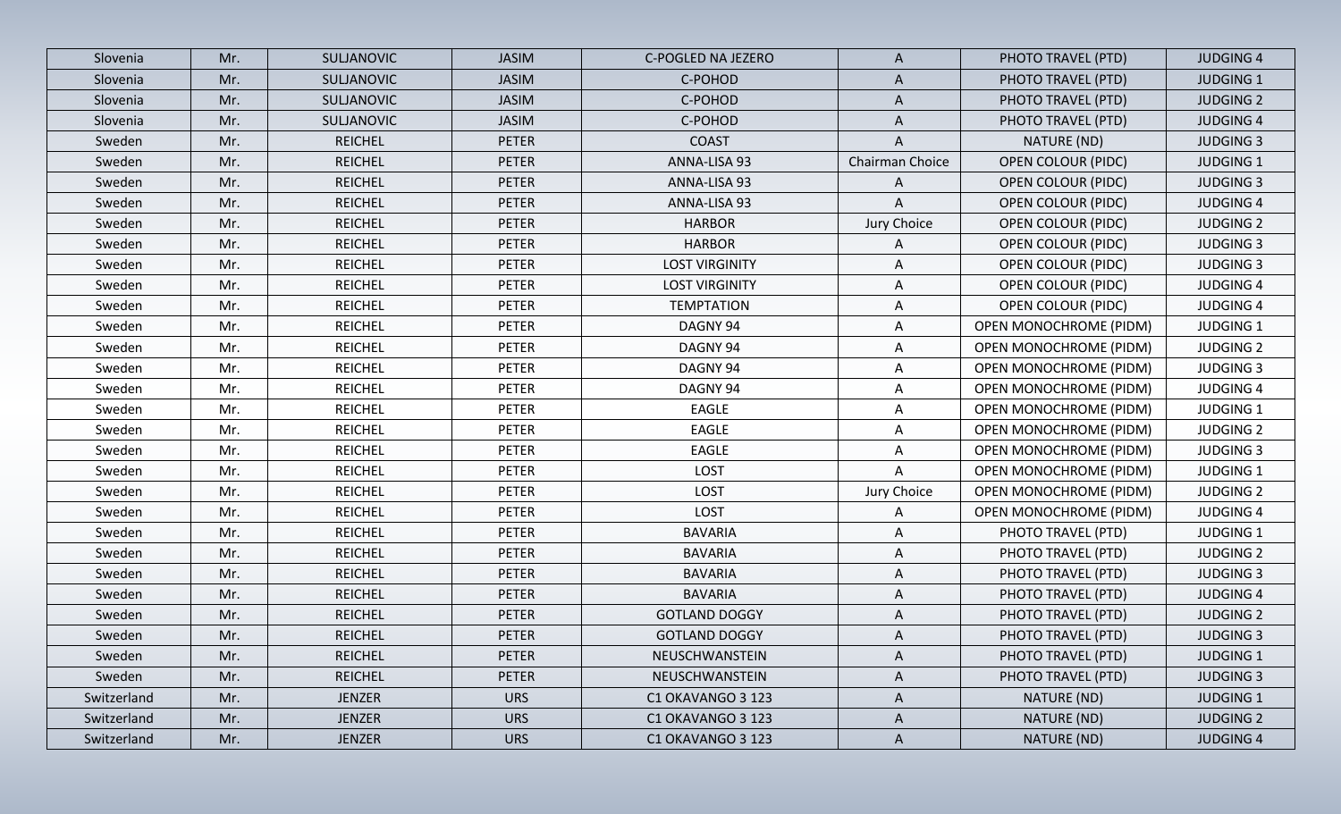| Slovenia | Mr. | SULJANOVIC | JASIM | C-POGLED NA JEZERO | A | PHOTO TRAVEL (PTD) | JUDGING 4 |
|---|---|---|---|---|---|---|---|
| Slovenia | Mr. | SULJANOVIC | JASIM | C-POHOD | A | PHOTO TRAVEL (PTD) | JUDGING 1 |
| Slovenia | Mr. | SULJANOVIC | JASIM | C-POHOD | A | PHOTO TRAVEL (PTD) | JUDGING 2 |
| Slovenia | Mr. | SULJANOVIC | JASIM | C-POHOD | A | PHOTO TRAVEL (PTD) | JUDGING 4 |
| Sweden | Mr. | REICHEL | PETER | COAST | A | NATURE (ND) | JUDGING 3 |
| Sweden | Mr. | REICHEL | PETER | ANNA-LISA 93 | Chairman Choice | OPEN COLOUR (PIDC) | JUDGING 1 |
| Sweden | Mr. | REICHEL | PETER | ANNA-LISA 93 | A | OPEN COLOUR (PIDC) | JUDGING 3 |
| Sweden | Mr. | REICHEL | PETER | ANNA-LISA 93 | A | OPEN COLOUR (PIDC) | JUDGING 4 |
| Sweden | Mr. | REICHEL | PETER | HARBOR | Jury Choice | OPEN COLOUR (PIDC) | JUDGING 2 |
| Sweden | Mr. | REICHEL | PETER | HARBOR | A | OPEN COLOUR (PIDC) | JUDGING 3 |
| Sweden | Mr. | REICHEL | PETER | LOST VIRGINITY | A | OPEN COLOUR (PIDC) | JUDGING 3 |
| Sweden | Mr. | REICHEL | PETER | LOST VIRGINITY | A | OPEN COLOUR (PIDC) | JUDGING 4 |
| Sweden | Mr. | REICHEL | PETER | TEMPTATION | A | OPEN COLOUR (PIDC) | JUDGING 4 |
| Sweden | Mr. | REICHEL | PETER | DAGNY 94 | A | OPEN MONOCHROME (PIDM) | JUDGING 1 |
| Sweden | Mr. | REICHEL | PETER | DAGNY 94 | A | OPEN MONOCHROME (PIDM) | JUDGING 2 |
| Sweden | Mr. | REICHEL | PETER | DAGNY 94 | A | OPEN MONOCHROME (PIDM) | JUDGING 3 |
| Sweden | Mr. | REICHEL | PETER | DAGNY 94 | A | OPEN MONOCHROME (PIDM) | JUDGING 4 |
| Sweden | Mr. | REICHEL | PETER | EAGLE | A | OPEN MONOCHROME (PIDM) | JUDGING 1 |
| Sweden | Mr. | REICHEL | PETER | EAGLE | A | OPEN MONOCHROME (PIDM) | JUDGING 2 |
| Sweden | Mr. | REICHEL | PETER | EAGLE | A | OPEN MONOCHROME (PIDM) | JUDGING 3 |
| Sweden | Mr. | REICHEL | PETER | LOST | A | OPEN MONOCHROME (PIDM) | JUDGING 1 |
| Sweden | Mr. | REICHEL | PETER | LOST | Jury Choice | OPEN MONOCHROME (PIDM) | JUDGING 2 |
| Sweden | Mr. | REICHEL | PETER | LOST | A | OPEN MONOCHROME (PIDM) | JUDGING 4 |
| Sweden | Mr. | REICHEL | PETER | BAVARIA | A | PHOTO TRAVEL (PTD) | JUDGING 1 |
| Sweden | Mr. | REICHEL | PETER | BAVARIA | A | PHOTO TRAVEL (PTD) | JUDGING 2 |
| Sweden | Mr. | REICHEL | PETER | BAVARIA | A | PHOTO TRAVEL (PTD) | JUDGING 3 |
| Sweden | Mr. | REICHEL | PETER | BAVARIA | A | PHOTO TRAVEL (PTD) | JUDGING 4 |
| Sweden | Mr. | REICHEL | PETER | GOTLAND DOGGY | A | PHOTO TRAVEL (PTD) | JUDGING 2 |
| Sweden | Mr. | REICHEL | PETER | GOTLAND DOGGY | A | PHOTO TRAVEL (PTD) | JUDGING 3 |
| Sweden | Mr. | REICHEL | PETER | NEUSCHWANSTEIN | A | PHOTO TRAVEL (PTD) | JUDGING 1 |
| Sweden | Mr. | REICHEL | PETER | NEUSCHWANSTEIN | A | PHOTO TRAVEL (PTD) | JUDGING 3 |
| Switzerland | Mr. | JENZER | URS | C1 OKAVANGO 3 123 | A | NATURE (ND) | JUDGING 1 |
| Switzerland | Mr. | JENZER | URS | C1 OKAVANGO 3 123 | A | NATURE (ND) | JUDGING 2 |
| Switzerland | Mr. | JENZER | URS | C1 OKAVANGO 3 123 | A | NATURE (ND) | JUDGING 4 |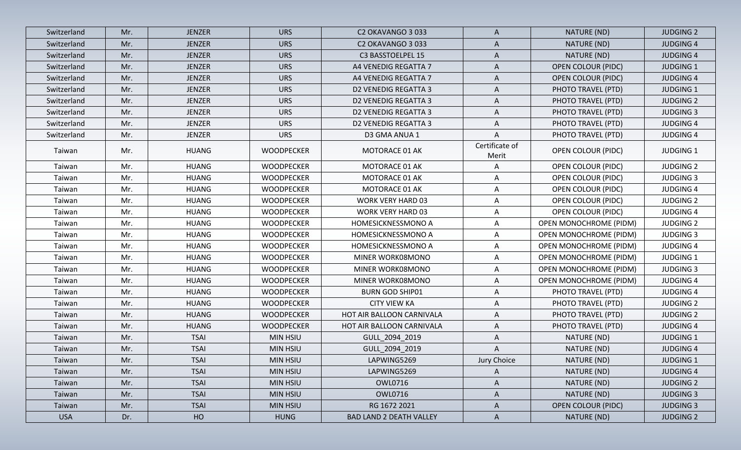| Switzerland | Mr. | JENZER | URS | C2 OKAVANGO 3 033 | A | NATURE (ND) | JUDGING 2 |
|---|---|---|---|---|---|---|---|
| Switzerland | Mr. | JENZER | URS | C2 OKAVANGO 3 033 | A | NATURE (ND) | JUDGING 4 |
| Switzerland | Mr. | JENZER | URS | C3 BASSTOELPEL 15 | A | NATURE (ND) | JUDGING 4 |
| Switzerland | Mr. | JENZER | URS | A4 VENEDIG REGATTA 7 | A | OPEN COLOUR (PIDC) | JUDGING 1 |
| Switzerland | Mr. | JENZER | URS | A4 VENEDIG REGATTA 7 | A | OPEN COLOUR (PIDC) | JUDGING 4 |
| Switzerland | Mr. | JENZER | URS | D2 VENEDIG REGATTA 3 | A | PHOTO TRAVEL (PTD) | JUDGING 1 |
| Switzerland | Mr. | JENZER | URS | D2 VENEDIG REGATTA 3 | A | PHOTO TRAVEL (PTD) | JUDGING 2 |
| Switzerland | Mr. | JENZER | URS | D2 VENEDIG REGATTA 3 | A | PHOTO TRAVEL (PTD) | JUDGING 3 |
| Switzerland | Mr. | JENZER | URS | D2 VENEDIG REGATTA 3 | A | PHOTO TRAVEL (PTD) | JUDGING 4 |
| Switzerland | Mr. | JENZER | URS | D3 GMA ANUA 1 | A | PHOTO TRAVEL (PTD) | JUDGING 4 |
| Taiwan | Mr. | HUANG | WOODPECKER | MOTORACE 01 AK | Certificate of Merit | OPEN COLOUR (PIDC) | JUDGING 1 |
| Taiwan | Mr. | HUANG | WOODPECKER | MOTORACE 01 AK | A | OPEN COLOUR (PIDC) | JUDGING 2 |
| Taiwan | Mr. | HUANG | WOODPECKER | MOTORACE 01 AK | A | OPEN COLOUR (PIDC) | JUDGING 3 |
| Taiwan | Mr. | HUANG | WOODPECKER | MOTORACE 01 AK | A | OPEN COLOUR (PIDC) | JUDGING 4 |
| Taiwan | Mr. | HUANG | WOODPECKER | WORK VERY HARD 03 | A | OPEN COLOUR (PIDC) | JUDGING 2 |
| Taiwan | Mr. | HUANG | WOODPECKER | WORK VERY HARD 03 | A | OPEN COLOUR (PIDC) | JUDGING 4 |
| Taiwan | Mr. | HUANG | WOODPECKER | HOMESICKNESSMONO A | A | OPEN MONOCHROME (PIDM) | JUDGING 2 |
| Taiwan | Mr. | HUANG | WOODPECKER | HOMESICKNESSMONO A | A | OPEN MONOCHROME (PIDM) | JUDGING 3 |
| Taiwan | Mr. | HUANG | WOODPECKER | HOMESICKNESSMONO A | A | OPEN MONOCHROME (PIDM) | JUDGING 4 |
| Taiwan | Mr. | HUANG | WOODPECKER | MINER WORK08MONO | A | OPEN MONOCHROME (PIDM) | JUDGING 1 |
| Taiwan | Mr. | HUANG | WOODPECKER | MINER WORK08MONO | A | OPEN MONOCHROME (PIDM) | JUDGING 3 |
| Taiwan | Mr. | HUANG | WOODPECKER | MINER WORK08MONO | A | OPEN MONOCHROME (PIDM) | JUDGING 4 |
| Taiwan | Mr. | HUANG | WOODPECKER | BURN GOD SHIP01 | A | PHOTO TRAVEL (PTD) | JUDGING 4 |
| Taiwan | Mr. | HUANG | WOODPECKER | CITY VIEW KA | A | PHOTO TRAVEL (PTD) | JUDGING 2 |
| Taiwan | Mr. | HUANG | WOODPECKER | HOT AIR BALLOON CARNIVALA | A | PHOTO TRAVEL (PTD) | JUDGING 2 |
| Taiwan | Mr. | HUANG | WOODPECKER | HOT AIR BALLOON CARNIVALA | A | PHOTO TRAVEL (PTD) | JUDGING 4 |
| Taiwan | Mr. | TSAI | MIN HSIU | GULL_2094_2019 | A | NATURE (ND) | JUDGING 1 |
| Taiwan | Mr. | TSAI | MIN HSIU | GULL_2094_2019 | A | NATURE (ND) | JUDGING 4 |
| Taiwan | Mr. | TSAI | MIN HSIU | LAPWING5269 | Jury Choice | NATURE (ND) | JUDGING 1 |
| Taiwan | Mr. | TSAI | MIN HSIU | LAPWING5269 | A | NATURE (ND) | JUDGING 4 |
| Taiwan | Mr. | TSAI | MIN HSIU | OWL0716 | A | NATURE (ND) | JUDGING 2 |
| Taiwan | Mr. | TSAI | MIN HSIU | OWL0716 | A | NATURE (ND) | JUDGING 3 |
| Taiwan | Mr. | TSAI | MIN HSIU | RG 1672 2021 | A | OPEN COLOUR (PIDC) | JUDGING 3 |
| USA | Dr. | HO | HUNG | BAD LAND 2 DEATH VALLEY | A | NATURE (ND) | JUDGING 2 |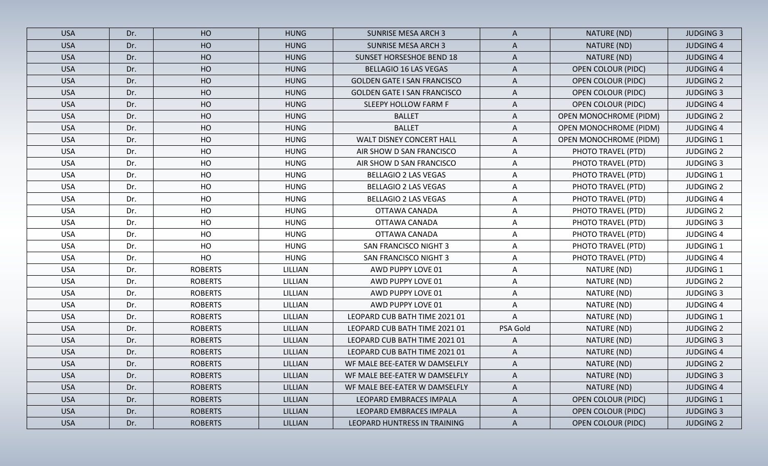| USA | Dr. | HO | HUNG | SUNRISE MESA ARCH 3 | A | NATURE (ND) | JUDGING 3 |
|---|---|---|---|---|---|---|---|
| USA | Dr. | HO | HUNG | SUNRISE MESA ARCH 3 | A | NATURE (ND) | JUDGING 4 |
| USA | Dr. | HO | HUNG | SUNSET HORSESHOE BEND 18 | A | NATURE (ND) | JUDGING 4 |
| USA | Dr. | HO | HUNG | BELLAGIO 16 LAS VEGAS | A | OPEN COLOUR (PIDC) | JUDGING 4 |
| USA | Dr. | HO | HUNG | GOLDEN GATE I SAN FRANCISCO | A | OPEN COLOUR (PIDC) | JUDGING 2 |
| USA | Dr. | HO | HUNG | GOLDEN GATE I SAN FRANCISCO | A | OPEN COLOUR (PIDC) | JUDGING 3 |
| USA | Dr. | HO | HUNG | SLEEPY HOLLOW FARM F | A | OPEN COLOUR (PIDC) | JUDGING 4 |
| USA | Dr. | HO | HUNG | BALLET | A | OPEN MONOCHROME (PIDM) | JUDGING 2 |
| USA | Dr. | HO | HUNG | BALLET | A | OPEN MONOCHROME (PIDM) | JUDGING 4 |
| USA | Dr. | HO | HUNG | WALT DISNEY CONCERT HALL | A | OPEN MONOCHROME (PIDM) | JUDGING 1 |
| USA | Dr. | HO | HUNG | AIR SHOW D SAN FRANCISCO | A | PHOTO TRAVEL (PTD) | JUDGING 2 |
| USA | Dr. | HO | HUNG | AIR SHOW D SAN FRANCISCO | A | PHOTO TRAVEL (PTD) | JUDGING 3 |
| USA | Dr. | HO | HUNG | BELLAGIO 2 LAS VEGAS | A | PHOTO TRAVEL (PTD) | JUDGING 1 |
| USA | Dr. | HO | HUNG | BELLAGIO 2 LAS VEGAS | A | PHOTO TRAVEL (PTD) | JUDGING 2 |
| USA | Dr. | HO | HUNG | BELLAGIO 2 LAS VEGAS | A | PHOTO TRAVEL (PTD) | JUDGING 4 |
| USA | Dr. | HO | HUNG | OTTAWA CANADA | A | PHOTO TRAVEL (PTD) | JUDGING 2 |
| USA | Dr. | HO | HUNG | OTTAWA CANADA | A | PHOTO TRAVEL (PTD) | JUDGING 3 |
| USA | Dr. | HO | HUNG | OTTAWA CANADA | A | PHOTO TRAVEL (PTD) | JUDGING 4 |
| USA | Dr. | HO | HUNG | SAN FRANCISCO NIGHT 3 | A | PHOTO TRAVEL (PTD) | JUDGING 1 |
| USA | Dr. | HO | HUNG | SAN FRANCISCO NIGHT 3 | A | PHOTO TRAVEL (PTD) | JUDGING 4 |
| USA | Dr. | ROBERTS | LILLIAN | AWD PUPPY LOVE 01 | A | NATURE (ND) | JUDGING 1 |
| USA | Dr. | ROBERTS | LILLIAN | AWD PUPPY LOVE 01 | A | NATURE (ND) | JUDGING 2 |
| USA | Dr. | ROBERTS | LILLIAN | AWD PUPPY LOVE 01 | A | NATURE (ND) | JUDGING 3 |
| USA | Dr. | ROBERTS | LILLIAN | AWD PUPPY LOVE 01 | A | NATURE (ND) | JUDGING 4 |
| USA | Dr. | ROBERTS | LILLIAN | LEOPARD CUB BATH TIME 2021 01 | A | NATURE (ND) | JUDGING 1 |
| USA | Dr. | ROBERTS | LILLIAN | LEOPARD CUB BATH TIME 2021 01 | PSA Gold | NATURE (ND) | JUDGING 2 |
| USA | Dr. | ROBERTS | LILLIAN | LEOPARD CUB BATH TIME 2021 01 | A | NATURE (ND) | JUDGING 3 |
| USA | Dr. | ROBERTS | LILLIAN | LEOPARD CUB BATH TIME 2021 01 | A | NATURE (ND) | JUDGING 4 |
| USA | Dr. | ROBERTS | LILLIAN | WF MALE BEE-EATER W DAMSELFLY | A | NATURE (ND) | JUDGING 2 |
| USA | Dr. | ROBERTS | LILLIAN | WF MALE BEE-EATER W DAMSELFLY | A | NATURE (ND) | JUDGING 3 |
| USA | Dr. | ROBERTS | LILLIAN | WF MALE BEE-EATER W DAMSELFLY | A | NATURE (ND) | JUDGING 4 |
| USA | Dr. | ROBERTS | LILLIAN | LEOPARD EMBRACES IMPALA | A | OPEN COLOUR (PIDC) | JUDGING 1 |
| USA | Dr. | ROBERTS | LILLIAN | LEOPARD EMBRACES IMPALA | A | OPEN COLOUR (PIDC) | JUDGING 3 |
| USA | Dr. | ROBERTS | LILLIAN | LEOPARD HUNTRESS IN TRAINING | A | OPEN COLOUR (PIDC) | JUDGING 2 |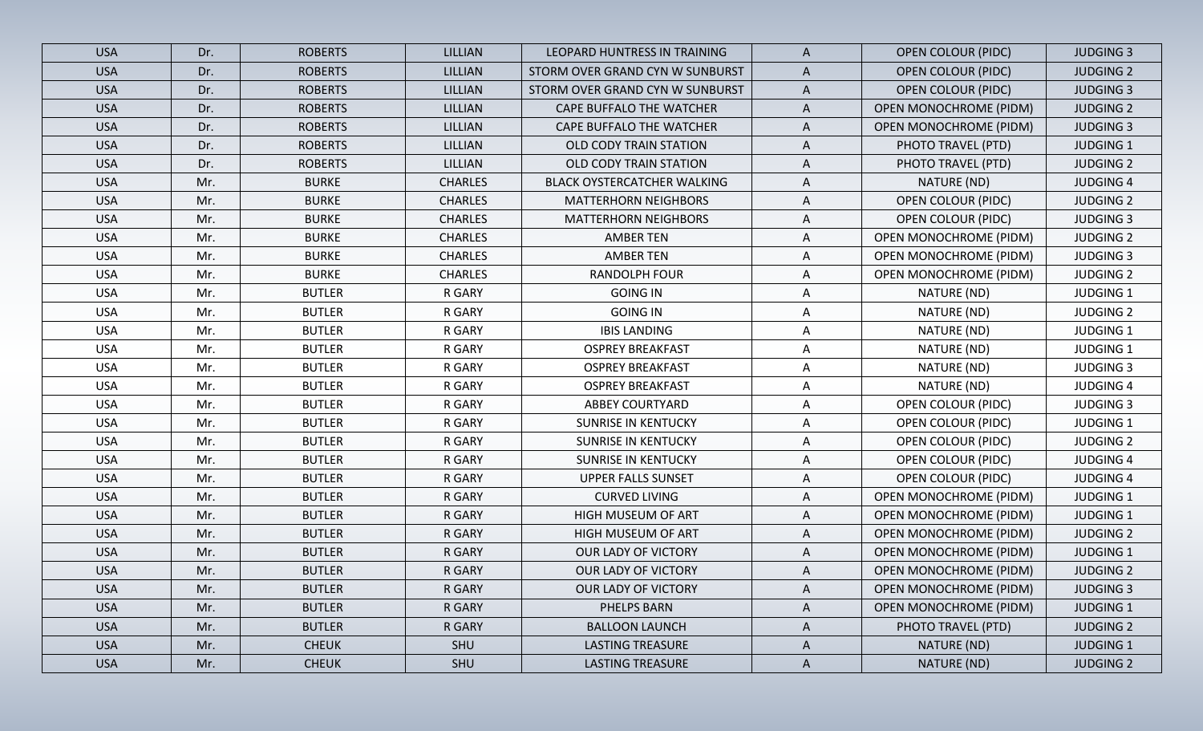| USA | Dr. | ROBERTS | LILLIAN | LEOPARD HUNTRESS IN TRAINING | A | OPEN COLOUR (PIDC) | JUDGING 3 |
|---|---|---|---|---|---|---|---|
| USA | Dr. | ROBERTS | LILLIAN | STORM OVER GRAND CYN W SUNBURST | A | OPEN COLOUR (PIDC) | JUDGING 2 |
| USA | Dr. | ROBERTS | LILLIAN | STORM OVER GRAND CYN W SUNBURST | A | OPEN COLOUR (PIDC) | JUDGING 3 |
| USA | Dr. | ROBERTS | LILLIAN | CAPE BUFFALO THE WATCHER | A | OPEN MONOCHROME (PIDM) | JUDGING 2 |
| USA | Dr. | ROBERTS | LILLIAN | CAPE BUFFALO THE WATCHER | A | OPEN MONOCHROME (PIDM) | JUDGING 3 |
| USA | Dr. | ROBERTS | LILLIAN | OLD CODY TRAIN STATION | A | PHOTO TRAVEL (PTD) | JUDGING 1 |
| USA | Dr. | ROBERTS | LILLIAN | OLD CODY TRAIN STATION | A | PHOTO TRAVEL (PTD) | JUDGING 2 |
| USA | Mr. | BURKE | CHARLES | BLACK OYSTERCATCHER WALKING | A | NATURE (ND) | JUDGING 4 |
| USA | Mr. | BURKE | CHARLES | MATTERHORN NEIGHBORS | A | OPEN COLOUR (PIDC) | JUDGING 2 |
| USA | Mr. | BURKE | CHARLES | MATTERHORN NEIGHBORS | A | OPEN COLOUR (PIDC) | JUDGING 3 |
| USA | Mr. | BURKE | CHARLES | AMBER TEN | A | OPEN MONOCHROME (PIDM) | JUDGING 2 |
| USA | Mr. | BURKE | CHARLES | AMBER TEN | A | OPEN MONOCHROME (PIDM) | JUDGING 3 |
| USA | Mr. | BURKE | CHARLES | RANDOLPH FOUR | A | OPEN MONOCHROME (PIDM) | JUDGING 2 |
| USA | Mr. | BUTLER | R GARY | GOING IN | A | NATURE (ND) | JUDGING 1 |
| USA | Mr. | BUTLER | R GARY | GOING IN | A | NATURE (ND) | JUDGING 2 |
| USA | Mr. | BUTLER | R GARY | IBIS LANDING | A | NATURE (ND) | JUDGING 1 |
| USA | Mr. | BUTLER | R GARY | OSPREY BREAKFAST | A | NATURE (ND) | JUDGING 1 |
| USA | Mr. | BUTLER | R GARY | OSPREY BREAKFAST | A | NATURE (ND) | JUDGING 3 |
| USA | Mr. | BUTLER | R GARY | OSPREY BREAKFAST | A | NATURE (ND) | JUDGING 4 |
| USA | Mr. | BUTLER | R GARY | ABBEY COURTYARD | A | OPEN COLOUR (PIDC) | JUDGING 3 |
| USA | Mr. | BUTLER | R GARY | SUNRISE IN KENTUCKY | A | OPEN COLOUR (PIDC) | JUDGING 1 |
| USA | Mr. | BUTLER | R GARY | SUNRISE IN KENTUCKY | A | OPEN COLOUR (PIDC) | JUDGING 2 |
| USA | Mr. | BUTLER | R GARY | SUNRISE IN KENTUCKY | A | OPEN COLOUR (PIDC) | JUDGING 4 |
| USA | Mr. | BUTLER | R GARY | UPPER FALLS SUNSET | A | OPEN COLOUR (PIDC) | JUDGING 4 |
| USA | Mr. | BUTLER | R GARY | CURVED LIVING | A | OPEN MONOCHROME (PIDM) | JUDGING 1 |
| USA | Mr. | BUTLER | R GARY | HIGH MUSEUM OF ART | A | OPEN MONOCHROME (PIDM) | JUDGING 1 |
| USA | Mr. | BUTLER | R GARY | HIGH MUSEUM OF ART | A | OPEN MONOCHROME (PIDM) | JUDGING 2 |
| USA | Mr. | BUTLER | R GARY | OUR LADY OF VICTORY | A | OPEN MONOCHROME (PIDM) | JUDGING 1 |
| USA | Mr. | BUTLER | R GARY | OUR LADY OF VICTORY | A | OPEN MONOCHROME (PIDM) | JUDGING 2 |
| USA | Mr. | BUTLER | R GARY | OUR LADY OF VICTORY | A | OPEN MONOCHROME (PIDM) | JUDGING 3 |
| USA | Mr. | BUTLER | R GARY | PHELPS BARN | A | OPEN MONOCHROME (PIDM) | JUDGING 1 |
| USA | Mr. | BUTLER | R GARY | BALLOON LAUNCH | A | PHOTO TRAVEL (PTD) | JUDGING 2 |
| USA | Mr. | CHEUK | SHU | LASTING TREASURE | A | NATURE (ND) | JUDGING 1 |
| USA | Mr. | CHEUK | SHU | LASTING TREASURE | A | NATURE (ND) | JUDGING 2 |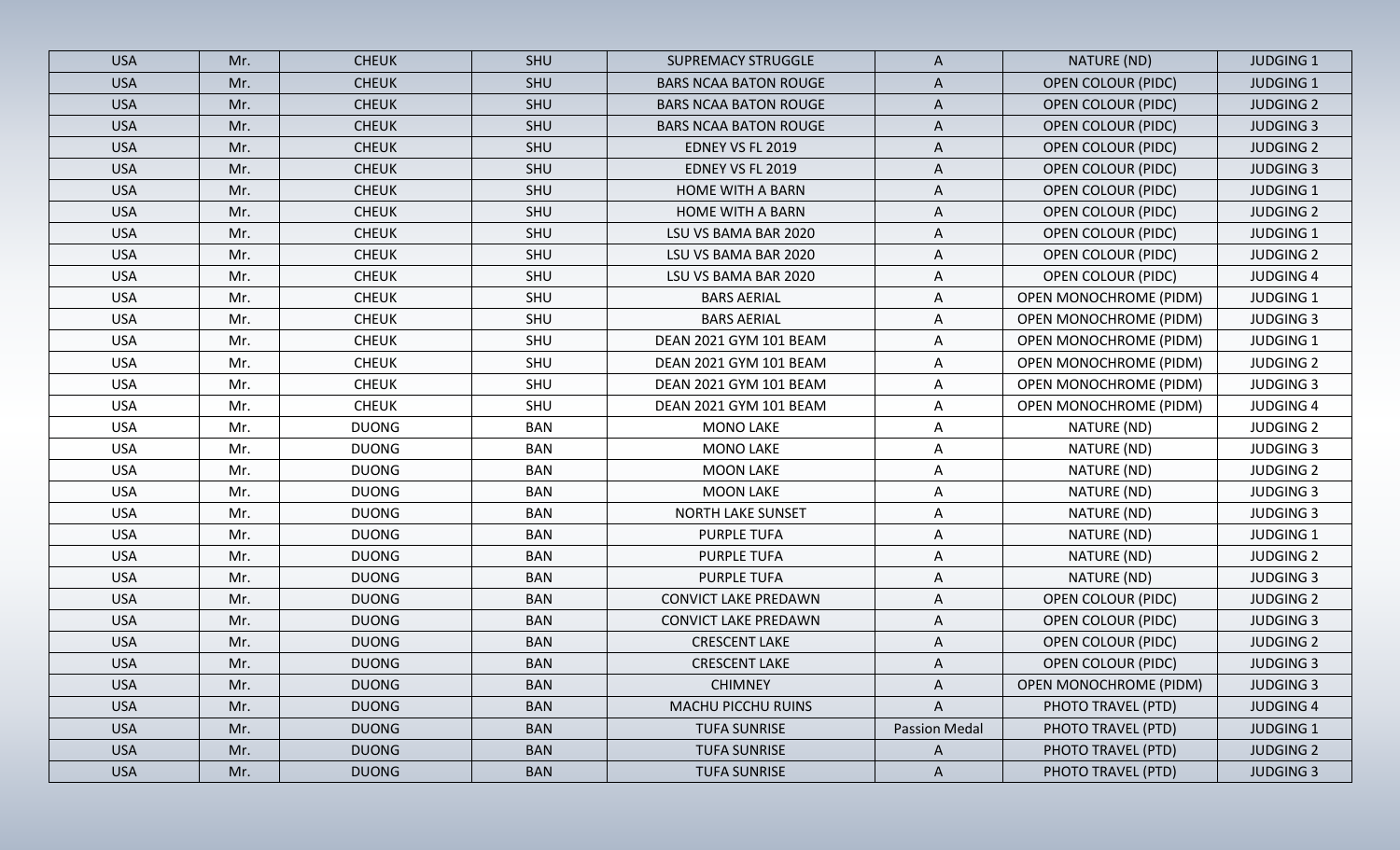| USA | Mr. | CHEUK | SHU | SUPREMACY STRUGGLE | A | NATURE (ND) | JUDGING 1 |
|---|---|---|---|---|---|---|---|
| USA | Mr. | CHEUK | SHU | BARS NCAA BATON ROUGE | A | OPEN COLOUR (PIDC) | JUDGING 1 |
| USA | Mr. | CHEUK | SHU | BARS NCAA BATON ROUGE | A | OPEN COLOUR (PIDC) | JUDGING 2 |
| USA | Mr. | CHEUK | SHU | BARS NCAA BATON ROUGE | A | OPEN COLOUR (PIDC) | JUDGING 3 |
| USA | Mr. | CHEUK | SHU | EDNEY VS FL 2019 | A | OPEN COLOUR (PIDC) | JUDGING 2 |
| USA | Mr. | CHEUK | SHU | EDNEY VS FL 2019 | A | OPEN COLOUR (PIDC) | JUDGING 3 |
| USA | Mr. | CHEUK | SHU | HOME WITH A BARN | A | OPEN COLOUR (PIDC) | JUDGING 1 |
| USA | Mr. | CHEUK | SHU | HOME WITH A BARN | A | OPEN COLOUR (PIDC) | JUDGING 2 |
| USA | Mr. | CHEUK | SHU | LSU VS BAMA BAR 2020 | A | OPEN COLOUR (PIDC) | JUDGING 1 |
| USA | Mr. | CHEUK | SHU | LSU VS BAMA BAR 2020 | A | OPEN COLOUR (PIDC) | JUDGING 2 |
| USA | Mr. | CHEUK | SHU | LSU VS BAMA BAR 2020 | A | OPEN COLOUR (PIDC) | JUDGING 4 |
| USA | Mr. | CHEUK | SHU | BARS AERIAL | A | OPEN MONOCHROME (PIDM) | JUDGING 1 |
| USA | Mr. | CHEUK | SHU | BARS AERIAL | A | OPEN MONOCHROME (PIDM) | JUDGING 3 |
| USA | Mr. | CHEUK | SHU | DEAN 2021 GYM 101 BEAM | A | OPEN MONOCHROME (PIDM) | JUDGING 1 |
| USA | Mr. | CHEUK | SHU | DEAN 2021 GYM 101 BEAM | A | OPEN MONOCHROME (PIDM) | JUDGING 2 |
| USA | Mr. | CHEUK | SHU | DEAN 2021 GYM 101 BEAM | A | OPEN MONOCHROME (PIDM) | JUDGING 3 |
| USA | Mr. | CHEUK | SHU | DEAN 2021 GYM 101 BEAM | A | OPEN MONOCHROME (PIDM) | JUDGING 4 |
| USA | Mr. | DUONG | BAN | MONO LAKE | A | NATURE (ND) | JUDGING 2 |
| USA | Mr. | DUONG | BAN | MONO LAKE | A | NATURE (ND) | JUDGING 3 |
| USA | Mr. | DUONG | BAN | MOON LAKE | A | NATURE (ND) | JUDGING 2 |
| USA | Mr. | DUONG | BAN | MOON LAKE | A | NATURE (ND) | JUDGING 3 |
| USA | Mr. | DUONG | BAN | NORTH LAKE SUNSET | A | NATURE (ND) | JUDGING 3 |
| USA | Mr. | DUONG | BAN | PURPLE TUFA | A | NATURE (ND) | JUDGING 1 |
| USA | Mr. | DUONG | BAN | PURPLE TUFA | A | NATURE (ND) | JUDGING 2 |
| USA | Mr. | DUONG | BAN | PURPLE TUFA | A | NATURE (ND) | JUDGING 3 |
| USA | Mr. | DUONG | BAN | CONVICT LAKE PREDAWN | A | OPEN COLOUR (PIDC) | JUDGING 2 |
| USA | Mr. | DUONG | BAN | CONVICT LAKE PREDAWN | A | OPEN COLOUR (PIDC) | JUDGING 3 |
| USA | Mr. | DUONG | BAN | CRESCENT LAKE | A | OPEN COLOUR (PIDC) | JUDGING 2 |
| USA | Mr. | DUONG | BAN | CRESCENT LAKE | A | OPEN COLOUR (PIDC) | JUDGING 3 |
| USA | Mr. | DUONG | BAN | CHIMNEY | A | OPEN MONOCHROME (PIDM) | JUDGING 3 |
| USA | Mr. | DUONG | BAN | MACHU PICCHU RUINS | A | PHOTO TRAVEL (PTD) | JUDGING 4 |
| USA | Mr. | DUONG | BAN | TUFA SUNRISE | Passion Medal | PHOTO TRAVEL (PTD) | JUDGING 1 |
| USA | Mr. | DUONG | BAN | TUFA SUNRISE | A | PHOTO TRAVEL (PTD) | JUDGING 2 |
| USA | Mr. | DUONG | BAN | TUFA SUNRISE | A | PHOTO TRAVEL (PTD) | JUDGING 3 |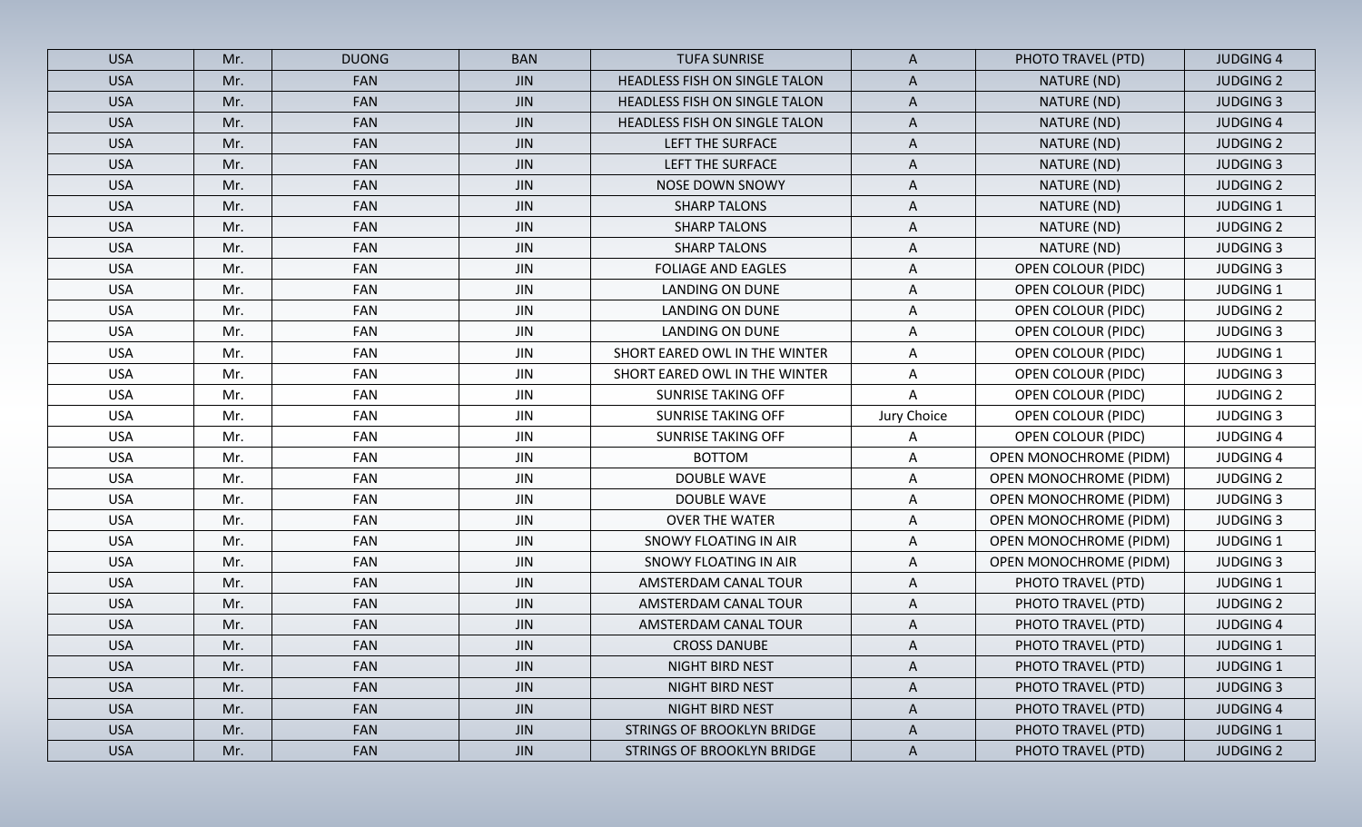| USA | Mr. | DUONG | BAN | TUFA SUNRISE | A | PHOTO TRAVEL (PTD) | JUDGING 4 |
|---|---|---|---|---|---|---|---|
| USA | Mr. | FAN | JIN | HEADLESS FISH ON SINGLE TALON | A | NATURE (ND) | JUDGING 2 |
| USA | Mr. | FAN | JIN | HEADLESS FISH ON SINGLE TALON | A | NATURE (ND) | JUDGING 3 |
| USA | Mr. | FAN | JIN | HEADLESS FISH ON SINGLE TALON | A | NATURE (ND) | JUDGING 4 |
| USA | Mr. | FAN | JIN | LEFT THE SURFACE | A | NATURE (ND) | JUDGING 2 |
| USA | Mr. | FAN | JIN | LEFT THE SURFACE | A | NATURE (ND) | JUDGING 3 |
| USA | Mr. | FAN | JIN | NOSE DOWN SNOWY | A | NATURE (ND) | JUDGING 2 |
| USA | Mr. | FAN | JIN | SHARP TALONS | A | NATURE (ND) | JUDGING 1 |
| USA | Mr. | FAN | JIN | SHARP TALONS | A | NATURE (ND) | JUDGING 2 |
| USA | Mr. | FAN | JIN | SHARP TALONS | A | NATURE (ND) | JUDGING 3 |
| USA | Mr. | FAN | JIN | FOLIAGE AND EAGLES | A | OPEN COLOUR (PIDC) | JUDGING 3 |
| USA | Mr. | FAN | JIN | LANDING ON DUNE | A | OPEN COLOUR (PIDC) | JUDGING 1 |
| USA | Mr. | FAN | JIN | LANDING ON DUNE | A | OPEN COLOUR (PIDC) | JUDGING 2 |
| USA | Mr. | FAN | JIN | LANDING ON DUNE | A | OPEN COLOUR (PIDC) | JUDGING 3 |
| USA | Mr. | FAN | JIN | SHORT EARED OWL IN THE WINTER | A | OPEN COLOUR (PIDC) | JUDGING 1 |
| USA | Mr. | FAN | JIN | SHORT EARED OWL IN THE WINTER | A | OPEN COLOUR (PIDC) | JUDGING 3 |
| USA | Mr. | FAN | JIN | SUNRISE TAKING OFF | A | OPEN COLOUR (PIDC) | JUDGING 2 |
| USA | Mr. | FAN | JIN | SUNRISE TAKING OFF | Jury Choice | OPEN COLOUR (PIDC) | JUDGING 3 |
| USA | Mr. | FAN | JIN | SUNRISE TAKING OFF | A | OPEN COLOUR (PIDC) | JUDGING 4 |
| USA | Mr. | FAN | JIN | BOTTOM | A | OPEN MONOCHROME (PIDM) | JUDGING 4 |
| USA | Mr. | FAN | JIN | DOUBLE WAVE | A | OPEN MONOCHROME (PIDM) | JUDGING 2 |
| USA | Mr. | FAN | JIN | DOUBLE WAVE | A | OPEN MONOCHROME (PIDM) | JUDGING 3 |
| USA | Mr. | FAN | JIN | OVER THE WATER | A | OPEN MONOCHROME (PIDM) | JUDGING 3 |
| USA | Mr. | FAN | JIN | SNOWY FLOATING IN AIR | A | OPEN MONOCHROME (PIDM) | JUDGING 1 |
| USA | Mr. | FAN | JIN | SNOWY FLOATING IN AIR | A | OPEN MONOCHROME (PIDM) | JUDGING 3 |
| USA | Mr. | FAN | JIN | AMSTERDAM CANAL TOUR | A | PHOTO TRAVEL (PTD) | JUDGING 1 |
| USA | Mr. | FAN | JIN | AMSTERDAM CANAL TOUR | A | PHOTO TRAVEL (PTD) | JUDGING 2 |
| USA | Mr. | FAN | JIN | AMSTERDAM CANAL TOUR | A | PHOTO TRAVEL (PTD) | JUDGING 4 |
| USA | Mr. | FAN | JIN | CROSS DANUBE | A | PHOTO TRAVEL (PTD) | JUDGING 1 |
| USA | Mr. | FAN | JIN | NIGHT BIRD NEST | A | PHOTO TRAVEL (PTD) | JUDGING 1 |
| USA | Mr. | FAN | JIN | NIGHT BIRD NEST | A | PHOTO TRAVEL (PTD) | JUDGING 3 |
| USA | Mr. | FAN | JIN | NIGHT BIRD NEST | A | PHOTO TRAVEL (PTD) | JUDGING 4 |
| USA | Mr. | FAN | JIN | STRINGS OF BROOKLYN BRIDGE | A | PHOTO TRAVEL (PTD) | JUDGING 1 |
| USA | Mr. | FAN | JIN | STRINGS OF BROOKLYN BRIDGE | A | PHOTO TRAVEL (PTD) | JUDGING 2 |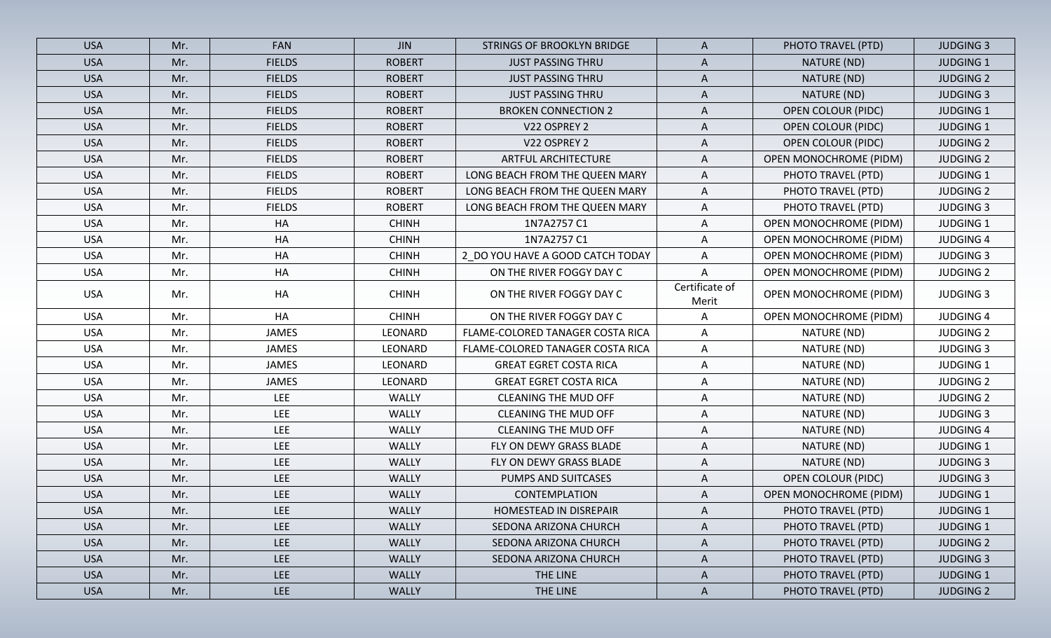| USA | Mr. | FAN | JIN | STRINGS OF BROOKLYN BRIDGE | A | PHOTO TRAVEL (PTD) | JUDGING 3 |
|---|---|---|---|---|---|---|---|
| USA | Mr. | FIELDS | ROBERT | JUST PASSING THRU | A | NATURE (ND) | JUDGING 1 |
| USA | Mr. | FIELDS | ROBERT | JUST PASSING THRU | A | NATURE (ND) | JUDGING 2 |
| USA | Mr. | FIELDS | ROBERT | JUST PASSING THRU | A | NATURE (ND) | JUDGING 3 |
| USA | Mr. | FIELDS | ROBERT | BROKEN CONNECTION 2 | A | OPEN COLOUR (PIDC) | JUDGING 1 |
| USA | Mr. | FIELDS | ROBERT | V22 OSPREY 2 | A | OPEN COLOUR (PIDC) | JUDGING 1 |
| USA | Mr. | FIELDS | ROBERT | V22 OSPREY 2 | A | OPEN COLOUR (PIDC) | JUDGING 2 |
| USA | Mr. | FIELDS | ROBERT | ARTFUL ARCHITECTURE | A | OPEN MONOCHROME (PIDM) | JUDGING 2 |
| USA | Mr. | FIELDS | ROBERT | LONG BEACH FROM THE QUEEN MARY | A | PHOTO TRAVEL (PTD) | JUDGING 1 |
| USA | Mr. | FIELDS | ROBERT | LONG BEACH FROM THE QUEEN MARY | A | PHOTO TRAVEL (PTD) | JUDGING 2 |
| USA | Mr. | FIELDS | ROBERT | LONG BEACH FROM THE QUEEN MARY | A | PHOTO TRAVEL (PTD) | JUDGING 3 |
| USA | Mr. | HA | CHINH | 1N7A2757 C1 | A | OPEN MONOCHROME (PIDM) | JUDGING 1 |
| USA | Mr. | HA | CHINH | 1N7A2757 C1 | A | OPEN MONOCHROME (PIDM) | JUDGING 4 |
| USA | Mr. | HA | CHINH | 2_DO YOU HAVE A GOOD CATCH TODAY | A | OPEN MONOCHROME (PIDM) | JUDGING 3 |
| USA | Mr. | HA | CHINH | ON THE RIVER FOGGY DAY C | A | OPEN MONOCHROME (PIDM) | JUDGING 2 |
| USA | Mr. | HA | CHINH | ON THE RIVER FOGGY DAY C | Certificate of Merit | OPEN MONOCHROME (PIDM) | JUDGING 3 |
| USA | Mr. | HA | CHINH | ON THE RIVER FOGGY DAY C | A | OPEN MONOCHROME (PIDM) | JUDGING 4 |
| USA | Mr. | JAMES | LEONARD | FLAME-COLORED TANAGER COSTA RICA | A | NATURE (ND) | JUDGING 2 |
| USA | Mr. | JAMES | LEONARD | FLAME-COLORED TANAGER COSTA RICA | A | NATURE (ND) | JUDGING 3 |
| USA | Mr. | JAMES | LEONARD | GREAT EGRET COSTA RICA | A | NATURE (ND) | JUDGING 1 |
| USA | Mr. | JAMES | LEONARD | GREAT EGRET COSTA RICA | A | NATURE (ND) | JUDGING 2 |
| USA | Mr. | LEE | WALLY | CLEANING THE MUD OFF | A | NATURE (ND) | JUDGING 2 |
| USA | Mr. | LEE | WALLY | CLEANING THE MUD OFF | A | NATURE (ND) | JUDGING 3 |
| USA | Mr. | LEE | WALLY | CLEANING THE MUD OFF | A | NATURE (ND) | JUDGING 4 |
| USA | Mr. | LEE | WALLY | FLY ON DEWY GRASS BLADE | A | NATURE (ND) | JUDGING 1 |
| USA | Mr. | LEE | WALLY | FLY ON DEWY GRASS BLADE | A | NATURE (ND) | JUDGING 3 |
| USA | Mr. | LEE | WALLY | PUMPS AND SUITCASES | A | OPEN COLOUR (PIDC) | JUDGING 3 |
| USA | Mr. | LEE | WALLY | CONTEMPLATION | A | OPEN MONOCHROME (PIDM) | JUDGING 1 |
| USA | Mr. | LEE | WALLY | HOMESTEAD IN DISREPAIR | A | PHOTO TRAVEL (PTD) | JUDGING 1 |
| USA | Mr. | LEE | WALLY | SEDONA ARIZONA CHURCH | A | PHOTO TRAVEL (PTD) | JUDGING 1 |
| USA | Mr. | LEE | WALLY | SEDONA ARIZONA CHURCH | A | PHOTO TRAVEL (PTD) | JUDGING 2 |
| USA | Mr. | LEE | WALLY | SEDONA ARIZONA CHURCH | A | PHOTO TRAVEL (PTD) | JUDGING 3 |
| USA | Mr. | LEE | WALLY | THE LINE | A | PHOTO TRAVEL (PTD) | JUDGING 1 |
| USA | Mr. | LEE | WALLY | THE LINE | A | PHOTO TRAVEL (PTD) | JUDGING 2 |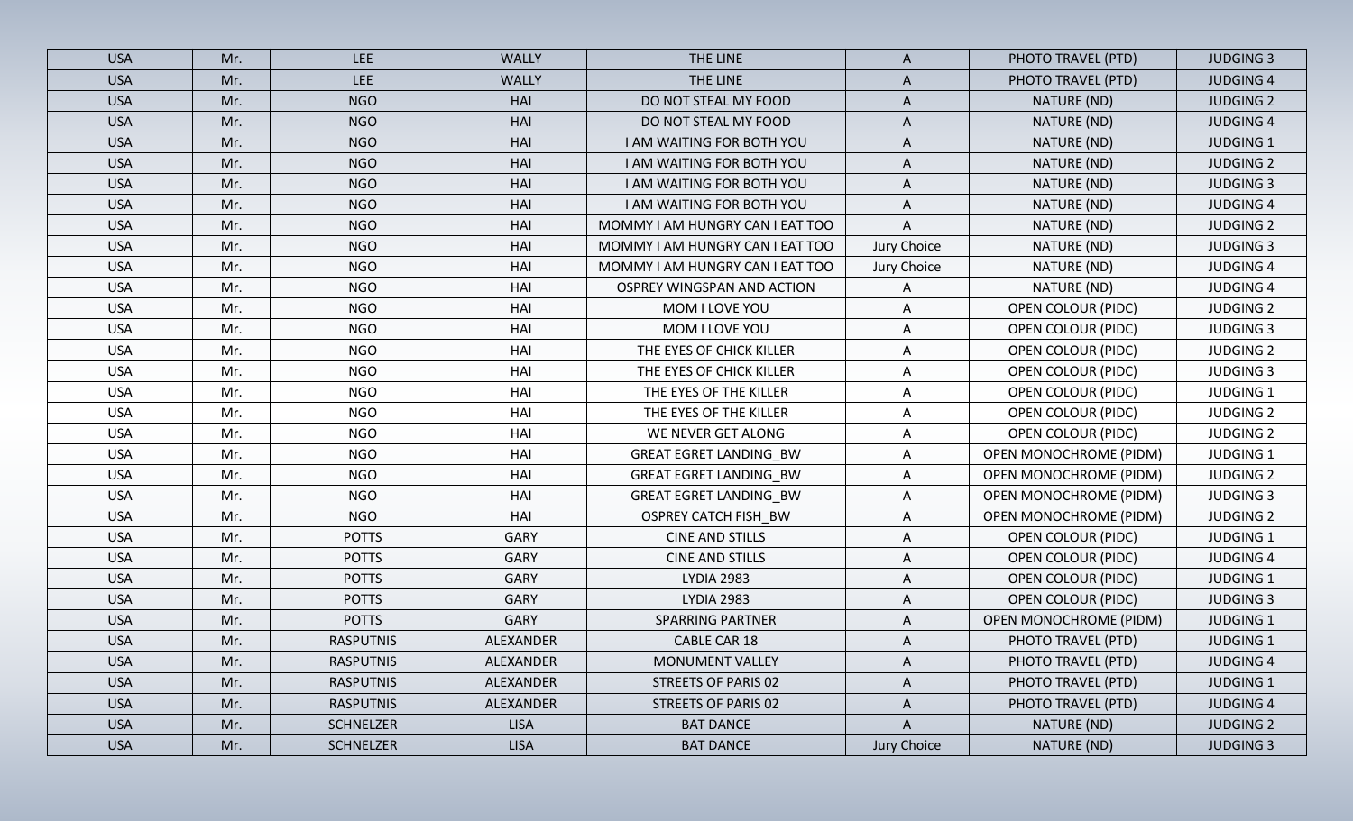| USA | Mr. | LEE | WALLY | THE LINE | A | PHOTO TRAVEL (PTD) | JUDGING 3 |
|---|---|---|---|---|---|---|---|
| USA | Mr. | LEE | WALLY | THE LINE | A | PHOTO TRAVEL (PTD) | JUDGING 4 |
| USA | Mr. | NGO | HAI | DO NOT STEAL MY FOOD | A | NATURE (ND) | JUDGING 2 |
| USA | Mr. | NGO | HAI | DO NOT STEAL MY FOOD | A | NATURE (ND) | JUDGING 4 |
| USA | Mr. | NGO | HAI | I AM WAITING FOR BOTH YOU | A | NATURE (ND) | JUDGING 1 |
| USA | Mr. | NGO | HAI | I AM WAITING FOR BOTH YOU | A | NATURE (ND) | JUDGING 2 |
| USA | Mr. | NGO | HAI | I AM WAITING FOR BOTH YOU | A | NATURE (ND) | JUDGING 3 |
| USA | Mr. | NGO | HAI | I AM WAITING FOR BOTH YOU | A | NATURE (ND) | JUDGING 4 |
| USA | Mr. | NGO | HAI | MOMMY I AM HUNGRY CAN I EAT TOO | A | NATURE (ND) | JUDGING 2 |
| USA | Mr. | NGO | HAI | MOMMY I AM HUNGRY CAN I EAT TOO | Jury Choice | NATURE (ND) | JUDGING 3 |
| USA | Mr. | NGO | HAI | MOMMY I AM HUNGRY CAN I EAT TOO | Jury Choice | NATURE (ND) | JUDGING 4 |
| USA | Mr. | NGO | HAI | OSPREY WINGSPAN AND ACTION | A | NATURE (ND) | JUDGING 4 |
| USA | Mr. | NGO | HAI | MOM I LOVE YOU | A | OPEN COLOUR (PIDC) | JUDGING 2 |
| USA | Mr. | NGO | HAI | MOM I LOVE YOU | A | OPEN COLOUR (PIDC) | JUDGING 3 |
| USA | Mr. | NGO | HAI | THE EYES OF CHICK KILLER | A | OPEN COLOUR (PIDC) | JUDGING 2 |
| USA | Mr. | NGO | HAI | THE EYES OF CHICK KILLER | A | OPEN COLOUR (PIDC) | JUDGING 3 |
| USA | Mr. | NGO | HAI | THE EYES OF THE KILLER | A | OPEN COLOUR (PIDC) | JUDGING 1 |
| USA | Mr. | NGO | HAI | THE EYES OF THE KILLER | A | OPEN COLOUR (PIDC) | JUDGING 2 |
| USA | Mr. | NGO | HAI | WE NEVER GET ALONG | A | OPEN COLOUR (PIDC) | JUDGING 2 |
| USA | Mr. | NGO | HAI | GREAT EGRET LANDING_BW | A | OPEN MONOCHROME (PIDM) | JUDGING 1 |
| USA | Mr. | NGO | HAI | GREAT EGRET LANDING_BW | A | OPEN MONOCHROME (PIDM) | JUDGING 2 |
| USA | Mr. | NGO | HAI | GREAT EGRET LANDING_BW | A | OPEN MONOCHROME (PIDM) | JUDGING 3 |
| USA | Mr. | NGO | HAI | OSPREY CATCH FISH_BW | A | OPEN MONOCHROME (PIDM) | JUDGING 2 |
| USA | Mr. | POTTS | GARY | CINE AND STILLS | A | OPEN COLOUR (PIDC) | JUDGING 1 |
| USA | Mr. | POTTS | GARY | CINE AND STILLS | A | OPEN COLOUR (PIDC) | JUDGING 4 |
| USA | Mr. | POTTS | GARY | LYDIA 2983 | A | OPEN COLOUR (PIDC) | JUDGING 1 |
| USA | Mr. | POTTS | GARY | LYDIA 2983 | A | OPEN COLOUR (PIDC) | JUDGING 3 |
| USA | Mr. | POTTS | GARY | SPARRING PARTNER | A | OPEN MONOCHROME (PIDM) | JUDGING 1 |
| USA | Mr. | RASPUTNIS | ALEXANDER | CABLE CAR 18 | A | PHOTO TRAVEL (PTD) | JUDGING 1 |
| USA | Mr. | RASPUTNIS | ALEXANDER | MONUMENT VALLEY | A | PHOTO TRAVEL (PTD) | JUDGING 4 |
| USA | Mr. | RASPUTNIS | ALEXANDER | STREETS OF PARIS 02 | A | PHOTO TRAVEL (PTD) | JUDGING 1 |
| USA | Mr. | RASPUTNIS | ALEXANDER | STREETS OF PARIS 02 | A | PHOTO TRAVEL (PTD) | JUDGING 4 |
| USA | Mr. | SCHNELZER | LISA | BAT DANCE | A | NATURE (ND) | JUDGING 2 |
| USA | Mr. | SCHNELZER | LISA | BAT DANCE | Jury Choice | NATURE (ND) | JUDGING 3 |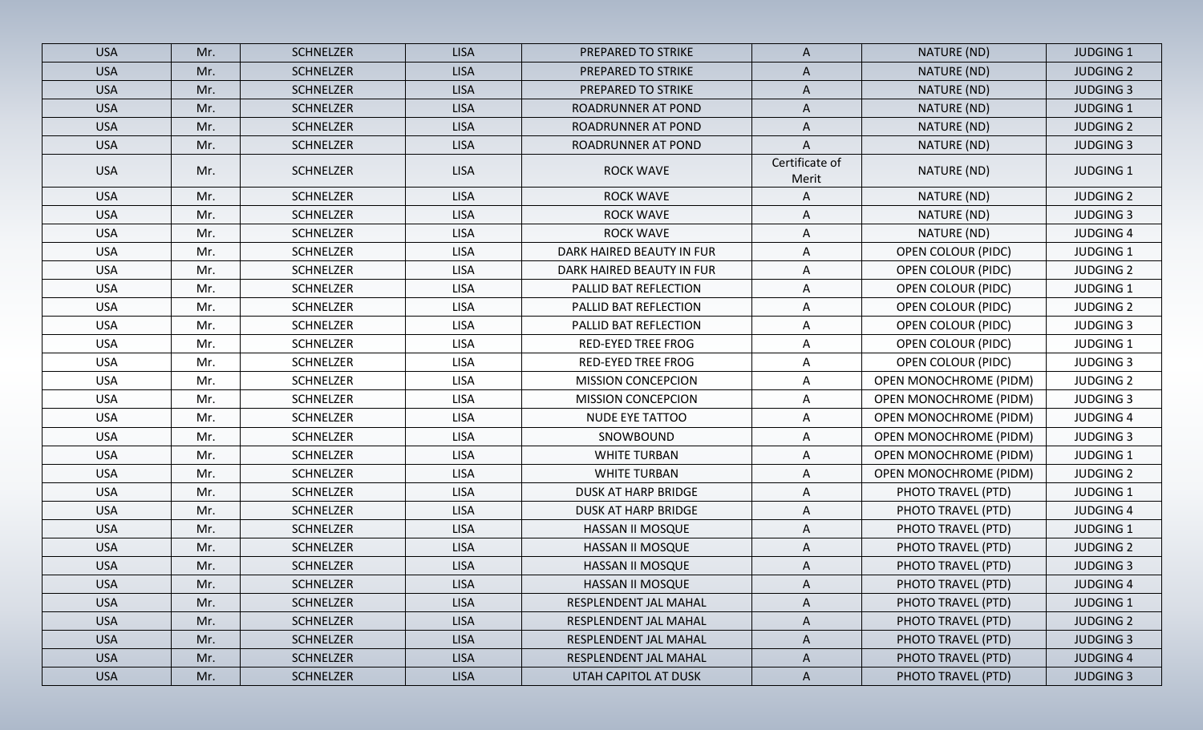| USA | Mr. | SCHNELZER | LISA | PREPARED TO STRIKE | A | NATURE (ND) | JUDGING 1 |
|---|---|---|---|---|---|---|---|
| USA | Mr. | SCHNELZER | LISA | PREPARED TO STRIKE | A | NATURE (ND) | JUDGING 2 |
| USA | Mr. | SCHNELZER | LISA | PREPARED TO STRIKE | A | NATURE (ND) | JUDGING 3 |
| USA | Mr. | SCHNELZER | LISA | ROADRUNNER AT POND | A | NATURE (ND) | JUDGING 1 |
| USA | Mr. | SCHNELZER | LISA | ROADRUNNER AT POND | A | NATURE (ND) | JUDGING 2 |
| USA | Mr. | SCHNELZER | LISA | ROADRUNNER AT POND | A | NATURE (ND) | JUDGING 3 |
| USA | Mr. | SCHNELZER | LISA | ROCK WAVE | Certificate of Merit | NATURE (ND) | JUDGING 1 |
| USA | Mr. | SCHNELZER | LISA | ROCK WAVE | A | NATURE (ND) | JUDGING 2 |
| USA | Mr. | SCHNELZER | LISA | ROCK WAVE | A | NATURE (ND) | JUDGING 3 |
| USA | Mr. | SCHNELZER | LISA | ROCK WAVE | A | NATURE (ND) | JUDGING 4 |
| USA | Mr. | SCHNELZER | LISA | DARK HAIRED BEAUTY IN FUR | A | OPEN COLOUR (PIDC) | JUDGING 1 |
| USA | Mr. | SCHNELZER | LISA | DARK HAIRED BEAUTY IN FUR | A | OPEN COLOUR (PIDC) | JUDGING 2 |
| USA | Mr. | SCHNELZER | LISA | PALLID BAT REFLECTION | A | OPEN COLOUR (PIDC) | JUDGING 1 |
| USA | Mr. | SCHNELZER | LISA | PALLID BAT REFLECTION | A | OPEN COLOUR (PIDC) | JUDGING 2 |
| USA | Mr. | SCHNELZER | LISA | PALLID BAT REFLECTION | A | OPEN COLOUR (PIDC) | JUDGING 3 |
| USA | Mr. | SCHNELZER | LISA | RED-EYED TREE FROG | A | OPEN COLOUR (PIDC) | JUDGING 1 |
| USA | Mr. | SCHNELZER | LISA | RED-EYED TREE FROG | A | OPEN COLOUR (PIDC) | JUDGING 3 |
| USA | Mr. | SCHNELZER | LISA | MISSION CONCEPCION | A | OPEN MONOCHROME (PIDM) | JUDGING 2 |
| USA | Mr. | SCHNELZER | LISA | MISSION CONCEPCION | A | OPEN MONOCHROME (PIDM) | JUDGING 3 |
| USA | Mr. | SCHNELZER | LISA | NUDE EYE TATTOO | A | OPEN MONOCHROME (PIDM) | JUDGING 4 |
| USA | Mr. | SCHNELZER | LISA | SNOWBOUND | A | OPEN MONOCHROME (PIDM) | JUDGING 3 |
| USA | Mr. | SCHNELZER | LISA | WHITE TURBAN | A | OPEN MONOCHROME (PIDM) | JUDGING 1 |
| USA | Mr. | SCHNELZER | LISA | WHITE TURBAN | A | OPEN MONOCHROME (PIDM) | JUDGING 2 |
| USA | Mr. | SCHNELZER | LISA | DUSK AT HARP BRIDGE | A | PHOTO TRAVEL (PTD) | JUDGING 1 |
| USA | Mr. | SCHNELZER | LISA | DUSK AT HARP BRIDGE | A | PHOTO TRAVEL (PTD) | JUDGING 4 |
| USA | Mr. | SCHNELZER | LISA | HASSAN II MOSQUE | A | PHOTO TRAVEL (PTD) | JUDGING 1 |
| USA | Mr. | SCHNELZER | LISA | HASSAN II MOSQUE | A | PHOTO TRAVEL (PTD) | JUDGING 2 |
| USA | Mr. | SCHNELZER | LISA | HASSAN II MOSQUE | A | PHOTO TRAVEL (PTD) | JUDGING 3 |
| USA | Mr. | SCHNELZER | LISA | HASSAN II MOSQUE | A | PHOTO TRAVEL (PTD) | JUDGING 4 |
| USA | Mr. | SCHNELZER | LISA | RESPLENDENT JAL MAHAL | A | PHOTO TRAVEL (PTD) | JUDGING 1 |
| USA | Mr. | SCHNELZER | LISA | RESPLENDENT JAL MAHAL | A | PHOTO TRAVEL (PTD) | JUDGING 2 |
| USA | Mr. | SCHNELZER | LISA | RESPLENDENT JAL MAHAL | A | PHOTO TRAVEL (PTD) | JUDGING 3 |
| USA | Mr. | SCHNELZER | LISA | RESPLENDENT JAL MAHAL | A | PHOTO TRAVEL (PTD) | JUDGING 4 |
| USA | Mr. | SCHNELZER | LISA | UTAH CAPITOL AT DUSK | A | PHOTO TRAVEL (PTD) | JUDGING 3 |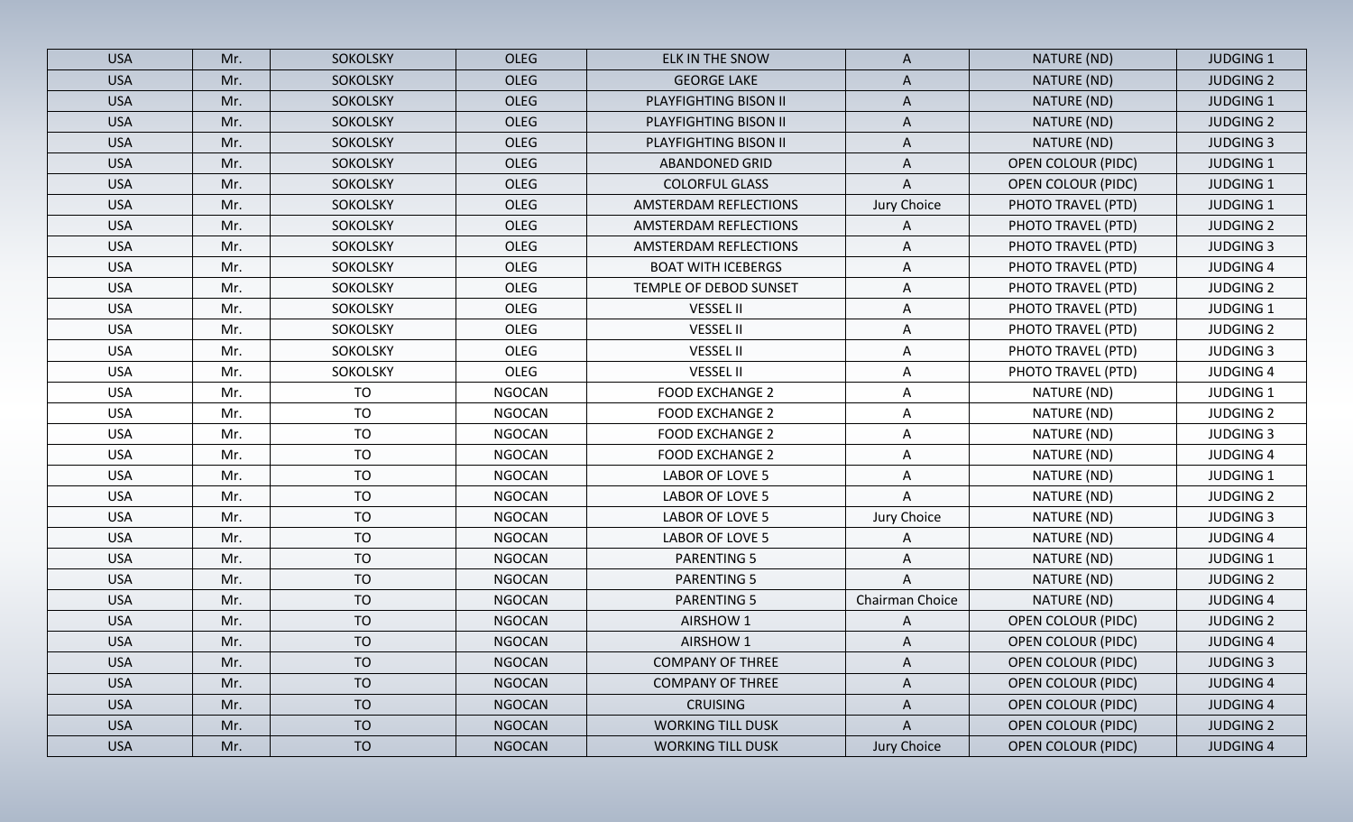| USA | Mr. | SOKOLSKY | OLEG | ELK IN THE SNOW | A | NATURE (ND) | JUDGING 1 |
|---|---|---|---|---|---|---|---|
| USA | Mr. | SOKOLSKY | OLEG | GEORGE LAKE | A | NATURE (ND) | JUDGING 2 |
| USA | Mr. | SOKOLSKY | OLEG | PLAYFIGHTING BISON II | A | NATURE (ND) | JUDGING 1 |
| USA | Mr. | SOKOLSKY | OLEG | PLAYFIGHTING BISON II | A | NATURE (ND) | JUDGING 2 |
| USA | Mr. | SOKOLSKY | OLEG | PLAYFIGHTING BISON II | A | NATURE (ND) | JUDGING 3 |
| USA | Mr. | SOKOLSKY | OLEG | ABANDONED GRID | A | OPEN COLOUR (PIDC) | JUDGING 1 |
| USA | Mr. | SOKOLSKY | OLEG | COLORFUL GLASS | A | OPEN COLOUR (PIDC) | JUDGING 1 |
| USA | Mr. | SOKOLSKY | OLEG | AMSTERDAM REFLECTIONS | Jury Choice | PHOTO TRAVEL (PTD) | JUDGING 1 |
| USA | Mr. | SOKOLSKY | OLEG | AMSTERDAM REFLECTIONS | A | PHOTO TRAVEL (PTD) | JUDGING 2 |
| USA | Mr. | SOKOLSKY | OLEG | AMSTERDAM REFLECTIONS | A | PHOTO TRAVEL (PTD) | JUDGING 3 |
| USA | Mr. | SOKOLSKY | OLEG | BOAT WITH ICEBERGS | A | PHOTO TRAVEL (PTD) | JUDGING 4 |
| USA | Mr. | SOKOLSKY | OLEG | TEMPLE OF DEBOD SUNSET | A | PHOTO TRAVEL (PTD) | JUDGING 2 |
| USA | Mr. | SOKOLSKY | OLEG | VESSEL II | A | PHOTO TRAVEL (PTD) | JUDGING 1 |
| USA | Mr. | SOKOLSKY | OLEG | VESSEL II | A | PHOTO TRAVEL (PTD) | JUDGING 2 |
| USA | Mr. | SOKOLSKY | OLEG | VESSEL II | A | PHOTO TRAVEL (PTD) | JUDGING 3 |
| USA | Mr. | SOKOLSKY | OLEG | VESSEL II | A | PHOTO TRAVEL (PTD) | JUDGING 4 |
| USA | Mr. | TO | NGOCAN | FOOD EXCHANGE 2 | A | NATURE (ND) | JUDGING 1 |
| USA | Mr. | TO | NGOCAN | FOOD EXCHANGE 2 | A | NATURE (ND) | JUDGING 2 |
| USA | Mr. | TO | NGOCAN | FOOD EXCHANGE 2 | A | NATURE (ND) | JUDGING 3 |
| USA | Mr. | TO | NGOCAN | FOOD EXCHANGE 2 | A | NATURE (ND) | JUDGING 4 |
| USA | Mr. | TO | NGOCAN | LABOR OF LOVE 5 | A | NATURE (ND) | JUDGING 1 |
| USA | Mr. | TO | NGOCAN | LABOR OF LOVE 5 | A | NATURE (ND) | JUDGING 2 |
| USA | Mr. | TO | NGOCAN | LABOR OF LOVE 5 | Jury Choice | NATURE (ND) | JUDGING 3 |
| USA | Mr. | TO | NGOCAN | LABOR OF LOVE 5 | A | NATURE (ND) | JUDGING 4 |
| USA | Mr. | TO | NGOCAN | PARENTING 5 | A | NATURE (ND) | JUDGING 1 |
| USA | Mr. | TO | NGOCAN | PARENTING 5 | A | NATURE (ND) | JUDGING 2 |
| USA | Mr. | TO | NGOCAN | PARENTING 5 | Chairman Choice | NATURE (ND) | JUDGING 4 |
| USA | Mr. | TO | NGOCAN | AIRSHOW 1 | A | OPEN COLOUR (PIDC) | JUDGING 2 |
| USA | Mr. | TO | NGOCAN | AIRSHOW 1 | A | OPEN COLOUR (PIDC) | JUDGING 4 |
| USA | Mr. | TO | NGOCAN | COMPANY OF THREE | A | OPEN COLOUR (PIDC) | JUDGING 3 |
| USA | Mr. | TO | NGOCAN | COMPANY OF THREE | A | OPEN COLOUR (PIDC) | JUDGING 4 |
| USA | Mr. | TO | NGOCAN | CRUISING | A | OPEN COLOUR (PIDC) | JUDGING 4 |
| USA | Mr. | TO | NGOCAN | WORKING TILL DUSK | A | OPEN COLOUR (PIDC) | JUDGING 2 |
| USA | Mr. | TO | NGOCAN | WORKING TILL DUSK | Jury Choice | OPEN COLOUR (PIDC) | JUDGING 4 |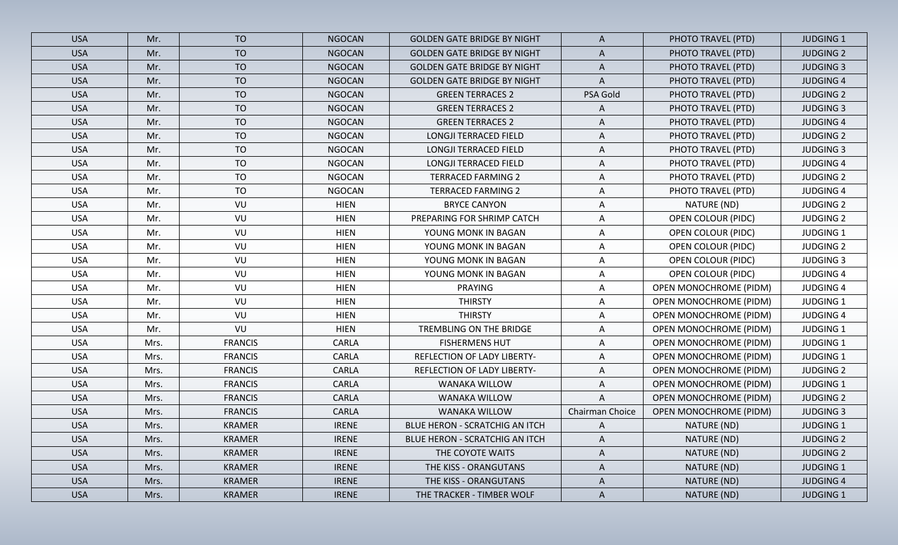| USA | Mr. | TO | NGOCAN | GOLDEN GATE BRIDGE BY NIGHT | A | PHOTO TRAVEL (PTD) | JUDGING 1 |
|---|---|---|---|---|---|---|---|
| USA | Mr. | TO | NGOCAN | GOLDEN GATE BRIDGE BY NIGHT | A | PHOTO TRAVEL (PTD) | JUDGING 2 |
| USA | Mr. | TO | NGOCAN | GOLDEN GATE BRIDGE BY NIGHT | A | PHOTO TRAVEL (PTD) | JUDGING 3 |
| USA | Mr. | TO | NGOCAN | GOLDEN GATE BRIDGE BY NIGHT | A | PHOTO TRAVEL (PTD) | JUDGING 4 |
| USA | Mr. | TO | NGOCAN | GREEN TERRACES 2 | PSA Gold | PHOTO TRAVEL (PTD) | JUDGING 2 |
| USA | Mr. | TO | NGOCAN | GREEN TERRACES 2 | A | PHOTO TRAVEL (PTD) | JUDGING 3 |
| USA | Mr. | TO | NGOCAN | GREEN TERRACES 2 | A | PHOTO TRAVEL (PTD) | JUDGING 4 |
| USA | Mr. | TO | NGOCAN | LONGJI TERRACED FIELD | A | PHOTO TRAVEL (PTD) | JUDGING 2 |
| USA | Mr. | TO | NGOCAN | LONGJI TERRACED FIELD | A | PHOTO TRAVEL (PTD) | JUDGING 3 |
| USA | Mr. | TO | NGOCAN | LONGJI TERRACED FIELD | A | PHOTO TRAVEL (PTD) | JUDGING 4 |
| USA | Mr. | TO | NGOCAN | TERRACED FARMING 2 | A | PHOTO TRAVEL (PTD) | JUDGING 2 |
| USA | Mr. | TO | NGOCAN | TERRACED FARMING 2 | A | PHOTO TRAVEL (PTD) | JUDGING 4 |
| USA | Mr. | VU | HIEN | BRYCE CANYON | A | NATURE (ND) | JUDGING 2 |
| USA | Mr. | VU | HIEN | PREPARING FOR SHRIMP CATCH | A | OPEN COLOUR (PIDC) | JUDGING 2 |
| USA | Mr. | VU | HIEN | YOUNG MONK IN BAGAN | A | OPEN COLOUR (PIDC) | JUDGING 1 |
| USA | Mr. | VU | HIEN | YOUNG MONK IN BAGAN | A | OPEN COLOUR (PIDC) | JUDGING 2 |
| USA | Mr. | VU | HIEN | YOUNG MONK IN BAGAN | A | OPEN COLOUR (PIDC) | JUDGING 3 |
| USA | Mr. | VU | HIEN | YOUNG MONK IN BAGAN | A | OPEN COLOUR (PIDC) | JUDGING 4 |
| USA | Mr. | VU | HIEN | PRAYING | A | OPEN MONOCHROME (PIDM) | JUDGING 4 |
| USA | Mr. | VU | HIEN | THIRSTY | A | OPEN MONOCHROME (PIDM) | JUDGING 1 |
| USA | Mr. | VU | HIEN | THIRSTY | A | OPEN MONOCHROME (PIDM) | JUDGING 4 |
| USA | Mr. | VU | HIEN | TREMBLING ON THE BRIDGE | A | OPEN MONOCHROME (PIDM) | JUDGING 1 |
| USA | Mrs. | FRANCIS | CARLA | FISHERMENS HUT | A | OPEN MONOCHROME (PIDM) | JUDGING 1 |
| USA | Mrs. | FRANCIS | CARLA | REFLECTION OF LADY LIBERTY- | A | OPEN MONOCHROME (PIDM) | JUDGING 1 |
| USA | Mrs. | FRANCIS | CARLA | REFLECTION OF LADY LIBERTY- | A | OPEN MONOCHROME (PIDM) | JUDGING 2 |
| USA | Mrs. | FRANCIS | CARLA | WANAKA WILLOW | A | OPEN MONOCHROME (PIDM) | JUDGING 1 |
| USA | Mrs. | FRANCIS | CARLA | WANAKA WILLOW | A | OPEN MONOCHROME (PIDM) | JUDGING 2 |
| USA | Mrs. | FRANCIS | CARLA | WANAKA WILLOW | Chairman Choice | OPEN MONOCHROME (PIDM) | JUDGING 3 |
| USA | Mrs. | KRAMER | IRENE | BLUE HERON - SCRATCHIG AN ITCH | A | NATURE (ND) | JUDGING 1 |
| USA | Mrs. | KRAMER | IRENE | BLUE HERON - SCRATCHIG AN ITCH | A | NATURE (ND) | JUDGING 2 |
| USA | Mrs. | KRAMER | IRENE | THE COYOTE WAITS | A | NATURE (ND) | JUDGING 2 |
| USA | Mrs. | KRAMER | IRENE | THE KISS - ORANGUTANS | A | NATURE (ND) | JUDGING 1 |
| USA | Mrs. | KRAMER | IRENE | THE KISS - ORANGUTANS | A | NATURE (ND) | JUDGING 4 |
| USA | Mrs. | KRAMER | IRENE | THE TRACKER - TIMBER WOLF | A | NATURE (ND) | JUDGING 1 |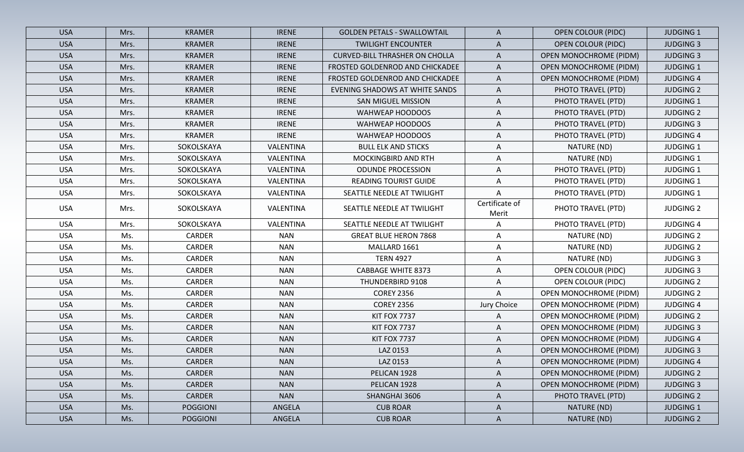| USA | Mrs. | KRAMER | IRENE | GOLDEN PETALS - SWALLOWTAIL | A | OPEN COLOUR (PIDC) | JUDGING 1 |
|---|---|---|---|---|---|---|---|
| USA | Mrs. | KRAMER | IRENE | TWILIGHT ENCOUNTER | A | OPEN COLOUR (PIDC) | JUDGING 3 |
| USA | Mrs. | KRAMER | IRENE | CURVED-BILL THRASHER ON CHOLLA | A | OPEN MONOCHROME (PIDM) | JUDGING 3 |
| USA | Mrs. | KRAMER | IRENE | FROSTED GOLDENROD AND CHICKADEE | A | OPEN MONOCHROME (PIDM) | JUDGING 1 |
| USA | Mrs. | KRAMER | IRENE | FROSTED GOLDENROD AND CHICKADEE | A | OPEN MONOCHROME (PIDM) | JUDGING 4 |
| USA | Mrs. | KRAMER | IRENE | EVENING SHADOWS AT WHITE SANDS | A | PHOTO TRAVEL (PTD) | JUDGING 2 |
| USA | Mrs. | KRAMER | IRENE | SAN MIGUEL MISSION | A | PHOTO TRAVEL (PTD) | JUDGING 1 |
| USA | Mrs. | KRAMER | IRENE | WAHWEAP HOODOOS | A | PHOTO TRAVEL (PTD) | JUDGING 2 |
| USA | Mrs. | KRAMER | IRENE | WAHWEAP HOODOOS | A | PHOTO TRAVEL (PTD) | JUDGING 3 |
| USA | Mrs. | KRAMER | IRENE | WAHWEAP HOODOOS | A | PHOTO TRAVEL (PTD) | JUDGING 4 |
| USA | Mrs. | SOKOLSKAYA | VALENTINA | BULL ELK AND STICKS | A | NATURE (ND) | JUDGING 1 |
| USA | Mrs. | SOKOLSKAYA | VALENTINA | MOCKINGBIRD AND RTH | A | NATURE (ND) | JUDGING 1 |
| USA | Mrs. | SOKOLSKAYA | VALENTINA | ODUNDE PROCESSION | A | PHOTO TRAVEL (PTD) | JUDGING 1 |
| USA | Mrs. | SOKOLSKAYA | VALENTINA | READING TOURIST GUIDE | A | PHOTO TRAVEL (PTD) | JUDGING 1 |
| USA | Mrs. | SOKOLSKAYA | VALENTINA | SEATTLE NEEDLE AT TWILIGHT | A | PHOTO TRAVEL (PTD) | JUDGING 1 |
| USA | Mrs. | SOKOLSKAYA | VALENTINA | SEATTLE NEEDLE AT TWILIGHT | Certificate of Merit | PHOTO TRAVEL (PTD) | JUDGING 2 |
| USA | Mrs. | SOKOLSKAYA | VALENTINA | SEATTLE NEEDLE AT TWILIGHT | A | PHOTO TRAVEL (PTD) | JUDGING 4 |
| USA | Ms. | CARDER | NAN | GREAT BLUE HERON 7868 | A | NATURE (ND) | JUDGING 2 |
| USA | Ms. | CARDER | NAN | MALLARD 1661 | A | NATURE (ND) | JUDGING 2 |
| USA | Ms. | CARDER | NAN | TERN 4927 | A | NATURE (ND) | JUDGING 3 |
| USA | Ms. | CARDER | NAN | CABBAGE WHITE 8373 | A | OPEN COLOUR (PIDC) | JUDGING 3 |
| USA | Ms. | CARDER | NAN | THUNDERBIRD 9108 | A | OPEN COLOUR (PIDC) | JUDGING 2 |
| USA | Ms. | CARDER | NAN | COREY 2356 | A | OPEN MONOCHROME (PIDM) | JUDGING 2 |
| USA | Ms. | CARDER | NAN | COREY 2356 | Jury Choice | OPEN MONOCHROME (PIDM) | JUDGING 4 |
| USA | Ms. | CARDER | NAN | KIT FOX 7737 | A | OPEN MONOCHROME (PIDM) | JUDGING 2 |
| USA | Ms. | CARDER | NAN | KIT FOX 7737 | A | OPEN MONOCHROME (PIDM) | JUDGING 3 |
| USA | Ms. | CARDER | NAN | KIT FOX 7737 | A | OPEN MONOCHROME (PIDM) | JUDGING 4 |
| USA | Ms. | CARDER | NAN | LAZ 0153 | A | OPEN MONOCHROME (PIDM) | JUDGING 3 |
| USA | Ms. | CARDER | NAN | LAZ 0153 | A | OPEN MONOCHROME (PIDM) | JUDGING 4 |
| USA | Ms. | CARDER | NAN | PELICAN 1928 | A | OPEN MONOCHROME (PIDM) | JUDGING 2 |
| USA | Ms. | CARDER | NAN | PELICAN 1928 | A | OPEN MONOCHROME (PIDM) | JUDGING 3 |
| USA | Ms. | CARDER | NAN | SHANGHAI 3606 | A | PHOTO TRAVEL (PTD) | JUDGING 2 |
| USA | Ms. | POGGIONI | ANGELA | CUB ROAR | A | NATURE (ND) | JUDGING 1 |
| USA | Ms. | POGGIONI | ANGELA | CUB ROAR | A | NATURE (ND) | JUDGING 2 |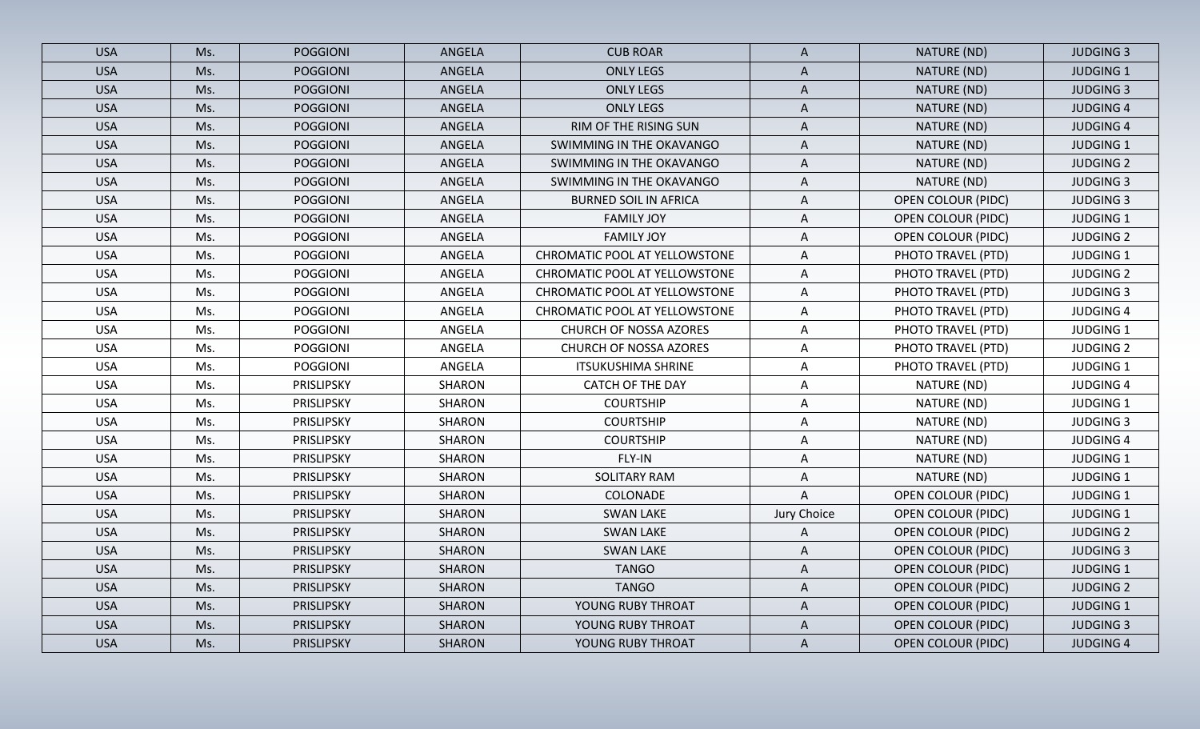| | | | | | | | |
|---|---|---|---|---|---|---|---|
| USA | Ms. | POGGIONI | ANGELA | CUB ROAR | A | NATURE (ND) | JUDGING 3 |
| USA | Ms. | POGGIONI | ANGELA | ONLY LEGS | A | NATURE (ND) | JUDGING 1 |
| USA | Ms. | POGGIONI | ANGELA | ONLY LEGS | A | NATURE (ND) | JUDGING 3 |
| USA | Ms. | POGGIONI | ANGELA | ONLY LEGS | A | NATURE (ND) | JUDGING 4 |
| USA | Ms. | POGGIONI | ANGELA | RIM OF THE RISING SUN | A | NATURE (ND) | JUDGING 4 |
| USA | Ms. | POGGIONI | ANGELA | SWIMMING IN THE OKAVANGO | A | NATURE (ND) | JUDGING 1 |
| USA | Ms. | POGGIONI | ANGELA | SWIMMING IN THE OKAVANGO | A | NATURE (ND) | JUDGING 2 |
| USA | Ms. | POGGIONI | ANGELA | SWIMMING IN THE OKAVANGO | A | NATURE (ND) | JUDGING 3 |
| USA | Ms. | POGGIONI | ANGELA | BURNED SOIL IN AFRICA | A | OPEN COLOUR (PIDC) | JUDGING 3 |
| USA | Ms. | POGGIONI | ANGELA | FAMILY JOY | A | OPEN COLOUR (PIDC) | JUDGING 1 |
| USA | Ms. | POGGIONI | ANGELA | FAMILY JOY | A | OPEN COLOUR (PIDC) | JUDGING 2 |
| USA | Ms. | POGGIONI | ANGELA | CHROMATIC POOL AT YELLOWSTONE | A | PHOTO TRAVEL (PTD) | JUDGING 1 |
| USA | Ms. | POGGIONI | ANGELA | CHROMATIC POOL AT YELLOWSTONE | A | PHOTO TRAVEL (PTD) | JUDGING 2 |
| USA | Ms. | POGGIONI | ANGELA | CHROMATIC POOL AT YELLOWSTONE | A | PHOTO TRAVEL (PTD) | JUDGING 3 |
| USA | Ms. | POGGIONI | ANGELA | CHROMATIC POOL AT YELLOWSTONE | A | PHOTO TRAVEL (PTD) | JUDGING 4 |
| USA | Ms. | POGGIONI | ANGELA | CHURCH OF NOSSA AZORES | A | PHOTO TRAVEL (PTD) | JUDGING 1 |
| USA | Ms. | POGGIONI | ANGELA | CHURCH OF NOSSA AZORES | A | PHOTO TRAVEL (PTD) | JUDGING 2 |
| USA | Ms. | POGGIONI | ANGELA | ITSUKUSHIMA SHRINE | A | PHOTO TRAVEL (PTD) | JUDGING 1 |
| USA | Ms. | PRISLIPSKY | SHARON | CATCH OF THE DAY | A | NATURE (ND) | JUDGING 4 |
| USA | Ms. | PRISLIPSKY | SHARON | COURTSHIP | A | NATURE (ND) | JUDGING 1 |
| USA | Ms. | PRISLIPSKY | SHARON | COURTSHIP | A | NATURE (ND) | JUDGING 3 |
| USA | Ms. | PRISLIPSKY | SHARON | COURTSHIP | A | NATURE (ND) | JUDGING 4 |
| USA | Ms. | PRISLIPSKY | SHARON | FLY-IN | A | NATURE (ND) | JUDGING 1 |
| USA | Ms. | PRISLIPSKY | SHARON | SOLITARY RAM | A | NATURE (ND) | JUDGING 1 |
| USA | Ms. | PRISLIPSKY | SHARON | COLONADE | A | OPEN COLOUR (PIDC) | JUDGING 1 |
| USA | Ms. | PRISLIPSKY | SHARON | SWAN LAKE | Jury Choice | OPEN COLOUR (PIDC) | JUDGING 1 |
| USA | Ms. | PRISLIPSKY | SHARON | SWAN LAKE | A | OPEN COLOUR (PIDC) | JUDGING 2 |
| USA | Ms. | PRISLIPSKY | SHARON | SWAN LAKE | A | OPEN COLOUR (PIDC) | JUDGING 3 |
| USA | Ms. | PRISLIPSKY | SHARON | TANGO | A | OPEN COLOUR (PIDC) | JUDGING 1 |
| USA | Ms. | PRISLIPSKY | SHARON | TANGO | A | OPEN COLOUR (PIDC) | JUDGING 2 |
| USA | Ms. | PRISLIPSKY | SHARON | YOUNG RUBY THROAT | A | OPEN COLOUR (PIDC) | JUDGING 1 |
| USA | Ms. | PRISLIPSKY | SHARON | YOUNG RUBY THROAT | A | OPEN COLOUR (PIDC) | JUDGING 3 |
| USA | Ms. | PRISLIPSKY | SHARON | YOUNG RUBY THROAT | A | OPEN COLOUR (PIDC) | JUDGING 4 |